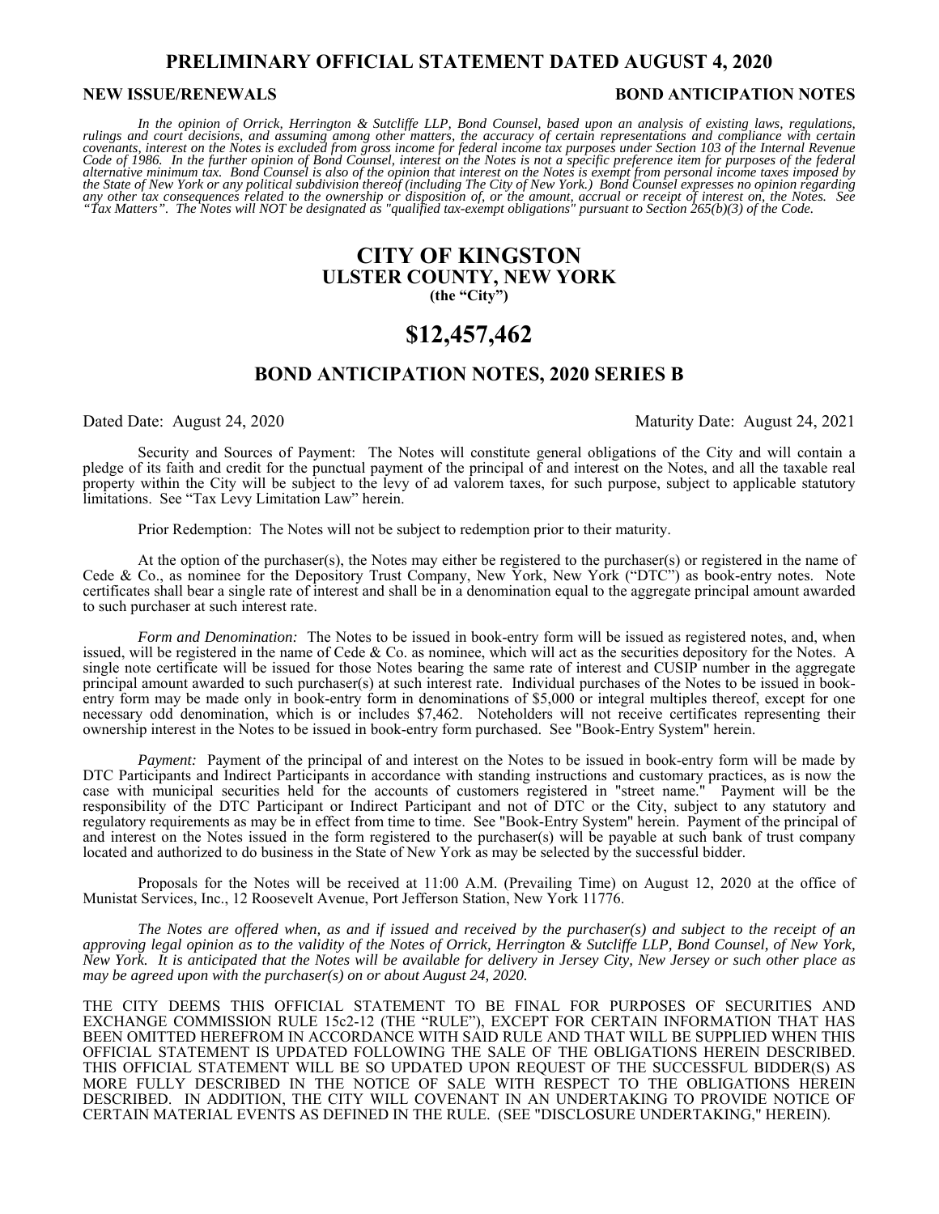# PRELIMINARY OFFICIAL STATEMENT DATED AUGUST 4, 2020

**NEW ISSUE/RENEWALS** **BOND ANTICIPATION NOTES**

*In the opinion of Orrick, Herrington & Sutcliffe LLP, Bond Counsel, based upon an analysis of existing laws, regulations, rulings and court decisions, and assuming among other matters, the accuracy of certain representations and compliance with certain covenants, interest on the Notes is excluded from gross income for federal income tax purposes under Section 103 of the Internal Revenue Code of 1986. In the further opinion of Bond Counsel, interest on the Notes is not a specific preference item for purposes of the federal alternative minimum tax. Bond Counsel is also of the opinion that interest on the Notes is exempt from personal income taxes imposed by the State of New York or any political subdivision thereof (including The City of New York.) Bond Counsel expresses no opinion regarding any other tax consequences related to the ownership or disposition of, or the amount, accrual or receipt of interest on, the Notes. See "Tax Matters". The Notes will NOT be designated as "qualified tax-exempt obligations" pursuant to Section 265(b)(3) of the Code.*

# CITY OF KINGSTON
## ULSTER COUNTY, NEW YORK
**(the "City")**

# $12,457,462

## BOND ANTICIPATION NOTES, 2020 SERIES B

Dated Date: August 24, 2020 Maturity Date: August 24, 2021

Security and Sources of Payment: The Notes will constitute general obligations of the City and will contain a pledge of its faith and credit for the punctual payment of the principal of and interest on the Notes, and all the taxable real property within the City will be subject to the levy of ad valorem taxes, for such purpose, subject to applicable statutory limitations. See "Tax Levy Limitation Law" herein.

Prior Redemption: The Notes will not be subject to redemption prior to their maturity.

At the option of the purchaser(s), the Notes may either be registered to the purchaser(s) or registered in the name of Cede & Co., as nominee for the Depository Trust Company, New York, New York ("DTC") as book-entry notes. Note certificates shall bear a single rate of interest and shall be in a denomination equal to the aggregate principal amount awarded to such purchaser at such interest rate.

*Form and Denomination:* The Notes to be issued in book-entry form will be issued as registered notes, and, when issued, will be registered in the name of Cede & Co. as nominee, which will act as the securities depository for the Notes. A single note certificate will be issued for those Notes bearing the same rate of interest and CUSIP number in the aggregate principal amount awarded to such purchaser(s) at such interest rate. Individual purchases of the Notes to be issued in book-entry form may be made only in book-entry form in denominations of $5,000 or integral multiples thereof, except for one necessary odd denomination, which is or includes $7,462. Noteholders will not receive certificates representing their ownership interest in the Notes to be issued in book-entry form purchased. See "Book-Entry System" herein.

*Payment:* Payment of the principal of and interest on the Notes to be issued in book-entry form will be made by DTC Participants and Indirect Participants in accordance with standing instructions and customary practices, as is now the case with municipal securities held for the accounts of customers registered in "street name." Payment will be the responsibility of the DTC Participant or Indirect Participant and not of DTC or the City, subject to any statutory and regulatory requirements as may be in effect from time to time. See "Book-Entry System" herein. Payment of the principal of and interest on the Notes issued in the form registered to the purchaser(s) will be payable at such bank of trust company located and authorized to do business in the State of New York as may be selected by the successful bidder.

Proposals for the Notes will be received at 11:00 A.M. (Prevailing Time) on August 12, 2020 at the office of Munistat Services, Inc., 12 Roosevelt Avenue, Port Jefferson Station, New York 11776.

*The Notes are offered when, as and if issued and received by the purchaser(s) and subject to the receipt of an approving legal opinion as to the validity of the Notes of Orrick, Herrington & Sutcliffe LLP, Bond Counsel, of New York, New York. It is anticipated that the Notes will be available for delivery in Jersey City, New Jersey or such other place as may be agreed upon with the purchaser(s) on or about August 24, 2020.*

THE CITY DEEMS THIS OFFICIAL STATEMENT TO BE FINAL FOR PURPOSES OF SECURITIES AND EXCHANGE COMMISSION RULE 15c2-12 (THE "RULE"), EXCEPT FOR CERTAIN INFORMATION THAT HAS BEEN OMITTED HEREFROM IN ACCORDANCE WITH SAID RULE AND THAT WILL BE SUPPLIED WHEN THIS OFFICIAL STATEMENT IS UPDATED FOLLOWING THE SALE OF THE OBLIGATIONS HEREIN DESCRIBED. THIS OFFICIAL STATEMENT WILL BE SO UPDATED UPON REQUEST OF THE SUCCESSFUL BIDDER(S) AS MORE FULLY DESCRIBED IN THE NOTICE OF SALE WITH RESPECT TO THE OBLIGATIONS HEREIN DESCRIBED. IN ADDITION, THE CITY WILL COVENANT IN AN UNDERTAKING TO PROVIDE NOTICE OF CERTAIN MATERIAL EVENTS AS DEFINED IN THE RULE. (SEE "DISCLOSURE UNDERTAKING," HEREIN).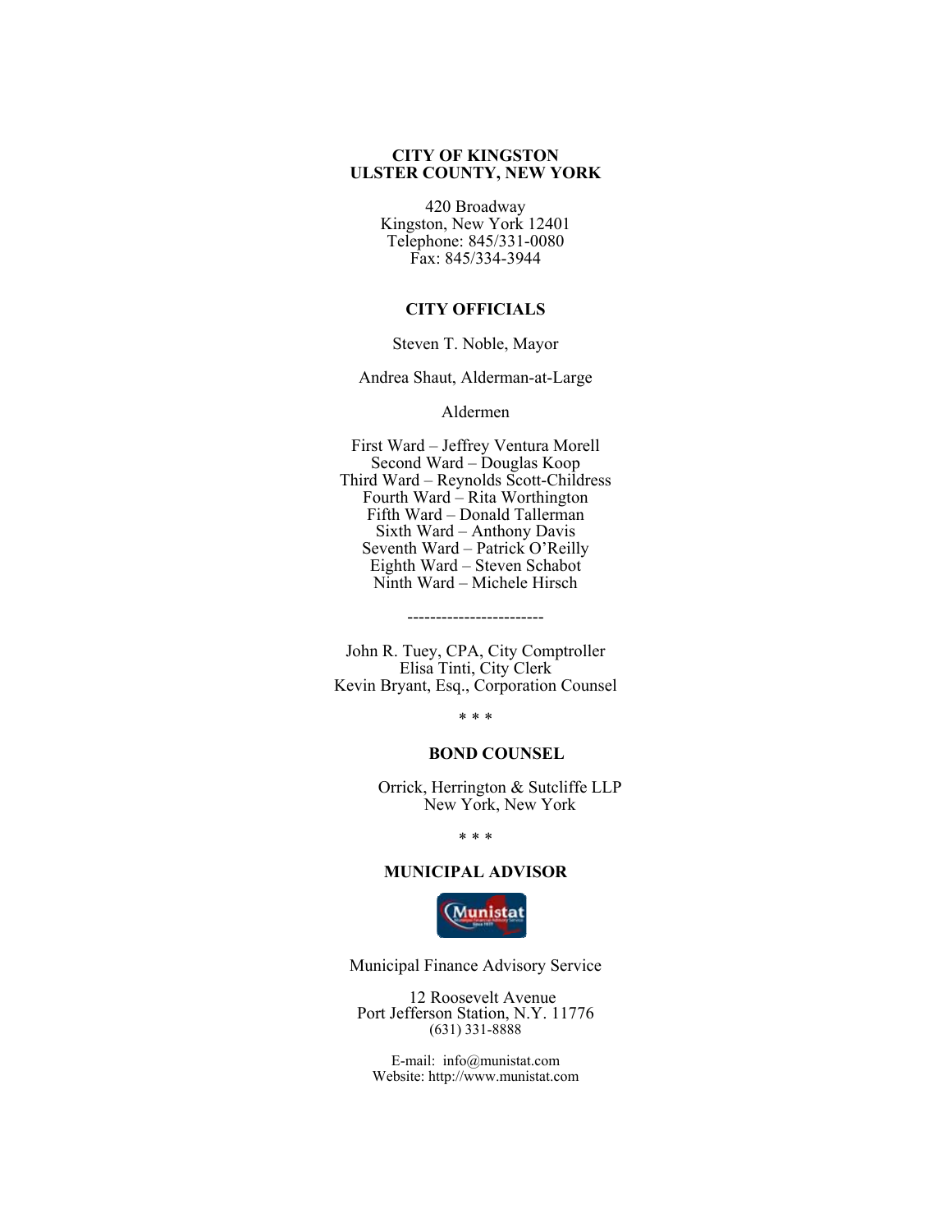**CITY OF KINGSTON**
**ULSTER COUNTY, NEW YORK**

420 Broadway
Kingston, New York 12401
Telephone: 845/331-0080
Fax: 845/334-3944

**CITY OFFICIALS**

Steven T. Noble, Mayor

Andrea Shaut, Alderman-at-Large

Aldermen

First Ward – Jeffrey Ventura Morell
Second Ward – Douglas Koop
Third Ward – Reynolds Scott-Childress
Fourth Ward – Rita Worthington
Fifth Ward – Donald Tallerman
Sixth Ward – Anthony Davis
Seventh Ward – Patrick O'Reilly
Eighth Ward – Steven Schabot
Ninth Ward – Michele Hirsch

------------------------

John R. Tuey, CPA, City Comptroller
Elisa Tinti, City Clerk
Kevin Bryant, Esq., Corporation Counsel

\* \* \*

**BOND COUNSEL**

Orrick, Herrington & Sutcliffe LLP
New York, New York

\* \* \*

**MUNICIPAL ADVISOR**

Munistat

Municipal Finance Advisory Service

12 Roosevelt Avenue
Port Jefferson Station, N.Y. 11776
(631) 331-8888

E-mail: info@munistat.com
Website: http://www.munistat.com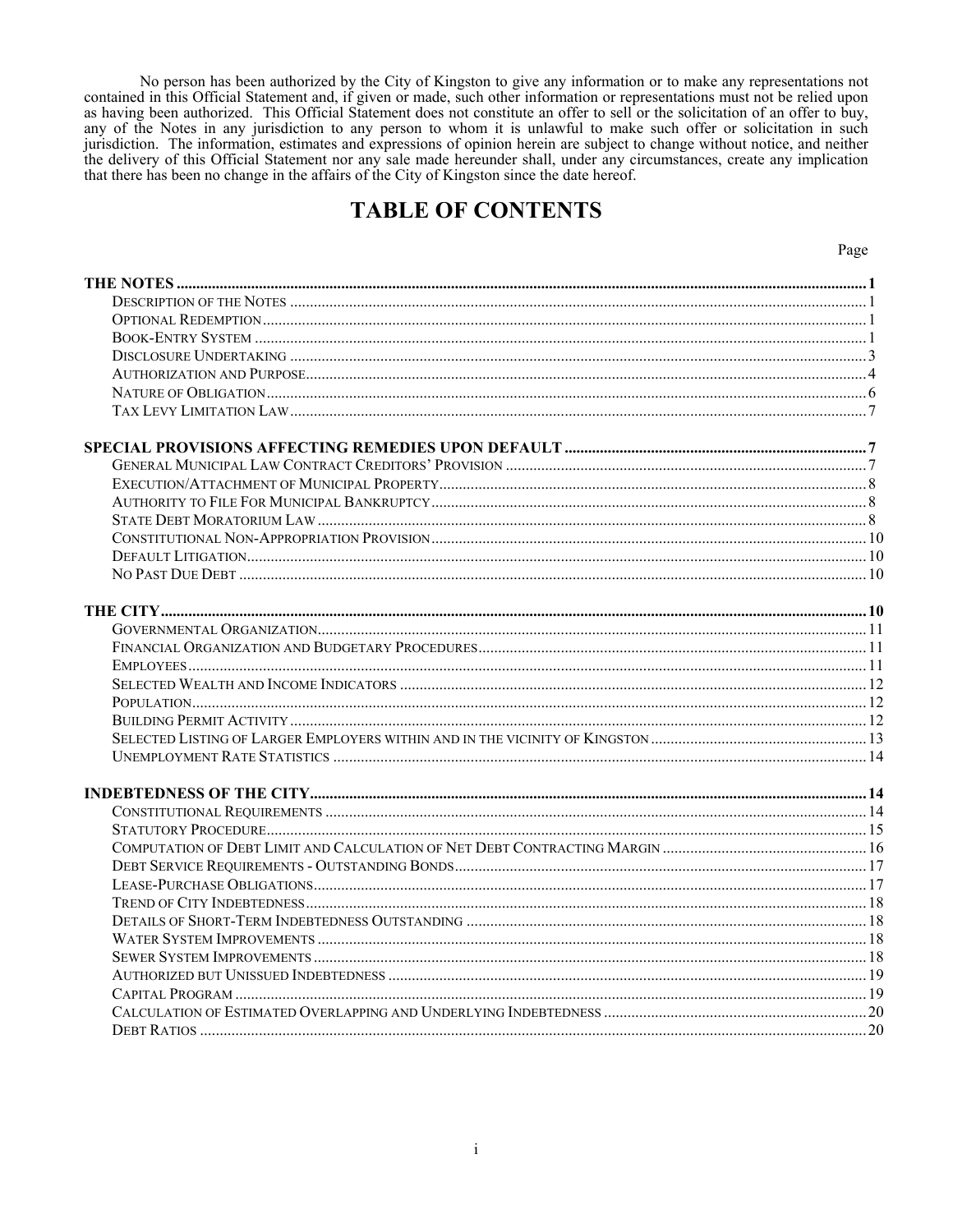No person has been authorized by the City of Kingston to give any information or to make any representations not contained in this Official Statement and, if given or made, such other information or representations must not be relied upon as having been authorized. This Official Statement does not constitute an offer to sell or the solicitation of an offer to buy, any of the Notes in any jurisdiction to any person to whom it is unlawful to make such offer or solicitation in such jurisdiction. The information, estimates and expressions of opinion herein are subject to change without notice, and neither the delivery of this Official Statement nor any sale made hereunder shall, under any circumstances, create any implication that there has been no change in the affairs of the City of Kingston since the date hereof.

# TABLE OF CONTENTS

| | Page |
|---|---|
| **THE NOTES** | **1** |
| Description of the Notes | 1 |
| Optional Redemption | 1 |
| Book-Entry System | 1 |
| Disclosure Undertaking | 3 |
| Authorization and Purpose | 4 |
| Nature of Obligation | 6 |
| Tax Levy Limitation Law | 7 |
| **SPECIAL PROVISIONS AFFECTING REMEDIES UPON DEFAULT** | **7** |
| General Municipal Law Contract Creditors' Provision | 7 |
| Execution/Attachment of Municipal Property | 8 |
| Authority to File For Municipal Bankruptcy | 8 |
| State Debt Moratorium Law | 8 |
| Constitutional Non-Appropriation Provision | 10 |
| Default Litigation | 10 |
| No Past Due Debt | 10 |
| **THE CITY** | **10** |
| Governmental Organization | 11 |
| Financial Organization and Budgetary Procedures | 11 |
| Employees | 11 |
| Selected Wealth and Income Indicators | 12 |
| Population | 12 |
| Building Permit Activity | 12 |
| Selected Listing of Larger Employers within and in the vicinity of Kingston | 13 |
| Unemployment Rate Statistics | 14 |
| **INDEBTEDNESS OF THE CITY** | **14** |
| Constitutional Requirements | 14 |
| Statutory Procedure | 15 |
| Computation of Debt Limit and Calculation of Net Debt Contracting Margin | 16 |
| Debt Service Requirements - Outstanding Bonds | 17 |
| Lease-Purchase Obligations | 17 |
| Trend of City Indebtedness | 18 |
| Details of Short-Term Indebtedness Outstanding | 18 |
| Water System Improvements | 18 |
| Sewer System Improvements | 18 |
| Authorized but Unissued Indebtedness | 19 |
| Capital Program | 19 |
| Calculation of Estimated Overlapping and Underlying Indebtedness | 20 |
| Debt Ratios | 20 |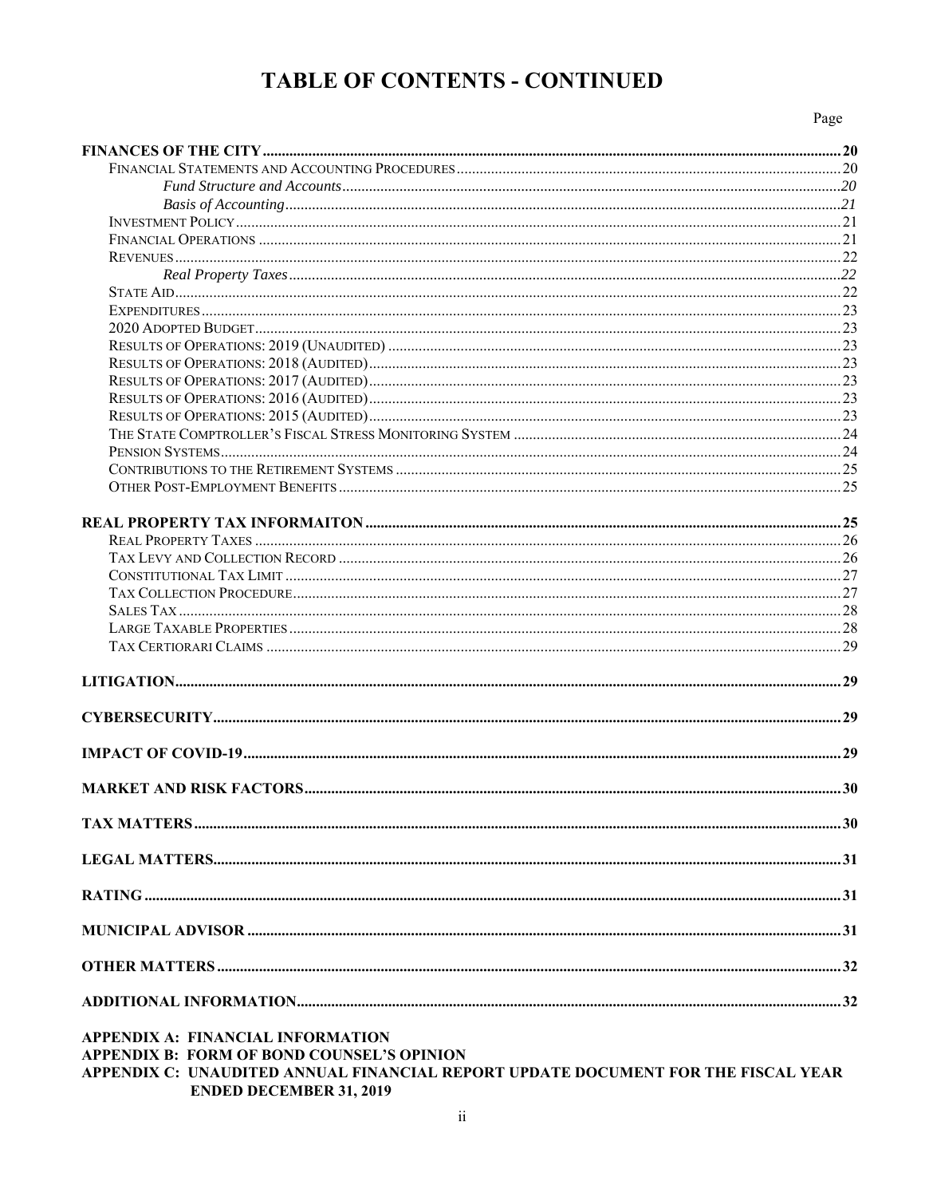# TABLE OF CONTENTS - CONTINUED

| | Page |
|---|---|
| **FINANCES OF THE CITY** | **20** |
| FINANCIAL STATEMENTS AND ACCOUNTING PROCEDURES | 20 |
| *Fund Structure and Accounts* | *20* |
| *Basis of Accounting* | *21* |
| INVESTMENT POLICY | 21 |
| FINANCIAL OPERATIONS | 21 |
| REVENUES | 22 |
| *Real Property Taxes* | *22* |
| STATE AID | 22 |
| EXPENDITURES | 23 |
| 2020 ADOPTED BUDGET | 23 |
| RESULTS OF OPERATIONS: 2019 (UNAUDITED) | 23 |
| RESULTS OF OPERATIONS: 2018 (AUDITED) | 23 |
| RESULTS OF OPERATIONS: 2017 (AUDITED) | 23 |
| RESULTS OF OPERATIONS: 2016 (AUDITED) | 23 |
| RESULTS OF OPERATIONS: 2015 (AUDITED) | 23 |
| THE STATE COMPTROLLER'S FISCAL STRESS MONITORING SYSTEM | 24 |
| PENSION SYSTEMS | 24 |
| CONTRIBUTIONS TO THE RETIREMENT SYSTEMS | 25 |
| OTHER POST-EMPLOYMENT BENEFITS | 25 |
| **REAL PROPERTY TAX INFORMAITON** | **25** |
| REAL PROPERTY TAXES | 26 |
| TAX LEVY AND COLLECTION RECORD | 26 |
| CONSTITUTIONAL TAX LIMIT | 27 |
| TAX COLLECTION PROCEDURE | 27 |
| SALES TAX | 28 |
| LARGE TAXABLE PROPERTIES | 28 |
| TAX CERTIORARI CLAIMS | 29 |
| **LITIGATION** | **29** |
| **CYBERSECURITY** | **29** |
| **IMPACT OF COVID-19** | **29** |
| **MARKET AND RISK FACTORS** | **30** |
| **TAX MATTERS** | **30** |
| **LEGAL MATTERS** | **31** |
| **RATING** | **31** |
| **MUNICIPAL ADVISOR** | **31** |
| **OTHER MATTERS** | **32** |
| **ADDITIONAL INFORMATION** | **32** |

**APPENDIX A: FINANCIAL INFORMATION**
**APPENDIX B: FORM OF BOND COUNSEL'S OPINION**
**APPENDIX C: UNAUDITED ANNUAL FINANCIAL REPORT UPDATE DOCUMENT FOR THE FISCAL YEAR ENDED DECEMBER 31, 2019**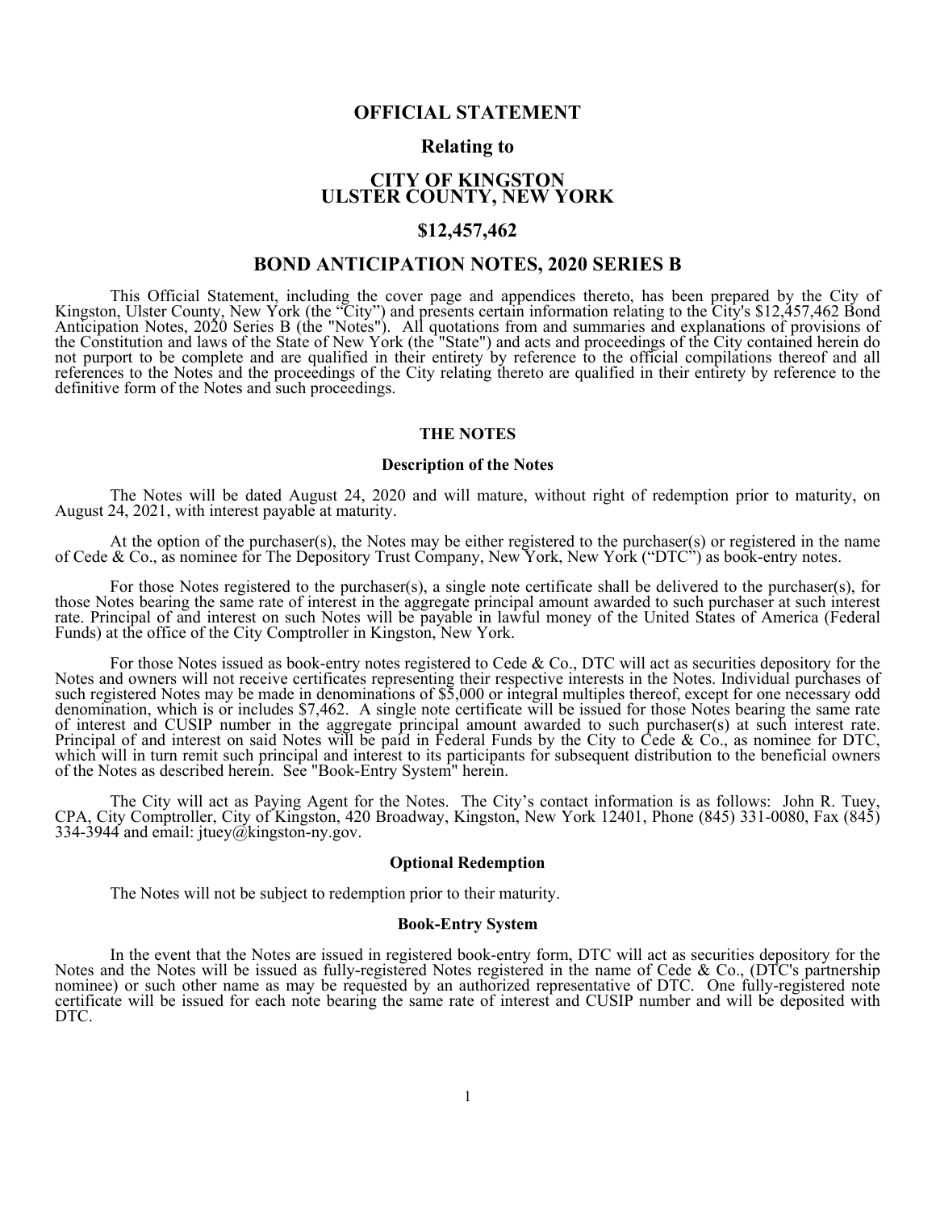# OFFICIAL STATEMENT

## Relating to

# CITY OF KINGSTON
# ULSTER COUNTY, NEW YORK

## $12,457,462

## BOND ANTICIPATION NOTES, 2020 SERIES B

This Official Statement, including the cover page and appendices thereto, has been prepared by the City of Kingston, Ulster County, New York (the "City") and presents certain information relating to the City's $12,457,462 Bond Anticipation Notes, 2020 Series B (the "Notes"). All quotations from and summaries and explanations of provisions of the Constitution and laws of the State of New York (the "State") and acts and proceedings of the City contained herein do not purport to be complete and are qualified in their entirety by reference to the official compilations thereof and all references to the Notes and the proceedings of the City relating thereto are qualified in their entirety by reference to the definitive form of the Notes and such proceedings.

## THE NOTES

### Description of the Notes

The Notes will be dated August 24, 2020 and will mature, without right of redemption prior to maturity, on August 24, 2021, with interest payable at maturity.

At the option of the purchaser(s), the Notes may be either registered to the purchaser(s) or registered in the name of Cede & Co., as nominee for The Depository Trust Company, New York, New York ("DTC") as book-entry notes.

For those Notes registered to the purchaser(s), a single note certificate shall be delivered to the purchaser(s), for those Notes bearing the same rate of interest in the aggregate principal amount awarded to such purchaser at such interest rate. Principal of and interest on such Notes will be payable in lawful money of the United States of America (Federal Funds) at the office of the City Comptroller in Kingston, New York.

For those Notes issued as book-entry notes registered to Cede & Co., DTC will act as securities depository for the Notes and owners will not receive certificates representing their respective interests in the Notes. Individual purchases of such registered Notes may be made in denominations of $5,000 or integral multiples thereof, except for one necessary odd denomination, which is or includes $7,462. A single note certificate will be issued for those Notes bearing the same rate of interest and CUSIP number in the aggregate principal amount awarded to such purchaser(s) at such interest rate. Principal of and interest on said Notes will be paid in Federal Funds by the City to Cede & Co., as nominee for DTC, which will in turn remit such principal and interest to its participants for subsequent distribution to the beneficial owners of the Notes as described herein. See "Book-Entry System" herein.

The City will act as Paying Agent for the Notes. The City's contact information is as follows: John R. Tuey, CPA, City Comptroller, City of Kingston, 420 Broadway, Kingston, New York 12401, Phone (845) 331-0080, Fax (845) 334-3944 and email: jtuey@kingston-ny.gov.

### Optional Redemption

The Notes will not be subject to redemption prior to their maturity.

### Book-Entry System

In the event that the Notes are issued in registered book-entry form, DTC will act as securities depository for the Notes and the Notes will be issued as fully-registered Notes registered in the name of Cede & Co., (DTC's partnership nominee) or such other name as may be requested by an authorized representative of DTC. One fully-registered note certificate will be issued for each note bearing the same rate of interest and CUSIP number and will be deposited with DTC.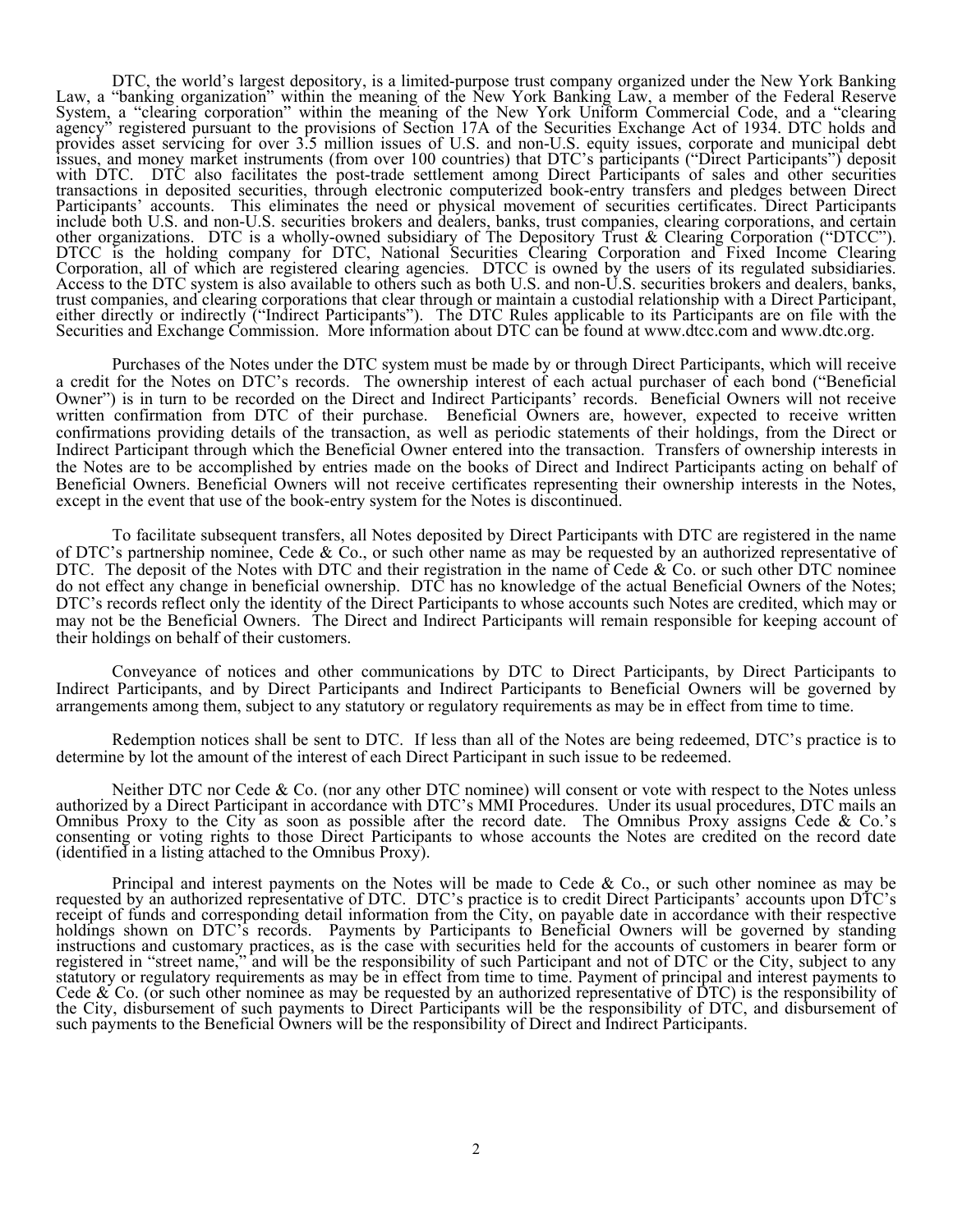DTC, the world's largest depository, is a limited-purpose trust company organized under the New York Banking Law, a "banking organization" within the meaning of the New York Banking Law, a member of the Federal Reserve System, a "clearing corporation" within the meaning of the New York Uniform Commercial Code, and a "clearing agency" registered pursuant to the provisions of Section 17A of the Securities Exchange Act of 1934. DTC holds and provides asset servicing for over 3.5 million issues of U.S. and non-U.S. equity issues, corporate and municipal debt issues, and money market instruments (from over 100 countries) that DTC's participants ("Direct Participants") deposit with DTC. DTC also facilitates the post-trade settlement among Direct Participants of sales and other securities transactions in deposited securities, through electronic computerized book-entry transfers and pledges between Direct Participants' accounts. This eliminates the need or physical movement of securities certificates. Direct Participants include both U.S. and non-U.S. securities brokers and dealers, banks, trust companies, clearing corporations, and certain other organizations. DTC is a wholly-owned subsidiary of The Depository Trust & Clearing Corporation ("DTCC"). DTCC is the holding company for DTC, National Securities Clearing Corporation and Fixed Income Clearing Corporation, all of which are registered clearing agencies. DTCC is owned by the users of its regulated subsidiaries. Access to the DTC system is also available to others such as both U.S. and non-U.S. securities brokers and dealers, banks, trust companies, and clearing corporations that clear through or maintain a custodial relationship with a Direct Participant, either directly or indirectly ("Indirect Participants"). The DTC Rules applicable to its Participants are on file with the Securities and Exchange Commission. More information about DTC can be found at www.dtcc.com and www.dtc.org.

Purchases of the Notes under the DTC system must be made by or through Direct Participants, which will receive a credit for the Notes on DTC's records. The ownership interest of each actual purchaser of each bond ("Beneficial Owner") is in turn to be recorded on the Direct and Indirect Participants' records. Beneficial Owners will not receive written confirmation from DTC of their purchase. Beneficial Owners are, however, expected to receive written confirmations providing details of the transaction, as well as periodic statements of their holdings, from the Direct or Indirect Participant through which the Beneficial Owner entered into the transaction. Transfers of ownership interests in the Notes are to be accomplished by entries made on the books of Direct and Indirect Participants acting on behalf of Beneficial Owners. Beneficial Owners will not receive certificates representing their ownership interests in the Notes, except in the event that use of the book-entry system for the Notes is discontinued.

To facilitate subsequent transfers, all Notes deposited by Direct Participants with DTC are registered in the name of DTC's partnership nominee, Cede & Co., or such other name as may be requested by an authorized representative of DTC. The deposit of the Notes with DTC and their registration in the name of Cede & Co. or such other DTC nominee do not effect any change in beneficial ownership. DTC has no knowledge of the actual Beneficial Owners of the Notes; DTC's records reflect only the identity of the Direct Participants to whose accounts such Notes are credited, which may or may not be the Beneficial Owners. The Direct and Indirect Participants will remain responsible for keeping account of their holdings on behalf of their customers.

Conveyance of notices and other communications by DTC to Direct Participants, by Direct Participants to Indirect Participants, and by Direct Participants and Indirect Participants to Beneficial Owners will be governed by arrangements among them, subject to any statutory or regulatory requirements as may be in effect from time to time.

Redemption notices shall be sent to DTC. If less than all of the Notes are being redeemed, DTC's practice is to determine by lot the amount of the interest of each Direct Participant in such issue to be redeemed.

Neither DTC nor Cede & Co. (nor any other DTC nominee) will consent or vote with respect to the Notes unless authorized by a Direct Participant in accordance with DTC's MMI Procedures. Under its usual procedures, DTC mails an Omnibus Proxy to the City as soon as possible after the record date. The Omnibus Proxy assigns Cede & Co.'s consenting or voting rights to those Direct Participants to whose accounts the Notes are credited on the record date (identified in a listing attached to the Omnibus Proxy).

Principal and interest payments on the Notes will be made to Cede & Co., or such other nominee as may be requested by an authorized representative of DTC. DTC's practice is to credit Direct Participants' accounts upon DTC's receipt of funds and corresponding detail information from the City, on payable date in accordance with their respective holdings shown on DTC's records. Payments by Participants to Beneficial Owners will be governed by standing instructions and customary practices, as is the case with securities held for the accounts of customers in bearer form or registered in "street name," and will be the responsibility of such Participant and not of DTC or the City, subject to any statutory or regulatory requirements as may be in effect from time to time. Payment of principal and interest payments to Cede & Co. (or such other nominee as may be requested by an authorized representative of DTC) is the responsibility of the City, disbursement of such payments to Direct Participants will be the responsibility of DTC, and disbursement of such payments to the Beneficial Owners will be the responsibility of Direct and Indirect Participants.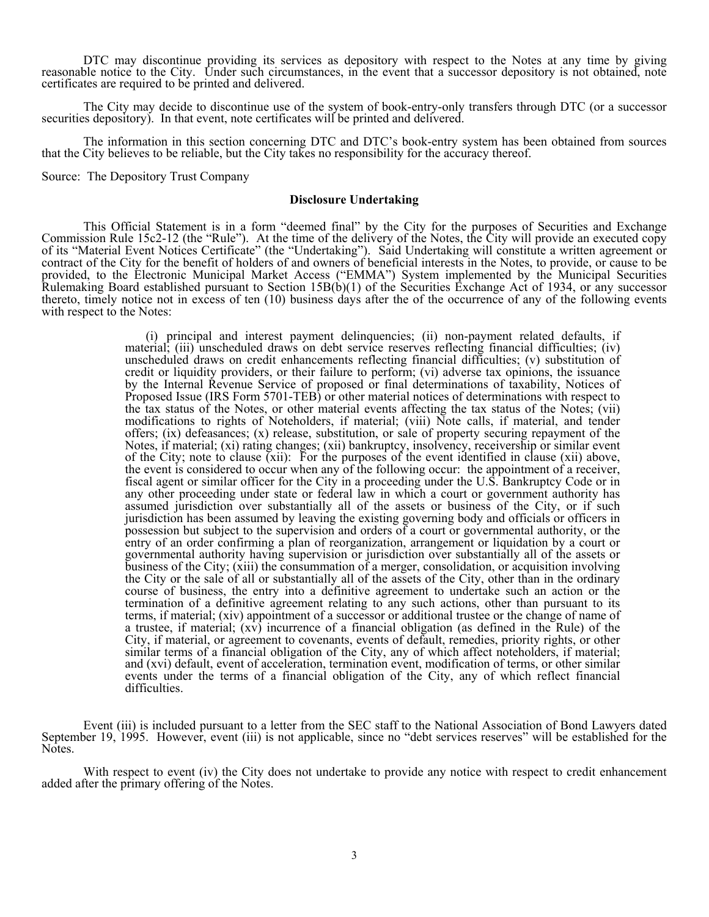DTC may discontinue providing its services as depository with respect to the Notes at any time by giving reasonable notice to the City. Under such circumstances, in the event that a successor depository is not obtained, note certificates are required to be printed and delivered.

The City may decide to discontinue use of the system of book-entry-only transfers through DTC (or a successor securities depository). In that event, note certificates will be printed and delivered.

The information in this section concerning DTC and DTC's book-entry system has been obtained from sources that the City believes to be reliable, but the City takes no responsibility for the accuracy thereof.

Source: The Depository Trust Company

**Disclosure Undertaking**

This Official Statement is in a form "deemed final" by the City for the purposes of Securities and Exchange Commission Rule 15c2-12 (the "Rule"). At the time of the delivery of the Notes, the City will provide an executed copy of its "Material Event Notices Certificate" (the "Undertaking"). Said Undertaking will constitute a written agreement or contract of the City for the benefit of holders of and owners of beneficial interests in the Notes, to provide, or cause to be provided, to the Electronic Municipal Market Access ("EMMA") System implemented by the Municipal Securities Rulemaking Board established pursuant to Section 15B(b)(1) of the Securities Exchange Act of 1934, or any successor thereto, timely notice not in excess of ten (10) business days after the of the occurrence of any of the following events with respect to the Notes:

> (i) principal and interest payment delinquencies; (ii) non-payment related defaults, if material; (iii) unscheduled draws on debt service reserves reflecting financial difficulties; (iv) unscheduled draws on credit enhancements reflecting financial difficulties; (v) substitution of credit or liquidity providers, or their failure to perform; (vi) adverse tax opinions, the issuance by the Internal Revenue Service of proposed or final determinations of taxability, Notices of Proposed Issue (IRS Form 5701-TEB) or other material notices of determinations with respect to the tax status of the Notes, or other material events affecting the tax status of the Notes; (vii) modifications to rights of Noteholders, if material; (viii) Note calls, if material, and tender offers; (ix) defeasances; (x) release, substitution, or sale of property securing repayment of the Notes, if material; (xi) rating changes; (xii) bankruptcy, insolvency, receivership or similar event of the City; note to clause (xii): For the purposes of the event identified in clause (xii) above, the event is considered to occur when any of the following occur: the appointment of a receiver, fiscal agent or similar officer for the City in a proceeding under the U.S. Bankruptcy Code or in any other proceeding under state or federal law in which a court or government authority has assumed jurisdiction over substantially all of the assets or business of the City, or if such jurisdiction has been assumed by leaving the existing governing body and officials or officers in possession but subject to the supervision and orders of a court or governmental authority, or the entry of an order confirming a plan of reorganization, arrangement or liquidation by a court or governmental authority having supervision or jurisdiction over substantially all of the assets or business of the City; (xiii) the consummation of a merger, consolidation, or acquisition involving the City or the sale of all or substantially all of the assets of the City, other than in the ordinary course of business, the entry into a definitive agreement to undertake such an action or the termination of a definitive agreement relating to any such actions, other than pursuant to its terms, if material; (xiv) appointment of a successor or additional trustee or the change of name of a trustee, if material; (xv) incurrence of a financial obligation (as defined in the Rule) of the City, if material, or agreement to covenants, events of default, remedies, priority rights, or other similar terms of a financial obligation of the City, any of which affect noteholders, if material; and (xvi) default, event of acceleration, termination event, modification of terms, or other similar events under the terms of a financial obligation of the City, any of which reflect financial difficulties.

Event (iii) is included pursuant to a letter from the SEC staff to the National Association of Bond Lawyers dated September 19, 1995. However, event (iii) is not applicable, since no "debt services reserves" will be established for the Notes.

With respect to event (iv) the City does not undertake to provide any notice with respect to credit enhancement added after the primary offering of the Notes.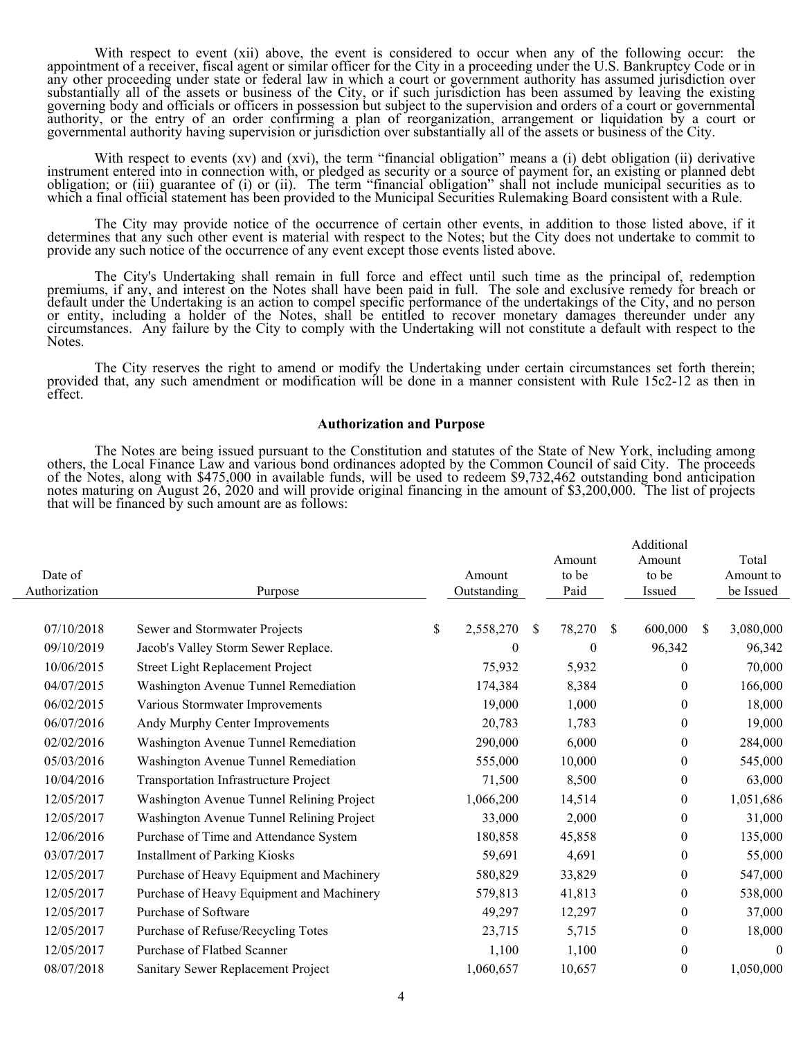With respect to event (xii) above, the event is considered to occur when any of the following occur: the appointment of a receiver, fiscal agent or similar officer for the City in a proceeding under the U.S. Bankruptcy Code or in any other proceeding under state or federal law in which a court or government authority has assumed jurisdiction over substantially all of the assets or business of the City, or if such jurisdiction has been assumed by leaving the existing governing body and officials or officers in possession but subject to the supervision and orders of a court or governmental authority, or the entry of an order confirming a plan of reorganization, arrangement or liquidation by a court or governmental authority having supervision or jurisdiction over substantially all of the assets or business of the City.

With respect to events (xv) and (xvi), the term "financial obligation" means a (i) debt obligation (ii) derivative instrument entered into in connection with, or pledged as security or a source of payment for, an existing or planned debt obligation; or (iii) guarantee of (i) or (ii). The term "financial obligation" shall not include municipal securities as to which a final official statement has been provided to the Municipal Securities Rulemaking Board consistent with a Rule.

The City may provide notice of the occurrence of certain other events, in addition to those listed above, if it determines that any such other event is material with respect to the Notes; but the City does not undertake to commit to provide any such notice of the occurrence of any event except those events listed above.

The City's Undertaking shall remain in full force and effect until such time as the principal of, redemption premiums, if any, and interest on the Notes shall have been paid in full. The sole and exclusive remedy for breach or default under the Undertaking is an action to compel specific performance of the undertakings of the City, and no person or entity, including a holder of the Notes, shall be entitled to recover monetary damages thereunder under any circumstances. Any failure by the City to comply with the Undertaking will not constitute a default with respect to the Notes.

The City reserves the right to amend or modify the Undertaking under certain circumstances set forth therein; provided that, any such amendment or modification will be done in a manner consistent with Rule 15c2-12 as then in effect.

## Authorization and Purpose

The Notes are being issued pursuant to the Constitution and statutes of the State of New York, including among others, the Local Finance Law and various bond ordinances adopted by the Common Council of said City. The proceeds of the Notes, along with $475,000 in available funds, will be used to redeem $9,732,462 outstanding bond anticipation notes maturing on August 26, 2020 and will provide original financing in the amount of $3,200,000. The list of projects that will be financed by such amount are as follows:

| Date of Authorization | Purpose | Amount Outstanding | Amount to be Paid | Additional Amount to be Issued | Total Amount to be Issued |
|---|---|---|---|---|---|
| 07/10/2018 | Sewer and Stormwater Projects | $ 2,558,270 | $ 78,270 | $ 600,000 | $ 3,080,000 |
| 09/10/2019 | Jacob's Valley Storm Sewer Replace. | 0 | 0 | 96,342 | 96,342 |
| 10/06/2015 | Street Light Replacement Project | 75,932 | 5,932 | 0 | 70,000 |
| 04/07/2015 | Washington Avenue Tunnel Remediation | 174,384 | 8,384 | 0 | 166,000 |
| 06/02/2015 | Various Stormwater Improvements | 19,000 | 1,000 | 0 | 18,000 |
| 06/07/2016 | Andy Murphy Center Improvements | 20,783 | 1,783 | 0 | 19,000 |
| 02/02/2016 | Washington Avenue Tunnel Remediation | 290,000 | 6,000 | 0 | 284,000 |
| 05/03/2016 | Washington Avenue Tunnel Remediation | 555,000 | 10,000 | 0 | 545,000 |
| 10/04/2016 | Transportation Infrastructure Project | 71,500 | 8,500 | 0 | 63,000 |
| 12/05/2017 | Washington Avenue Tunnel Relining Project | 1,066,200 | 14,514 | 0 | 1,051,686 |
| 12/05/2017 | Washington Avenue Tunnel Relining Project | 33,000 | 2,000 | 0 | 31,000 |
| 12/06/2016 | Purchase of Time and Attendance System | 180,858 | 45,858 | 0 | 135,000 |
| 03/07/2017 | Installment of Parking Kiosks | 59,691 | 4,691 | 0 | 55,000 |
| 12/05/2017 | Purchase of Heavy Equipment and Machinery | 580,829 | 33,829 | 0 | 547,000 |
| 12/05/2017 | Purchase of Heavy Equipment and Machinery | 579,813 | 41,813 | 0 | 538,000 |
| 12/05/2017 | Purchase of Software | 49,297 | 12,297 | 0 | 37,000 |
| 12/05/2017 | Purchase of Refuse/Recycling Totes | 23,715 | 5,715 | 0 | 18,000 |
| 12/05/2017 | Purchase of Flatbed Scanner | 1,100 | 1,100 | 0 | 0 |
| 08/07/2018 | Sanitary Sewer Replacement Project | 1,060,657 | 10,657 | 0 | 1,050,000 |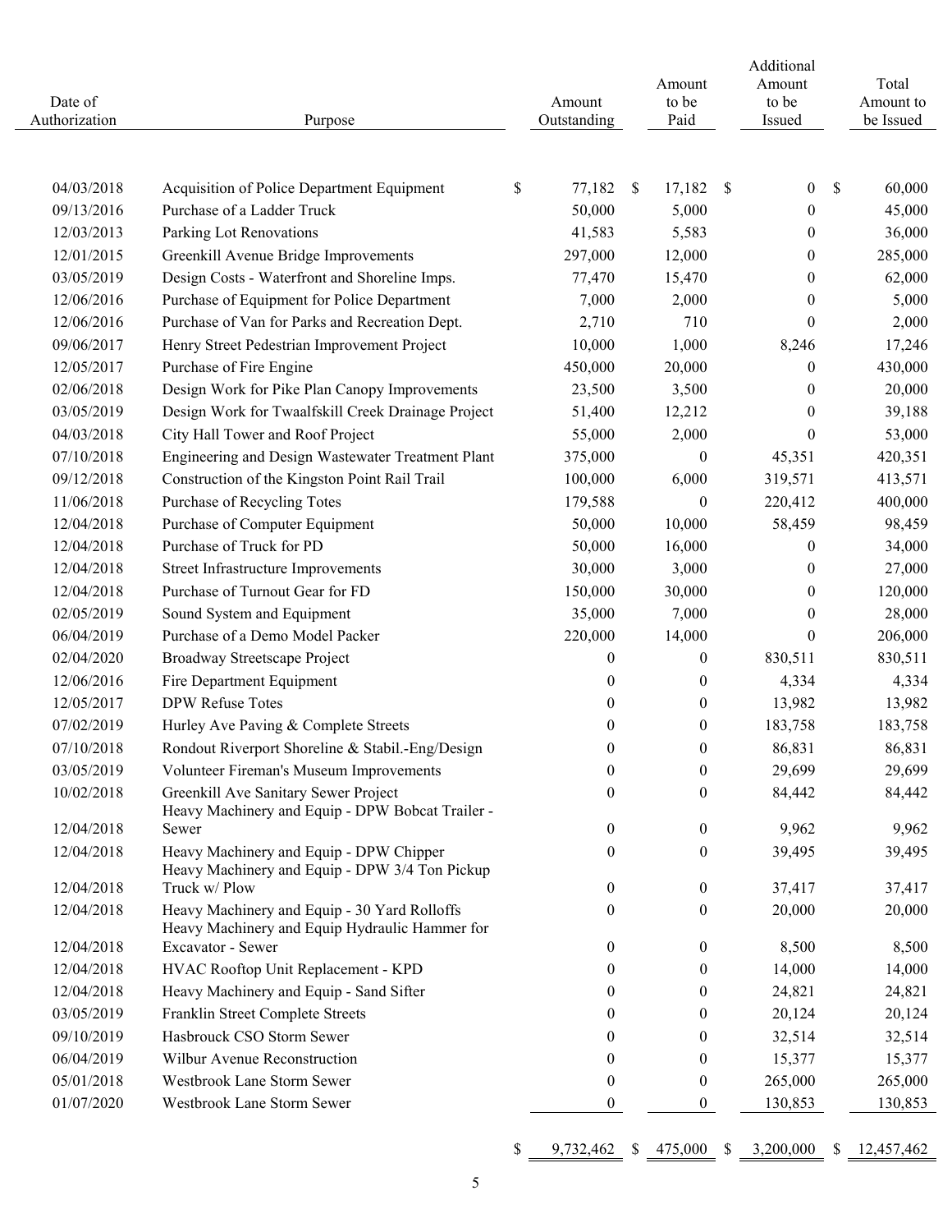| Date of Authorization | Purpose | Amount Outstanding | Amount to be Paid | Additional Amount to be Issued | Total Amount to be Issued |
|---|---|---|---|---|---|
| 04/03/2018 | Acquisition of Police Department Equipment | $ 77,182 | $ 17,182 | $ 0 | $ 60,000 |
| 09/13/2016 | Purchase of a Ladder Truck | 50,000 | 5,000 | 0 | 45,000 |
| 12/03/2013 | Parking Lot Renovations | 41,583 | 5,583 | 0 | 36,000 |
| 12/01/2015 | Greenkill Avenue Bridge Improvements | 297,000 | 12,000 | 0 | 285,000 |
| 03/05/2019 | Design Costs - Waterfront and Shoreline Imps. | 77,470 | 15,470 | 0 | 62,000 |
| 12/06/2016 | Purchase of Equipment for Police Department | 7,000 | 2,000 | 0 | 5,000 |
| 12/06/2016 | Purchase of Van for Parks and Recreation Dept. | 2,710 | 710 | 0 | 2,000 |
| 09/06/2017 | Henry Street Pedestrian Improvement Project | 10,000 | 1,000 | 8,246 | 17,246 |
| 12/05/2017 | Purchase of Fire Engine | 450,000 | 20,000 | 0 | 430,000 |
| 02/06/2018 | Design Work for Pike Plan Canopy Improvements | 23,500 | 3,500 | 0 | 20,000 |
| 03/05/2019 | Design Work for Twaalfskill Creek Drainage Project | 51,400 | 12,212 | 0 | 39,188 |
| 04/03/2018 | City Hall Tower and Roof Project | 55,000 | 2,000 | 0 | 53,000 |
| 07/10/2018 | Engineering and Design Wastewater Treatment Plant | 375,000 | 0 | 45,351 | 420,351 |
| 09/12/2018 | Construction of the Kingston Point Rail Trail | 100,000 | 6,000 | 319,571 | 413,571 |
| 11/06/2018 | Purchase of Recycling Totes | 179,588 | 0 | 220,412 | 400,000 |
| 12/04/2018 | Purchase of Computer Equipment | 50,000 | 10,000 | 58,459 | 98,459 |
| 12/04/2018 | Purchase of Truck for PD | 50,000 | 16,000 | 0 | 34,000 |
| 12/04/2018 | Street Infrastructure Improvements | 30,000 | 3,000 | 0 | 27,000 |
| 12/04/2018 | Purchase of Turnout Gear for FD | 150,000 | 30,000 | 0 | 120,000 |
| 02/05/2019 | Sound System and Equipment | 35,000 | 7,000 | 0 | 28,000 |
| 06/04/2019 | Purchase of a Demo Model Packer | 220,000 | 14,000 | 0 | 206,000 |
| 02/04/2020 | Broadway Streetscape Project | 0 | 0 | 830,511 | 830,511 |
| 12/06/2016 | Fire Department Equipment | 0 | 0 | 4,334 | 4,334 |
| 12/05/2017 | DPW Refuse Totes | 0 | 0 | 13,982 | 13,982 |
| 07/02/2019 | Hurley Ave Paving & Complete Streets | 0 | 0 | 183,758 | 183,758 |
| 07/10/2018 | Rondout Riverport Shoreline & Stabil.-Eng/Design | 0 | 0 | 86,831 | 86,831 |
| 03/05/2019 | Volunteer Fireman's Museum Improvements | 0 | 0 | 29,699 | 29,699 |
| 10/02/2018 | Greenkill Ave Sanitary Sewer Project | 0 | 0 | 84,442 | 84,442 |
| 12/04/2018 | Heavy Machinery and Equip - DPW Bobcat Trailer - Sewer | 0 | 0 | 9,962 | 9,962 |
| 12/04/2018 | Heavy Machinery and Equip - DPW Chipper | 0 | 0 | 39,495 | 39,495 |
| 12/04/2018 | Heavy Machinery and Equip - DPW 3/4 Ton Pickup Truck w/ Plow | 0 | 0 | 37,417 | 37,417 |
| 12/04/2018 | Heavy Machinery and Equip - 30 Yard Rolloffs | 0 | 0 | 20,000 | 20,000 |
| 12/04/2018 | Heavy Machinery and Equip Hydraulic Hammer for Excavator - Sewer | 0 | 0 | 8,500 | 8,500 |
| 12/04/2018 | HVAC Rooftop Unit Replacement - KPD | 0 | 0 | 14,000 | 14,000 |
| 12/04/2018 | Heavy Machinery and Equip - Sand Sifter | 0 | 0 | 24,821 | 24,821 |
| 03/05/2019 | Franklin Street Complete Streets | 0 | 0 | 20,124 | 20,124 |
| 09/10/2019 | Hasbrouck CSO Storm Sewer | 0 | 0 | 32,514 | 32,514 |
| 06/04/2019 | Wilbur Avenue Reconstruction | 0 | 0 | 15,377 | 15,377 |
| 05/01/2018 | Westbrook Lane Storm Sewer | 0 | 0 | 265,000 | 265,000 |
| 01/07/2020 | Westbrook Lane Storm Sewer | 0 | 0 | 130,853 | 130,853 |
| | | $ 9,732,462 | $ 475,000 | $ 3,200,000 | $ 12,457,462 |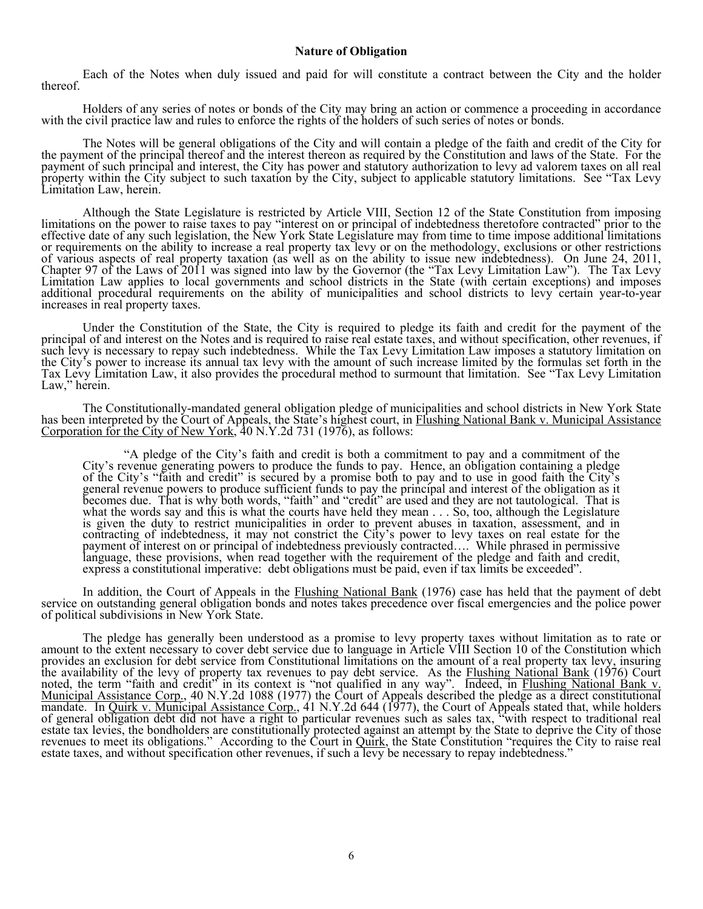**Nature of Obligation**

Each of the Notes when duly issued and paid for will constitute a contract between the City and the holder thereof.

Holders of any series of notes or bonds of the City may bring an action or commence a proceeding in accordance with the civil practice law and rules to enforce the rights of the holders of such series of notes or bonds.

The Notes will be general obligations of the City and will contain a pledge of the faith and credit of the City for the payment of the principal thereof and the interest thereon as required by the Constitution and laws of the State. For the payment of such principal and interest, the City has power and statutory authorization to levy ad valorem taxes on all real property within the City subject to such taxation by the City, subject to applicable statutory limitations. See "Tax Levy Limitation Law, herein.

Although the State Legislature is restricted by Article VIII, Section 12 of the State Constitution from imposing limitations on the power to raise taxes to pay "interest on or principal of indebtedness theretofore contracted" prior to the effective date of any such legislation, the New York State Legislature may from time to time impose additional limitations or requirements on the ability to increase a real property tax levy or on the methodology, exclusions or other restrictions of various aspects of real property taxation (as well as on the ability to issue new indebtedness). On June 24, 2011, Chapter 97 of the Laws of 2011 was signed into law by the Governor (the "Tax Levy Limitation Law"). The Tax Levy Limitation Law applies to local governments and school districts in the State (with certain exceptions) and imposes additional procedural requirements on the ability of municipalities and school districts to levy certain year-to-year increases in real property taxes.

Under the Constitution of the State, the City is required to pledge its faith and credit for the payment of the principal of and interest on the Notes and is required to raise real estate taxes, and without specification, other revenues, if such levy is necessary to repay such indebtedness. While the Tax Levy Limitation Law imposes a statutory limitation on the City's power to increase its annual tax levy with the amount of such increase limited by the formulas set forth in the Tax Levy Limitation Law, it also provides the procedural method to surmount that limitation. See "Tax Levy Limitation Law," herein.

The Constitutionally-mandated general obligation pledge of municipalities and school districts in New York State has been interpreted by the Court of Appeals, the State's highest court, in Flushing National Bank v. Municipal Assistance Corporation for the City of New York, 40 N.Y.2d 731 (1976), as follows:

> "A pledge of the City's faith and credit is both a commitment to pay and a commitment of the City's revenue generating powers to produce the funds to pay. Hence, an obligation containing a pledge of the City's "faith and credit" is secured by a promise both to pay and to use in good faith the City's general revenue powers to produce sufficient funds to pay the principal and interest of the obligation as it becomes due. That is why both words, "faith" and "credit" are used and they are not tautological. That is what the words say and this is what the courts have held they mean . . . So, too, although the Legislature is given the duty to restrict municipalities in order to prevent abuses in taxation, assessment, and in contracting of indebtedness, it may not constrict the City's power to levy taxes on real estate for the payment of interest on or principal of indebtedness previously contracted…. While phrased in permissive language, these provisions, when read together with the requirement of the pledge and faith and credit, express a constitutional imperative: debt obligations must be paid, even if tax limits be exceeded".

In addition, the Court of Appeals in the Flushing National Bank (1976) case has held that the payment of debt service on outstanding general obligation bonds and notes takes precedence over fiscal emergencies and the police power of political subdivisions in New York State.

The pledge has generally been understood as a promise to levy property taxes without limitation as to rate or amount to the extent necessary to cover debt service due to language in Article VIII Section 10 of the Constitution which provides an exclusion for debt service from Constitutional limitations on the amount of a real property tax levy, insuring the availability of the levy of property tax revenues to pay debt service. As the Flushing National Bank (1976) Court noted, the term "faith and credit" in its context is "not qualified in any way". Indeed, in Flushing National Bank v. Municipal Assistance Corp., 40 N.Y.2d 1088 (1977) the Court of Appeals described the pledge as a direct constitutional mandate. In Quirk v. Municipal Assistance Corp., 41 N.Y.2d 644 (1977), the Court of Appeals stated that, while holders of general obligation debt did not have a right to particular revenues such as sales tax, "with respect to traditional real estate tax levies, the bondholders are constitutionally protected against an attempt by the State to deprive the City of those revenues to meet its obligations." According to the Court in Quirk, the State Constitution "requires the City to raise real estate taxes, and without specification other revenues, if such a levy be necessary to repay indebtedness."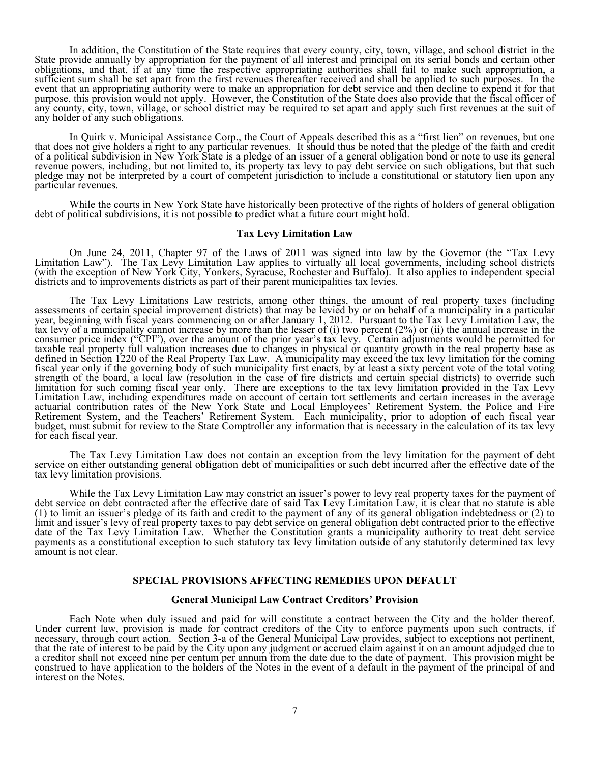In addition, the Constitution of the State requires that every county, city, town, village, and school district in the State provide annually by appropriation for the payment of all interest and principal on its serial bonds and certain other obligations, and that, if at any time the respective appropriating authorities shall fail to make such appropriation, a sufficient sum shall be set apart from the first revenues thereafter received and shall be applied to such purposes. In the event that an appropriating authority were to make an appropriation for debt service and then decline to expend it for that purpose, this provision would not apply. However, the Constitution of the State does also provide that the fiscal officer of any county, city, town, village, or school district may be required to set apart and apply such first revenues at the suit of any holder of any such obligations.

In Quirk v. Municipal Assistance Corp., the Court of Appeals described this as a "first lien" on revenues, but one that does not give holders a right to any particular revenues. It should thus be noted that the pledge of the faith and credit of a political subdivision in New York State is a pledge of an issuer of a general obligation bond or note to use its general revenue powers, including, but not limited to, its property tax levy to pay debt service on such obligations, but that such pledge may not be interpreted by a court of competent jurisdiction to include a constitutional or statutory lien upon any particular revenues.

While the courts in New York State have historically been protective of the rights of holders of general obligation debt of political subdivisions, it is not possible to predict what a future court might hold.

### Tax Levy Limitation Law

On June 24, 2011, Chapter 97 of the Laws of 2011 was signed into law by the Governor (the "Tax Levy Limitation Law"). The Tax Levy Limitation Law applies to virtually all local governments, including school districts (with the exception of New York City, Yonkers, Syracuse, Rochester and Buffalo). It also applies to independent special districts and to improvements districts as part of their parent municipalities tax levies.

The Tax Levy Limitations Law restricts, among other things, the amount of real property taxes (including assessments of certain special improvement districts) that may be levied by or on behalf of a municipality in a particular year, beginning with fiscal years commencing on or after January 1, 2012. Pursuant to the Tax Levy Limitation Law, the tax levy of a municipality cannot increase by more than the lesser of (i) two percent (2%) or (ii) the annual increase in the consumer price index ("CPI"), over the amount of the prior year's tax levy. Certain adjustments would be permitted for taxable real property full valuation increases due to changes in physical or quantity growth in the real property base as defined in Section 1220 of the Real Property Tax Law. A municipality may exceed the tax levy limitation for the coming fiscal year only if the governing body of such municipality first enacts, by at least a sixty percent vote of the total voting strength of the board, a local law (resolution in the case of fire districts and certain special districts) to override such limitation for such coming fiscal year only. There are exceptions to the tax levy limitation provided in the Tax Levy Limitation Law, including expenditures made on account of certain tort settlements and certain increases in the average actuarial contribution rates of the New York State and Local Employees' Retirement System, the Police and Fire Retirement System, and the Teachers' Retirement System. Each municipality, prior to adoption of each fiscal year budget, must submit for review to the State Comptroller any information that is necessary in the calculation of its tax levy for each fiscal year.

The Tax Levy Limitation Law does not contain an exception from the levy limitation for the payment of debt service on either outstanding general obligation debt of municipalities or such debt incurred after the effective date of the tax levy limitation provisions.

While the Tax Levy Limitation Law may constrict an issuer's power to levy real property taxes for the payment of debt service on debt contracted after the effective date of said Tax Levy Limitation Law, it is clear that no statute is able (1) to limit an issuer's pledge of its faith and credit to the payment of any of its general obligation indebtedness or (2) to limit and issuer's levy of real property taxes to pay debt service on general obligation debt contracted prior to the effective date of the Tax Levy Limitation Law. Whether the Constitution grants a municipality authority to treat debt service payments as a constitutional exception to such statutory tax levy limitation outside of any statutorily determined tax levy amount is not clear.

## SPECIAL PROVISIONS AFFECTING REMEDIES UPON DEFAULT

### General Municipal Law Contract Creditors' Provision

Each Note when duly issued and paid for will constitute a contract between the City and the holder thereof. Under current law, provision is made for contract creditors of the City to enforce payments upon such contracts, if necessary, through court action. Section 3-a of the General Municipal Law provides, subject to exceptions not pertinent, that the rate of interest to be paid by the City upon any judgment or accrued claim against it on an amount adjudged due to a creditor shall not exceed nine per centum per annum from the date due to the date of payment. This provision might be construed to have application to the holders of the Notes in the event of a default in the payment of the principal of and interest on the Notes.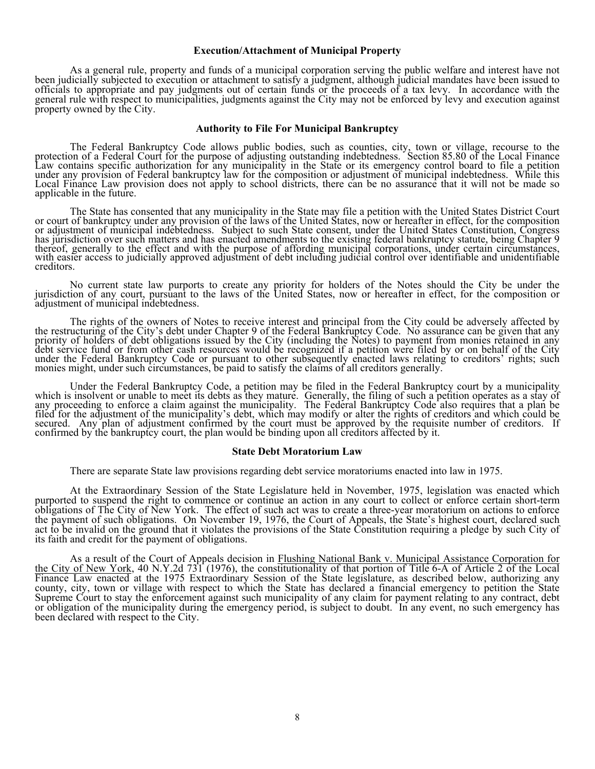### Execution/Attachment of Municipal Property

As a general rule, property and funds of a municipal corporation serving the public welfare and interest have not been judicially subjected to execution or attachment to satisfy a judgment, although judicial mandates have been issued to officials to appropriate and pay judgments out of certain funds or the proceeds of a tax levy. In accordance with the general rule with respect to municipalities, judgments against the City may not be enforced by levy and execution against property owned by the City.

### Authority to File For Municipal Bankruptcy

The Federal Bankruptcy Code allows public bodies, such as counties, city, town or village, recourse to the protection of a Federal Court for the purpose of adjusting outstanding indebtedness. Section 85.80 of the Local Finance Law contains specific authorization for any municipality in the State or its emergency control board to file a petition under any provision of Federal bankruptcy law for the composition or adjustment of municipal indebtedness. While this Local Finance Law provision does not apply to school districts, there can be no assurance that it will not be made so applicable in the future.

The State has consented that any municipality in the State may file a petition with the United States District Court or court of bankruptcy under any provision of the laws of the United States, now or hereafter in effect, for the composition or adjustment of municipal indebtedness. Subject to such State consent, under the United States Constitution, Congress has jurisdiction over such matters and has enacted amendments to the existing federal bankruptcy statute, being Chapter 9 thereof, generally to the effect and with the purpose of affording municipal corporations, under certain circumstances, with easier access to judicially approved adjustment of debt including judicial control over identifiable and unidentifiable creditors.

No current state law purports to create any priority for holders of the Notes should the City be under the jurisdiction of any court, pursuant to the laws of the United States, now or hereafter in effect, for the composition or adjustment of municipal indebtedness.

The rights of the owners of Notes to receive interest and principal from the City could be adversely affected by the restructuring of the City's debt under Chapter 9 of the Federal Bankruptcy Code. No assurance can be given that any priority of holders of debt obligations issued by the City (including the Notes) to payment from monies retained in any debt service fund or from other cash resources would be recognized if a petition were filed by or on behalf of the City under the Federal Bankruptcy Code or pursuant to other subsequently enacted laws relating to creditors' rights; such monies might, under such circumstances, be paid to satisfy the claims of all creditors generally.

Under the Federal Bankruptcy Code, a petition may be filed in the Federal Bankruptcy court by a municipality which is insolvent or unable to meet its debts as they mature. Generally, the filing of such a petition operates as a stay of any proceeding to enforce a claim against the municipality. The Federal Bankruptcy Code also requires that a plan be filed for the adjustment of the municipality's debt, which may modify or alter the rights of creditors and which could be secured. Any plan of adjustment confirmed by the court must be approved by the requisite number of creditors. If confirmed by the bankruptcy court, the plan would be binding upon all creditors affected by it.

### State Debt Moratorium Law

There are separate State law provisions regarding debt service moratoriums enacted into law in 1975.

At the Extraordinary Session of the State Legislature held in November, 1975, legislation was enacted which purported to suspend the right to commence or continue an action in any court to collect or enforce certain short-term obligations of The City of New York. The effect of such act was to create a three-year moratorium on actions to enforce the payment of such obligations. On November 19, 1976, the Court of Appeals, the State's highest court, declared such act to be invalid on the ground that it violates the provisions of the State Constitution requiring a pledge by such City of its faith and credit for the payment of obligations.

As a result of the Court of Appeals decision in Flushing National Bank v. Municipal Assistance Corporation for the City of New York, 40 N.Y.2d 731 (1976), the constitutionality of that portion of Title 6-A of Article 2 of the Local Finance Law enacted at the 1975 Extraordinary Session of the State legislature, as described below, authorizing any county, city, town or village with respect to which the State has declared a financial emergency to petition the State Supreme Court to stay the enforcement against such municipality of any claim for payment relating to any contract, debt or obligation of the municipality during the emergency period, is subject to doubt. In any event, no such emergency has been declared with respect to the City.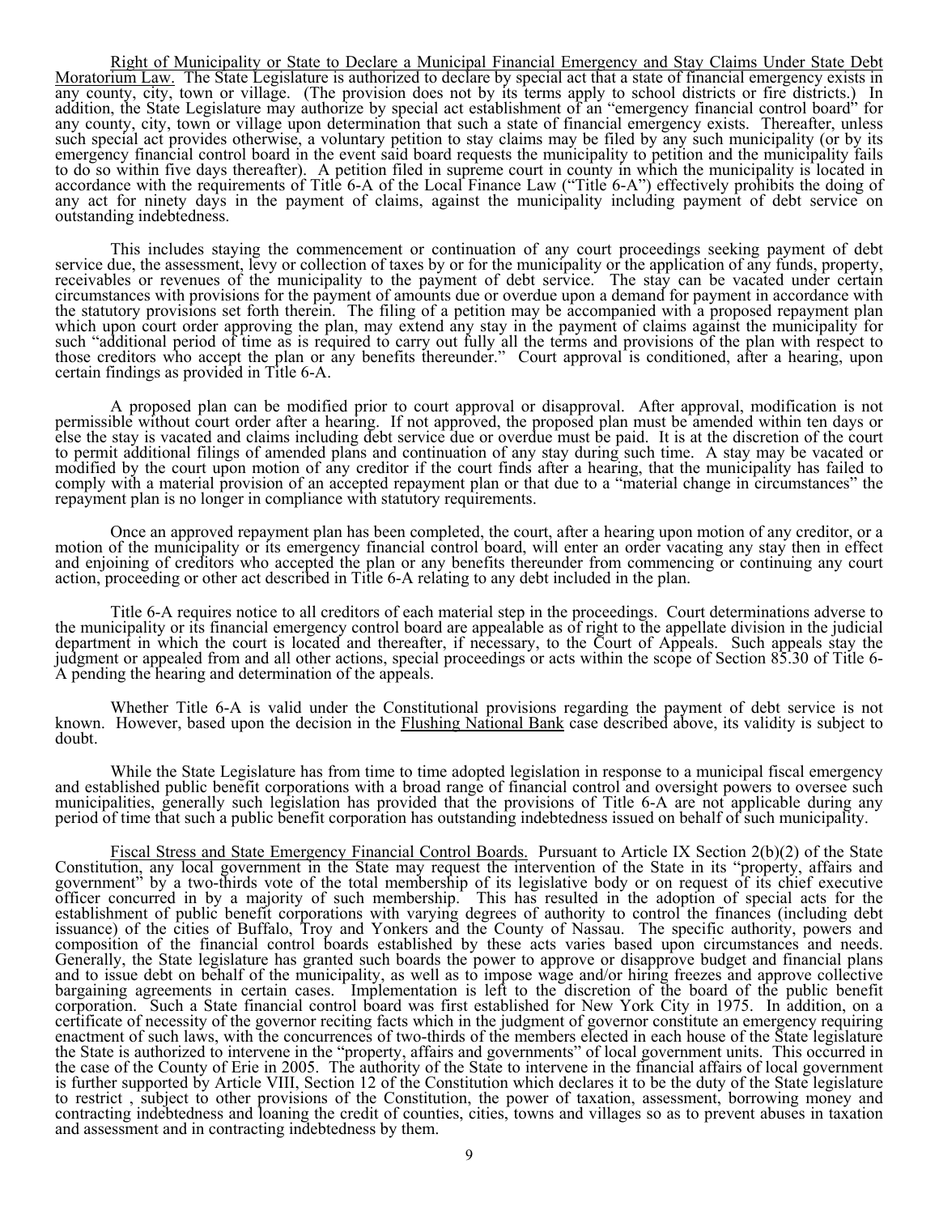Right of Municipality or State to Declare a Municipal Financial Emergency and Stay Claims Under State Debt Moratorium Law. The State Legislature is authorized to declare by special act that a state of financial emergency exists in any county, city, town or village. (The provision does not by its terms apply to school districts or fire districts.) In addition, the State Legislature may authorize by special act establishment of an "emergency financial control board" for any county, city, town or village upon determination that such a state of financial emergency exists. Thereafter, unless such special act provides otherwise, a voluntary petition to stay claims may be filed by any such municipality (or by its emergency financial control board in the event said board requests the municipality to petition and the municipality fails to do so within five days thereafter). A petition filed in supreme court in county in which the municipality is located in accordance with the requirements of Title 6-A of the Local Finance Law ("Title 6-A") effectively prohibits the doing of any act for ninety days in the payment of claims, against the municipality including payment of debt service on outstanding indebtedness.

This includes staying the commencement or continuation of any court proceedings seeking payment of debt service due, the assessment, levy or collection of taxes by or for the municipality or the application of any funds, property, receivables or revenues of the municipality to the payment of debt service. The stay can be vacated under certain circumstances with provisions for the payment of amounts due or overdue upon a demand for payment in accordance with the statutory provisions set forth therein. The filing of a petition may be accompanied with a proposed repayment plan which upon court order approving the plan, may extend any stay in the payment of claims against the municipality for such "additional period of time as is required to carry out fully all the terms and provisions of the plan with respect to those creditors who accept the plan or any benefits thereunder." Court approval is conditioned, after a hearing, upon certain findings as provided in Title 6-A.

A proposed plan can be modified prior to court approval or disapproval. After approval, modification is not permissible without court order after a hearing. If not approved, the proposed plan must be amended within ten days or else the stay is vacated and claims including debt service due or overdue must be paid. It is at the discretion of the court to permit additional filings of amended plans and continuation of any stay during such time. A stay may be vacated or modified by the court upon motion of any creditor if the court finds after a hearing, that the municipality has failed to comply with a material provision of an accepted repayment plan or that due to a "material change in circumstances" the repayment plan is no longer in compliance with statutory requirements.

Once an approved repayment plan has been completed, the court, after a hearing upon motion of any creditor, or a motion of the municipality or its emergency financial control board, will enter an order vacating any stay then in effect and enjoining of creditors who accepted the plan or any benefits thereunder from commencing or continuing any court action, proceeding or other act described in Title 6-A relating to any debt included in the plan.

Title 6-A requires notice to all creditors of each material step in the proceedings. Court determinations adverse to the municipality or its financial emergency control board are appealable as of right to the appellate division in the judicial department in which the court is located and thereafter, if necessary, to the Court of Appeals. Such appeals stay the judgment or appealed from and all other actions, special proceedings or acts within the scope of Section 85.30 of Title 6-A pending the hearing and determination of the appeals.

Whether Title 6-A is valid under the Constitutional provisions regarding the payment of debt service is not known. However, based upon the decision in the Flushing National Bank case described above, its validity is subject to doubt.

While the State Legislature has from time to time adopted legislation in response to a municipal fiscal emergency and established public benefit corporations with a broad range of financial control and oversight powers to oversee such municipalities, generally such legislation has provided that the provisions of Title 6-A are not applicable during any period of time that such a public benefit corporation has outstanding indebtedness issued on behalf of such municipality.

Fiscal Stress and State Emergency Financial Control Boards. Pursuant to Article IX Section 2(b)(2) of the State Constitution, any local government in the State may request the intervention of the State in its "property, affairs and government" by a two-thirds vote of the total membership of its legislative body or on request of its chief executive officer concurred in by a majority of such membership. This has resulted in the adoption of special acts for the establishment of public benefit corporations with varying degrees of authority to control the finances (including debt issuance) of the cities of Buffalo, Troy and Yonkers and the County of Nassau. The specific authority, powers and composition of the financial control boards established by these acts varies based upon circumstances and needs. Generally, the State legislature has granted such boards the power to approve or disapprove budget and financial plans and to issue debt on behalf of the municipality, as well as to impose wage and/or hiring freezes and approve collective bargaining agreements in certain cases. Implementation is left to the discretion of the board of the public benefit corporation. Such a State financial control board was first established for New York City in 1975. In addition, on a certificate of necessity of the governor reciting facts which in the judgment of governor constitute an emergency requiring enactment of such laws, with the concurrences of two-thirds of the members elected in each house of the State legislature the State is authorized to intervene in the "property, affairs and governments" of local government units. This occurred in the case of the County of Erie in 2005. The authority of the State to intervene in the financial affairs of local government is further supported by Article VIII, Section 12 of the Constitution which declares it to be the duty of the State legislature to restrict , subject to other provisions of the Constitution, the power of taxation, assessment, borrowing money and contracting indebtedness and loaning the credit of counties, cities, towns and villages so as to prevent abuses in taxation and assessment and in contracting indebtedness by them.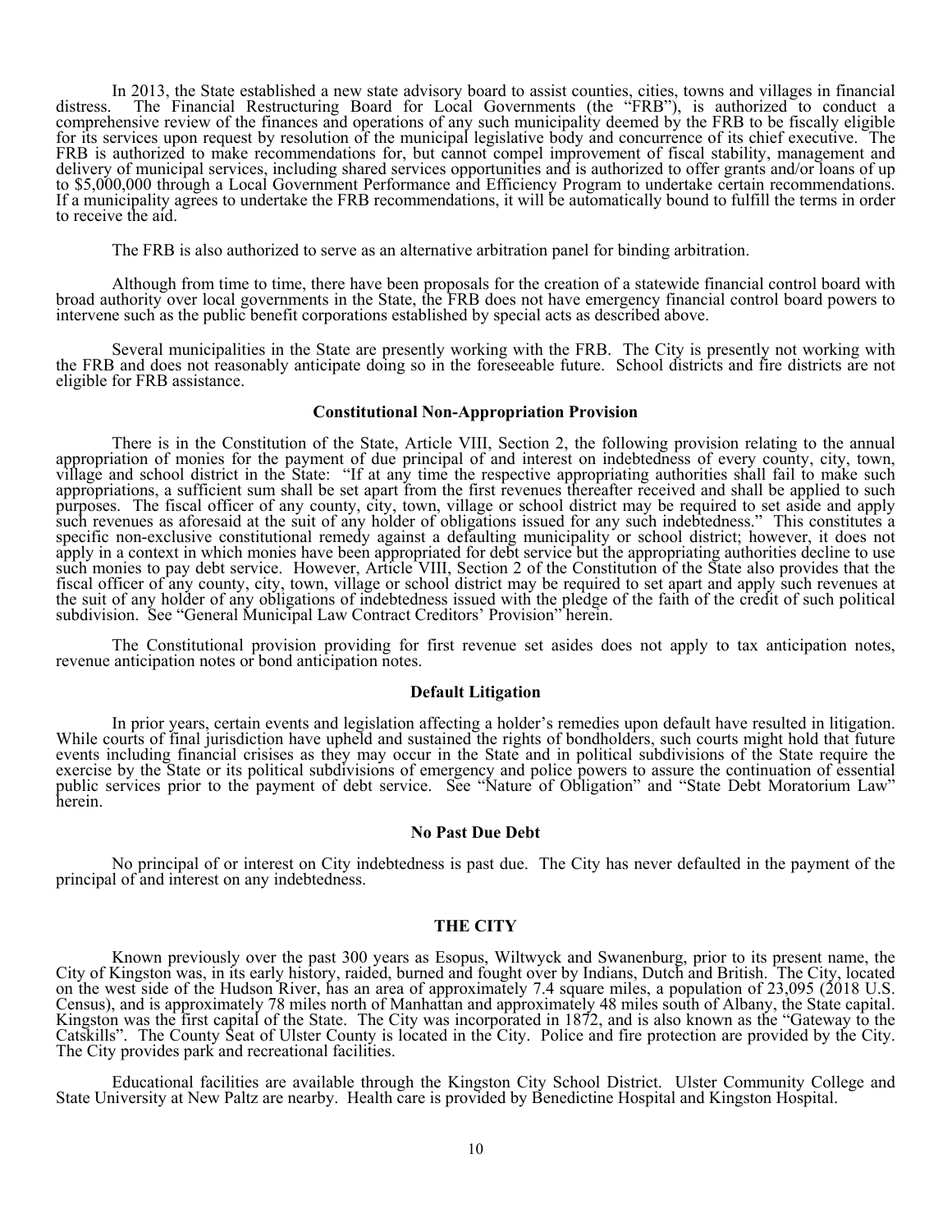In 2013, the State established a new state advisory board to assist counties, cities, towns and villages in financial distress. The Financial Restructuring Board for Local Governments (the "FRB"), is authorized to conduct a comprehensive review of the finances and operations of any such municipality deemed by the FRB to be fiscally eligible for its services upon request by resolution of the municipal legislative body and concurrence of its chief executive. The FRB is authorized to make recommendations for, but cannot compel improvement of fiscal stability, management and delivery of municipal services, including shared services opportunities and is authorized to offer grants and/or loans of up to $5,000,000 through a Local Government Performance and Efficiency Program to undertake certain recommendations. If a municipality agrees to undertake the FRB recommendations, it will be automatically bound to fulfill the terms in order to receive the aid.

The FRB is also authorized to serve as an alternative arbitration panel for binding arbitration.

Although from time to time, there have been proposals for the creation of a statewide financial control board with broad authority over local governments in the State, the FRB does not have emergency financial control board powers to intervene such as the public benefit corporations established by special acts as described above.

Several municipalities in the State are presently working with the FRB. The City is presently not working with the FRB and does not reasonably anticipate doing so in the foreseeable future. School districts and fire districts are not eligible for FRB assistance.

**Constitutional Non-Appropriation Provision**

There is in the Constitution of the State, Article VIII, Section 2, the following provision relating to the annual appropriation of monies for the payment of due principal of and interest on indebtedness of every county, city, town, village and school district in the State: "If at any time the respective appropriating authorities shall fail to make such appropriations, a sufficient sum shall be set apart from the first revenues thereafter received and shall be applied to such purposes. The fiscal officer of any county, city, town, village or school district may be required to set aside and apply such revenues as aforesaid at the suit of any holder of obligations issued for any such indebtedness." This constitutes a specific non-exclusive constitutional remedy against a defaulting municipality or school district; however, it does not apply in a context in which monies have been appropriated for debt service but the appropriating authorities decline to use such monies to pay debt service. However, Article VIII, Section 2 of the Constitution of the State also provides that the fiscal officer of any county, city, town, village or school district may be required to set apart and apply such revenues at the suit of any holder of any obligations of indebtedness issued with the pledge of the faith of the credit of such political subdivision. See "General Municipal Law Contract Creditors' Provision" herein.

The Constitutional provision providing for first revenue set asides does not apply to tax anticipation notes, revenue anticipation notes or bond anticipation notes.

**Default Litigation**

In prior years, certain events and legislation affecting a holder's remedies upon default have resulted in litigation. While courts of final jurisdiction have upheld and sustained the rights of bondholders, such courts might hold that future events including financial crisises as they may occur in the State and in political subdivisions of the State require the exercise by the State or its political subdivisions of emergency and police powers to assure the continuation of essential public services prior to the payment of debt service. See "Nature of Obligation" and "State Debt Moratorium Law" herein.

**No Past Due Debt**

No principal of or interest on City indebtedness is past due. The City has never defaulted in the payment of the principal of and interest on any indebtedness.

## THE CITY

Known previously over the past 300 years as Esopus, Wiltwyck and Swanenburg, prior to its present name, the City of Kingston was, in its early history, raided, burned and fought over by Indians, Dutch and British. The City, located on the west side of the Hudson River, has an area of approximately 7.4 square miles, a population of 23,095 (2018 U.S. Census), and is approximately 78 miles north of Manhattan and approximately 48 miles south of Albany, the State capital. Kingston was the first capital of the State. The City was incorporated in 1872, and is also known as the "Gateway to the Catskills". The County Seat of Ulster County is located in the City. Police and fire protection are provided by the City. The City provides park and recreational facilities.

Educational facilities are available through the Kingston City School District. Ulster Community College and State University at New Paltz are nearby. Health care is provided by Benedictine Hospital and Kingston Hospital.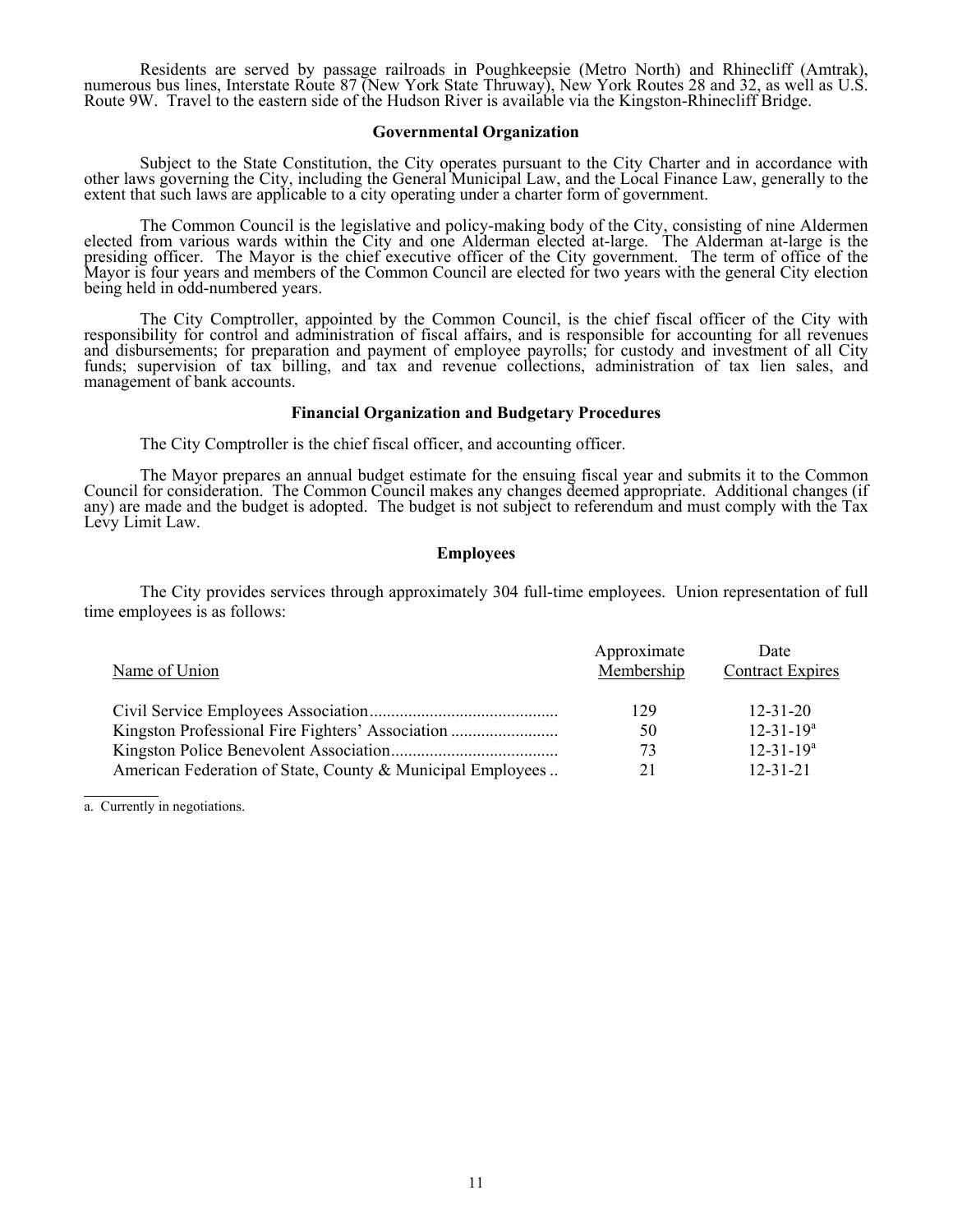Residents are served by passage railroads in Poughkeepsie (Metro North) and Rhinecliff (Amtrak), numerous bus lines, Interstate Route 87 (New York State Thruway), New York Routes 28 and 32, as well as U.S. Route 9W. Travel to the eastern side of the Hudson River is available via the Kingston-Rhinecliff Bridge.

### Governmental Organization

Subject to the State Constitution, the City operates pursuant to the City Charter and in accordance with other laws governing the City, including the General Municipal Law, and the Local Finance Law, generally to the extent that such laws are applicable to a city operating under a charter form of government.

The Common Council is the legislative and policy-making body of the City, consisting of nine Aldermen elected from various wards within the City and one Alderman elected at-large. The Alderman at-large is the presiding officer. The Mayor is the chief executive officer of the City government. The term of office of the Mayor is four years and members of the Common Council are elected for two years with the general City election being held in odd-numbered years.

The City Comptroller, appointed by the Common Council, is the chief fiscal officer of the City with responsibility for control and administration of fiscal affairs, and is responsible for accounting for all revenues and disbursements; for preparation and payment of employee payrolls; for custody and investment of all City funds; supervision of tax billing, and tax and revenue collections, administration of tax lien sales, and management of bank accounts.

### Financial Organization and Budgetary Procedures

The City Comptroller is the chief fiscal officer, and accounting officer.

The Mayor prepares an annual budget estimate for the ensuing fiscal year and submits it to the Common Council for consideration. The Common Council makes any changes deemed appropriate. Additional changes (if any) are made and the budget is adopted. The budget is not subject to referendum and must comply with the Tax Levy Limit Law.

### Employees

The City provides services through approximately 304 full-time employees. Union representation of full time employees is as follows:

| Name of Union | Approximate Membership | Date Contract Expires |
|---|---|---|
| Civil Service Employees Association | 129 | 12-31-20 |
| Kingston Professional Fire Fighters' Association | 50 | 12-31-19[a] |
| Kingston Police Benevolent Association | 73 | 12-31-19[a] |
| American Federation of State, County & Municipal Employees | 21 | 12-31-21 |

a. Currently in negotiations.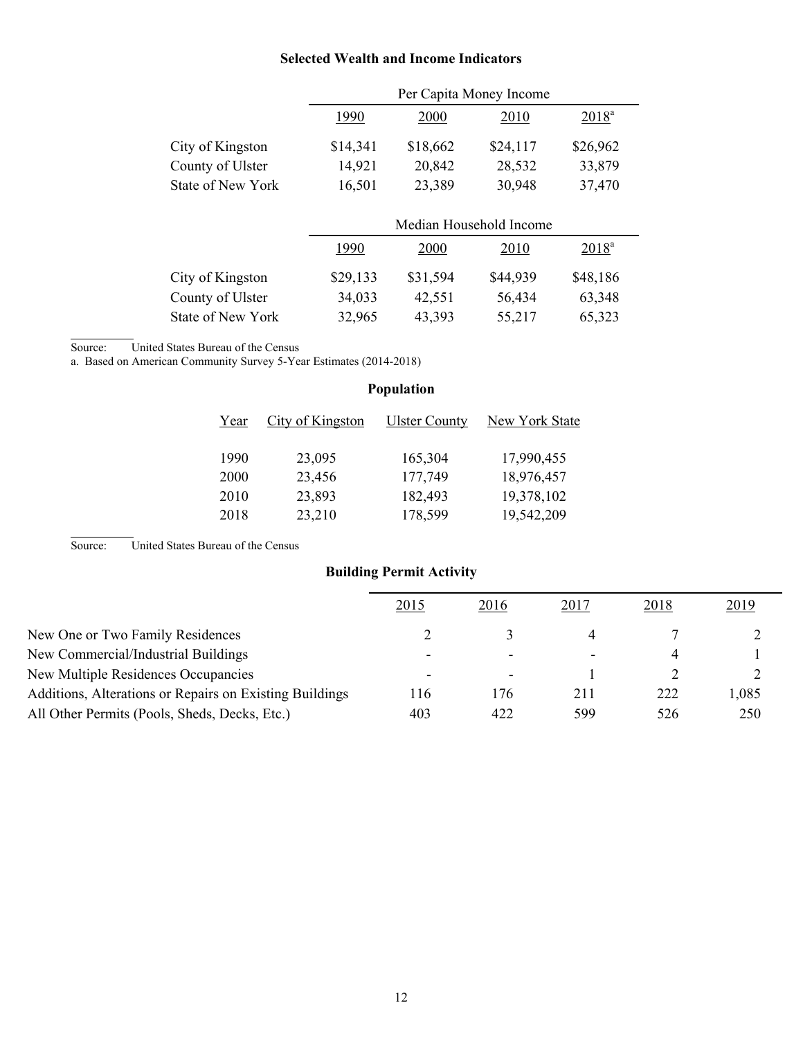## Selected Wealth and Income Indicators

| | Per Capita Money Income | | | |
|---|---|---|---|---|
| | 1990 | 2000 | 2010 | 2018[a] |
| City of Kingston | $14,341 | $18,662 | $24,117 | $26,962 |
| County of Ulster | 14,921 | 20,842 | 28,532 | 33,879 |
| State of New York | 16,501 | 23,389 | 30,948 | 37,470 |

| | Median Household Income | | | |
|---|---|---|---|---|
| | 1990 | 2000 | 2010 | 2018[a] |
| City of Kingston | $29,133 | $31,594 | $44,939 | $48,186 |
| County of Ulster | 34,033 | 42,551 | 56,434 | 63,348 |
| State of New York | 32,965 | 43,393 | 55,217 | 65,323 |

Source: United States Bureau of the Census

a. Based on American Community Survey 5-Year Estimates (2014-2018)

## Population

| Year | City of Kingston | Ulster County | New York State |
|---|---|---|---|
| 1990 | 23,095 | 165,304 | 17,990,455 |
| 2000 | 23,456 | 177,749 | 18,976,457 |
| 2010 | 23,893 | 182,493 | 19,378,102 |
| 2018 | 23,210 | 178,599 | 19,542,209 |

Source: United States Bureau of the Census

## Building Permit Activity

| | 2015 | 2016 | 2017 | 2018 | 2019 |
|---|---|---|---|---|---|
| New One or Two Family Residences | 2 | 3 | 4 | 7 | 2 |
| New Commercial/Industrial Buildings | - | - | - | 4 | 1 |
| New Multiple Residences Occupancies | - | - | 1 | 2 | 2 |
| Additions, Alterations or Repairs on Existing Buildings | 116 | 176 | 211 | 222 | 1,085 |
| All Other Permits (Pools, Sheds, Decks, Etc.) | 403 | 422 | 599 | 526 | 250 |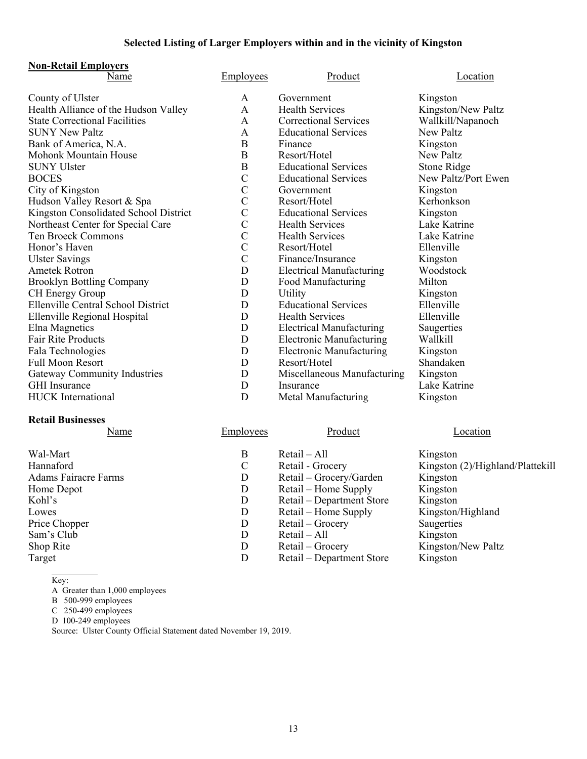# Selected Listing of Larger Employers within and in the vicinity of Kingston

**Non-Retail Employers**

| Name | Employees | Product | Location |
|---|---|---|---|
| County of Ulster | A | Government | Kingston |
| Health Alliance of the Hudson Valley | A | Health Services | Kingston/New Paltz |
| State Correctional Facilities | A | Correctional Services | Wallkill/Napanoch |
| SUNY New Paltz | A | Educational Services | New Paltz |
| Bank of America, N.A. | B | Finance | Kingston |
| Mohonk Mountain House | B | Resort/Hotel | New Paltz |
| SUNY Ulster | B | Educational Services | Stone Ridge |
| BOCES | C | Educational Services | New Paltz/Port Ewen |
| City of Kingston | C | Government | Kingston |
| Hudson Valley Resort & Spa | C | Resort/Hotel | Kerhonkson |
| Kingston Consolidated School District | C | Educational Services | Kingston |
| Northeast Center for Special Care | C | Health Services | Lake Katrine |
| Ten Broeck Commons | C | Health Services | Lake Katrine |
| Honor's Haven | C | Resort/Hotel | Ellenville |
| Ulster Savings | C | Finance/Insurance | Kingston |
| Ametek Rotron | D | Electrical Manufacturing | Woodstock |
| Brooklyn Bottling Company | D | Food Manufacturing | Milton |
| CH Energy Group | D | Utility | Kingston |
| Ellenville Central School District | D | Educational Services | Ellenville |
| Ellenville Regional Hospital | D | Health Services | Ellenville |
| Elna Magnetics | D | Electrical Manufacturing | Saugerties |
| Fair Rite Products | D | Electronic Manufacturing | Wallkill |
| Fala Technologies | D | Electronic Manufacturing | Kingston |
| Full Moon Resort | D | Resort/Hotel | Shandaken |
| Gateway Community Industries | D | Miscellaneous Manufacturing | Kingston |
| GHI Insurance | D | Insurance | Lake Katrine |
| HUCK International | D | Metal Manufacturing | Kingston |

**Retail Businesses**

| Name | Employees | Product | Location |
|---|---|---|---|
| Wal-Mart | B | Retail – All | Kingston |
| Hannaford | C | Retail - Grocery | Kingston (2)/Highland/Plattekill |
| Adams Fairacre Farms | D | Retail – Grocery/Garden | Kingston |
| Home Depot | D | Retail – Home Supply | Kingston |
| Kohl's | D | Retail – Department Store | Kingston |
| Lowes | D | Retail – Home Supply | Kingston/Highland |
| Price Chopper | D | Retail – Grocery | Saugerties |
| Sam's Club | D | Retail – All | Kingston |
| Shop Rite | D | Retail – Grocery | Kingston/New Paltz |
| Target | D | Retail – Department Store | Kingston |

Key:

A Greater than 1,000 employees

B 500-999 employees

C 250-499 employees

D 100-249 employees

Source: Ulster County Official Statement dated November 19, 2019.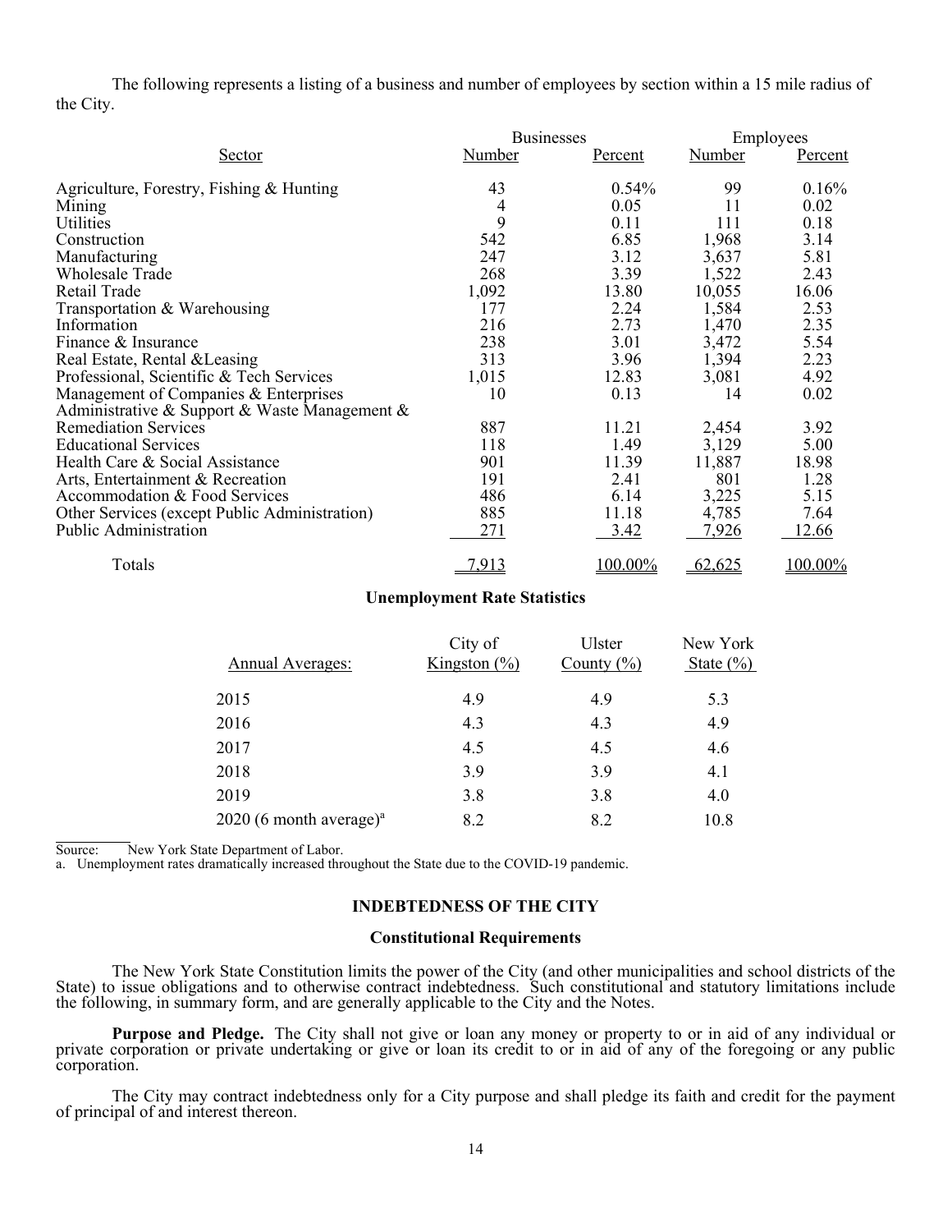The following represents a listing of a business and number of employees by section within a 15 mile radius of the City.

| Sector | Businesses | | Employees | |
|---|---|---|---|---|
| | Number | Percent | Number | Percent |
| Agriculture, Forestry, Fishing & Hunting | 43 | 0.54% | 99 | 0.16% |
| Mining | 4 | 0.05 | 11 | 0.02 |
| Utilities | 9 | 0.11 | 111 | 0.18 |
| Construction | 542 | 6.85 | 1,968 | 3.14 |
| Manufacturing | 247 | 3.12 | 3,637 | 5.81 |
| Wholesale Trade | 268 | 3.39 | 1,522 | 2.43 |
| Retail Trade | 1,092 | 13.80 | 10,055 | 16.06 |
| Transportation & Warehousing | 177 | 2.24 | 1,584 | 2.53 |
| Information | 216 | 2.73 | 1,470 | 2.35 |
| Finance & Insurance | 238 | 3.01 | 3,472 | 5.54 |
| Real Estate, Rental &Leasing | 313 | 3.96 | 1,394 | 2.23 |
| Professional, Scientific & Tech Services | 1,015 | 12.83 | 3,081 | 4.92 |
| Management of Companies & Enterprises | 10 | 0.13 | 14 | 0.02 |
| Administrative & Support & Waste Management & Remediation Services | 887 | 11.21 | 2,454 | 3.92 |
| Educational Services | 118 | 1.49 | 3,129 | 5.00 |
| Health Care & Social Assistance | 901 | 11.39 | 11,887 | 18.98 |
| Arts, Entertainment & Recreation | 191 | 2.41 | 801 | 1.28 |
| Accommodation & Food Services | 486 | 6.14 | 3,225 | 5.15 |
| Other Services (except Public Administration) | 885 | 11.18 | 4,785 | 7.64 |
| Public Administration | 271 | 3.42 | 7,926 | 12.66 |
| Totals | 7,913 | 100.00% | 62,625 | 100.00% |

**Unemployment Rate Statistics**

| Annual Averages: | City of Kingston (%) | Ulster County (%) | New York State (%) |
|---|---|---|---|
| 2015 | 4.9 | 4.9 | 5.3 |
| 2016 | 4.3 | 4.3 | 4.9 |
| 2017 | 4.5 | 4.5 | 4.6 |
| 2018 | 3.9 | 3.9 | 4.1 |
| 2019 | 3.8 | 3.8 | 4.0 |
| 2020 (6 month average)[a] | 8.2 | 8.2 | 10.8 |

Source: New York State Department of Labor.

a. Unemployment rates dramatically increased throughout the State due to the COVID-19 pandemic.

## INDEBTEDNESS OF THE CITY

### Constitutional Requirements

The New York State Constitution limits the power of the City (and other municipalities and school districts of the State) to issue obligations and to otherwise contract indebtedness. Such constitutional and statutory limitations include the following, in summary form, and are generally applicable to the City and the Notes.

**Purpose and Pledge.** The City shall not give or loan any money or property to or in aid of any individual or private corporation or private undertaking or give or loan its credit to or in aid of any of the foregoing or any public corporation.

The City may contract indebtedness only for a City purpose and shall pledge its faith and credit for the payment of principal of and interest thereon.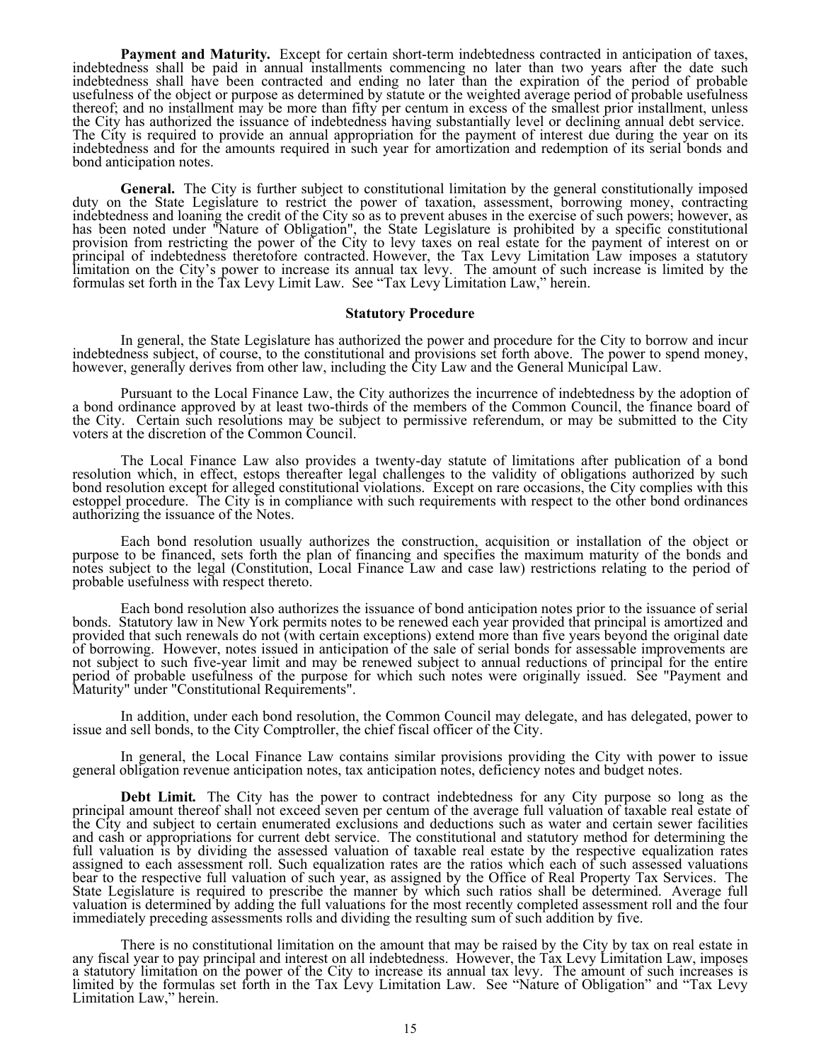**Payment and Maturity.** Except for certain short-term indebtedness contracted in anticipation of taxes, indebtedness shall be paid in annual installments commencing no later than two years after the date such indebtedness shall have been contracted and ending no later than the expiration of the period of probable usefulness of the object or purpose as determined by statute or the weighted average period of probable usefulness thereof; and no installment may be more than fifty per centum in excess of the smallest prior installment, unless the City has authorized the issuance of indebtedness having substantially level or declining annual debt service. The City is required to provide an annual appropriation for the payment of interest due during the year on its indebtedness and for the amounts required in such year for amortization and redemption of its serial bonds and bond anticipation notes.

**General.** The City is further subject to constitutional limitation by the general constitutionally imposed duty on the State Legislature to restrict the power of taxation, assessment, borrowing money, contracting indebtedness and loaning the credit of the City so as to prevent abuses in the exercise of such powers; however, as has been noted under "Nature of Obligation", the State Legislature is prohibited by a specific constitutional provision from restricting the power of the City to levy taxes on real estate for the payment of interest on or principal of indebtedness theretofore contracted. However, the Tax Levy Limitation Law imposes a statutory limitation on the City's power to increase its annual tax levy. The amount of such increase is limited by the formulas set forth in the Tax Levy Limit Law. See "Tax Levy Limitation Law," herein.

### Statutory Procedure

In general, the State Legislature has authorized the power and procedure for the City to borrow and incur indebtedness subject, of course, to the constitutional and provisions set forth above. The power to spend money, however, generally derives from other law, including the City Law and the General Municipal Law.

Pursuant to the Local Finance Law, the City authorizes the incurrence of indebtedness by the adoption of a bond ordinance approved by at least two-thirds of the members of the Common Council, the finance board of the City. Certain such resolutions may be subject to permissive referendum, or may be submitted to the City voters at the discretion of the Common Council.

The Local Finance Law also provides a twenty-day statute of limitations after publication of a bond resolution which, in effect, estops thereafter legal challenges to the validity of obligations authorized by such bond resolution except for alleged constitutional violations. Except on rare occasions, the City complies with this estoppel procedure. The City is in compliance with such requirements with respect to the other bond ordinances authorizing the issuance of the Notes.

Each bond resolution usually authorizes the construction, acquisition or installation of the object or purpose to be financed, sets forth the plan of financing and specifies the maximum maturity of the bonds and notes subject to the legal (Constitution, Local Finance Law and case law) restrictions relating to the period of probable usefulness with respect thereto.

Each bond resolution also authorizes the issuance of bond anticipation notes prior to the issuance of serial bonds. Statutory law in New York permits notes to be renewed each year provided that principal is amortized and provided that such renewals do not (with certain exceptions) extend more than five years beyond the original date of borrowing. However, notes issued in anticipation of the sale of serial bonds for assessable improvements are not subject to such five-year limit and may be renewed subject to annual reductions of principal for the entire period of probable usefulness of the purpose for which such notes were originally issued. See "Payment and Maturity" under "Constitutional Requirements".

In addition, under each bond resolution, the Common Council may delegate, and has delegated, power to issue and sell bonds, to the City Comptroller, the chief fiscal officer of the City.

In general, the Local Finance Law contains similar provisions providing the City with power to issue general obligation revenue anticipation notes, tax anticipation notes, deficiency notes and budget notes.

**Debt Limit.** The City has the power to contract indebtedness for any City purpose so long as the principal amount thereof shall not exceed seven per centum of the average full valuation of taxable real estate of the City and subject to certain enumerated exclusions and deductions such as water and certain sewer facilities and cash or appropriations for current debt service. The constitutional and statutory method for determining the full valuation is by dividing the assessed valuation of taxable real estate by the respective equalization rates assigned to each assessment roll. Such equalization rates are the ratios which each of such assessed valuations bear to the respective full valuation of such year, as assigned by the Office of Real Property Tax Services. The State Legislature is required to prescribe the manner by which such ratios shall be determined. Average full valuation is determined by adding the full valuations for the most recently completed assessment roll and the four immediately preceding assessments rolls and dividing the resulting sum of such addition by five.

There is no constitutional limitation on the amount that may be raised by the City by tax on real estate in any fiscal year to pay principal and interest on all indebtedness. However, the Tax Levy Limitation Law, imposes a statutory limitation on the power of the City to increase its annual tax levy. The amount of such increases is limited by the formulas set forth in the Tax Levy Limitation Law. See "Nature of Obligation" and "Tax Levy Limitation Law," herein.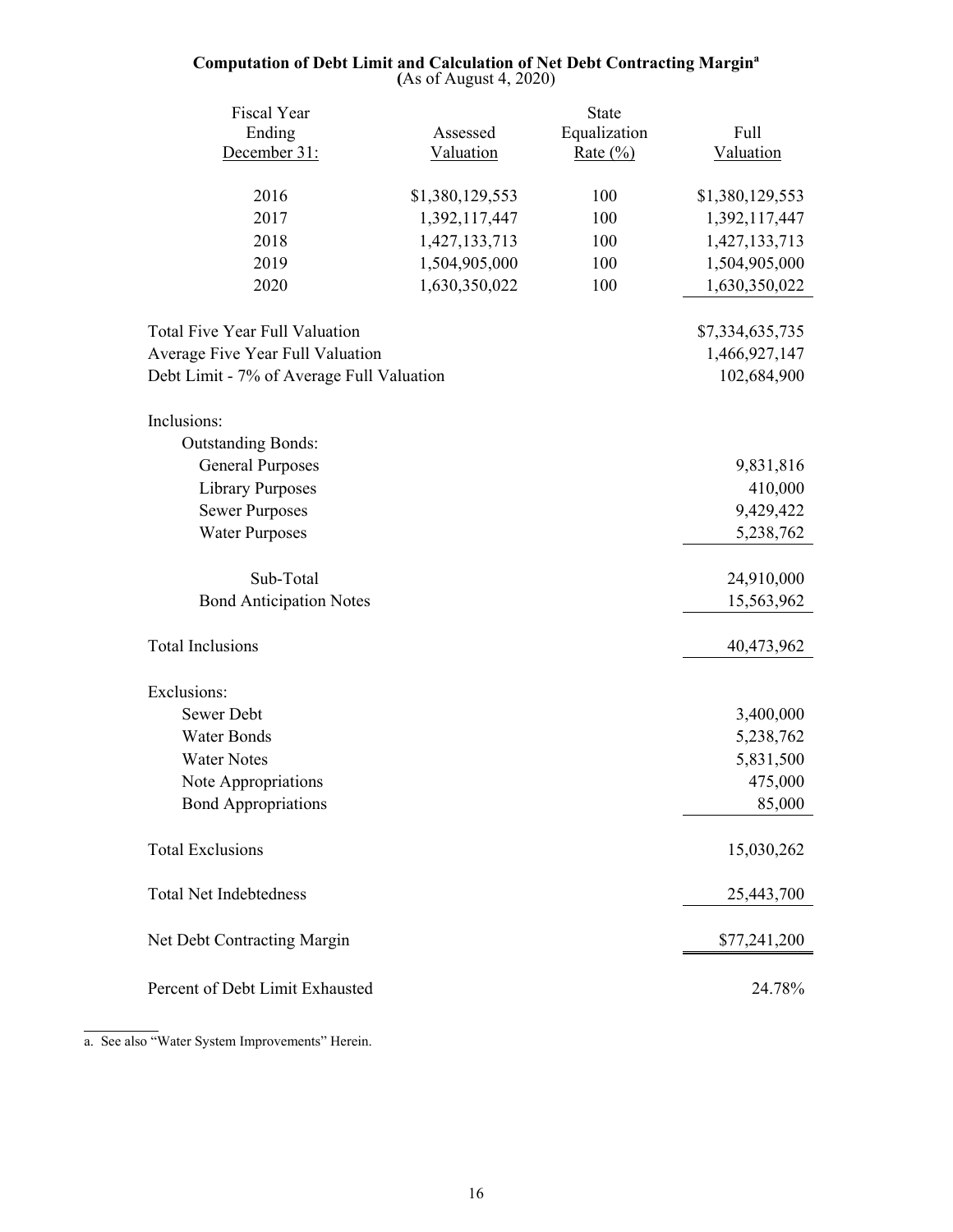**Computation of Debt Limit and Calculation of Net Debt Contracting Margin[a]**
(As of August 4, 2020)

| Fiscal Year Ending December 31: | Assessed Valuation | State Equalization Rate (%) | Full Valuation |
|---|---|---|---|
| 2016 | $1,380,129,553 | 100 | $1,380,129,553 |
| 2017 | 1,392,117,447 | 100 | 1,392,117,447 |
| 2018 | 1,427,133,713 | 100 | 1,427,133,713 |
| 2019 | 1,504,905,000 | 100 | 1,504,905,000 |
| 2020 | 1,630,350,022 | 100 | 1,630,350,022 |

| | |
|---|---|
| Total Five Year Full Valuation | $7,334,635,735 |
| Average Five Year Full Valuation | 1,466,927,147 |
| Debt Limit - 7% of Average Full Valuation | 102,684,900 |
| | |
| Inclusions: | |
| Outstanding Bonds: | |
| General Purposes | 9,831,816 |
| Library Purposes | 410,000 |
| Sewer Purposes | 9,429,422 |
| Water Purposes | 5,238,762 |
| | |
| Sub-Total | 24,910,000 |
| Bond Anticipation Notes | 15,563,962 |
| | |
| Total Inclusions | 40,473,962 |
| | |
| Exclusions: | |
| Sewer Debt | 3,400,000 |
| Water Bonds | 5,238,762 |
| Water Notes | 5,831,500 |
| Note Appropriations | 475,000 |
| Bond Appropriations | 85,000 |
| | |
| Total Exclusions | 15,030,262 |
| | |
| Total Net Indebtedness | 25,443,700 |
| | |
| Net Debt Contracting Margin | $77,241,200 |
| | |
| Percent of Debt Limit Exhausted | 24.78% |

a. See also "Water System Improvements" Herein.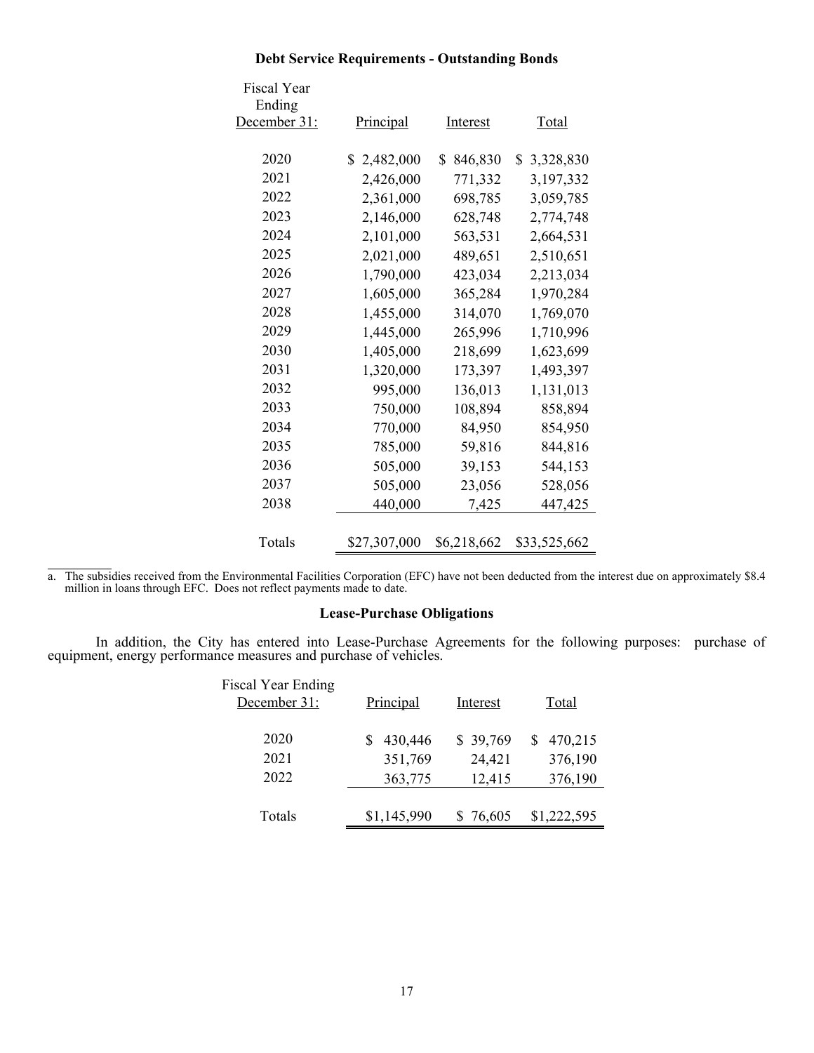## Debt Service Requirements - Outstanding Bonds

| Fiscal Year Ending December 31: | Principal | Interest | Total |
|---|---|---|---|
| 2020 | $ 2,482,000 | $ 846,830 | $ 3,328,830 |
| 2021 | 2,426,000 | 771,332 | 3,197,332 |
| 2022 | 2,361,000 | 698,785 | 3,059,785 |
| 2023 | 2,146,000 | 628,748 | 2,774,748 |
| 2024 | 2,101,000 | 563,531 | 2,664,531 |
| 2025 | 2,021,000 | 489,651 | 2,510,651 |
| 2026 | 1,790,000 | 423,034 | 2,213,034 |
| 2027 | 1,605,000 | 365,284 | 1,970,284 |
| 2028 | 1,455,000 | 314,070 | 1,769,070 |
| 2029 | 1,445,000 | 265,996 | 1,710,996 |
| 2030 | 1,405,000 | 218,699 | 1,623,699 |
| 2031 | 1,320,000 | 173,397 | 1,493,397 |
| 2032 | 995,000 | 136,013 | 1,131,013 |
| 2033 | 750,000 | 108,894 | 858,894 |
| 2034 | 770,000 | 84,950 | 854,950 |
| 2035 | 785,000 | 59,816 | 844,816 |
| 2036 | 505,000 | 39,153 | 544,153 |
| 2037 | 505,000 | 23,056 | 528,056 |
| 2038 | 440,000 | 7,425 | 447,425 |
| Totals | $27,307,000 | $6,218,662 | $33,525,662 |

a. The subsidies received from the Environmental Facilities Corporation (EFC) have not been deducted from the interest due on approximately $8.4 million in loans through EFC. Does not reflect payments made to date.

## Lease-Purchase Obligations

In addition, the City has entered into Lease-Purchase Agreements for the following purposes: purchase of equipment, energy performance measures and purchase of vehicles.

| Fiscal Year Ending December 31: | Principal | Interest | Total |
|---|---|---|---|
| 2020 | $ 430,446 | $ 39,769 | $ 470,215 |
| 2021 | 351,769 | 24,421 | 376,190 |
| 2022 | 363,775 | 12,415 | 376,190 |
| Totals | $1,145,990 | $ 76,605 | $1,222,595 |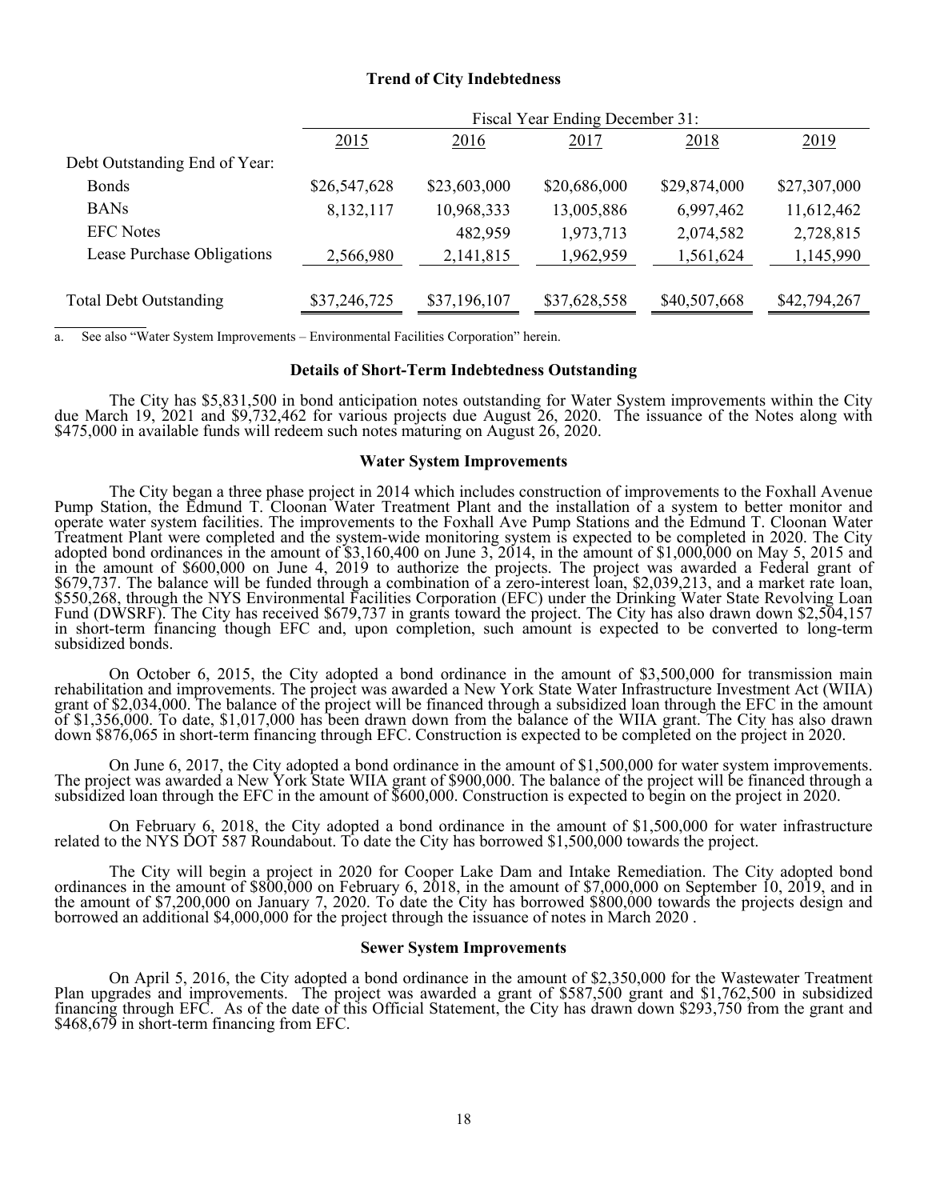## Trend of City Indebtedness

| | Fiscal Year Ending December 31: | | | | |
|---|---|---|---|---|---|
| | 2015 | 2016 | 2017 | 2018 | 2019 |
| Debt Outstanding End of Year: | | | | | |
| Bonds | $26,547,628 | $23,603,000 | $20,686,000 | $29,874,000 | $27,307,000 |
| BANs | 8,132,117 | 10,968,333 | 13,005,886 | 6,997,462 | 11,612,462 |
| EFC Notes | | 482,959 | 1,973,713 | 2,074,582 | 2,728,815 |
| Lease Purchase Obligations | 2,566,980 | 2,141,815 | 1,962,959 | 1,561,624 | 1,145,990 |
| Total Debt Outstanding | $37,246,725 | $37,196,107 | $37,628,558 | $40,507,668 | $42,794,267 |

a. See also "Water System Improvements – Environmental Facilities Corporation" herein.

### Details of Short-Term Indebtedness Outstanding

The City has $5,831,500 in bond anticipation notes outstanding for Water System improvements within the City due March 19, 2021 and $9,732,462 for various projects due August 26, 2020. The issuance of the Notes along with $475,000 in available funds will redeem such notes maturing on August 26, 2020.

### Water System Improvements

The City began a three phase project in 2014 which includes construction of improvements to the Foxhall Avenue Pump Station, the Edmund T. Cloonan Water Treatment Plant and the installation of a system to better monitor and operate water system facilities. The improvements to the Foxhall Ave Pump Stations and the Edmund T. Cloonan Water Treatment Plant were completed and the system-wide monitoring system is expected to be completed in 2020. The City adopted bond ordinances in the amount of $3,160,400 on June 3, 2014, in the amount of $1,000,000 on May 5, 2015 and in the amount of $600,000 on June 4, 2019 to authorize the projects. The project was awarded a Federal grant of $679,737. The balance will be funded through a combination of a zero-interest loan, $2,039,213, and a market rate loan, $550,268, through the NYS Environmental Facilities Corporation (EFC) under the Drinking Water State Revolving Loan Fund (DWSRF). The City has received $679,737 in grants toward the project. The City has also drawn down $2,504,157 in short-term financing though EFC and, upon completion, such amount is expected to be converted to long-term subsidized bonds.

On October 6, 2015, the City adopted a bond ordinance in the amount of $3,500,000 for transmission main rehabilitation and improvements. The project was awarded a New York State Water Infrastructure Investment Act (WIIA) grant of $2,034,000. The balance of the project will be financed through a subsidized loan through the EFC in the amount of $1,356,000. To date, $1,017,000 has been drawn down from the balance of the WIIA grant. The City has also drawn down $876,065 in short-term financing through EFC. Construction is expected to be completed on the project in 2020.

On June 6, 2017, the City adopted a bond ordinance in the amount of $1,500,000 for water system improvements. The project was awarded a New York State WIIA grant of $900,000. The balance of the project will be financed through a subsidized loan through the EFC in the amount of $600,000. Construction is expected to begin on the project in 2020.

On February 6, 2018, the City adopted a bond ordinance in the amount of $1,500,000 for water infrastructure related to the NYS DOT 587 Roundabout. To date the City has borrowed $1,500,000 towards the project.

The City will begin a project in 2020 for Cooper Lake Dam and Intake Remediation. The City adopted bond ordinances in the amount of $800,000 on February 6, 2018, in the amount of $7,000,000 on September 10, 2019, and in the amount of $7,200,000 on January 7, 2020. To date the City has borrowed $800,000 towards the projects design and borrowed an additional $4,000,000 for the project through the issuance of notes in March 2020 .

### Sewer System Improvements

On April 5, 2016, the City adopted a bond ordinance in the amount of $2,350,000 for the Wastewater Treatment Plan upgrades and improvements. The project was awarded a grant of $587,500 grant and $1,762,500 in subsidized financing through EFC. As of the date of this Official Statement, the City has drawn down $293,750 from the grant and $468,679 in short-term financing from EFC.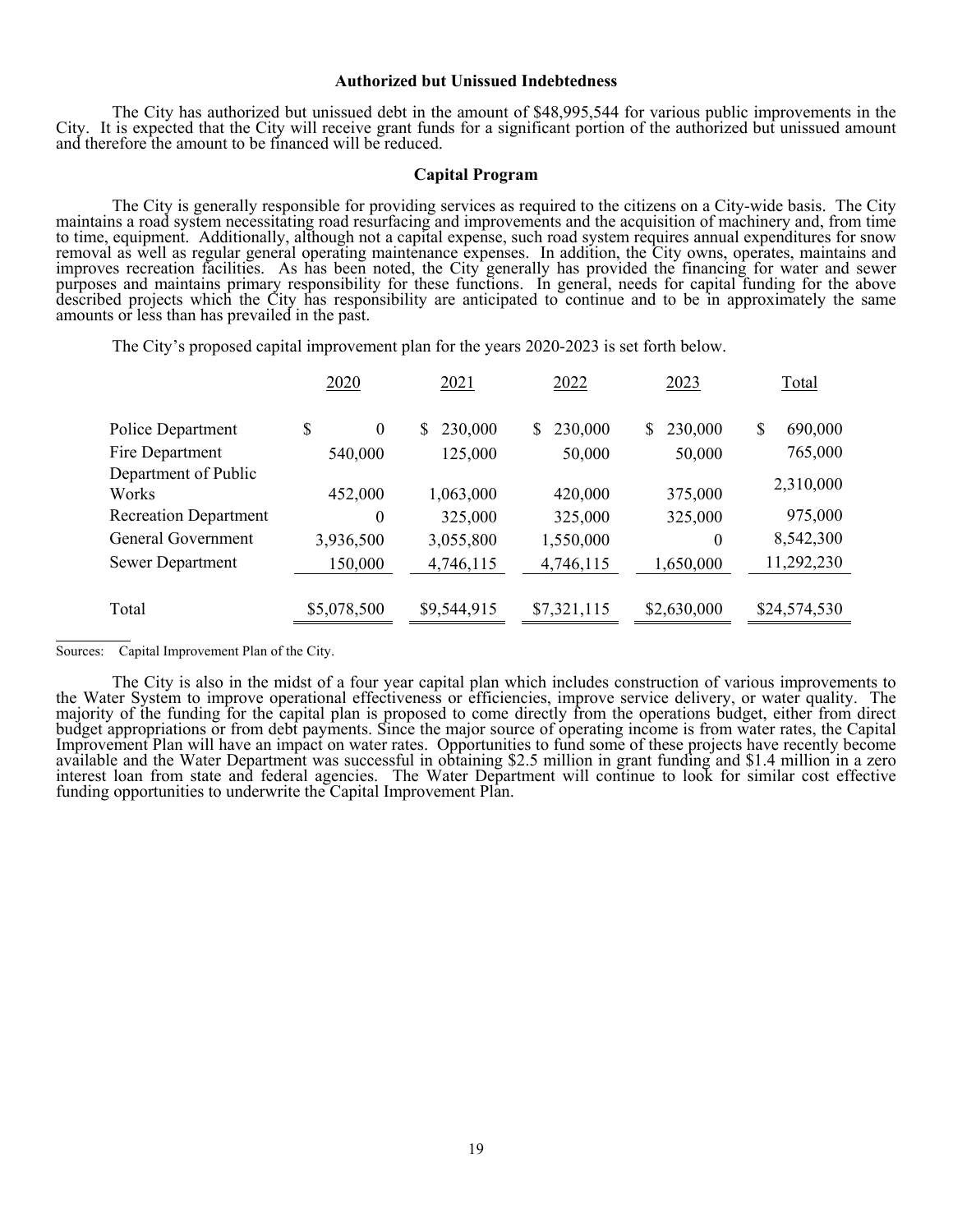### Authorized but Unissued Indebtedness

The City has authorized but unissued debt in the amount of $48,995,544 for various public improvements in the City. It is expected that the City will receive grant funds for a significant portion of the authorized but unissued amount and therefore the amount to be financed will be reduced.

### Capital Program

The City is generally responsible for providing services as required to the citizens on a City-wide basis. The City maintains a road system necessitating road resurfacing and improvements and the acquisition of machinery and, from time to time, equipment. Additionally, although not a capital expense, such road system requires annual expenditures for snow removal as well as regular general operating maintenance expenses. In addition, the City owns, operates, maintains and improves recreation facilities. As has been noted, the City generally has provided the financing for water and sewer purposes and maintains primary responsibility for these functions. In general, needs for capital funding for the above described projects which the City has responsibility are anticipated to continue and to be in approximately the same amounts or less than has prevailed in the past.

The City's proposed capital improvement plan for the years 2020-2023 is set forth below.

| | 2020 | 2021 | 2022 | 2023 | Total |
|---|---|---|---|---|---|
| Police Department | $ 0 | $ 230,000 | $ 230,000 | $ 230,000 | $ 690,000 |
| Fire Department | 540,000 | 125,000 | 50,000 | 50,000 | 765,000 |
| Department of Public Works | 452,000 | 1,063,000 | 420,000 | 375,000 | 2,310,000 |
| Recreation Department | 0 | 325,000 | 325,000 | 325,000 | 975,000 |
| General Government | 3,936,500 | 3,055,800 | 1,550,000 | 0 | 8,542,300 |
| Sewer Department | 150,000 | 4,746,115 | 4,746,115 | 1,650,000 | 11,292,230 |
| Total | $5,078,500 | $9,544,915 | $7,321,115 | $2,630,000 | $24,574,530 |

Sources: Capital Improvement Plan of the City.

The City is also in the midst of a four year capital plan which includes construction of various improvements to the Water System to improve operational effectiveness or efficiencies, improve service delivery, or water quality. The majority of the funding for the capital plan is proposed to come directly from the operations budget, either from direct budget appropriations or from debt payments. Since the major source of operating income is from water rates, the Capital Improvement Plan will have an impact on water rates. Opportunities to fund some of these projects have recently become available and the Water Department was successful in obtaining $2.5 million in grant funding and $1.4 million in a zero interest loan from state and federal agencies. The Water Department will continue to look for similar cost effective funding opportunities to underwrite the Capital Improvement Plan.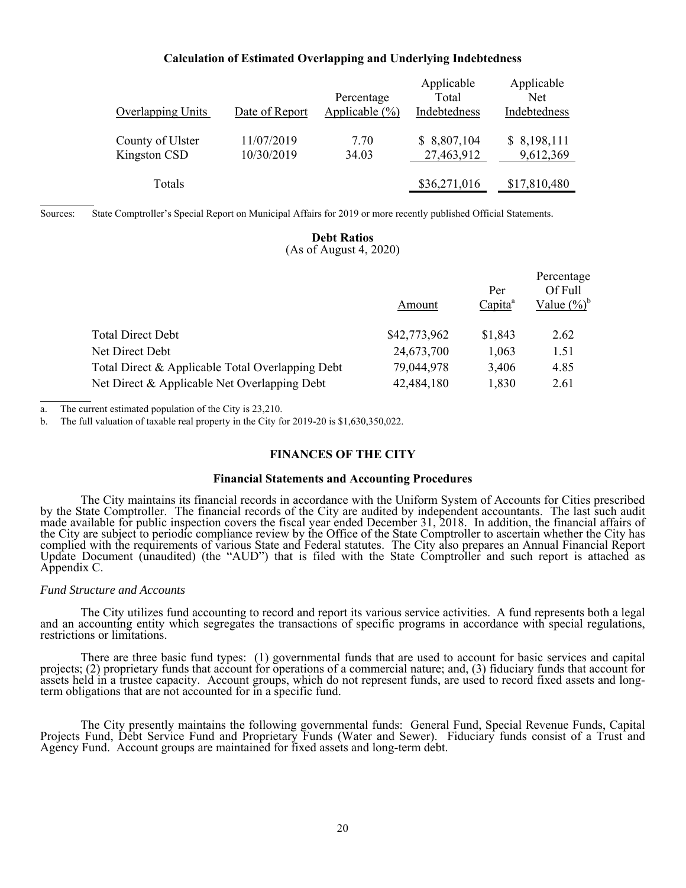### Calculation of Estimated Overlapping and Underlying Indebtedness

| Overlapping Units | Date of Report | Percentage Applicable (%) | Applicable Total Indebtedness | Applicable Net Indebtedness |
|---|---|---|---|---|
| County of Ulster | 11/07/2019 | 7.70 | $ 8,807,104 | $ 8,198,111 |
| Kingston CSD | 10/30/2019 | 34.03 | 27,463,912 | 9,612,369 |
| Totals | | | $36,271,016 | $17,810,480 |

Sources: State Comptroller's Special Report on Municipal Affairs for 2019 or more recently published Official Statements.

### Debt Ratios
(As of August 4, 2020)

| | Amount | Per Capita[a] | Percentage Of Full Value (%)[b] |
|---|---|---|---|
| Total Direct Debt | $42,773,962 | $1,843 | 2.62 |
| Net Direct Debt | 24,673,700 | 1,063 | 1.51 |
| Total Direct & Applicable Total Overlapping Debt | 79,044,978 | 3,406 | 4.85 |
| Net Direct & Applicable Net Overlapping Debt | 42,484,180 | 1,830 | 2.61 |

a. The current estimated population of the City is 23,210.

b. The full valuation of taxable real property in the City for 2019-20 is $1,630,350,022.

## FINANCES OF THE CITY

### Financial Statements and Accounting Procedures

The City maintains its financial records in accordance with the Uniform System of Accounts for Cities prescribed by the State Comptroller. The financial records of the City are audited by independent accountants. The last such audit made available for public inspection covers the fiscal year ended December 31, 2018. In addition, the financial affairs of the City are subject to periodic compliance review by the Office of the State Comptroller to ascertain whether the City has complied with the requirements of various State and Federal statutes. The City also prepares an Annual Financial Report Update Document (unaudited) (the "AUD") that is filed with the State Comptroller and such report is attached as Appendix C.

*Fund Structure and Accounts*

The City utilizes fund accounting to record and report its various service activities. A fund represents both a legal and an accounting entity which segregates the transactions of specific programs in accordance with special regulations, restrictions or limitations.

There are three basic fund types: (1) governmental funds that are used to account for basic services and capital projects; (2) proprietary funds that account for operations of a commercial nature; and, (3) fiduciary funds that account for assets held in a trustee capacity. Account groups, which do not represent funds, are used to record fixed assets and long-term obligations that are not accounted for in a specific fund.

The City presently maintains the following governmental funds: General Fund, Special Revenue Funds, Capital Projects Fund, Debt Service Fund and Proprietary Funds (Water and Sewer). Fiduciary funds consist of a Trust and Agency Fund. Account groups are maintained for fixed assets and long-term debt.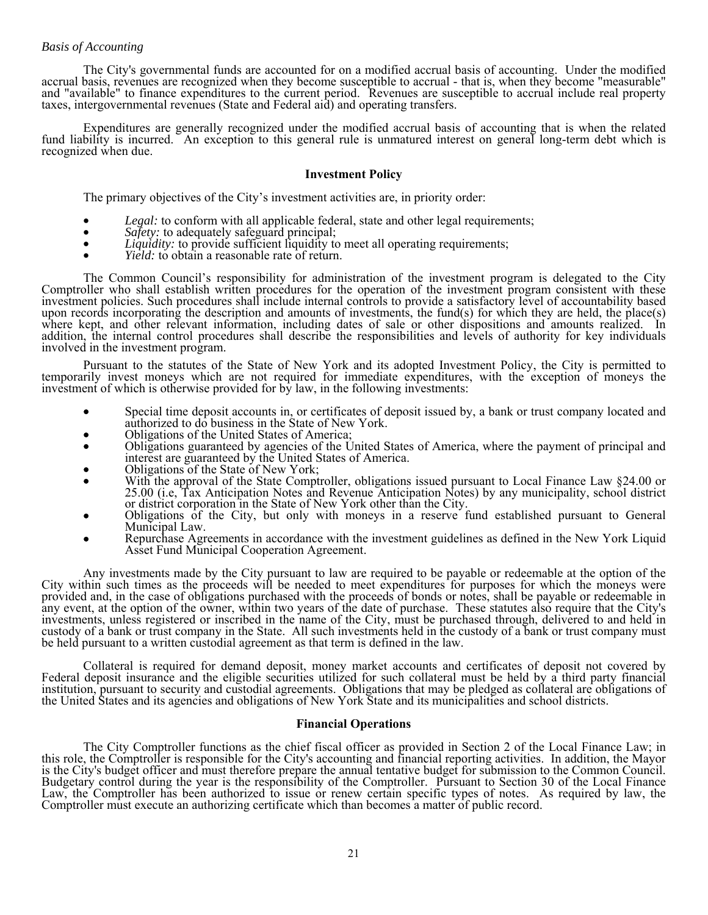*Basis of Accounting*

The City's governmental funds are accounted for on a modified accrual basis of accounting. Under the modified accrual basis, revenues are recognized when they become susceptible to accrual - that is, when they become "measurable" and "available" to finance expenditures to the current period. Revenues are susceptible to accrual include real property taxes, intergovernmental revenues (State and Federal aid) and operating transfers.

Expenditures are generally recognized under the modified accrual basis of accounting that is when the related fund liability is incurred. An exception to this general rule is unmatured interest on general long-term debt which is recognized when due.

## Investment Policy

The primary objectives of the City's investment activities are, in priority order:

- *Legal:* to conform with all applicable federal, state and other legal requirements;
- *Safety:* to adequately safeguard principal;
- *Liquidity:* to provide sufficient liquidity to meet all operating requirements;
- *Yield:* to obtain a reasonable rate of return.

The Common Council's responsibility for administration of the investment program is delegated to the City Comptroller who shall establish written procedures for the operation of the investment program consistent with these investment policies. Such procedures shall include internal controls to provide a satisfactory level of accountability based upon records incorporating the description and amounts of investments, the fund(s) for which they are held, the place(s) where kept, and other relevant information, including dates of sale or other dispositions and amounts realized. In addition, the internal control procedures shall describe the responsibilities and levels of authority for key individuals involved in the investment program.

Pursuant to the statutes of the State of New York and its adopted Investment Policy, the City is permitted to temporarily invest moneys which are not required for immediate expenditures, with the exception of moneys the investment of which is otherwise provided for by law, in the following investments:

- Special time deposit accounts in, or certificates of deposit issued by, a bank or trust company located and authorized to do business in the State of New York.
- Obligations of the United States of America;
- Obligations guaranteed by agencies of the United States of America, where the payment of principal and interest are guaranteed by the United States of America.
- Obligations of the State of New York;
- With the approval of the State Comptroller, obligations issued pursuant to Local Finance Law §24.00 or 25.00 (i.e, Tax Anticipation Notes and Revenue Anticipation Notes) by any municipality, school district or district corporation in the State of New York other than the City.
- Obligations of the City, but only with moneys in a reserve fund established pursuant to General Municipal Law.
- Repurchase Agreements in accordance with the investment guidelines as defined in the New York Liquid Asset Fund Municipal Cooperation Agreement.

Any investments made by the City pursuant to law are required to be payable or redeemable at the option of the City within such times as the proceeds will be needed to meet expenditures for purposes for which the moneys were provided and, in the case of obligations purchased with the proceeds of bonds or notes, shall be payable or redeemable in any event, at the option of the owner, within two years of the date of purchase. These statutes also require that the City's investments, unless registered or inscribed in the name of the City, must be purchased through, delivered to and held in custody of a bank or trust company in the State. All such investments held in the custody of a bank or trust company must be held pursuant to a written custodial agreement as that term is defined in the law.

Collateral is required for demand deposit, money market accounts and certificates of deposit not covered by Federal deposit insurance and the eligible securities utilized for such collateral must be held by a third party financial institution, pursuant to security and custodial agreements. Obligations that may be pledged as collateral are obligations of the United States and its agencies and obligations of New York State and its municipalities and school districts.

## Financial Operations

The City Comptroller functions as the chief fiscal officer as provided in Section 2 of the Local Finance Law; in this role, the Comptroller is responsible for the City's accounting and financial reporting activities. In addition, the Mayor is the City's budget officer and must therefore prepare the annual tentative budget for submission to the Common Council. Budgetary control during the year is the responsibility of the Comptroller. Pursuant to Section 30 of the Local Finance Law, the Comptroller has been authorized to issue or renew certain specific types of notes. As required by law, the Comptroller must execute an authorizing certificate which than becomes a matter of public record.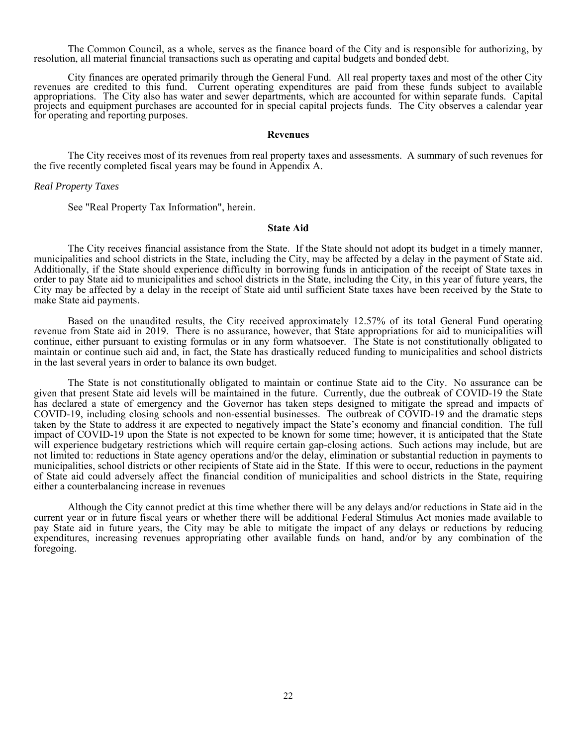The Common Council, as a whole, serves as the finance board of the City and is responsible for authorizing, by resolution, all material financial transactions such as operating and capital budgets and bonded debt.

City finances are operated primarily through the General Fund. All real property taxes and most of the other City revenues are credited to this fund. Current operating expenditures are paid from these funds subject to available appropriations. The City also has water and sewer departments, which are accounted for within separate funds. Capital projects and equipment purchases are accounted for in special capital projects funds. The City observes a calendar year for operating and reporting purposes.

## Revenues

The City receives most of its revenues from real property taxes and assessments. A summary of such revenues for the five recently completed fiscal years may be found in Appendix A.

*Real Property Taxes*

See "Real Property Tax Information", herein.

## State Aid

The City receives financial assistance from the State. If the State should not adopt its budget in a timely manner, municipalities and school districts in the State, including the City, may be affected by a delay in the payment of State aid. Additionally, if the State should experience difficulty in borrowing funds in anticipation of the receipt of State taxes in order to pay State aid to municipalities and school districts in the State, including the City, in this year of future years, the City may be affected by a delay in the receipt of State aid until sufficient State taxes have been received by the State to make State aid payments.

Based on the unaudited results, the City received approximately 12.57% of its total General Fund operating revenue from State aid in 2019. There is no assurance, however, that State appropriations for aid to municipalities will continue, either pursuant to existing formulas or in any form whatsoever. The State is not constitutionally obligated to maintain or continue such aid and, in fact, the State has drastically reduced funding to municipalities and school districts in the last several years in order to balance its own budget.

The State is not constitutionally obligated to maintain or continue State aid to the City. No assurance can be given that present State aid levels will be maintained in the future. Currently, due the outbreak of COVID-19 the State has declared a state of emergency and the Governor has taken steps designed to mitigate the spread and impacts of COVID-19, including closing schools and non-essential businesses. The outbreak of COVID-19 and the dramatic steps taken by the State to address it are expected to negatively impact the State's economy and financial condition. The full impact of COVID-19 upon the State is not expected to be known for some time; however, it is anticipated that the State will experience budgetary restrictions which will require certain gap-closing actions. Such actions may include, but are not limited to: reductions in State agency operations and/or the delay, elimination or substantial reduction in payments to municipalities, school districts or other recipients of State aid in the State. If this were to occur, reductions in the payment of State aid could adversely affect the financial condition of municipalities and school districts in the State, requiring either a counterbalancing increase in revenues

Although the City cannot predict at this time whether there will be any delays and/or reductions in State aid in the current year or in future fiscal years or whether there will be additional Federal Stimulus Act monies made available to pay State aid in future years, the City may be able to mitigate the impact of any delays or reductions by reducing expenditures, increasing revenues appropriating other available funds on hand, and/or by any combination of the foregoing.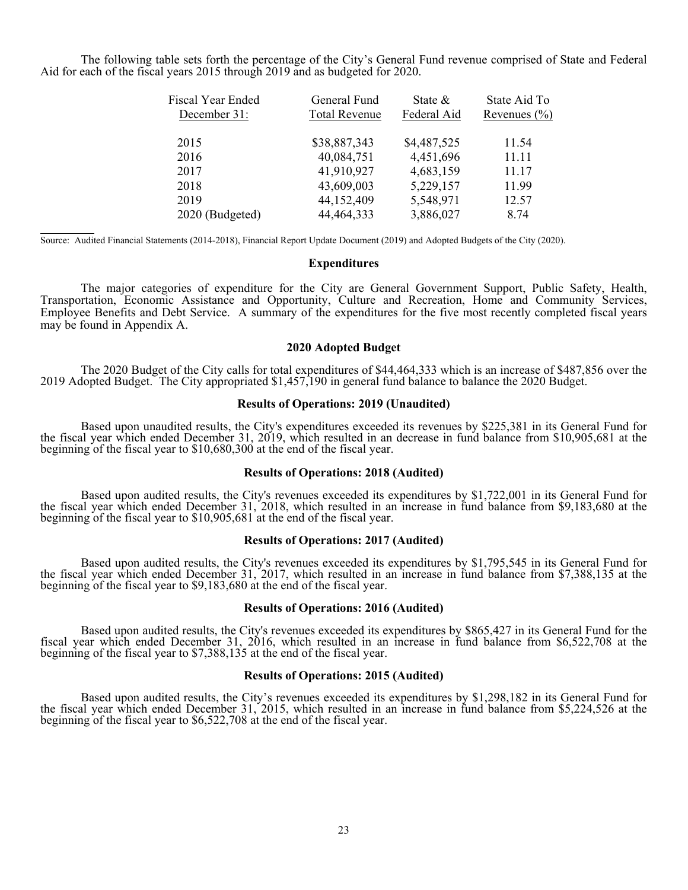The following table sets forth the percentage of the City's General Fund revenue comprised of State and Federal Aid for each of the fiscal years 2015 through 2019 and as budgeted for 2020.

| Fiscal Year Ended December 31: | General Fund Total Revenue | State & Federal Aid | State Aid To Revenues (%) |
|---|---|---|---|
| 2015 | $38,887,343 | $4,487,525 | 11.54 |
| 2016 | 40,084,751 | 4,451,696 | 11.11 |
| 2017 | 41,910,927 | 4,683,159 | 11.17 |
| 2018 | 43,609,003 | 5,229,157 | 11.99 |
| 2019 | 44,152,409 | 5,548,971 | 12.57 |
| 2020 (Budgeted) | 44,464,333 | 3,886,027 | 8.74 |

Source: Audited Financial Statements (2014-2018), Financial Report Update Document (2019) and Adopted Budgets of the City (2020).

### Expenditures

The major categories of expenditure for the City are General Government Support, Public Safety, Health, Transportation, Economic Assistance and Opportunity, Culture and Recreation, Home and Community Services, Employee Benefits and Debt Service. A summary of the expenditures for the five most recently completed fiscal years may be found in Appendix A.

### 2020 Adopted Budget

The 2020 Budget of the City calls for total expenditures of $44,464,333 which is an increase of $487,856 over the 2019 Adopted Budget. The City appropriated $1,457,190 in general fund balance to balance the 2020 Budget.

### Results of Operations: 2019 (Unaudited)

Based upon unaudited results, the City's expenditures exceeded its revenues by $225,381 in its General Fund for the fiscal year which ended December 31, 2019, which resulted in an decrease in fund balance from $10,905,681 at the beginning of the fiscal year to $10,680,300 at the end of the fiscal year.

### Results of Operations: 2018 (Audited)

Based upon audited results, the City's revenues exceeded its expenditures by $1,722,001 in its General Fund for the fiscal year which ended December 31, 2018, which resulted in an increase in fund balance from $9,183,680 at the beginning of the fiscal year to $10,905,681 at the end of the fiscal year.

### Results of Operations: 2017 (Audited)

Based upon audited results, the City's revenues exceeded its expenditures by $1,795,545 in its General Fund for the fiscal year which ended December 31, 2017, which resulted in an increase in fund balance from $7,388,135 at the beginning of the fiscal year to $9,183,680 at the end of the fiscal year.

### Results of Operations: 2016 (Audited)

Based upon audited results, the City's revenues exceeded its expenditures by $865,427 in its General Fund for the fiscal year which ended December 31, 2016, which resulted in an increase in fund balance from $6,522,708 at the beginning of the fiscal year to $7,388,135 at the end of the fiscal year.

### Results of Operations: 2015 (Audited)

Based upon audited results, the City's revenues exceeded its expenditures by $1,298,182 in its General Fund for the fiscal year which ended December 31, 2015, which resulted in an increase in fund balance from $5,224,526 at the beginning of the fiscal year to $6,522,708 at the end of the fiscal year.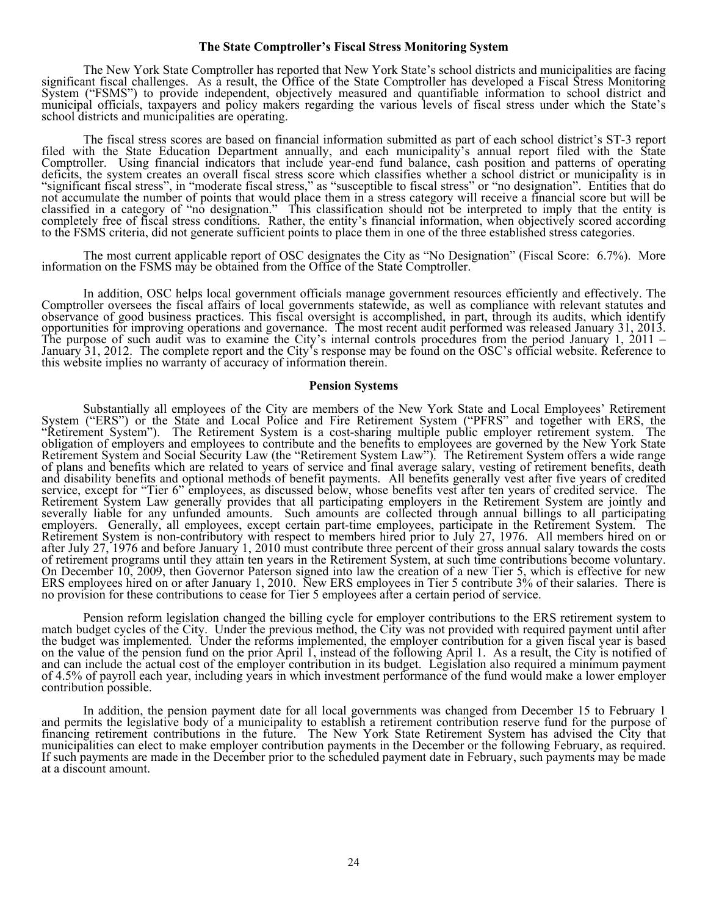## The State Comptroller's Fiscal Stress Monitoring System

The New York State Comptroller has reported that New York State's school districts and municipalities are facing significant fiscal challenges. As a result, the Office of the State Comptroller has developed a Fiscal Stress Monitoring System ("FSMS") to provide independent, objectively measured and quantifiable information to school district and municipal officials, taxpayers and policy makers regarding the various levels of fiscal stress under which the State's school districts and municipalities are operating.

The fiscal stress scores are based on financial information submitted as part of each school district's ST-3 report filed with the State Education Department annually, and each municipality's annual report filed with the State Comptroller. Using financial indicators that include year-end fund balance, cash position and patterns of operating deficits, the system creates an overall fiscal stress score which classifies whether a school district or municipality is in "significant fiscal stress", in "moderate fiscal stress," as "susceptible to fiscal stress" or "no designation". Entities that do not accumulate the number of points that would place them in a stress category will receive a financial score but will be classified in a category of "no designation." This classification should not be interpreted to imply that the entity is completely free of fiscal stress conditions. Rather, the entity's financial information, when objectively scored according to the FSMS criteria, did not generate sufficient points to place them in one of the three established stress categories.

The most current applicable report of OSC designates the City as "No Designation" (Fiscal Score: 6.7%). More information on the FSMS may be obtained from the Office of the State Comptroller.

In addition, OSC helps local government officials manage government resources efficiently and effectively. The Comptroller oversees the fiscal affairs of local governments statewide, as well as compliance with relevant statutes and observance of good business practices. This fiscal oversight is accomplished, in part, through its audits, which identify opportunities for improving operations and governance. The most recent audit performed was released January 31, 2013. The purpose of such audit was to examine the City's internal controls procedures from the period January 1, 2011 – January 31, 2012. The complete report and the City's response may be found on the OSC's official website. Reference to this website implies no warranty of accuracy of information therein.

## Pension Systems

Substantially all employees of the City are members of the New York State and Local Employees' Retirement System ("ERS") or the State and Local Police and Fire Retirement System ("PFRS" and together with ERS, the "Retirement System"). The Retirement System is a cost-sharing multiple public employer retirement system. The obligation of employers and employees to contribute and the benefits to employees are governed by the New York State Retirement System and Social Security Law (the "Retirement System Law"). The Retirement System offers a wide range of plans and benefits which are related to years of service and final average salary, vesting of retirement benefits, death and disability benefits and optional methods of benefit payments. All benefits generally vest after five years of credited service, except for "Tier 6" employees, as discussed below, whose benefits vest after ten years of credited service. The Retirement System Law generally provides that all participating employers in the Retirement System are jointly and severally liable for any unfunded amounts. Such amounts are collected through annual billings to all participating employers. Generally, all employees, except certain part-time employees, participate in the Retirement System. The Retirement System is non-contributory with respect to members hired prior to July 27, 1976. All members hired on or after July 27, 1976 and before January 1, 2010 must contribute three percent of their gross annual salary towards the costs of retirement programs until they attain ten years in the Retirement System, at such time contributions become voluntary. On December 10, 2009, then Governor Paterson signed into law the creation of a new Tier 5, which is effective for new ERS employees hired on or after January 1, 2010. New ERS employees in Tier 5 contribute 3% of their salaries. There is no provision for these contributions to cease for Tier 5 employees after a certain period of service.

Pension reform legislation changed the billing cycle for employer contributions to the ERS retirement system to match budget cycles of the City. Under the previous method, the City was not provided with required payment until after the budget was implemented. Under the reforms implemented, the employer contribution for a given fiscal year is based on the value of the pension fund on the prior April 1, instead of the following April 1. As a result, the City is notified of and can include the actual cost of the employer contribution in its budget. Legislation also required a minimum payment of 4.5% of payroll each year, including years in which investment performance of the fund would make a lower employer contribution possible.

In addition, the pension payment date for all local governments was changed from December 15 to February 1 and permits the legislative body of a municipality to establish a retirement contribution reserve fund for the purpose of financing retirement contributions in the future. The New York State Retirement System has advised the City that municipalities can elect to make employer contribution payments in the December or the following February, as required. If such payments are made in the December prior to the scheduled payment date in February, such payments may be made at a discount amount.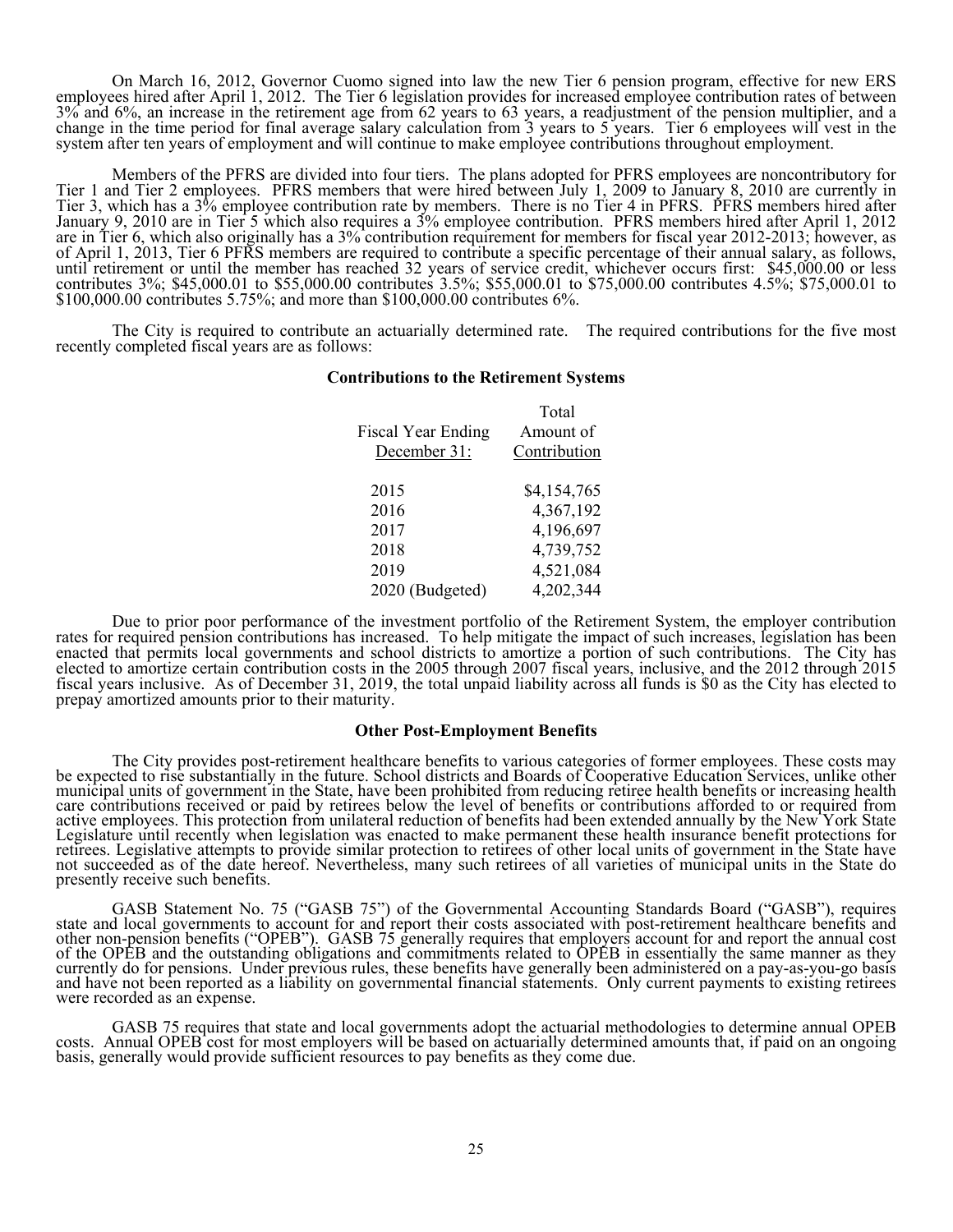On March 16, 2012, Governor Cuomo signed into law the new Tier 6 pension program, effective for new ERS employees hired after April 1, 2012. The Tier 6 legislation provides for increased employee contribution rates of between 3% and 6%, an increase in the retirement age from 62 years to 63 years, a readjustment of the pension multiplier, and a change in the time period for final average salary calculation from 3 years to 5 years. Tier 6 employees will vest in the system after ten years of employment and will continue to make employee contributions throughout employment.

Members of the PFRS are divided into four tiers. The plans adopted for PFRS employees are noncontributory for Tier 1 and Tier 2 employees. PFRS members that were hired between July 1, 2009 to January 8, 2010 are currently in Tier 3, which has a 3% employee contribution rate by members. There is no Tier 4 in PFRS. PFRS members hired after January 9, 2010 are in Tier 5 which also requires a 3% employee contribution. PFRS members hired after April 1, 2012 are in Tier 6, which also originally has a 3% contribution requirement for members for fiscal year 2012-2013; however, as of April 1, 2013, Tier 6 PFRS members are required to contribute a specific percentage of their annual salary, as follows, until retirement or until the member has reached 32 years of service credit, whichever occurs first: $45,000.00 or less contributes 3%; $45,000.01 to $55,000.00 contributes 3.5%; $55,000.01 to $75,000.00 contributes 4.5%; $75,000.01 to $100,000.00 contributes 5.75%; and more than $100,000.00 contributes 6%.

The City is required to contribute an actuarially determined rate. The required contributions for the five most recently completed fiscal years are as follows:

**Contributions to the Retirement Systems**

| Fiscal Year Ending December 31: | Total Amount of Contribution |
|---|---|
| 2015 | $4,154,765 |
| 2016 | 4,367,192 |
| 2017 | 4,196,697 |
| 2018 | 4,739,752 |
| 2019 | 4,521,084 |
| 2020 (Budgeted) | 4,202,344 |

Due to prior poor performance of the investment portfolio of the Retirement System, the employer contribution rates for required pension contributions has increased. To help mitigate the impact of such increases, legislation has been enacted that permits local governments and school districts to amortize a portion of such contributions. The City has elected to amortize certain contribution costs in the 2005 through 2007 fiscal years, inclusive, and the 2012 through 2015 fiscal years inclusive. As of December 31, 2019, the total unpaid liability across all funds is $0 as the City has elected to prepay amortized amounts prior to their maturity.

**Other Post-Employment Benefits**

The City provides post-retirement healthcare benefits to various categories of former employees. These costs may be expected to rise substantially in the future. School districts and Boards of Cooperative Education Services, unlike other municipal units of government in the State, have been prohibited from reducing retiree health benefits or increasing health care contributions received or paid by retirees below the level of benefits or contributions afforded to or required from active employees. This protection from unilateral reduction of benefits had been extended annually by the New York State Legislature until recently when legislation was enacted to make permanent these health insurance benefit protections for retirees. Legislative attempts to provide similar protection to retirees of other local units of government in the State have not succeeded as of the date hereof. Nevertheless, many such retirees of all varieties of municipal units in the State do presently receive such benefits.

GASB Statement No. 75 ("GASB 75") of the Governmental Accounting Standards Board ("GASB"), requires state and local governments to account for and report their costs associated with post-retirement healthcare benefits and other non-pension benefits ("OPEB"). GASB 75 generally requires that employers account for and report the annual cost of the OPEB and the outstanding obligations and commitments related to OPEB in essentially the same manner as they currently do for pensions. Under previous rules, these benefits have generally been administered on a pay-as-you-go basis and have not been reported as a liability on governmental financial statements. Only current payments to existing retirees were recorded as an expense.

GASB 75 requires that state and local governments adopt the actuarial methodologies to determine annual OPEB costs. Annual OPEB cost for most employers will be based on actuarially determined amounts that, if paid on an ongoing basis, generally would provide sufficient resources to pay benefits as they come due.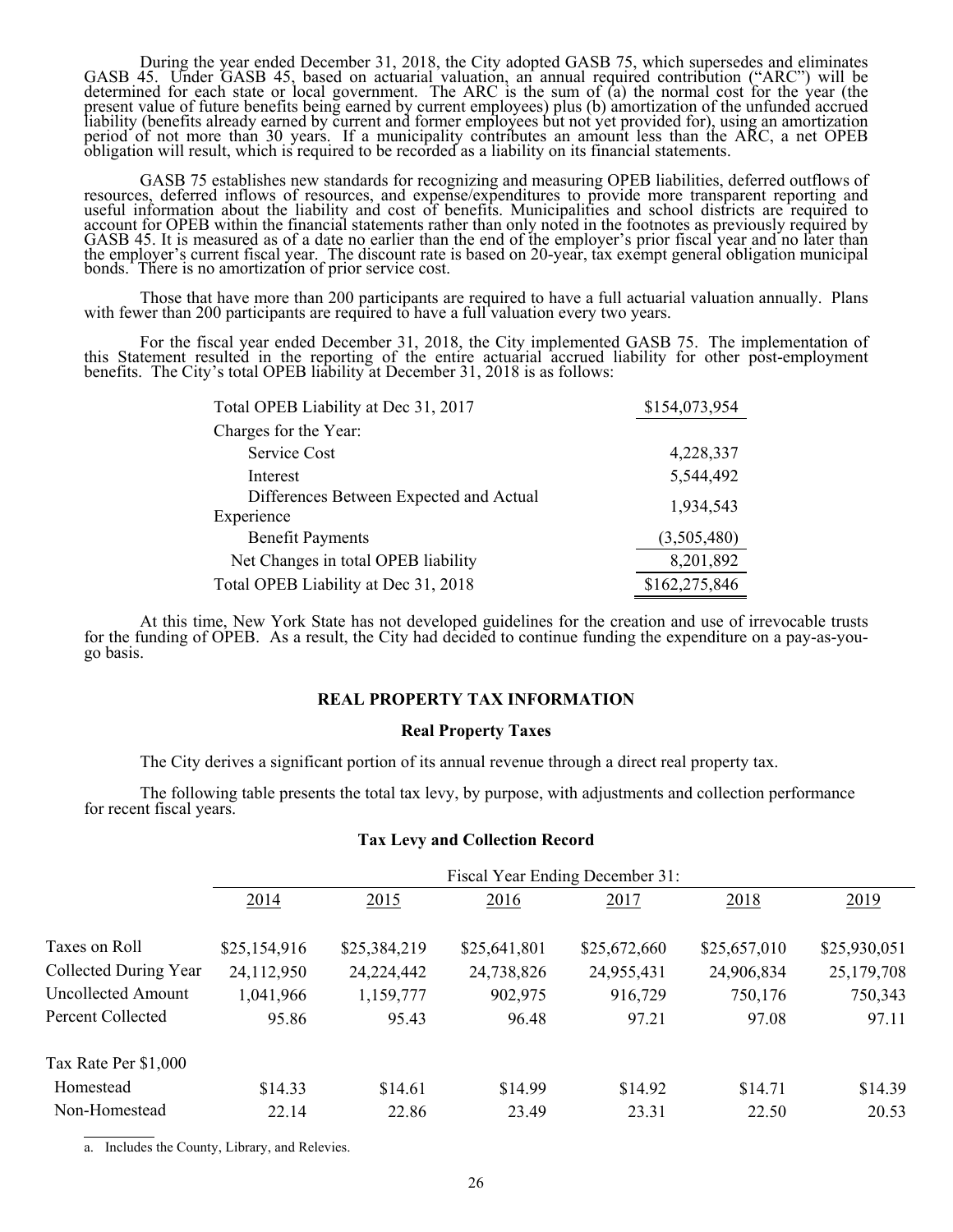During the year ended December 31, 2018, the City adopted GASB 75, which supersedes and eliminates GASB 45. Under GASB 45, based on actuarial valuation, an annual required contribution ("ARC") will be determined for each state or local government. The ARC is the sum of (a) the normal cost for the year (the present value of future benefits being earned by current employees) plus (b) amortization of the unfunded accrued liability (benefits already earned by current and former employees but not yet provided for), using an amortization period of not more than 30 years. If a municipality contributes an amount less than the ARC, a net OPEB obligation will result, which is required to be recorded as a liability on its financial statements.

GASB 75 establishes new standards for recognizing and measuring OPEB liabilities, deferred outflows of resources, deferred inflows of resources, and expense/expenditures to provide more transparent reporting and useful information about the liability and cost of benefits. Municipalities and school districts are required to account for OPEB within the financial statements rather than only noted in the footnotes as previously required by GASB 45. It is measured as of a date no earlier than the end of the employer's prior fiscal year and no later than the employer's current fiscal year. The discount rate is based on 20-year, tax exempt general obligation municipal bonds. There is no amortization of prior service cost.

Those that have more than 200 participants are required to have a full actuarial valuation annually. Plans with fewer than 200 participants are required to have a full valuation every two years.

For the fiscal year ended December 31, 2018, the City implemented GASB 75. The implementation of this Statement resulted in the reporting of the entire actuarial accrued liability for other post-employment benefits. The City's total OPEB liability at December 31, 2018 is as follows:

| | |
|---|---|
| Total OPEB Liability at Dec 31, 2017 | $154,073,954 |
| Charges for the Year: | |
| Service Cost | 4,228,337 |
| Interest | 5,544,492 |
| Differences Between Expected and Actual Experience | 1,934,543 |
| Benefit Payments | (3,505,480) |
| Net Changes in total OPEB liability | 8,201,892 |
| Total OPEB Liability at Dec 31, 2018 | $162,275,846 |

At this time, New York State has not developed guidelines for the creation and use of irrevocable trusts for the funding of OPEB. As a result, the City had decided to continue funding the expenditure on a pay-as-you-go basis.

## REAL PROPERTY TAX INFORMATION

### Real Property Taxes

The City derives a significant portion of its annual revenue through a direct real property tax.

The following table presents the total tax levy, by purpose, with adjustments and collection performance for recent fiscal years.

### Tax Levy and Collection Record

| | Fiscal Year Ending December 31: | | | | | |
|---|---|---|---|---|---|---|
| | 2014 | 2015 | 2016 | 2017 | 2018 | 2019 |
| Taxes on Roll | $25,154,916 | $25,384,219 | $25,641,801 | $25,672,660 | $25,657,010 | $25,930,051 |
| Collected During Year | 24,112,950 | 24,224,442 | 24,738,826 | 24,955,431 | 24,906,834 | 25,179,708 |
| Uncollected Amount | 1,041,966 | 1,159,777 | 902,975 | 916,729 | 750,176 | 750,343 |
| Percent Collected | 95.86 | 95.43 | 96.48 | 97.21 | 97.08 | 97.11 |
| Tax Rate Per $1,000 | | | | | | |
| Homestead | $14.33 | $14.61 | $14.99 | $14.92 | $14.71 | $14.39 |
| Non-Homestead | 22.14 | 22.86 | 23.49 | 23.31 | 22.50 | 20.53 |

a. Includes the County, Library, and Relevies.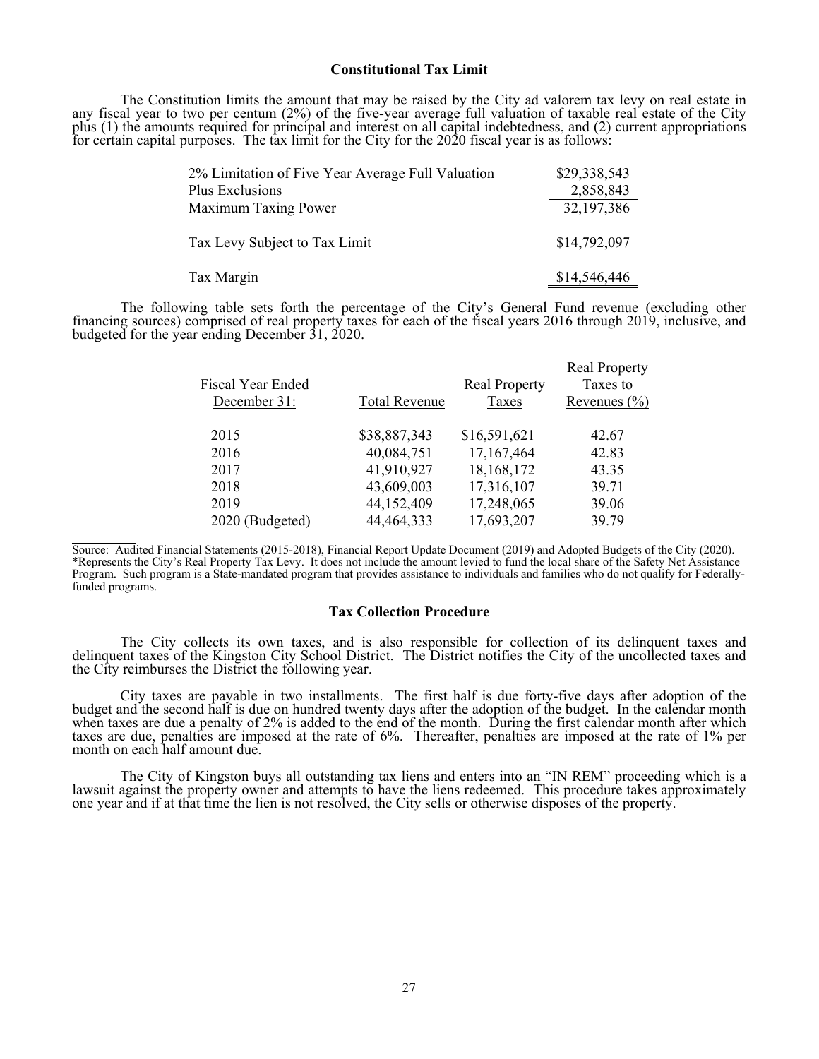### Constitutional Tax Limit

The Constitution limits the amount that may be raised by the City ad valorem tax levy on real estate in any fiscal year to two per centum (2%) of the five-year average full valuation of taxable real estate of the City plus (1) the amounts required for principal and interest on all capital indebtedness, and (2) current appropriations for certain capital purposes. The tax limit for the City for the 2020 fiscal year is as follows:

| | |
|---|---|
| 2% Limitation of Five Year Average Full Valuation | \$29,338,543 |
| Plus Exclusions | 2,858,843 |
| Maximum Taxing Power | 32,197,386 |
| Tax Levy Subject to Tax Limit | \$14,792,097 |
| Tax Margin | \$14,546,446 |

The following table sets forth the percentage of the City's General Fund revenue (excluding other financing sources) comprised of real property taxes for each of the fiscal years 2016 through 2019, inclusive, and budgeted for the year ending December 31, 2020.

| Fiscal Year Ended December 31: | Total Revenue | Real Property Taxes | Real Property Taxes to Revenues (%) |
|---|---|---|---|
| 2015 | \$38,887,343 | \$16,591,621 | 42.67 |
| 2016 | 40,084,751 | 17,167,464 | 42.83 |
| 2017 | 41,910,927 | 18,168,172 | 43.35 |
| 2018 | 43,609,003 | 17,316,107 | 39.71 |
| 2019 | 44,152,409 | 17,248,065 | 39.06 |
| 2020 (Budgeted) | 44,464,333 | 17,693,207 | 39.79 |

Source: Audited Financial Statements (2015-2018), Financial Report Update Document (2019) and Adopted Budgets of the City (2020).
*Represents the City's Real Property Tax Levy. It does not include the amount levied to fund the local share of the Safety Net Assistance Program. Such program is a State-mandated program that provides assistance to individuals and families who do not qualify for Federally-funded programs.

### Tax Collection Procedure

The City collects its own taxes, and is also responsible for collection of its delinquent taxes and delinquent taxes of the Kingston City School District. The District notifies the City of the uncollected taxes and the City reimburses the District the following year.

City taxes are payable in two installments. The first half is due forty-five days after adoption of the budget and the second half is due on hundred twenty days after the adoption of the budget. In the calendar month when taxes are due a penalty of 2% is added to the end of the month. During the first calendar month after which taxes are due, penalties are imposed at the rate of 6%. Thereafter, penalties are imposed at the rate of 1% per month on each half amount due.

The City of Kingston buys all outstanding tax liens and enters into an "IN REM" proceeding which is a lawsuit against the property owner and attempts to have the liens redeemed. This procedure takes approximately one year and if at that time the lien is not resolved, the City sells or otherwise disposes of the property.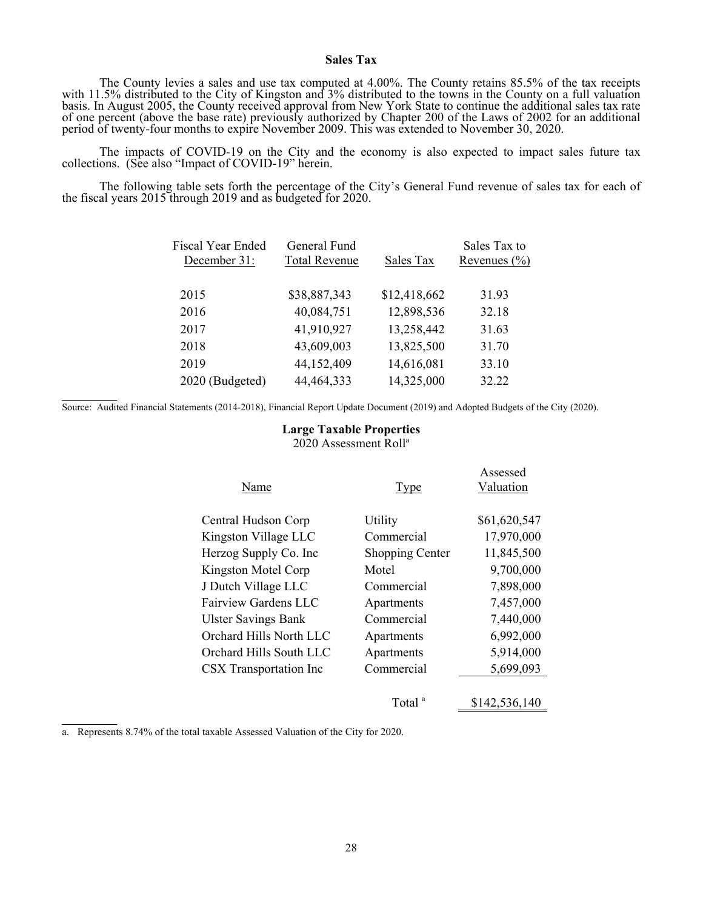## Sales Tax

The County levies a sales and use tax computed at 4.00%. The County retains 85.5% of the tax receipts with 11.5% distributed to the City of Kingston and 3% distributed to the towns in the County on a full valuation basis. In August 2005, the County received approval from New York State to continue the additional sales tax rate of one percent (above the base rate) previously authorized by Chapter 200 of the Laws of 2002 for an additional period of twenty-four months to expire November 2009. This was extended to November 30, 2020.

The impacts of COVID-19 on the City and the economy is also expected to impact sales future tax collections. (See also "Impact of COVID-19" herein.

The following table sets forth the percentage of the City's General Fund revenue of sales tax for each of the fiscal years 2015 through 2019 and as budgeted for 2020.

| Fiscal Year Ended December 31: | General Fund Total Revenue | Sales Tax | Sales Tax to Revenues (%) |
|---|---|---|---|
| 2015 | $38,887,343 | $12,418,662 | 31.93 |
| 2016 | 40,084,751 | 12,898,536 | 32.18 |
| 2017 | 41,910,927 | 13,258,442 | 31.63 |
| 2018 | 43,609,003 | 13,825,500 | 31.70 |
| 2019 | 44,152,409 | 14,616,081 | 33.10 |
| 2020 (Budgeted) | 44,464,333 | 14,325,000 | 32.22 |

Source: Audited Financial Statements (2014-2018), Financial Report Update Document (2019) and Adopted Budgets of the City (2020).

### Large Taxable Properties

2020 Assessment Roll[a]

| Name | Type | Assessed Valuation |
|---|---|---|
| Central Hudson Corp | Utility | $61,620,547 |
| Kingston Village LLC | Commercial | 17,970,000 |
| Herzog Supply Co. Inc | Shopping Center | 11,845,500 |
| Kingston Motel Corp | Motel | 9,700,000 |
| J Dutch Village LLC | Commercial | 7,898,000 |
| Fairview Gardens LLC | Apartments | 7,457,000 |
| Ulster Savings Bank | Commercial | 7,440,000 |
| Orchard Hills North LLC | Apartments | 6,992,000 |
| Orchard Hills South LLC | Apartments | 5,914,000 |
| CSX Transportation Inc | Commercial | 5,699,093 |
| | Total [a] | $142,536,140 |

a. Represents 8.74% of the total taxable Assessed Valuation of the City for 2020.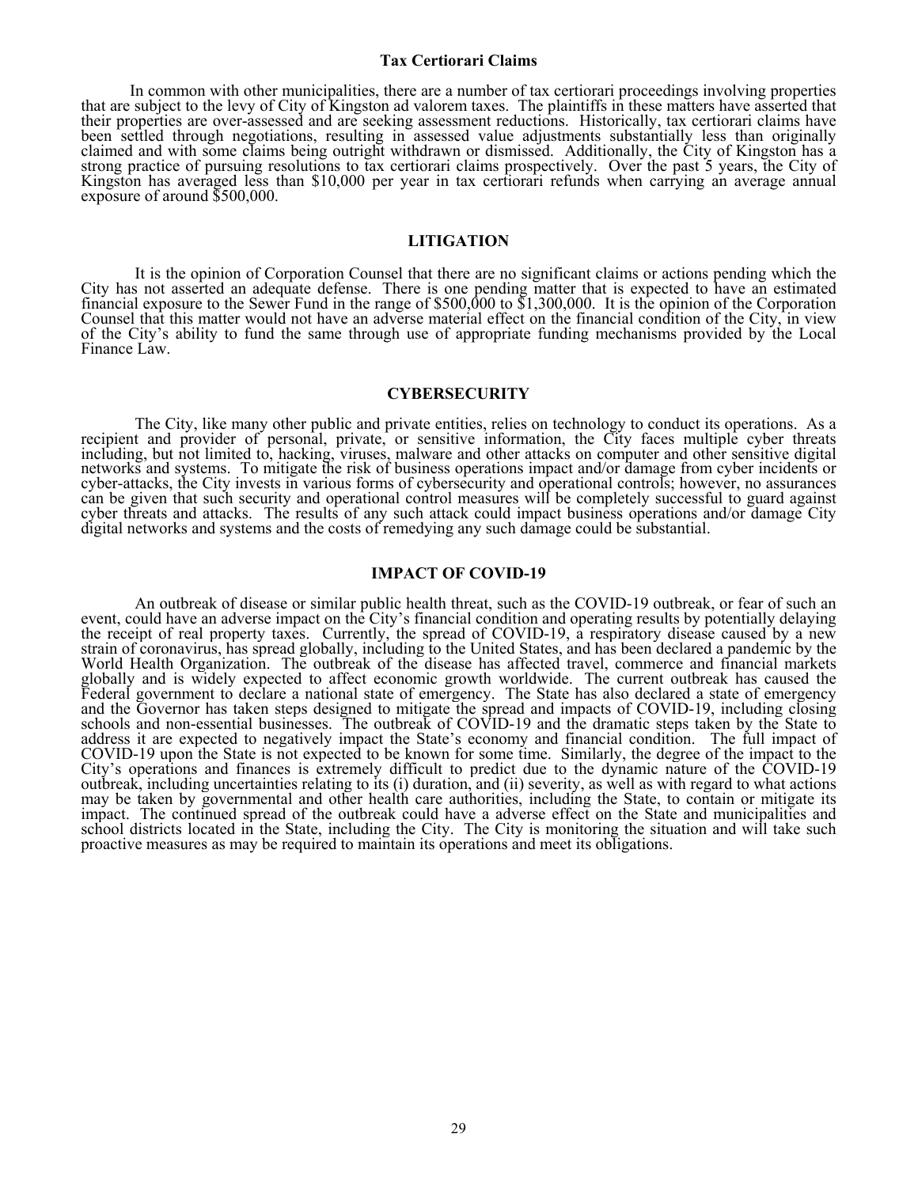### Tax Certiorari Claims

In common with other municipalities, there are a number of tax certiorari proceedings involving properties that are subject to the levy of City of Kingston ad valorem taxes. The plaintiffs in these matters have asserted that their properties are over-assessed and are seeking assessment reductions. Historically, tax certiorari claims have been settled through negotiations, resulting in assessed value adjustments substantially less than originally claimed and with some claims being outright withdrawn or dismissed. Additionally, the City of Kingston has a strong practice of pursuing resolutions to tax certiorari claims prospectively. Over the past 5 years, the City of Kingston has averaged less than $10,000 per year in tax certiorari refunds when carrying an average annual exposure of around $500,000.

## LITIGATION

It is the opinion of Corporation Counsel that there are no significant claims or actions pending which the City has not asserted an adequate defense. There is one pending matter that is expected to have an estimated financial exposure to the Sewer Fund in the range of $500,000 to $1,300,000. It is the opinion of the Corporation Counsel that this matter would not have an adverse material effect on the financial condition of the City, in view of the City's ability to fund the same through use of appropriate funding mechanisms provided by the Local Finance Law.

## CYBERSECURITY

The City, like many other public and private entities, relies on technology to conduct its operations. As a recipient and provider of personal, private, or sensitive information, the City faces multiple cyber threats including, but not limited to, hacking, viruses, malware and other attacks on computer and other sensitive digital networks and systems. To mitigate the risk of business operations impact and/or damage from cyber incidents or cyber-attacks, the City invests in various forms of cybersecurity and operational controls; however, no assurances can be given that such security and operational control measures will be completely successful to guard against cyber threats and attacks. The results of any such attack could impact business operations and/or damage City digital networks and systems and the costs of remedying any such damage could be substantial.

## IMPACT OF COVID-19

An outbreak of disease or similar public health threat, such as the COVID-19 outbreak, or fear of such an event, could have an adverse impact on the City's financial condition and operating results by potentially delaying the receipt of real property taxes. Currently, the spread of COVID-19, a respiratory disease caused by a new strain of coronavirus, has spread globally, including to the United States, and has been declared a pandemic by the World Health Organization. The outbreak of the disease has affected travel, commerce and financial markets globally and is widely expected to affect economic growth worldwide. The current outbreak has caused the Federal government to declare a national state of emergency. The State has also declared a state of emergency and the Governor has taken steps designed to mitigate the spread and impacts of COVID-19, including closing schools and non-essential businesses. The outbreak of COVID-19 and the dramatic steps taken by the State to address it are expected to negatively impact the State's economy and financial condition. The full impact of COVID-19 upon the State is not expected to be known for some time. Similarly, the degree of the impact to the City's operations and finances is extremely difficult to predict due to the dynamic nature of the COVID-19 outbreak, including uncertainties relating to its (i) duration, and (ii) severity, as well as with regard to what actions may be taken by governmental and other health care authorities, including the State, to contain or mitigate its impact. The continued spread of the outbreak could have a adverse effect on the State and municipalities and school districts located in the State, including the City. The City is monitoring the situation and will take such proactive measures as may be required to maintain its operations and meet its obligations.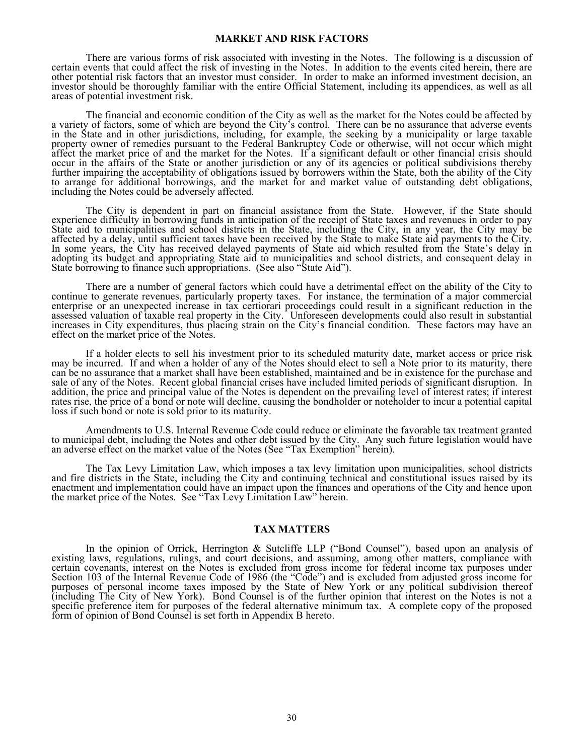## MARKET AND RISK FACTORS

There are various forms of risk associated with investing in the Notes. The following is a discussion of certain events that could affect the risk of investing in the Notes. In addition to the events cited herein, there are other potential risk factors that an investor must consider. In order to make an informed investment decision, an investor should be thoroughly familiar with the entire Official Statement, including its appendices, as well as all areas of potential investment risk.

The financial and economic condition of the City as well as the market for the Notes could be affected by a variety of factors, some of which are beyond the City's control. There can be no assurance that adverse events in the State and in other jurisdictions, including, for example, the seeking by a municipality or large taxable property owner of remedies pursuant to the Federal Bankruptcy Code or otherwise, will not occur which might affect the market price of and the market for the Notes. If a significant default or other financial crisis should occur in the affairs of the State or another jurisdiction or any of its agencies or political subdivisions thereby further impairing the acceptability of obligations issued by borrowers within the State, both the ability of the City to arrange for additional borrowings, and the market for and market value of outstanding debt obligations, including the Notes could be adversely affected.

The City is dependent in part on financial assistance from the State. However, if the State should experience difficulty in borrowing funds in anticipation of the receipt of State taxes and revenues in order to pay State aid to municipalities and school districts in the State, including the City, in any year, the City may be affected by a delay, until sufficient taxes have been received by the State to make State aid payments to the City. In some years, the City has received delayed payments of State aid which resulted from the State's delay in adopting its budget and appropriating State aid to municipalities and school districts, and consequent delay in State borrowing to finance such appropriations. (See also "State Aid").

There are a number of general factors which could have a detrimental effect on the ability of the City to continue to generate revenues, particularly property taxes. For instance, the termination of a major commercial enterprise or an unexpected increase in tax certiorari proceedings could result in a significant reduction in the assessed valuation of taxable real property in the City. Unforeseen developments could also result in substantial increases in City expenditures, thus placing strain on the City's financial condition. These factors may have an effect on the market price of the Notes.

If a holder elects to sell his investment prior to its scheduled maturity date, market access or price risk may be incurred. If and when a holder of any of the Notes should elect to sell a Note prior to its maturity, there can be no assurance that a market shall have been established, maintained and be in existence for the purchase and sale of any of the Notes. Recent global financial crises have included limited periods of significant disruption. In addition, the price and principal value of the Notes is dependent on the prevailing level of interest rates; if interest rates rise, the price of a bond or note will decline, causing the bondholder or noteholder to incur a potential capital loss if such bond or note is sold prior to its maturity.

Amendments to U.S. Internal Revenue Code could reduce or eliminate the favorable tax treatment granted to municipal debt, including the Notes and other debt issued by the City. Any such future legislation would have an adverse effect on the market value of the Notes (See "Tax Exemption" herein).

The Tax Levy Limitation Law, which imposes a tax levy limitation upon municipalities, school districts and fire districts in the State, including the City and continuing technical and constitutional issues raised by its enactment and implementation could have an impact upon the finances and operations of the City and hence upon the market price of the Notes. See "Tax Levy Limitation Law" herein.

## TAX MATTERS

In the opinion of Orrick, Herrington & Sutcliffe LLP ("Bond Counsel"), based upon an analysis of existing laws, regulations, rulings, and court decisions, and assuming, among other matters, compliance with certain covenants, interest on the Notes is excluded from gross income for federal income tax purposes under Section 103 of the Internal Revenue Code of 1986 (the "Code") and is excluded from adjusted gross income for purposes of personal income taxes imposed by the State of New York or any political subdivision thereof (including The City of New York). Bond Counsel is of the further opinion that interest on the Notes is not a specific preference item for purposes of the federal alternative minimum tax. A complete copy of the proposed form of opinion of Bond Counsel is set forth in Appendix B hereto.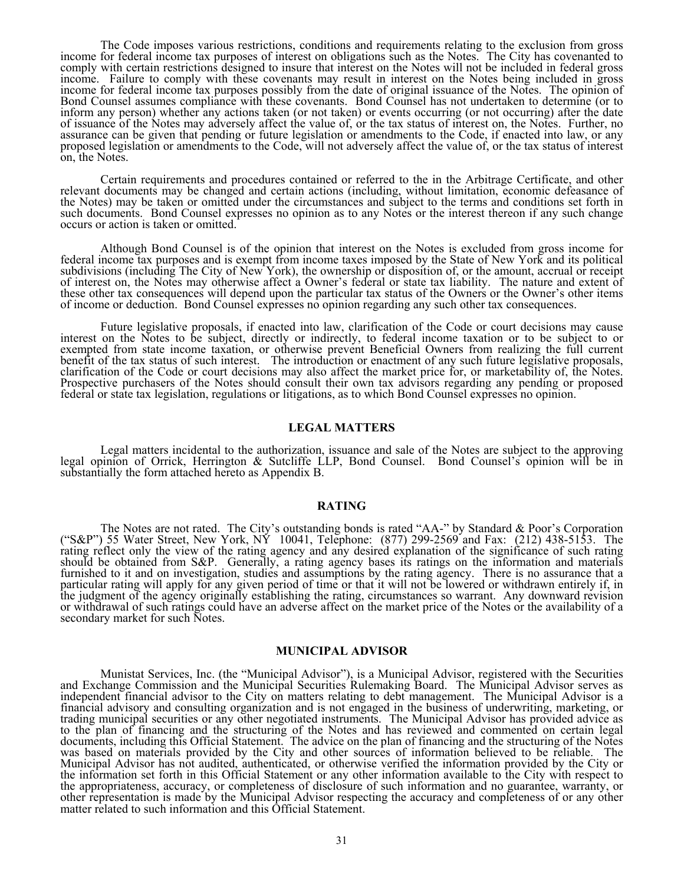The Code imposes various restrictions, conditions and requirements relating to the exclusion from gross income for federal income tax purposes of interest on obligations such as the Notes. The City has covenanted to comply with certain restrictions designed to insure that interest on the Notes will not be included in federal gross income. Failure to comply with these covenants may result in interest on the Notes being included in gross income for federal income tax purposes possibly from the date of original issuance of the Notes. The opinion of Bond Counsel assumes compliance with these covenants. Bond Counsel has not undertaken to determine (or to inform any person) whether any actions taken (or not taken) or events occurring (or not occurring) after the date of issuance of the Notes may adversely affect the value of, or the tax status of interest on, the Notes. Further, no assurance can be given that pending or future legislation or amendments to the Code, if enacted into law, or any proposed legislation or amendments to the Code, will not adversely affect the value of, or the tax status of interest on, the Notes.

Certain requirements and procedures contained or referred to the in the Arbitrage Certificate, and other relevant documents may be changed and certain actions (including, without limitation, economic defeasance of the Notes) may be taken or omitted under the circumstances and subject to the terms and conditions set forth in such documents. Bond Counsel expresses no opinion as to any Notes or the interest thereon if any such change occurs or action is taken or omitted.

Although Bond Counsel is of the opinion that interest on the Notes is excluded from gross income for federal income tax purposes and is exempt from income taxes imposed by the State of New York and its political subdivisions (including The City of New York), the ownership or disposition of, or the amount, accrual or receipt of interest on, the Notes may otherwise affect a Owner's federal or state tax liability. The nature and extent of these other tax consequences will depend upon the particular tax status of the Owners or the Owner's other items of income or deduction. Bond Counsel expresses no opinion regarding any such other tax consequences.

Future legislative proposals, if enacted into law, clarification of the Code or court decisions may cause interest on the Notes to be subject, directly or indirectly, to federal income taxation or to be subject to or exempted from state income taxation, or otherwise prevent Beneficial Owners from realizing the full current benefit of the tax status of such interest. The introduction or enactment of any such future legislative proposals, clarification of the Code or court decisions may also affect the market price for, or marketability of, the Notes. Prospective purchasers of the Notes should consult their own tax advisors regarding any pending or proposed federal or state tax legislation, regulations or litigations, as to which Bond Counsel expresses no opinion.

## LEGAL MATTERS

Legal matters incidental to the authorization, issuance and sale of the Notes are subject to the approving legal opinion of Orrick, Herrington & Sutcliffe LLP, Bond Counsel. Bond Counsel's opinion will be in substantially the form attached hereto as Appendix B.

## RATING

The Notes are not rated. The City's outstanding bonds is rated "AA-" by Standard & Poor's Corporation ("S&P") 55 Water Street, New York, NY 10041, Telephone: (877) 299-2569 and Fax: (212) 438-5153. The rating reflect only the view of the rating agency and any desired explanation of the significance of such rating should be obtained from S&P. Generally, a rating agency bases its ratings on the information and materials furnished to it and on investigation, studies and assumptions by the rating agency. There is no assurance that a particular rating will apply for any given period of time or that it will not be lowered or withdrawn entirely if, in the judgment of the agency originally establishing the rating, circumstances so warrant. Any downward revision or withdrawal of such ratings could have an adverse affect on the market price of the Notes or the availability of a secondary market for such Notes.

## MUNICIPAL ADVISOR

Munistat Services, Inc. (the "Municipal Advisor"), is a Municipal Advisor, registered with the Securities and Exchange Commission and the Municipal Securities Rulemaking Board. The Municipal Advisor serves as independent financial advisor to the City on matters relating to debt management. The Municipal Advisor is a financial advisory and consulting organization and is not engaged in the business of underwriting, marketing, or trading municipal securities or any other negotiated instruments. The Municipal Advisor has provided advice as to the plan of financing and the structuring of the Notes and has reviewed and commented on certain legal documents, including this Official Statement. The advice on the plan of financing and the structuring of the Notes was based on materials provided by the City and other sources of information believed to be reliable. The Municipal Advisor has not audited, authenticated, or otherwise verified the information provided by the City or the information set forth in this Official Statement or any other information available to the City with respect to the appropriateness, accuracy, or completeness of disclosure of such information and no guarantee, warranty, or other representation is made by the Municipal Advisor respecting the accuracy and completeness of or any other matter related to such information and this Official Statement.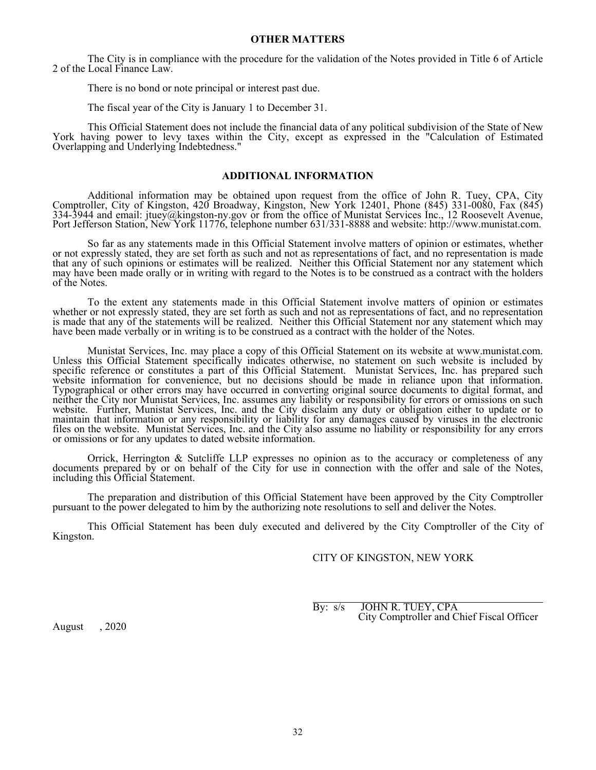## OTHER MATTERS

The City is in compliance with the procedure for the validation of the Notes provided in Title 6 of Article 2 of the Local Finance Law.

There is no bond or note principal or interest past due.

The fiscal year of the City is January 1 to December 31.

This Official Statement does not include the financial data of any political subdivision of the State of New York having power to levy taxes within the City, except as expressed in the "Calculation of Estimated Overlapping and Underlying Indebtedness."

## ADDITIONAL INFORMATION

Additional information may be obtained upon request from the office of John R. Tuey, CPA, City Comptroller, City of Kingston, 420 Broadway, Kingston, New York 12401, Phone (845) 331-0080, Fax (845) 334-3944 and email: jtuey@kingston-ny.gov or from the office of Munistat Services Inc., 12 Roosevelt Avenue, Port Jefferson Station, New York 11776, telephone number 631/331-8888 and website: http://www.munistat.com.

So far as any statements made in this Official Statement involve matters of opinion or estimates, whether or not expressly stated, they are set forth as such and not as representations of fact, and no representation is made that any of such opinions or estimates will be realized. Neither this Official Statement nor any statement which may have been made orally or in writing with regard to the Notes is to be construed as a contract with the holders of the Notes.

To the extent any statements made in this Official Statement involve matters of opinion or estimates whether or not expressly stated, they are set forth as such and not as representations of fact, and no representation is made that any of the statements will be realized. Neither this Official Statement nor any statement which may have been made verbally or in writing is to be construed as a contract with the holder of the Notes.

Munistat Services, Inc. may place a copy of this Official Statement on its website at www.munistat.com. Unless this Official Statement specifically indicates otherwise, no statement on such website is included by specific reference or constitutes a part of this Official Statement. Munistat Services, Inc. has prepared such website information for convenience, but no decisions should be made in reliance upon that information. Typographical or other errors may have occurred in converting original source documents to digital format, and neither the City nor Munistat Services, Inc. assumes any liability or responsibility for errors or omissions on such website. Further, Munistat Services, Inc. and the City disclaim any duty or obligation either to update or to maintain that information or any responsibility or liability for any damages caused by viruses in the electronic files on the website. Munistat Services, Inc. and the City also assume no liability or responsibility for any errors or omissions or for any updates to dated website information.

Orrick, Herrington & Sutcliffe LLP expresses no opinion as to the accuracy or completeness of any documents prepared by or on behalf of the City for use in connection with the offer and sale of the Notes, including this Official Statement.

The preparation and distribution of this Official Statement have been approved by the City Comptroller pursuant to the power delegated to him by the authorizing note resolutions to sell and deliver the Notes.

This Official Statement has been duly executed and delivered by the City Comptroller of the City of Kingston.

CITY OF KINGSTON, NEW YORK

By: s/s JOHN R. TUEY, CPA
City Comptroller and Chief Fiscal Officer

August , 2020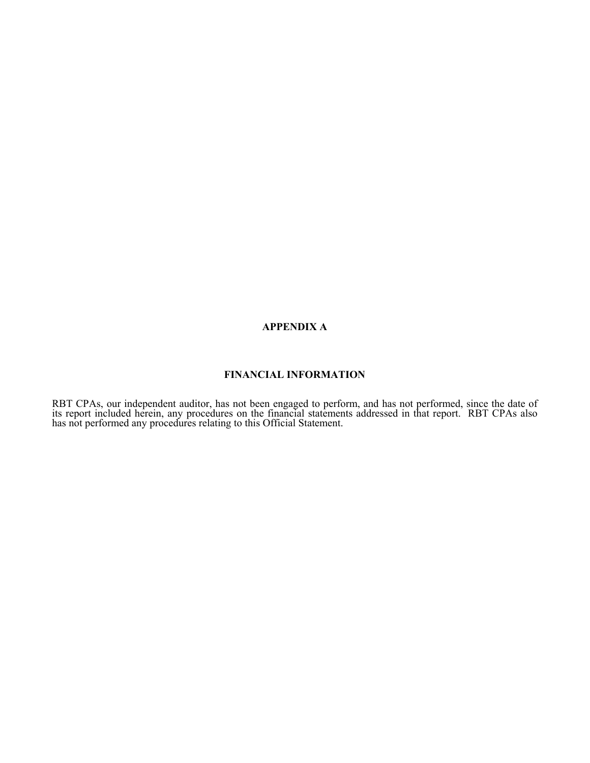# APPENDIX A

## FINANCIAL INFORMATION

RBT CPAs, our independent auditor, has not been engaged to perform, and has not performed, since the date of its report included herein, any procedures on the financial statements addressed in that report. RBT CPAs also has not performed any procedures relating to this Official Statement.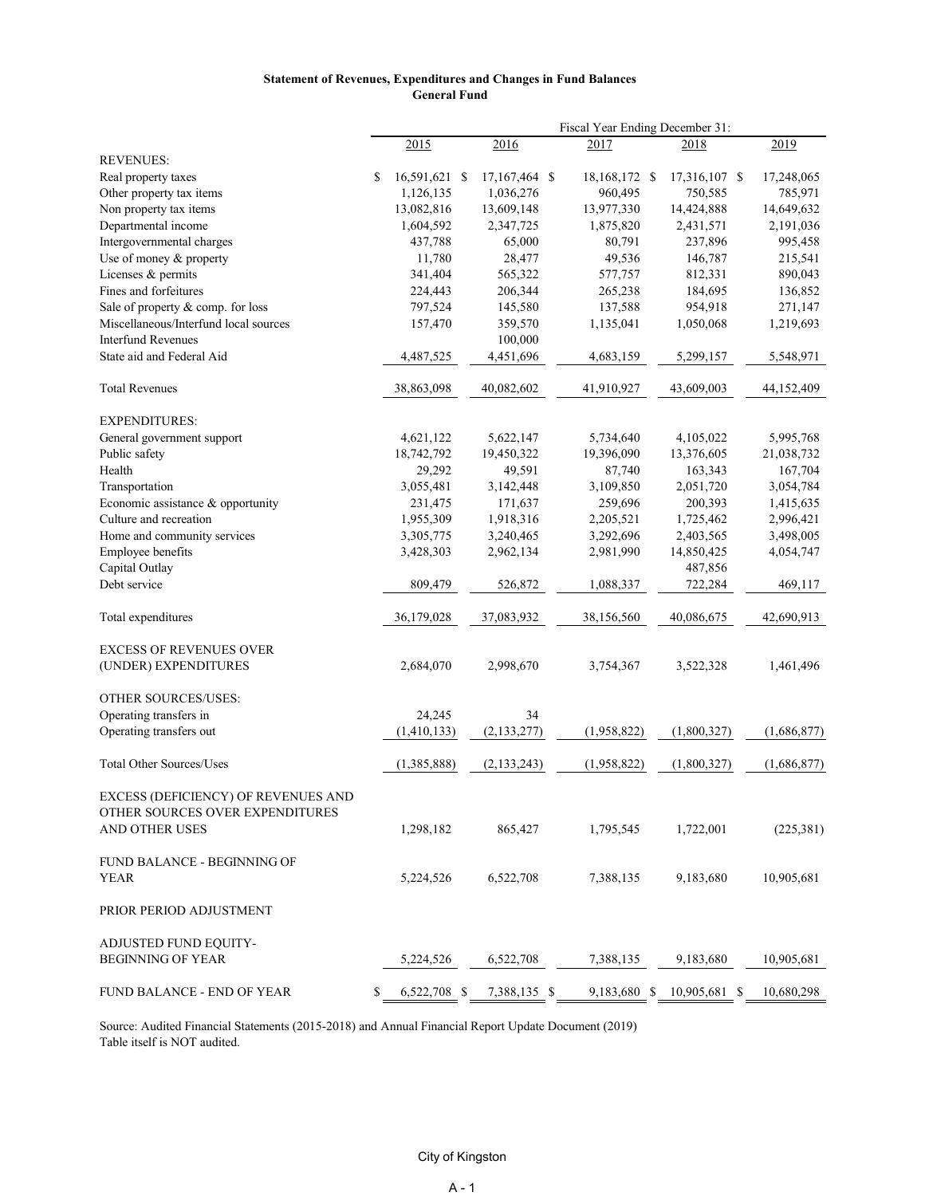**Statement of Revenues, Expenditures and Changes in Fund Balances**
**General Fund**

| | Fiscal Year Ending December 31: | | | | |
|---|---|---|---|---|---|
| | 2015 | 2016 | 2017 | 2018 | 2019 |
| REVENUES: | | | | | |
| Real property taxes | $ 16,591,621 | $ 17,167,464 | $ 18,168,172 | $ 17,316,107 | $ 17,248,065 |
| Other property tax items | 1,126,135 | 1,036,276 | 960,495 | 750,585 | 785,971 |
| Non property tax items | 13,082,816 | 13,609,148 | 13,977,330 | 14,424,888 | 14,649,632 |
| Departmental income | 1,604,592 | 2,347,725 | 1,875,820 | 2,431,571 | 2,191,036 |
| Intergovernmental charges | 437,788 | 65,000 | 80,791 | 237,896 | 995,458 |
| Use of money & property | 11,780 | 28,477 | 49,536 | 146,787 | 215,541 |
| Licenses & permits | 341,404 | 565,322 | 577,757 | 812,331 | 890,043 |
| Fines and forfeitures | 224,443 | 206,344 | 265,238 | 184,695 | 136,852 |
| Sale of property & comp. for loss | 797,524 | 145,580 | 137,588 | 954,918 | 271,147 |
| Miscellaneous/Interfund local sources | 157,470 | 359,570 | 1,135,041 | 1,050,068 | 1,219,693 |
| Interfund Revenues | | 100,000 | | | |
| State aid and Federal Aid | 4,487,525 | 4,451,696 | 4,683,159 | 5,299,157 | 5,548,971 |
| Total Revenues | 38,863,098 | 40,082,602 | 41,910,927 | 43,609,003 | 44,152,409 |
| EXPENDITURES: | | | | | |
| General government support | 4,621,122 | 5,622,147 | 5,734,640 | 4,105,022 | 5,995,768 |
| Public safety | 18,742,792 | 19,450,322 | 19,396,090 | 13,376,605 | 21,038,732 |
| Health | 29,292 | 49,591 | 87,740 | 163,343 | 167,704 |
| Transportation | 3,055,481 | 3,142,448 | 3,109,850 | 2,051,720 | 3,054,784 |
| Economic assistance & opportunity | 231,475 | 171,637 | 259,696 | 200,393 | 1,415,635 |
| Culture and recreation | 1,955,309 | 1,918,316 | 2,205,521 | 1,725,462 | 2,996,421 |
| Home and community services | 3,305,775 | 3,240,465 | 3,292,696 | 2,403,565 | 3,498,005 |
| Employee benefits | 3,428,303 | 2,962,134 | 2,981,990 | 14,850,425 | 4,054,747 |
| Capital Outlay | | | | 487,856 | |
| Debt service | 809,479 | 526,872 | 1,088,337 | 722,284 | 469,117 |
| Total expenditures | 36,179,028 | 37,083,932 | 38,156,560 | 40,086,675 | 42,690,913 |
| EXCESS OF REVENUES OVER (UNDER) EXPENDITURES | 2,684,070 | 2,998,670 | 3,754,367 | 3,522,328 | 1,461,496 |
| OTHER SOURCES/USES: | | | | | |
| Operating transfers in | 24,245 | 34 | | | |
| Operating transfers out | (1,410,133) | (2,133,277) | (1,958,822) | (1,800,327) | (1,686,877) |
| Total Other Sources/Uses | (1,385,888) | (2,133,243) | (1,958,822) | (1,800,327) | (1,686,877) |
| EXCESS (DEFICIENCY) OF REVENUES AND OTHER SOURCES OVER EXPENDITURES AND OTHER USES | 1,298,182 | 865,427 | 1,795,545 | 1,722,001 | (225,381) |
| FUND BALANCE - BEGINNING OF YEAR | 5,224,526 | 6,522,708 | 7,388,135 | 9,183,680 | 10,905,681 |
| PRIOR PERIOD ADJUSTMENT | | | | | |
| ADJUSTED FUND EQUITY-BEGINNING OF YEAR | 5,224,526 | 6,522,708 | 7,388,135 | 9,183,680 | 10,905,681 |
| FUND BALANCE - END OF YEAR | $ 6,522,708 | $ 7,388,135 | $ 9,183,680 | $ 10,905,681 | $ 10,680,298 |

Source: Audited Financial Statements (2015-2018) and Annual Financial Report Update Document (2019)
Table itself is NOT audited.

City of Kingston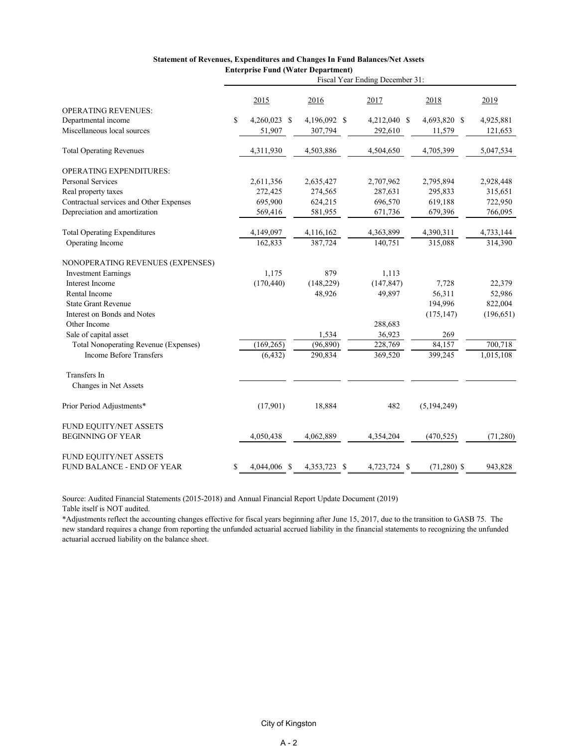**Statement of Revenues, Expenditures and Changes In Fund Balances/Net Assets**
**Enterprise Fund (Water Department)**

| | Fiscal Year Ending December 31: | | | | |
|---|---|---|---|---|---|
| | 2015 | 2016 | 2017 | 2018 | 2019 |
| OPERATING REVENUES: | | | | | |
| Departmental income | $ 4,260,023 | $ 4,196,092 | $ 4,212,040 | $ 4,693,820 | $ 4,925,881 |
| Miscellaneous local sources | 51,907 | 307,794 | 292,610 | 11,579 | 121,653 |
| Total Operating Revenues | 4,311,930 | 4,503,886 | 4,504,650 | 4,705,399 | 5,047,534 |
| OPERATING EXPENDITURES: | | | | | |
| Personal Services | 2,611,356 | 2,635,427 | 2,707,962 | 2,795,894 | 2,928,448 |
| Real property taxes | 272,425 | 274,565 | 287,631 | 295,833 | 315,651 |
| Contractual services and Other Expenses | 695,900 | 624,215 | 696,570 | 619,188 | 722,950 |
| Depreciation and amortization | 569,416 | 581,955 | 671,736 | 679,396 | 766,095 |
| Total Operating Expenditures | 4,149,097 | 4,116,162 | 4,363,899 | 4,390,311 | 4,733,144 |
| Operating Income | 162,833 | 387,724 | 140,751 | 315,088 | 314,390 |
| NONOPERATING REVENUES (EXPENSES) | | | | | |
| Investment Earnings | 1,175 | 879 | 1,113 | | |
| Interest Income | (170,440) | (148,229) | (147,847) | 7,728 | 22,379 |
| Rental Income | | 48,926 | 49,897 | 56,311 | 52,986 |
| State Grant Revenue | | | | 194,996 | 822,004 |
| Interest on Bonds and Notes | | | | (175,147) | (196,651) |
| Other Income | | | 288,683 | | |
| Sale of capital asset | | 1,534 | 36,923 | 269 | |
| Total Nonoperating Revenue (Expenses) | (169,265) | (96,890) | 228,769 | 84,157 | 700,718 |
| Income Before Transfers | (6,432) | 290,834 | 369,520 | 399,245 | 1,015,108 |
| Transfers In | | | | | |
| Changes in Net Assets | | | | | |
| Prior Period Adjustments* | (17,901) | 18,884 | 482 | (5,194,249) | |
| FUND EQUITY/NET ASSETS BEGINNING OF YEAR | 4,050,438 | 4,062,889 | 4,354,204 | (470,525) | (71,280) |
| FUND EQUITY/NET ASSETS FUND BALANCE - END OF YEAR | $ 4,044,006 | $ 4,353,723 | $ 4,723,724 | $ (71,280) | $ 943,828 |

Source: Audited Financial Statements (2015-2018) and Annual Financial Report Update Document (2019)
Table itself is NOT audited.

*Adjustments reflect the accounting changes effective for fiscal years beginning after June 15, 2017, due to the transition to GASB 75. The new standard requires a change from reporting the unfunded actuarial accrued liability in the financial statements to recognizing the unfunded actuarial accrued liability on the balance sheet.

City of Kingston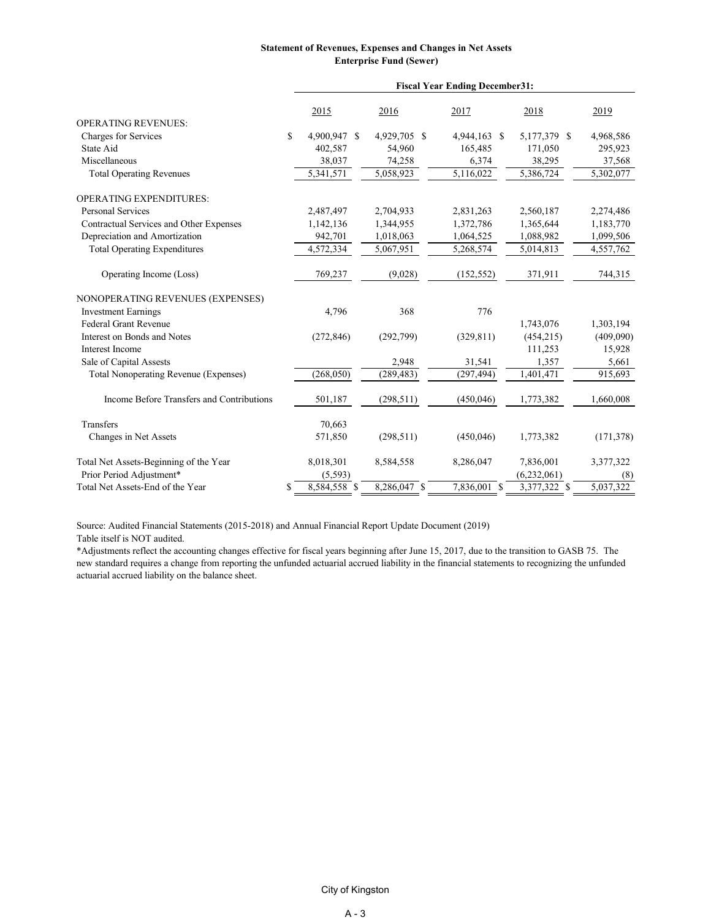**Statement of Revenues, Expenses and Changes in Net Assets**
**Enterprise Fund (Sewer)**

| | Fiscal Year Ending December31: | | | | |
|---|---|---|---|---|---|
| | 2015 | 2016 | 2017 | 2018 | 2019 |
| OPERATING REVENUES: | | | | | |
| Charges for Services | $ 4,900,947 | $ 4,929,705 | $ 4,944,163 | $ 5,177,379 | $ 4,968,586 |
| State Aid | 402,587 | 54,960 | 165,485 | 171,050 | 295,923 |
| Miscellaneous | 38,037 | 74,258 | 6,374 | 38,295 | 37,568 |
| Total Operating Revenues | 5,341,571 | 5,058,923 | 5,116,022 | 5,386,724 | 5,302,077 |
| OPERATING EXPENDITURES: | | | | | |
| Personal Services | 2,487,497 | 2,704,933 | 2,831,263 | 2,560,187 | 2,274,486 |
| Contractual Services and Other Expenses | 1,142,136 | 1,344,955 | 1,372,786 | 1,365,644 | 1,183,770 |
| Depreciation and Amortization | 942,701 | 1,018,063 | 1,064,525 | 1,088,982 | 1,099,506 |
| Total Operating Expenditures | 4,572,334 | 5,067,951 | 5,268,574 | 5,014,813 | 4,557,762 |
| Operating Income (Loss) | 769,237 | (9,028) | (152,552) | 371,911 | 744,315 |
| NONOPERATING REVENUES (EXPENSES) | | | | | |
| Investment Earnings | 4,796 | 368 | 776 | | |
| Federal Grant Revenue | | | | 1,743,076 | 1,303,194 |
| Interest on Bonds and Notes | (272,846) | (292,799) | (329,811) | (454,215) | (409,090) |
| Interest Income | | | | 111,253 | 15,928 |
| Sale of Capital Assests | | 2,948 | 31,541 | 1,357 | 5,661 |
| Total Nonoperating Revenue (Expenses) | (268,050) | (289,483) | (297,494) | 1,401,471 | 915,693 |
| Income Before Transfers and Contributions | 501,187 | (298,511) | (450,046) | 1,773,382 | 1,660,008 |
| Transfers | 70,663 | | | | |
| Changes in Net Assets | 571,850 | (298,511) | (450,046) | 1,773,382 | (171,378) |
| Total Net Assets-Beginning of the Year | 8,018,301 | 8,584,558 | 8,286,047 | 7,836,001 | 3,377,322 |
| Prior Period Adjustment* | (5,593) | | | (6,232,061) | (8) |
| Total Net Assets-End of the Year | $ 8,584,558 | $ 8,286,047 | $ 7,836,001 | $ 3,377,322 | $ 5,037,322 |

Source: Audited Financial Statements (2015-2018) and Annual Financial Report Update Document (2019)
Table itself is NOT audited.
*Adjustments reflect the accounting changes effective for fiscal years beginning after June 15, 2017, due to the transition to GASB 75. The new standard requires a change from reporting the unfunded actuarial accrued liability in the financial statements to recognizing the unfunded actuarial accrued liability on the balance sheet.

City of Kingston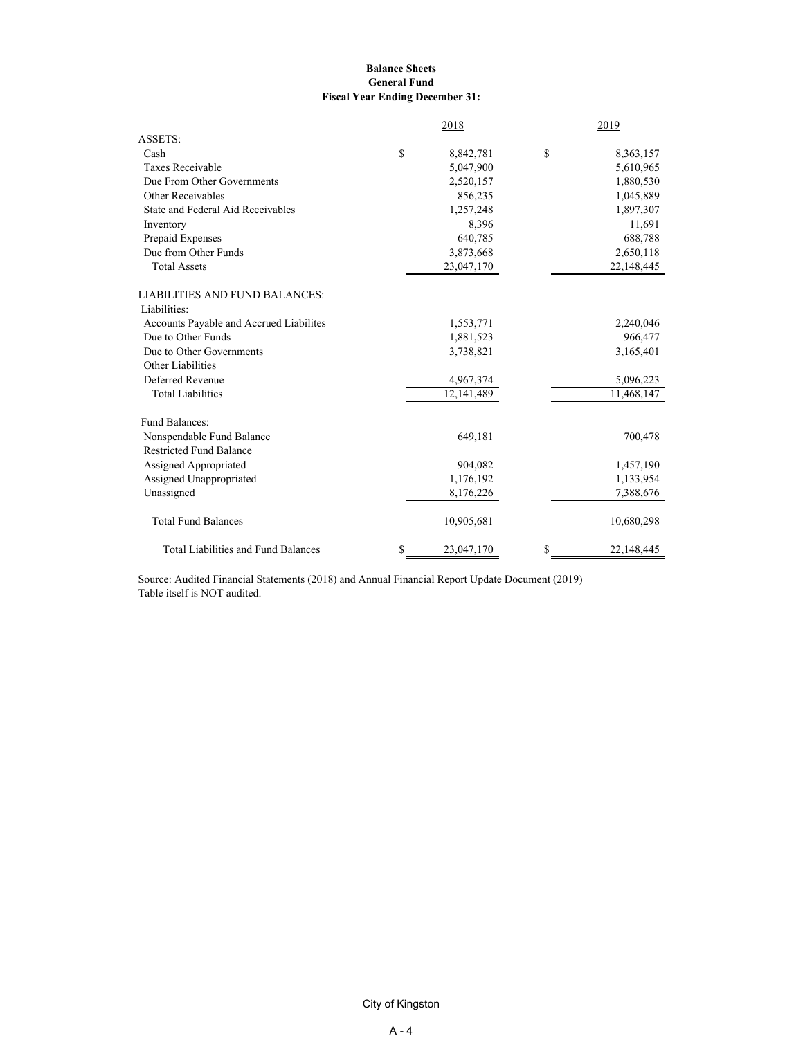**Balance Sheets**
**General Fund**
**Fiscal Year Ending December 31:**

| | 2018 | 2019 |
|---|---|---|
| ASSETS: | | |
| Cash | $ 8,842,781 | $ 8,363,157 |
| Taxes Receivable | 5,047,900 | 5,610,965 |
| Due From Other Governments | 2,520,157 | 1,880,530 |
| Other Receivables | 856,235 | 1,045,889 |
| State and Federal Aid Receivables | 1,257,248 | 1,897,307 |
| Inventory | 8,396 | 11,691 |
| Prepaid Expenses | 640,785 | 688,788 |
| Due from Other Funds | 3,873,668 | 2,650,118 |
| Total Assets | 23,047,170 | 22,148,445 |
| LIABILITIES AND FUND BALANCES: | | |
| Liabilities: | | |
| Accounts Payable and Accrued Liabilites | 1,553,771 | 2,240,046 |
| Due to Other Funds | 1,881,523 | 966,477 |
| Due to Other Governments | 3,738,821 | 3,165,401 |
| Other Liabilities | | |
| Deferred Revenue | 4,967,374 | 5,096,223 |
| Total Liabilities | 12,141,489 | 11,468,147 |
| Fund Balances: | | |
| Nonspendable Fund Balance | 649,181 | 700,478 |
| Restricted Fund Balance | | |
| Assigned Appropriated | 904,082 | 1,457,190 |
| Assigned Unappropriated | 1,176,192 | 1,133,954 |
| Unassigned | 8,176,226 | 7,388,676 |
| Total Fund Balances | 10,905,681 | 10,680,298 |
| Total Liabilities and Fund Balances | $ 23,047,170 | $ 22,148,445 |

Source: Audited Financial Statements (2018) and Annual Financial Report Update Document (2019)
Table itself is NOT audited.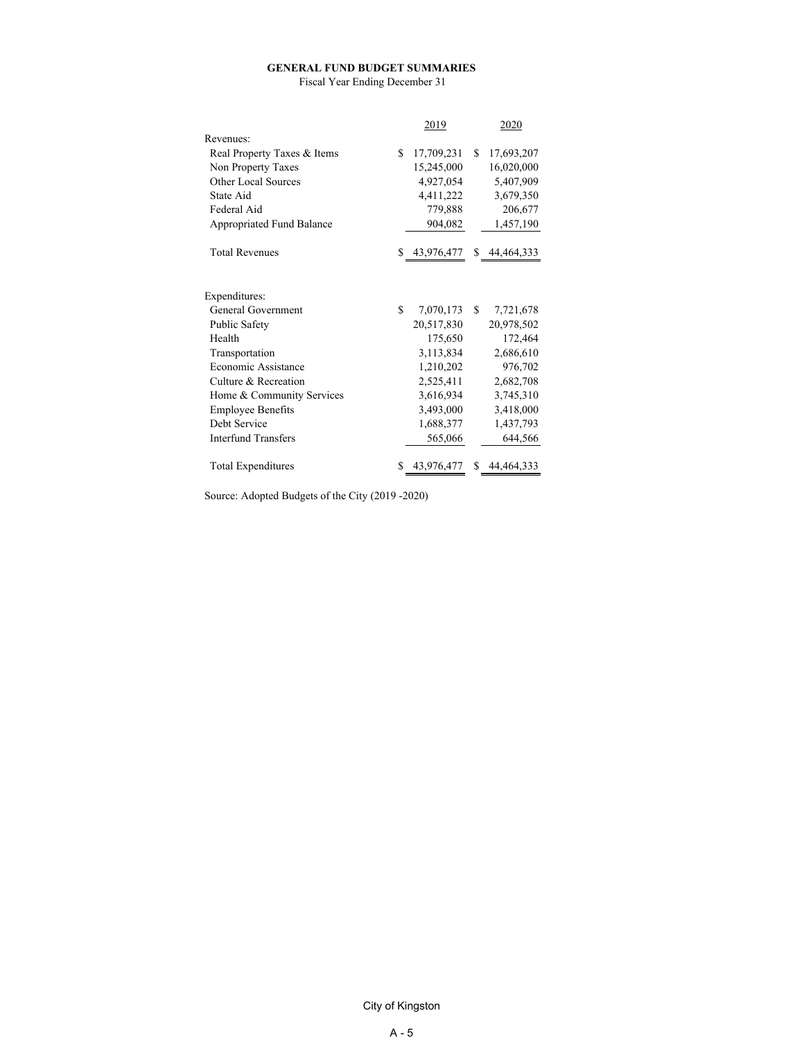# GENERAL FUND BUDGET SUMMARIES

Fiscal Year Ending December 31

| | 2019 | 2020 |
|---|---|---|
| Revenues: | | |
| Real Property Taxes & Items | $ 17,709,231 | $ 17,693,207 |
| Non Property Taxes | 15,245,000 | 16,020,000 |
| Other Local Sources | 4,927,054 | 5,407,909 |
| State Aid | 4,411,222 | 3,679,350 |
| Federal Aid | 779,888 | 206,677 |
| Appropriated Fund Balance | 904,082 | 1,457,190 |
| Total Revenues | $ 43,976,477 | $ 44,464,333 |
| | | |
| Expenditures: | | |
| General Government | $ 7,070,173 | $ 7,721,678 |
| Public Safety | 20,517,830 | 20,978,502 |
| Health | 175,650 | 172,464 |
| Transportation | 3,113,834 | 2,686,610 |
| Economic Assistance | 1,210,202 | 976,702 |
| Culture & Recreation | 2,525,411 | 2,682,708 |
| Home & Community Services | 3,616,934 | 3,745,310 |
| Employee Benefits | 3,493,000 | 3,418,000 |
| Debt Service | 1,688,377 | 1,437,793 |
| Interfund Transfers | 565,066 | 644,566 |
| Total Expenditures | $ 43,976,477 | $ 44,464,333 |

Source: Adopted Budgets of the City (2019 -2020)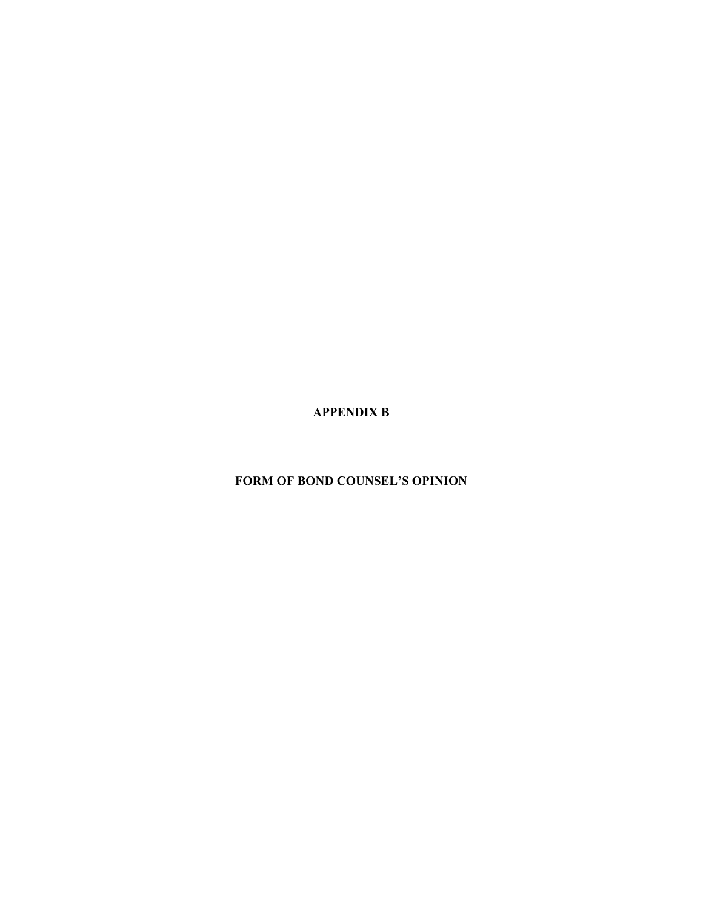# APPENDIX B

## FORM OF BOND COUNSEL'S OPINION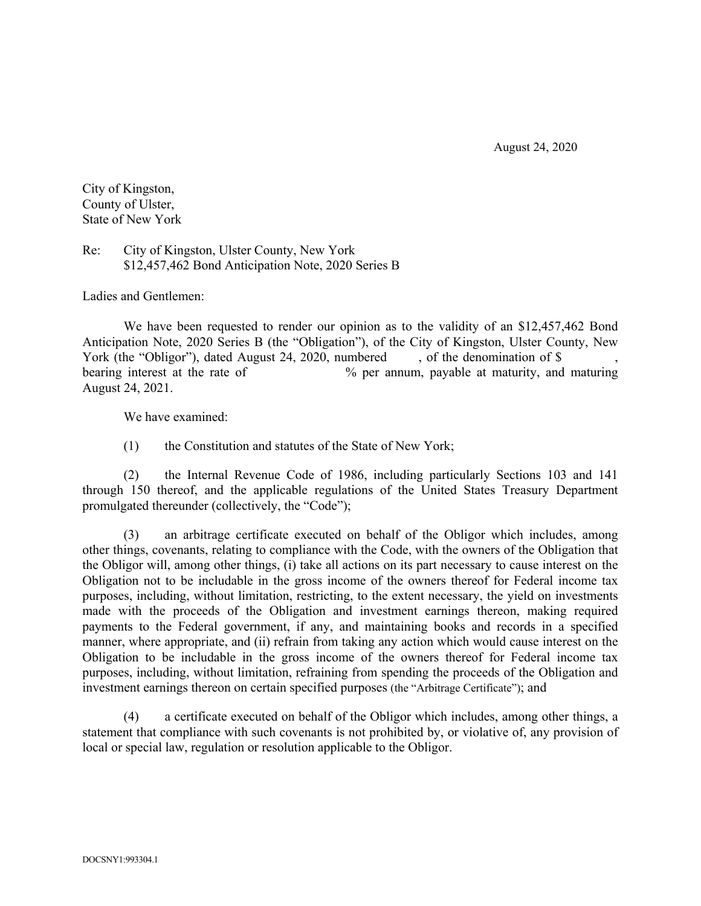August 24, 2020

City of Kingston,
County of Ulster,
State of New York

Re: City of Kingston, Ulster County, New York
$12,457,462 Bond Anticipation Note, 2020 Series B

Ladies and Gentlemen:

We have been requested to render our opinion as to the validity of an $12,457,462 Bond Anticipation Note, 2020 Series B (the "Obligation"), of the City of Kingston, Ulster County, New York (the "Obligor"), dated August 24, 2020, numbered , of the denomination of $ , bearing interest at the rate of % per annum, payable at maturity, and maturing August 24, 2021.

We have examined:

(1) the Constitution and statutes of the State of New York;

(2) the Internal Revenue Code of 1986, including particularly Sections 103 and 141 through 150 thereof, and the applicable regulations of the United States Treasury Department promulgated thereunder (collectively, the "Code");

(3) an arbitrage certificate executed on behalf of the Obligor which includes, among other things, covenants, relating to compliance with the Code, with the owners of the Obligation that the Obligor will, among other things, (i) take all actions on its part necessary to cause interest on the Obligation not to be includable in the gross income of the owners thereof for Federal income tax purposes, including, without limitation, restricting, to the extent necessary, the yield on investments made with the proceeds of the Obligation and investment earnings thereon, making required payments to the Federal government, if any, and maintaining books and records in a specified manner, where appropriate, and (ii) refrain from taking any action which would cause interest on the Obligation to be includable in the gross income of the owners thereof for Federal income tax purposes, including, without limitation, refraining from spending the proceeds of the Obligation and investment earnings thereon on certain specified purposes (the "Arbitrage Certificate"); and

(4) a certificate executed on behalf of the Obligor which includes, among other things, a statement that compliance with such covenants is not prohibited by, or violative of, any provision of local or special law, regulation or resolution applicable to the Obligor.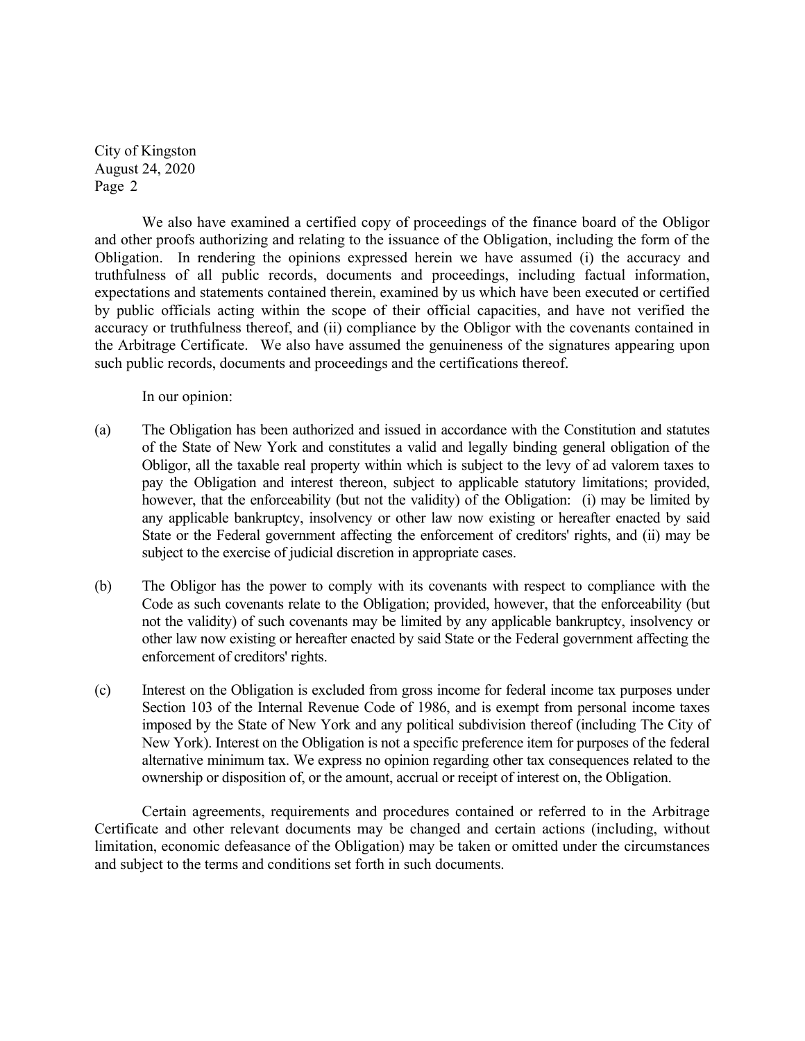We also have examined a certified copy of proceedings of the finance board of the Obligor and other proofs authorizing and relating to the issuance of the Obligation, including the form of the Obligation. In rendering the opinions expressed herein we have assumed (i) the accuracy and truthfulness of all public records, documents and proceedings, including factual information, expectations and statements contained therein, examined by us which have been executed or certified by public officials acting within the scope of their official capacities, and have not verified the accuracy or truthfulness thereof, and (ii) compliance by the Obligor with the covenants contained in the Arbitrage Certificate. We also have assumed the genuineness of the signatures appearing upon such public records, documents and proceedings and the certifications thereof.

In our opinion:

(a) The Obligation has been authorized and issued in accordance with the Constitution and statutes of the State of New York and constitutes a valid and legally binding general obligation of the Obligor, all the taxable real property within which is subject to the levy of ad valorem taxes to pay the Obligation and interest thereon, subject to applicable statutory limitations; provided, however, that the enforceability (but not the validity) of the Obligation: (i) may be limited by any applicable bankruptcy, insolvency or other law now existing or hereafter enacted by said State or the Federal government affecting the enforcement of creditors' rights, and (ii) may be subject to the exercise of judicial discretion in appropriate cases.

(b) The Obligor has the power to comply with its covenants with respect to compliance with the Code as such covenants relate to the Obligation; provided, however, that the enforceability (but not the validity) of such covenants may be limited by any applicable bankruptcy, insolvency or other law now existing or hereafter enacted by said State or the Federal government affecting the enforcement of creditors' rights.

(c) Interest on the Obligation is excluded from gross income for federal income tax purposes under Section 103 of the Internal Revenue Code of 1986, and is exempt from personal income taxes imposed by the State of New York and any political subdivision thereof (including The City of New York). Interest on the Obligation is not a specific preference item for purposes of the federal alternative minimum tax. We express no opinion regarding other tax consequences related to the ownership or disposition of, or the amount, accrual or receipt of interest on, the Obligation.

Certain agreements, requirements and procedures contained or referred to in the Arbitrage Certificate and other relevant documents may be changed and certain actions (including, without limitation, economic defeasance of the Obligation) may be taken or omitted under the circumstances and subject to the terms and conditions set forth in such documents.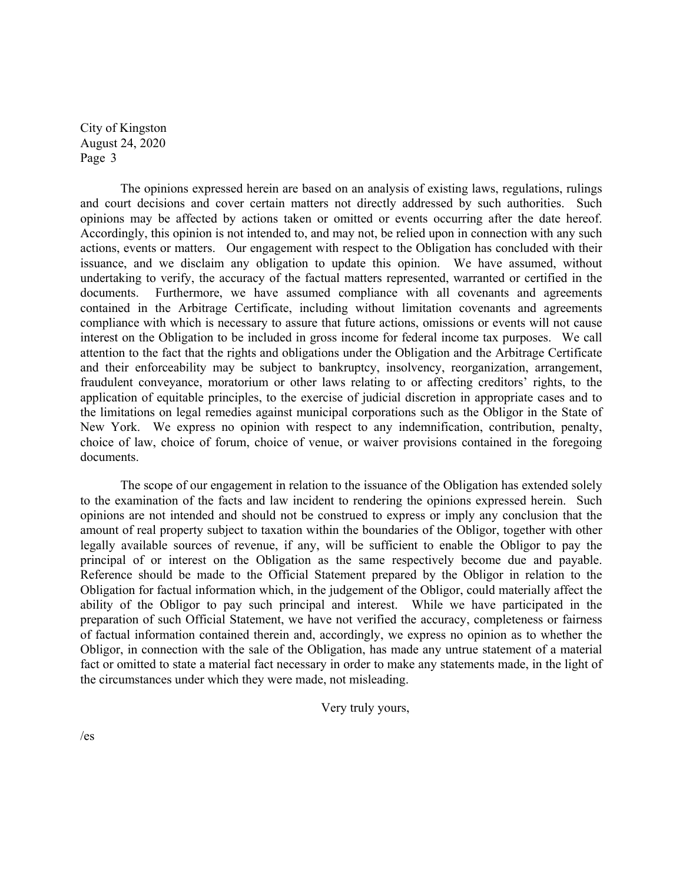City of Kingston
August 24, 2020
Page 3

The opinions expressed herein are based on an analysis of existing laws, regulations, rulings and court decisions and cover certain matters not directly addressed by such authorities. Such opinions may be affected by actions taken or omitted or events occurring after the date hereof. Accordingly, this opinion is not intended to, and may not, be relied upon in connection with any such actions, events or matters. Our engagement with respect to the Obligation has concluded with their issuance, and we disclaim any obligation to update this opinion. We have assumed, without undertaking to verify, the accuracy of the factual matters represented, warranted or certified in the documents. Furthermore, we have assumed compliance with all covenants and agreements contained in the Arbitrage Certificate, including without limitation covenants and agreements compliance with which is necessary to assure that future actions, omissions or events will not cause interest on the Obligation to be included in gross income for federal income tax purposes. We call attention to the fact that the rights and obligations under the Obligation and the Arbitrage Certificate and their enforceability may be subject to bankruptcy, insolvency, reorganization, arrangement, fraudulent conveyance, moratorium or other laws relating to or affecting creditors' rights, to the application of equitable principles, to the exercise of judicial discretion in appropriate cases and to the limitations on legal remedies against municipal corporations such as the Obligor in the State of New York. We express no opinion with respect to any indemnification, contribution, penalty, choice of law, choice of forum, choice of venue, or waiver provisions contained in the foregoing documents.

The scope of our engagement in relation to the issuance of the Obligation has extended solely to the examination of the facts and law incident to rendering the opinions expressed herein. Such opinions are not intended and should not be construed to express or imply any conclusion that the amount of real property subject to taxation within the boundaries of the Obligor, together with other legally available sources of revenue, if any, will be sufficient to enable the Obligor to pay the principal of or interest on the Obligation as the same respectively become due and payable. Reference should be made to the Official Statement prepared by the Obligor in relation to the Obligation for factual information which, in the judgement of the Obligor, could materially affect the ability of the Obligor to pay such principal and interest. While we have participated in the preparation of such Official Statement, we have not verified the accuracy, completeness or fairness of factual information contained therein and, accordingly, we express no opinion as to whether the Obligor, in connection with the sale of the Obligation, has made any untrue statement of a material fact or omitted to state a material fact necessary in order to make any statements made, in the light of the circumstances under which they were made, not misleading.

Very truly yours,

/es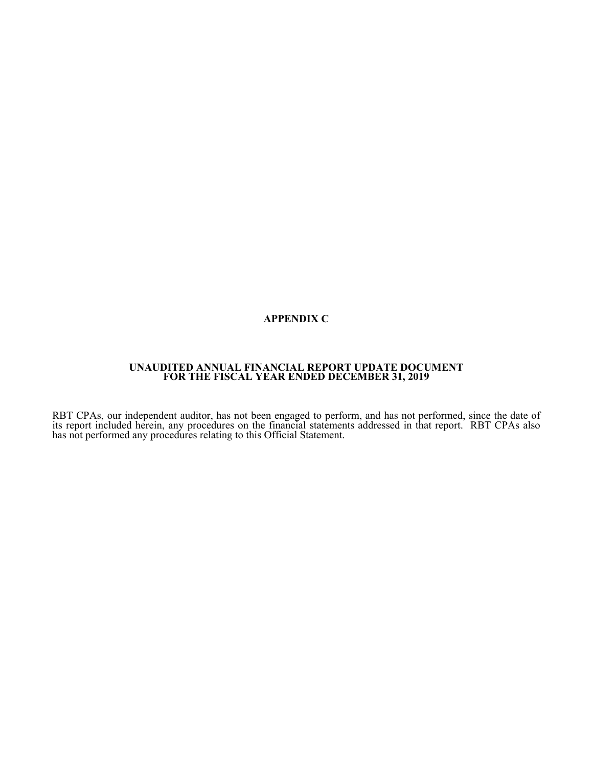# APPENDIX C

## UNAUDITED ANNUAL FINANCIAL REPORT UPDATE DOCUMENT FOR THE FISCAL YEAR ENDED DECEMBER 31, 2019

RBT CPAs, our independent auditor, has not been engaged to perform, and has not performed, since the date of its report included herein, any procedures on the financial statements addressed in that report. RBT CPAs also has not performed any procedures relating to this Official Statement.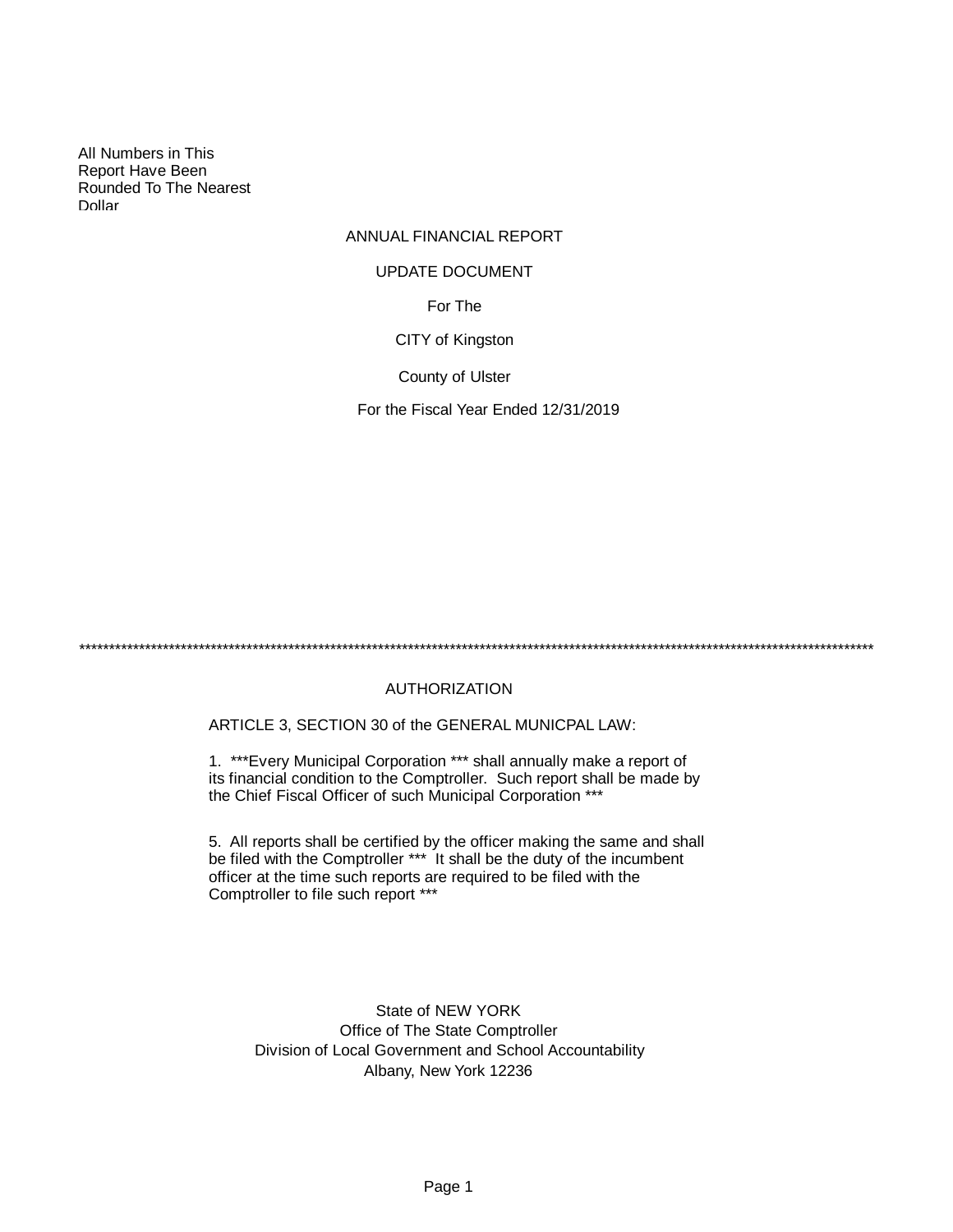All Numbers in This Report Have Been Rounded To The Nearest Dollar

# ANNUAL FINANCIAL REPORT

## UPDATE DOCUMENT

For The

CITY of Kingston

County of Ulster

For the Fiscal Year Ended 12/31/2019

*****************************************************************************************************************************************

## AUTHORIZATION

ARTICLE 3, SECTION 30 of the GENERAL MUNICPAL LAW:

1. ***Every Municipal Corporation *** shall annually make a report of its financial condition to the Comptroller. Such report shall be made by the Chief Fiscal Officer of such Municipal Corporation ***

5. All reports shall be certified by the officer making the same and shall be filed with the Comptroller *** It shall be the duty of the incumbent officer at the time such reports are required to be filed with the Comptroller to file such report ***

State of NEW YORK
Office of The State Comptroller
Division of Local Government and School Accountability
Albany, New York 12236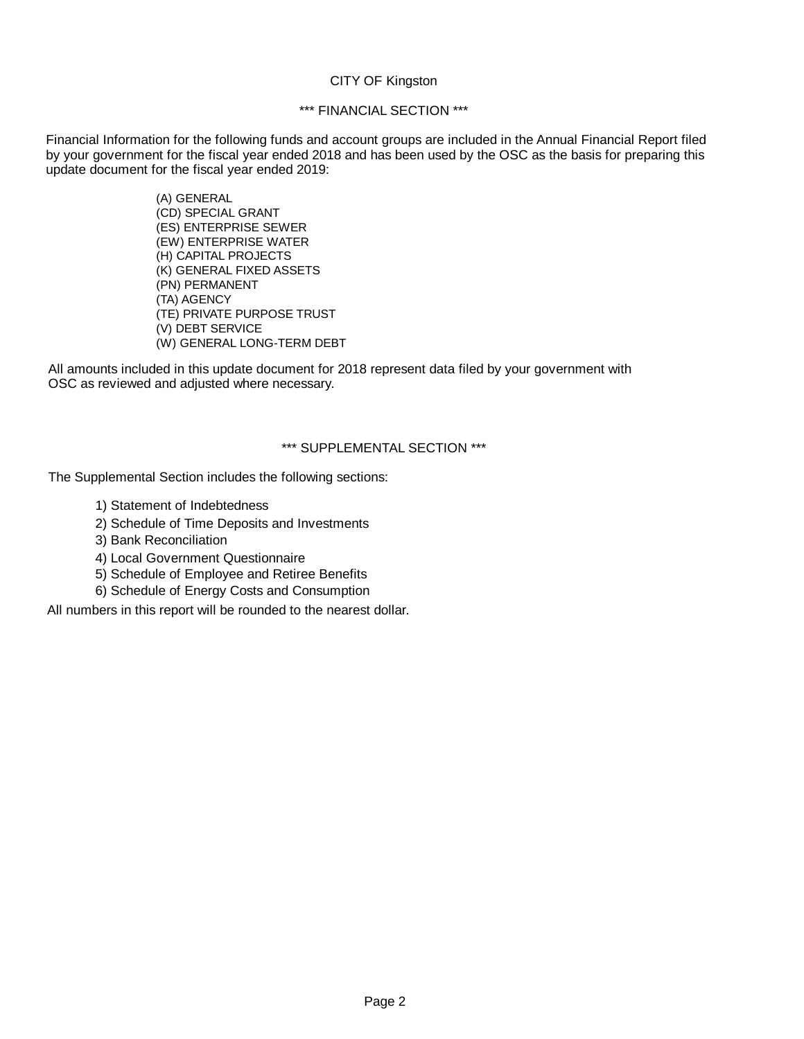CITY OF Kingston

*** FINANCIAL SECTION ***

Financial Information for the following funds and account groups are included in the Annual Financial Report filed by your government for the fiscal year ended 2018 and has been used by the OSC as the basis for preparing this update document for the fiscal year ended 2019:

- (A) GENERAL
- (CD) SPECIAL GRANT
- (ES) ENTERPRISE SEWER
- (EW) ENTERPRISE WATER
- (H) CAPITAL PROJECTS
- (K) GENERAL FIXED ASSETS
- (PN) PERMANENT
- (TA) AGENCY
- (TE) PRIVATE PURPOSE TRUST
- (V) DEBT SERVICE
- (W) GENERAL LONG-TERM DEBT

All amounts included in this update document for 2018 represent data filed by your government with OSC as reviewed and adjusted where necessary.

*** SUPPLEMENTAL SECTION ***

The Supplemental Section includes the following sections:

1) Statement of Indebtedness
2) Schedule of Time Deposits and Investments
3) Bank Reconciliation
4) Local Government Questionnaire
5) Schedule of Employee and Retiree Benefits
6) Schedule of Energy Costs and Consumption

All numbers in this report will be rounded to the nearest dollar.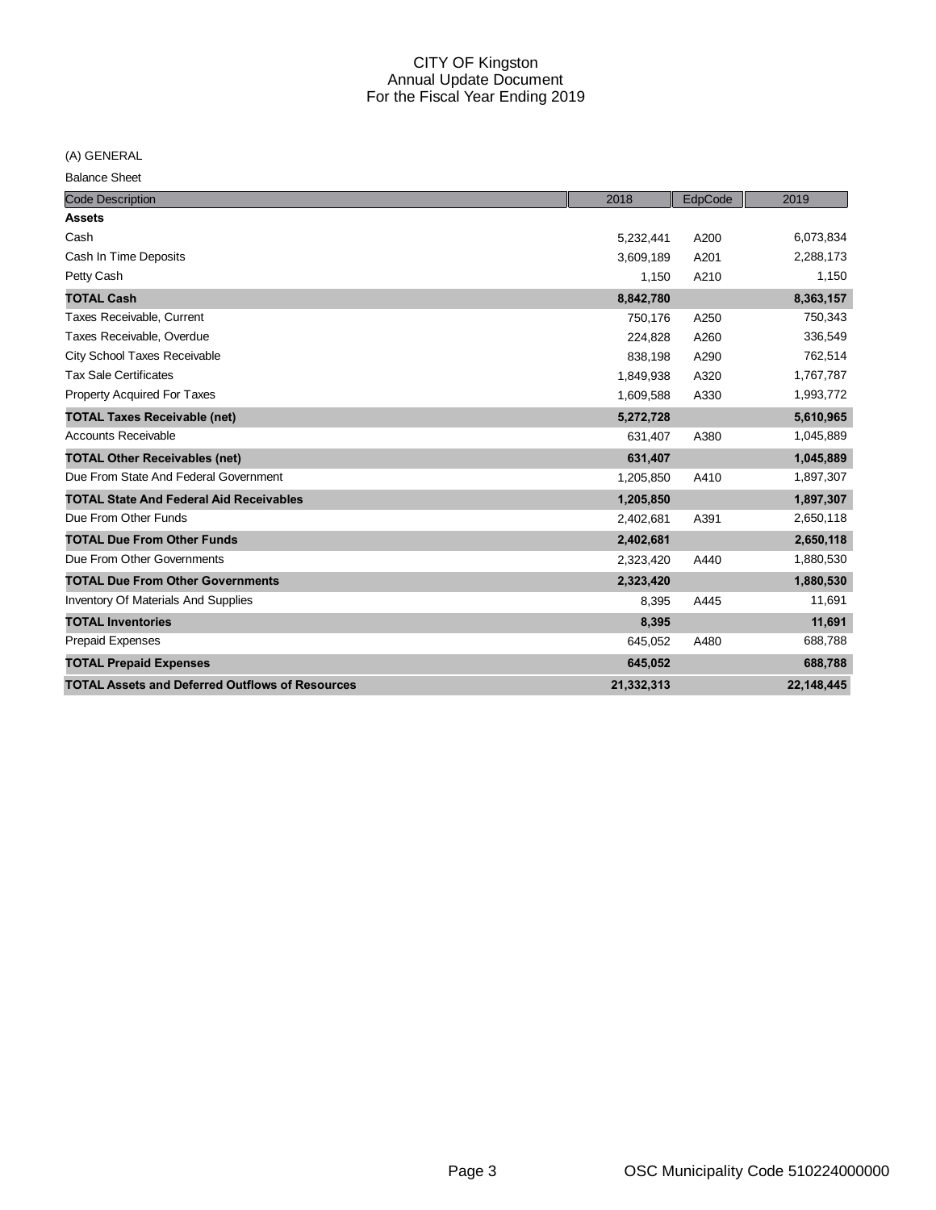# CITY OF Kingston
## Annual Update Document
## For the Fiscal Year Ending 2019

(A) GENERAL

Balance Sheet

| Code Description | 2018 | EdpCode | 2019 |
|---|---|---|---|
| **Assets** | | | |
| Cash | 5,232,441 | A200 | 6,073,834 |
| Cash In Time Deposits | 3,609,189 | A201 | 2,288,173 |
| Petty Cash | 1,150 | A210 | 1,150 |
| **TOTAL Cash** | **8,842,780** | | **8,363,157** |
| Taxes Receivable, Current | 750,176 | A250 | 750,343 |
| Taxes Receivable, Overdue | 224,828 | A260 | 336,549 |
| City School Taxes Receivable | 838,198 | A290 | 762,514 |
| Tax Sale Certificates | 1,849,938 | A320 | 1,767,787 |
| Property Acquired For Taxes | 1,609,588 | A330 | 1,993,772 |
| **TOTAL Taxes Receivable (net)** | **5,272,728** | | **5,610,965** |
| Accounts Receivable | 631,407 | A380 | 1,045,889 |
| **TOTAL Other Receivables (net)** | **631,407** | | **1,045,889** |
| Due From State And Federal Government | 1,205,850 | A410 | 1,897,307 |
| **TOTAL State And Federal Aid Receivables** | **1,205,850** | | **1,897,307** |
| Due From Other Funds | 2,402,681 | A391 | 2,650,118 |
| **TOTAL Due From Other Funds** | **2,402,681** | | **2,650,118** |
| Due From Other Governments | 2,323,420 | A440 | 1,880,530 |
| **TOTAL Due From Other Governments** | **2,323,420** | | **1,880,530** |
| Inventory Of Materials And Supplies | 8,395 | A445 | 11,691 |
| **TOTAL Inventories** | **8,395** | | **11,691** |
| Prepaid Expenses | 645,052 | A480 | 688,788 |
| **TOTAL Prepaid Expenses** | **645,052** | | **688,788** |
| **TOTAL Assets and Deferred Outflows of Resources** | **21,332,313** | | **22,148,445** |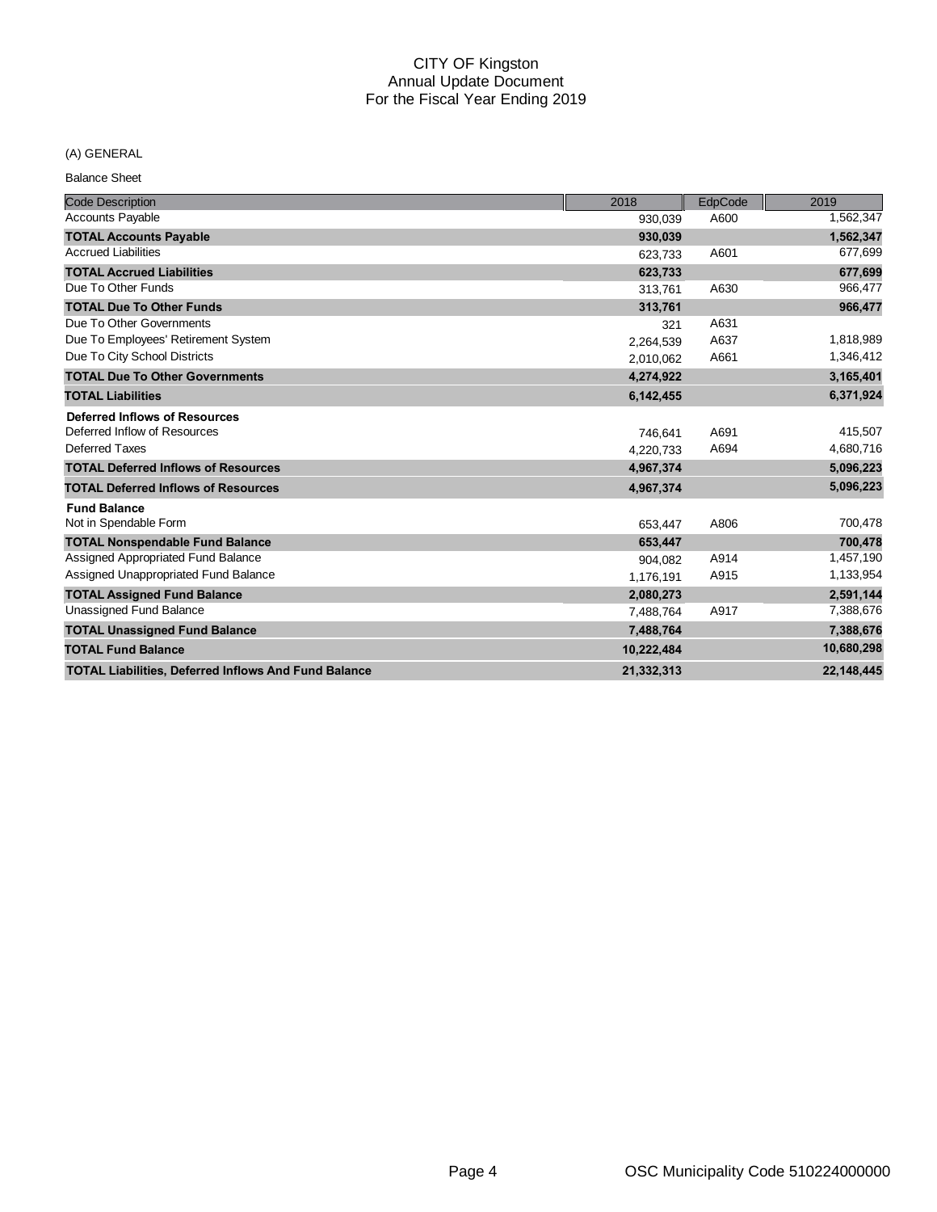CITY OF Kingston
Annual Update Document
For the Fiscal Year Ending 2019

(A) GENERAL

Balance Sheet

| Code Description | 2018 | EdpCode | 2019 |
|---|---|---|---|
| Accounts Payable | 930,039 | A600 | 1,562,347 |
| **TOTAL Accounts Payable** | **930,039** | | **1,562,347** |
| Accrued Liabilities | 623,733 | A601 | 677,699 |
| **TOTAL Accrued Liabilities** | **623,733** | | **677,699** |
| Due To Other Funds | 313,761 | A630 | 966,477 |
| **TOTAL Due To Other Funds** | **313,761** | | **966,477** |
| Due To Other Governments | 321 | A631 | |
| Due To Employees' Retirement System | 2,264,539 | A637 | 1,818,989 |
| Due To City School Districts | 2,010,062 | A661 | 1,346,412 |
| **TOTAL Due To Other Governments** | **4,274,922** | | **3,165,401** |
| **TOTAL Liabilities** | **6,142,455** | | **6,371,924** |
| **Deferred Inflows of Resources** | | | |
| Deferred Inflow of Resources | 746,641 | A691 | 415,507 |
| Deferred Taxes | 4,220,733 | A694 | 4,680,716 |
| **TOTAL Deferred Inflows of Resources** | **4,967,374** | | **5,096,223** |
| **TOTAL Deferred Inflows of Resources** | **4,967,374** | | **5,096,223** |
| **Fund Balance** | | | |
| Not in Spendable Form | 653,447 | A806 | 700,478 |
| **TOTAL Nonspendable Fund Balance** | **653,447** | | **700,478** |
| Assigned Appropriated Fund Balance | 904,082 | A914 | 1,457,190 |
| Assigned Unappropriated Fund Balance | 1,176,191 | A915 | 1,133,954 |
| **TOTAL Assigned Fund Balance** | **2,080,273** | | **2,591,144** |
| Unassigned Fund Balance | 7,488,764 | A917 | 7,388,676 |
| **TOTAL Unassigned Fund Balance** | **7,488,764** | | **7,388,676** |
| **TOTAL Fund Balance** | **10,222,484** | | **10,680,298** |
| **TOTAL Liabilities, Deferred Inflows And Fund Balance** | **21,332,313** | | **22,148,445** |

OSC Municipality Code 510224000000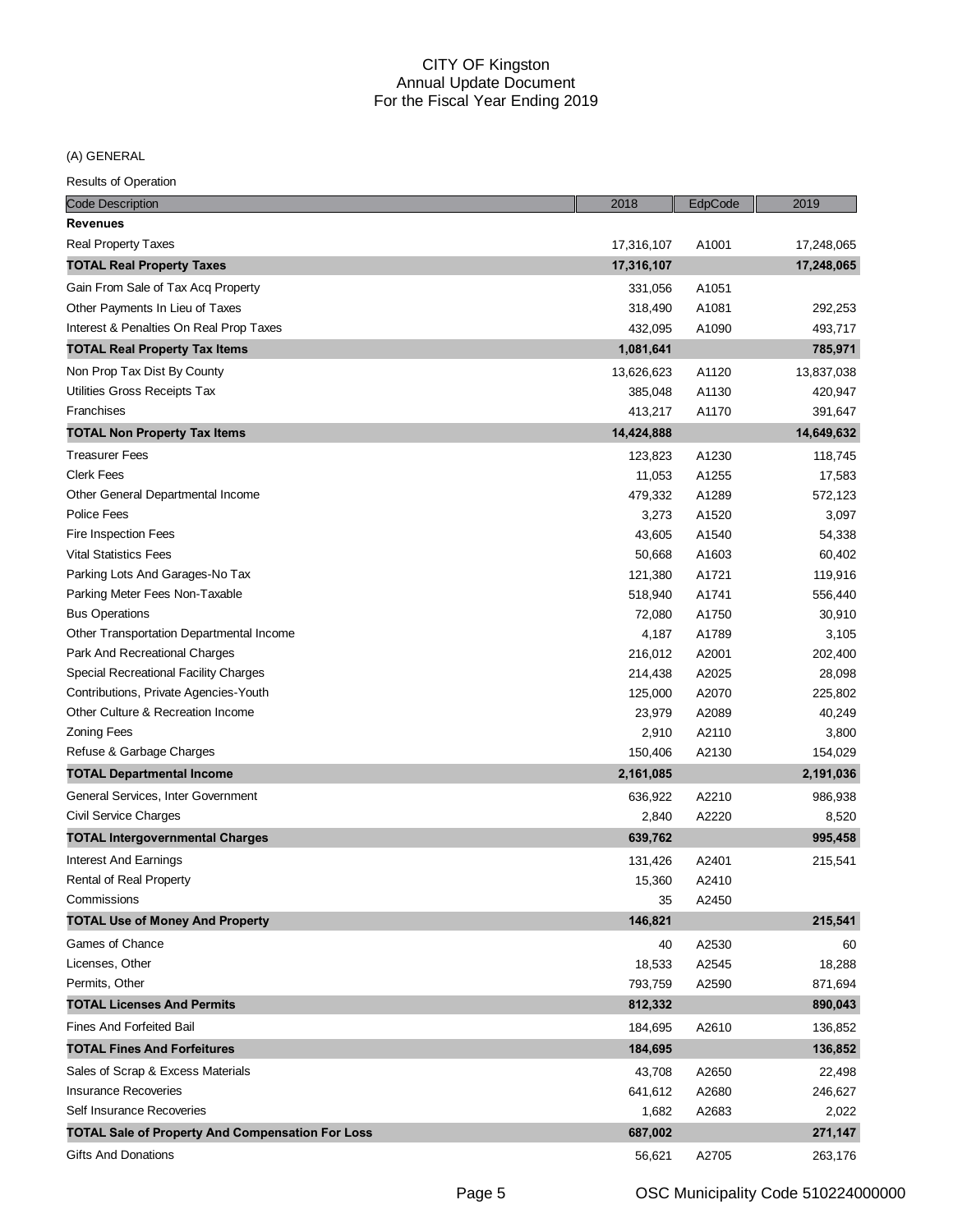# CITY OF Kingston
## Annual Update Document
## For the Fiscal Year Ending 2019

(A) GENERAL

Results of Operation

| Code Description | 2018 | EdpCode | 2019 |
|---|---|---|---|
| **Revenues** | | | |
| Real Property Taxes | 17,316,107 | A1001 | 17,248,065 |
| **TOTAL Real Property Taxes** | **17,316,107** | | **17,248,065** |
| Gain From Sale of Tax Acq Property | 331,056 | A1051 | |
| Other Payments In Lieu of Taxes | 318,490 | A1081 | 292,253 |
| Interest & Penalties On Real Prop Taxes | 432,095 | A1090 | 493,717 |
| **TOTAL Real Property Tax Items** | **1,081,641** | | **785,971** |
| Non Prop Tax Dist By County | 13,626,623 | A1120 | 13,837,038 |
| Utilities Gross Receipts Tax | 385,048 | A1130 | 420,947 |
| Franchises | 413,217 | A1170 | 391,647 |
| **TOTAL Non Property Tax Items** | **14,424,888** | | **14,649,632** |
| Treasurer Fees | 123,823 | A1230 | 118,745 |
| Clerk Fees | 11,053 | A1255 | 17,583 |
| Other General Departmental Income | 479,332 | A1289 | 572,123 |
| Police Fees | 3,273 | A1520 | 3,097 |
| Fire Inspection Fees | 43,605 | A1540 | 54,338 |
| Vital Statistics Fees | 50,668 | A1603 | 60,402 |
| Parking Lots And Garages-No Tax | 121,380 | A1721 | 119,916 |
| Parking Meter Fees Non-Taxable | 518,940 | A1741 | 556,440 |
| Bus Operations | 72,080 | A1750 | 30,910 |
| Other Transportation Departmental Income | 4,187 | A1789 | 3,105 |
| Park And Recreational Charges | 216,012 | A2001 | 202,400 |
| Special Recreational Facility Charges | 214,438 | A2025 | 28,098 |
| Contributions, Private Agencies-Youth | 125,000 | A2070 | 225,802 |
| Other Culture & Recreation Income | 23,979 | A2089 | 40,249 |
| Zoning Fees | 2,910 | A2110 | 3,800 |
| Refuse & Garbage Charges | 150,406 | A2130 | 154,029 |
| **TOTAL Departmental Income** | **2,161,085** | | **2,191,036** |
| General Services, Inter Government | 636,922 | A2210 | 986,938 |
| Civil Service Charges | 2,840 | A2220 | 8,520 |
| **TOTAL Intergovernmental Charges** | **639,762** | | **995,458** |
| Interest And Earnings | 131,426 | A2401 | 215,541 |
| Rental of Real Property | 15,360 | A2410 | |
| Commissions | 35 | A2450 | |
| **TOTAL Use of Money And Property** | **146,821** | | **215,541** |
| Games of Chance | 40 | A2530 | 60 |
| Licenses, Other | 18,533 | A2545 | 18,288 |
| Permits, Other | 793,759 | A2590 | 871,694 |
| **TOTAL Licenses And Permits** | **812,332** | | **890,043** |
| Fines And Forfeited Bail | 184,695 | A2610 | 136,852 |
| **TOTAL Fines And Forfeitures** | **184,695** | | **136,852** |
| Sales of Scrap & Excess Materials | 43,708 | A2650 | 22,498 |
| Insurance Recoveries | 641,612 | A2680 | 246,627 |
| Self Insurance Recoveries | 1,682 | A2683 | 2,022 |
| **TOTAL Sale of Property And Compensation For Loss** | **687,002** | | **271,147** |
| Gifts And Donations | 56,621 | A2705 | 263,176 |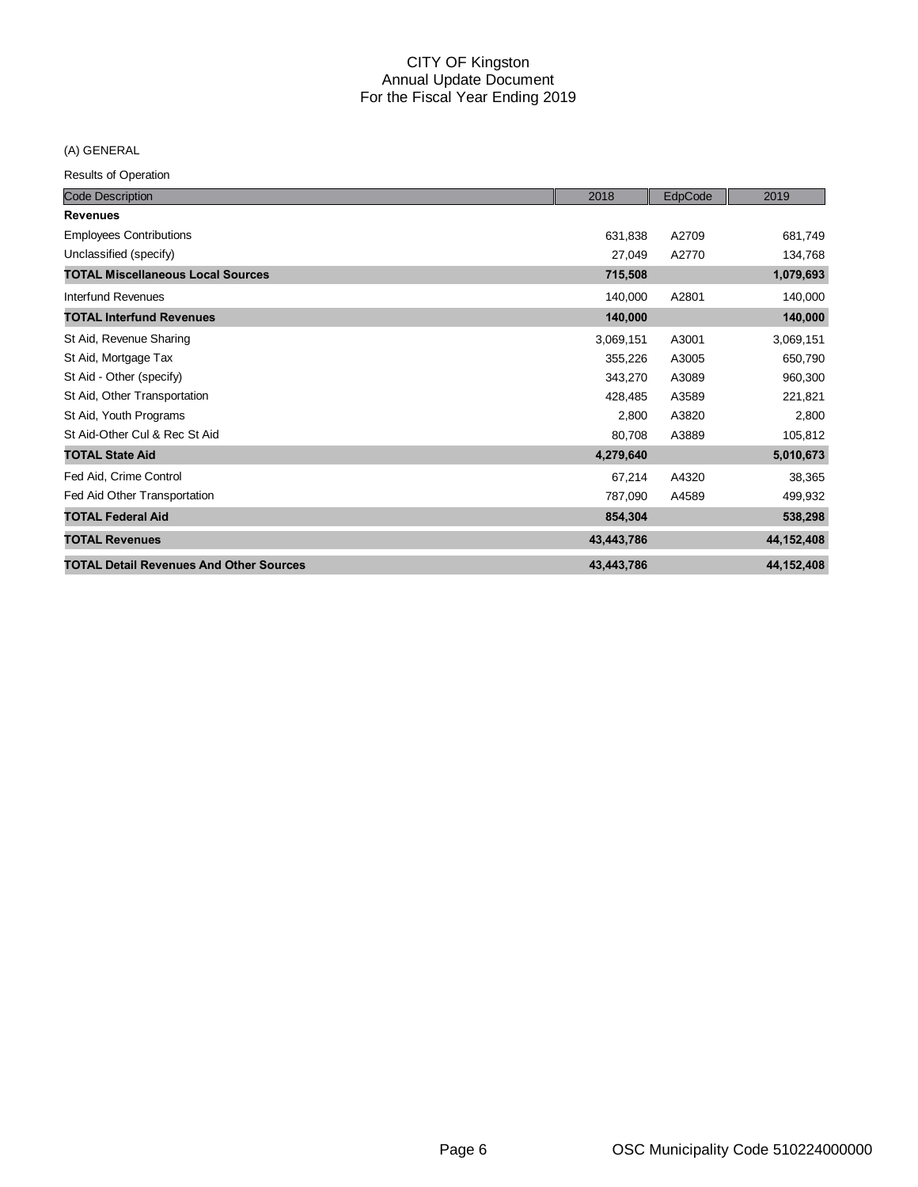# CITY OF Kingston
## Annual Update Document
## For the Fiscal Year Ending 2019

(A) GENERAL

Results of Operation

| Code Description | 2018 | EdpCode | 2019 |
|---|---|---|---|
| **Revenues** | | | |
| Employees Contributions | 631,838 | A2709 | 681,749 |
| Unclassified (specify) | 27,049 | A2770 | 134,768 |
| **TOTAL Miscellaneous Local Sources** | **715,508** | | **1,079,693** |
| Interfund Revenues | 140,000 | A2801 | 140,000 |
| **TOTAL Interfund Revenues** | **140,000** | | **140,000** |
| St Aid, Revenue Sharing | 3,069,151 | A3001 | 3,069,151 |
| St Aid, Mortgage Tax | 355,226 | A3005 | 650,790 |
| St Aid - Other (specify) | 343,270 | A3089 | 960,300 |
| St Aid, Other Transportation | 428,485 | A3589 | 221,821 |
| St Aid, Youth Programs | 2,800 | A3820 | 2,800 |
| St Aid-Other Cul & Rec St Aid | 80,708 | A3889 | 105,812 |
| **TOTAL State Aid** | **4,279,640** | | **5,010,673** |
| Fed Aid, Crime Control | 67,214 | A4320 | 38,365 |
| Fed Aid Other Transportation | 787,090 | A4589 | 499,932 |
| **TOTAL Federal Aid** | **854,304** | | **538,298** |
| **TOTAL Revenues** | **43,443,786** | | **44,152,408** |
| **TOTAL Detail Revenues And Other Sources** | **43,443,786** | | **44,152,408** |

OSC Municipality Code 510224000000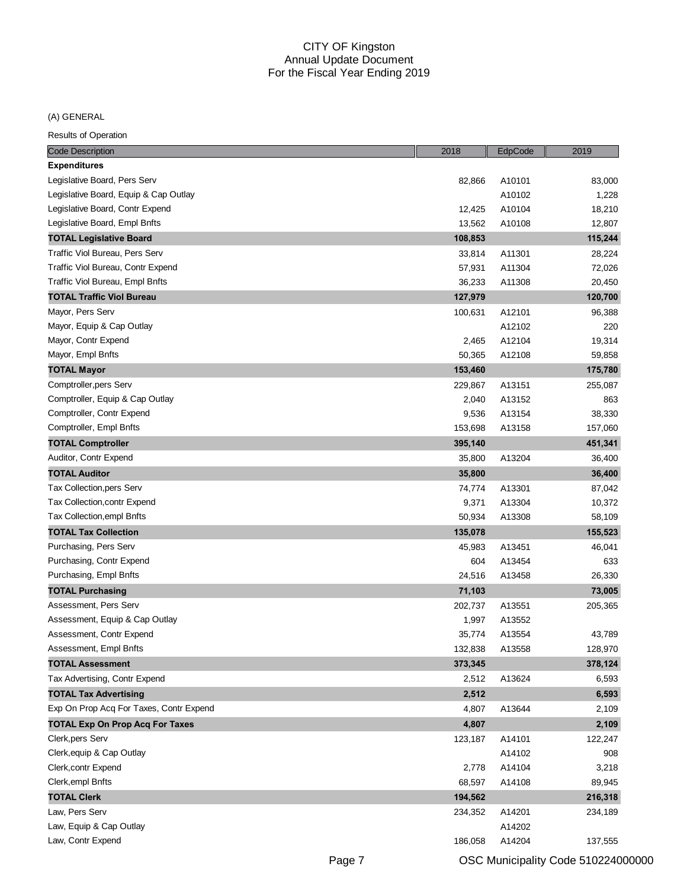# CITY OF Kingston
## Annual Update Document
## For the Fiscal Year Ending 2019

(A) GENERAL

Results of Operation

| Code Description | 2018 | EdpCode | 2019 |
|---|---|---|---|
| **Expenditures** | | | |
| Legislative Board, Pers Serv | 82,866 | A10101 | 83,000 |
| Legislative Board, Equip & Cap Outlay | | A10102 | 1,228 |
| Legislative Board, Contr Expend | 12,425 | A10104 | 18,210 |
| Legislative Board, Empl Bnfts | 13,562 | A10108 | 12,807 |
| **TOTAL Legislative Board** | **108,853** | | **115,244** |
| Traffic Viol Bureau, Pers Serv | 33,814 | A11301 | 28,224 |
| Traffic Viol Bureau, Contr Expend | 57,931 | A11304 | 72,026 |
| Traffic Viol Bureau, Empl Bnfts | 36,233 | A11308 | 20,450 |
| **TOTAL Traffic Viol Bureau** | **127,979** | | **120,700** |
| Mayor, Pers Serv | 100,631 | A12101 | 96,388 |
| Mayor, Equip & Cap Outlay | | A12102 | 220 |
| Mayor, Contr Expend | 2,465 | A12104 | 19,314 |
| Mayor, Empl Bnfts | 50,365 | A12108 | 59,858 |
| **TOTAL Mayor** | **153,460** | | **175,780** |
| Comptroller,pers Serv | 229,867 | A13151 | 255,087 |
| Comptroller, Equip & Cap Outlay | 2,040 | A13152 | 863 |
| Comptroller, Contr Expend | 9,536 | A13154 | 38,330 |
| Comptroller, Empl Bnfts | 153,698 | A13158 | 157,060 |
| **TOTAL Comptroller** | **395,140** | | **451,341** |
| Auditor, Contr Expend | 35,800 | A13204 | 36,400 |
| **TOTAL Auditor** | **35,800** | | **36,400** |
| Tax Collection,pers Serv | 74,774 | A13301 | 87,042 |
| Tax Collection,contr Expend | 9,371 | A13304 | 10,372 |
| Tax Collection,empl Bnfts | 50,934 | A13308 | 58,109 |
| **TOTAL Tax Collection** | **135,078** | | **155,523** |
| Purchasing, Pers Serv | 45,983 | A13451 | 46,041 |
| Purchasing, Contr Expend | 604 | A13454 | 633 |
| Purchasing, Empl Bnfts | 24,516 | A13458 | 26,330 |
| **TOTAL Purchasing** | **71,103** | | **73,005** |
| Assessment, Pers Serv | 202,737 | A13551 | 205,365 |
| Assessment, Equip & Cap Outlay | 1,997 | A13552 | |
| Assessment, Contr Expend | 35,774 | A13554 | 43,789 |
| Assessment, Empl Bnfts | 132,838 | A13558 | 128,970 |
| **TOTAL Assessment** | **373,345** | | **378,124** |
| Tax Advertising, Contr Expend | 2,512 | A13624 | 6,593 |
| **TOTAL Tax Advertising** | **2,512** | | **6,593** |
| Exp On Prop Acq For Taxes, Contr Expend | 4,807 | A13644 | 2,109 |
| **TOTAL Exp On Prop Acq For Taxes** | **4,807** | | **2,109** |
| Clerk,pers Serv | 123,187 | A14101 | 122,247 |
| Clerk,equip & Cap Outlay | | A14102 | 908 |
| Clerk,contr Expend | 2,778 | A14104 | 3,218 |
| Clerk,empl Bnfts | 68,597 | A14108 | 89,945 |
| **TOTAL Clerk** | **194,562** | | **216,318** |
| Law, Pers Serv | 234,352 | A14201 | 234,189 |
| Law, Equip & Cap Outlay | | A14202 | |
| Law, Contr Expend | 186,058 | A14204 | 137,555 |

OSC Municipality Code 510224000000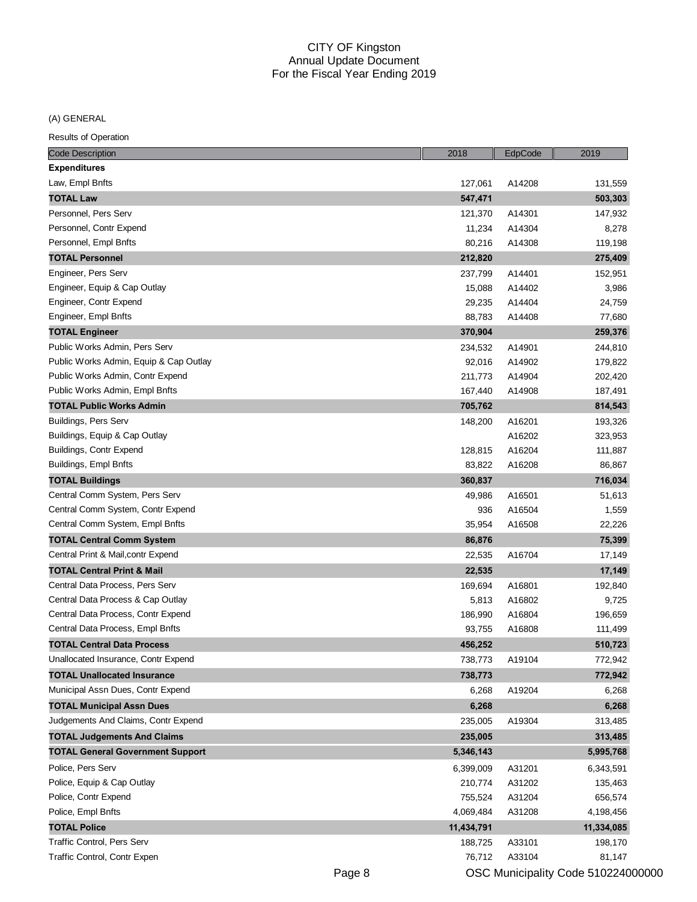# CITY OF Kingston
## Annual Update Document
## For the Fiscal Year Ending 2019

(A) GENERAL

Results of Operation

| Code Description | 2018 | EdpCode | 2019 |
|---|---|---|---|
| **Expenditures** | | | |
| Law, Empl Bnfts | 127,061 | A14208 | 131,559 |
| **TOTAL Law** | **547,471** | | **503,303** |
| Personnel, Pers Serv | 121,370 | A14301 | 147,932 |
| Personnel, Contr Expend | 11,234 | A14304 | 8,278 |
| Personnel, Empl Bnfts | 80,216 | A14308 | 119,198 |
| **TOTAL Personnel** | **212,820** | | **275,409** |
| Engineer, Pers Serv | 237,799 | A14401 | 152,951 |
| Engineer, Equip & Cap Outlay | 15,088 | A14402 | 3,986 |
| Engineer, Contr Expend | 29,235 | A14404 | 24,759 |
| Engineer, Empl Bnfts | 88,783 | A14408 | 77,680 |
| **TOTAL Engineer** | **370,904** | | **259,376** |
| Public Works Admin, Pers Serv | 234,532 | A14901 | 244,810 |
| Public Works Admin, Equip & Cap Outlay | 92,016 | A14902 | 179,822 |
| Public Works Admin, Contr Expend | 211,773 | A14904 | 202,420 |
| Public Works Admin, Empl Bnfts | 167,440 | A14908 | 187,491 |
| **TOTAL Public Works Admin** | **705,762** | | **814,543** |
| Buildings, Pers Serv | 148,200 | A16201 | 193,326 |
| Buildings, Equip & Cap Outlay | | A16202 | 323,953 |
| Buildings, Contr Expend | 128,815 | A16204 | 111,887 |
| Buildings, Empl Bnfts | 83,822 | A16208 | 86,867 |
| **TOTAL Buildings** | **360,837** | | **716,034** |
| Central Comm System, Pers Serv | 49,986 | A16501 | 51,613 |
| Central Comm System, Contr Expend | 936 | A16504 | 1,559 |
| Central Comm System, Empl Bnfts | 35,954 | A16508 | 22,226 |
| **TOTAL Central Comm System** | **86,876** | | **75,399** |
| Central Print & Mail,contr Expend | 22,535 | A16704 | 17,149 |
| **TOTAL Central Print & Mail** | **22,535** | | **17,149** |
| Central Data Process, Pers Serv | 169,694 | A16801 | 192,840 |
| Central Data Process & Cap Outlay | 5,813 | A16802 | 9,725 |
| Central Data Process, Contr Expend | 186,990 | A16804 | 196,659 |
| Central Data Process, Empl Bnfts | 93,755 | A16808 | 111,499 |
| **TOTAL Central Data Process** | **456,252** | | **510,723** |
| Unallocated Insurance, Contr Expend | 738,773 | A19104 | 772,942 |
| **TOTAL Unallocated Insurance** | **738,773** | | **772,942** |
| Municipal Assn Dues, Contr Expend | 6,268 | A19204 | 6,268 |
| **TOTAL Municipal Assn Dues** | **6,268** | | **6,268** |
| Judgements And Claims, Contr Expend | 235,005 | A19304 | 313,485 |
| **TOTAL Judgements And Claims** | **235,005** | | **313,485** |
| **TOTAL General Government Support** | **5,346,143** | | **5,995,768** |
| Police, Pers Serv | 6,399,009 | A31201 | 6,343,591 |
| Police, Equip & Cap Outlay | 210,774 | A31202 | 135,463 |
| Police, Contr Expend | 755,524 | A31204 | 656,574 |
| Police, Empl Bnfts | 4,069,484 | A31208 | 4,198,456 |
| **TOTAL Police** | **11,434,791** | | **11,334,085** |
| Traffic Control, Pers Serv | 188,725 | A33101 | 198,170 |
| Traffic Control, Contr Expen | 76,712 | A33104 | 81,147 |

OSC Municipality Code 510224000000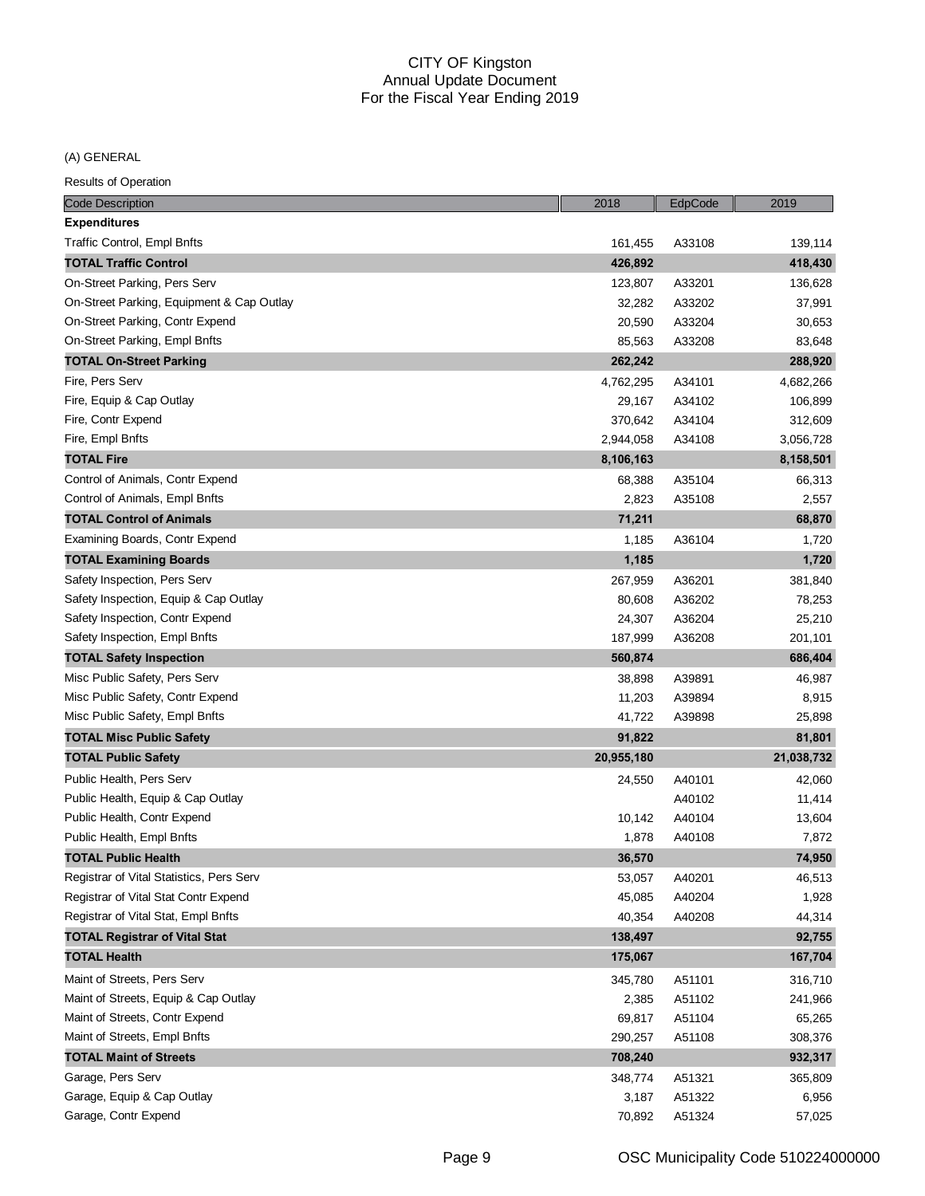CITY OF Kingston
Annual Update Document
For the Fiscal Year Ending 2019

(A) GENERAL

Results of Operation

| Code Description | 2018 | EdpCode | 2019 |
|---|---|---|---|
| **Expenditures** | | | |
| Traffic Control, Empl Bnfts | 161,455 | A33108 | 139,114 |
| **TOTAL Traffic Control** | **426,892** | | **418,430** |
| On-Street Parking, Pers Serv | 123,807 | A33201 | 136,628 |
| On-Street Parking, Equipment & Cap Outlay | 32,282 | A33202 | 37,991 |
| On-Street Parking, Contr Expend | 20,590 | A33204 | 30,653 |
| On-Street Parking, Empl Bnfts | 85,563 | A33208 | 83,648 |
| **TOTAL On-Street Parking** | **262,242** | | **288,920** |
| Fire, Pers Serv | 4,762,295 | A34101 | 4,682,266 |
| Fire, Equip & Cap Outlay | 29,167 | A34102 | 106,899 |
| Fire, Contr Expend | 370,642 | A34104 | 312,609 |
| Fire, Empl Bnfts | 2,944,058 | A34108 | 3,056,728 |
| **TOTAL Fire** | **8,106,163** | | **8,158,501** |
| Control of Animals, Contr Expend | 68,388 | A35104 | 66,313 |
| Control of Animals, Empl Bnfts | 2,823 | A35108 | 2,557 |
| **TOTAL Control of Animals** | **71,211** | | **68,870** |
| Examining Boards, Contr Expend | 1,185 | A36104 | 1,720 |
| **TOTAL Examining Boards** | **1,185** | | **1,720** |
| Safety Inspection, Pers Serv | 267,959 | A36201 | 381,840 |
| Safety Inspection, Equip & Cap Outlay | 80,608 | A36202 | 78,253 |
| Safety Inspection, Contr Expend | 24,307 | A36204 | 25,210 |
| Safety Inspection, Empl Bnfts | 187,999 | A36208 | 201,101 |
| **TOTAL Safety Inspection** | **560,874** | | **686,404** |
| Misc Public Safety, Pers Serv | 38,898 | A39891 | 46,987 |
| Misc Public Safety, Contr Expend | 11,203 | A39894 | 8,915 |
| Misc Public Safety, Empl Bnfts | 41,722 | A39898 | 25,898 |
| **TOTAL Misc Public Safety** | **91,822** | | **81,801** |
| **TOTAL Public Safety** | **20,955,180** | | **21,038,732** |
| Public Health, Pers Serv | 24,550 | A40101 | 42,060 |
| Public Health, Equip & Cap Outlay | | A40102 | 11,414 |
| Public Health, Contr Expend | 10,142 | A40104 | 13,604 |
| Public Health, Empl Bnfts | 1,878 | A40108 | 7,872 |
| **TOTAL Public Health** | **36,570** | | **74,950** |
| Registrar of Vital Statistics, Pers Serv | 53,057 | A40201 | 46,513 |
| Registrar of Vital Stat Contr Expend | 45,085 | A40204 | 1,928 |
| Registrar of Vital Stat, Empl Bnfts | 40,354 | A40208 | 44,314 |
| **TOTAL Registrar of Vital Stat** | **138,497** | | **92,755** |
| **TOTAL Health** | **175,067** | | **167,704** |
| Maint of Streets, Pers Serv | 345,780 | A51101 | 316,710 |
| Maint of Streets, Equip & Cap Outlay | 2,385 | A51102 | 241,966 |
| Maint of Streets, Contr Expend | 69,817 | A51104 | 65,265 |
| Maint of Streets, Empl Bnfts | 290,257 | A51108 | 308,376 |
| **TOTAL Maint of Streets** | **708,240** | | **932,317** |
| Garage, Pers Serv | 348,774 | A51321 | 365,809 |
| Garage, Equip & Cap Outlay | 3,187 | A51322 | 6,956 |
| Garage, Contr Expend | 70,892 | A51324 | 57,025 |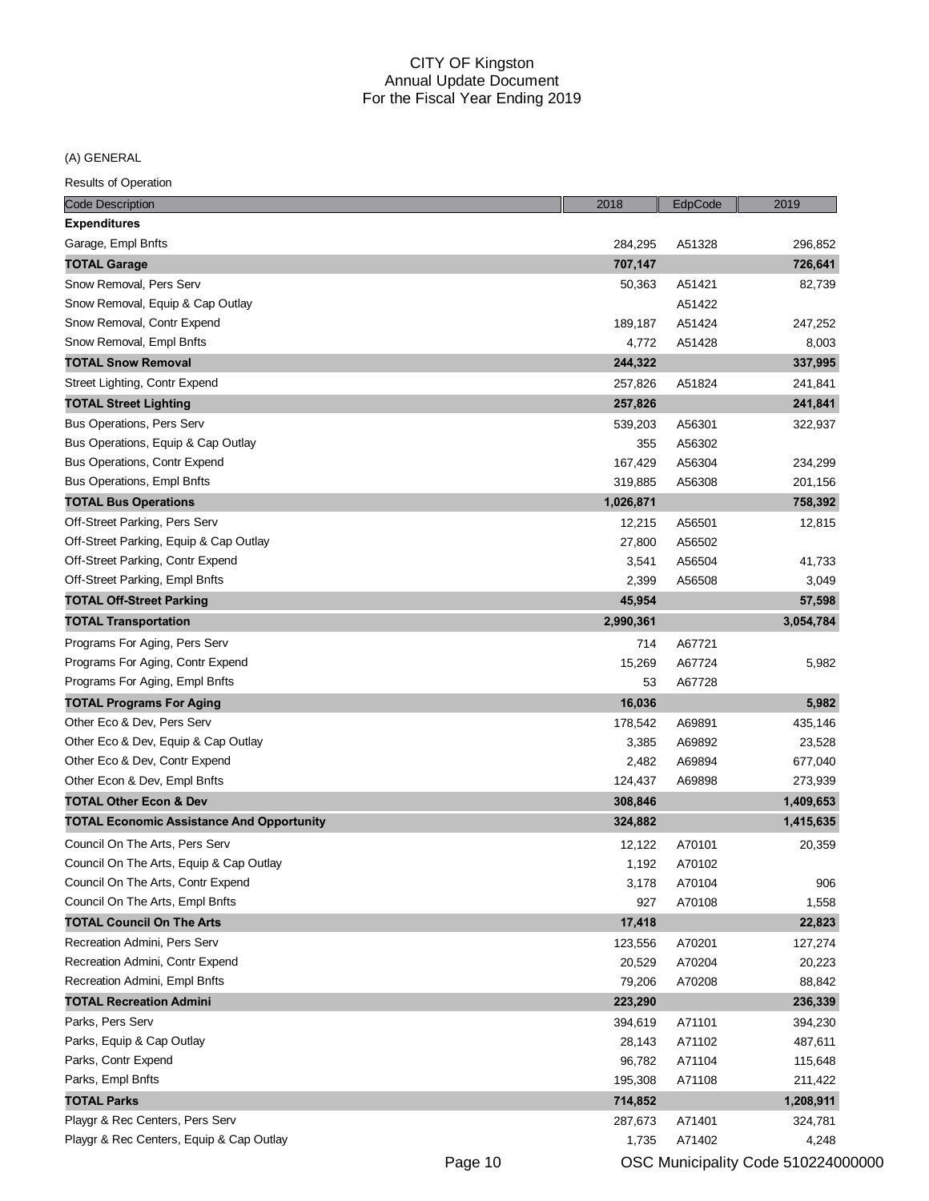CITY OF Kingston
Annual Update Document
For the Fiscal Year Ending 2019

(A) GENERAL

Results of Operation

| Code Description | 2018 | EdpCode | 2019 |
|---|---|---|---|
| **Expenditures** | | | |
| Garage, Empl Bnfts | 284,295 | A51328 | 296,852 |
| **TOTAL Garage** | **707,147** | | **726,641** |
| Snow Removal, Pers Serv | 50,363 | A51421 | 82,739 |
| Snow Removal, Equip & Cap Outlay | | A51422 | |
| Snow Removal, Contr Expend | 189,187 | A51424 | 247,252 |
| Snow Removal, Empl Bnfts | 4,772 | A51428 | 8,003 |
| **TOTAL Snow Removal** | **244,322** | | **337,995** |
| Street Lighting, Contr Expend | 257,826 | A51824 | 241,841 |
| **TOTAL Street Lighting** | **257,826** | | **241,841** |
| Bus Operations, Pers Serv | 539,203 | A56301 | 322,937 |
| Bus Operations, Equip & Cap Outlay | 355 | A56302 | |
| Bus Operations, Contr Expend | 167,429 | A56304 | 234,299 |
| Bus Operations, Empl Bnfts | 319,885 | A56308 | 201,156 |
| **TOTAL Bus Operations** | **1,026,871** | | **758,392** |
| Off-Street Parking, Pers Serv | 12,215 | A56501 | 12,815 |
| Off-Street Parking, Equip & Cap Outlay | 27,800 | A56502 | |
| Off-Street Parking, Contr Expend | 3,541 | A56504 | 41,733 |
| Off-Street Parking, Empl Bnfts | 2,399 | A56508 | 3,049 |
| **TOTAL Off-Street Parking** | **45,954** | | **57,598** |
| **TOTAL Transportation** | **2,990,361** | | **3,054,784** |
| Programs For Aging, Pers Serv | 714 | A67721 | |
| Programs For Aging, Contr Expend | 15,269 | A67724 | 5,982 |
| Programs For Aging, Empl Bnfts | 53 | A67728 | |
| **TOTAL Programs For Aging** | **16,036** | | **5,982** |
| Other Eco & Dev, Pers Serv | 178,542 | A69891 | 435,146 |
| Other Eco & Dev, Equip & Cap Outlay | 3,385 | A69892 | 23,528 |
| Other Eco & Dev, Contr Expend | 2,482 | A69894 | 677,040 |
| Other Econ & Dev, Empl Bnfts | 124,437 | A69898 | 273,939 |
| **TOTAL Other Econ & Dev** | **308,846** | | **1,409,653** |
| **TOTAL Economic Assistance And Opportunity** | **324,882** | | **1,415,635** |
| Council On The Arts, Pers Serv | 12,122 | A70101 | 20,359 |
| Council On The Arts, Equip & Cap Outlay | 1,192 | A70102 | |
| Council On The Arts, Contr Expend | 3,178 | A70104 | 906 |
| Council On The Arts, Empl Bnfts | 927 | A70108 | 1,558 |
| **TOTAL Council On The Arts** | **17,418** | | **22,823** |
| Recreation Admini, Pers Serv | 123,556 | A70201 | 127,274 |
| Recreation Admini, Contr Expend | 20,529 | A70204 | 20,223 |
| Recreation Admini, Empl Bnfts | 79,206 | A70208 | 88,842 |
| **TOTAL Recreation Admini** | **223,290** | | **236,339** |
| Parks, Pers Serv | 394,619 | A71101 | 394,230 |
| Parks, Equip & Cap Outlay | 28,143 | A71102 | 487,611 |
| Parks, Contr Expend | 96,782 | A71104 | 115,648 |
| Parks, Empl Bnfts | 195,308 | A71108 | 211,422 |
| **TOTAL Parks** | **714,852** | | **1,208,911** |
| Playgr & Rec Centers, Pers Serv | 287,673 | A71401 | 324,781 |
| Playgr & Rec Centers, Equip & Cap Outlay | 1,735 | A71402 | 4,248 |

OSC Municipality Code 510224000000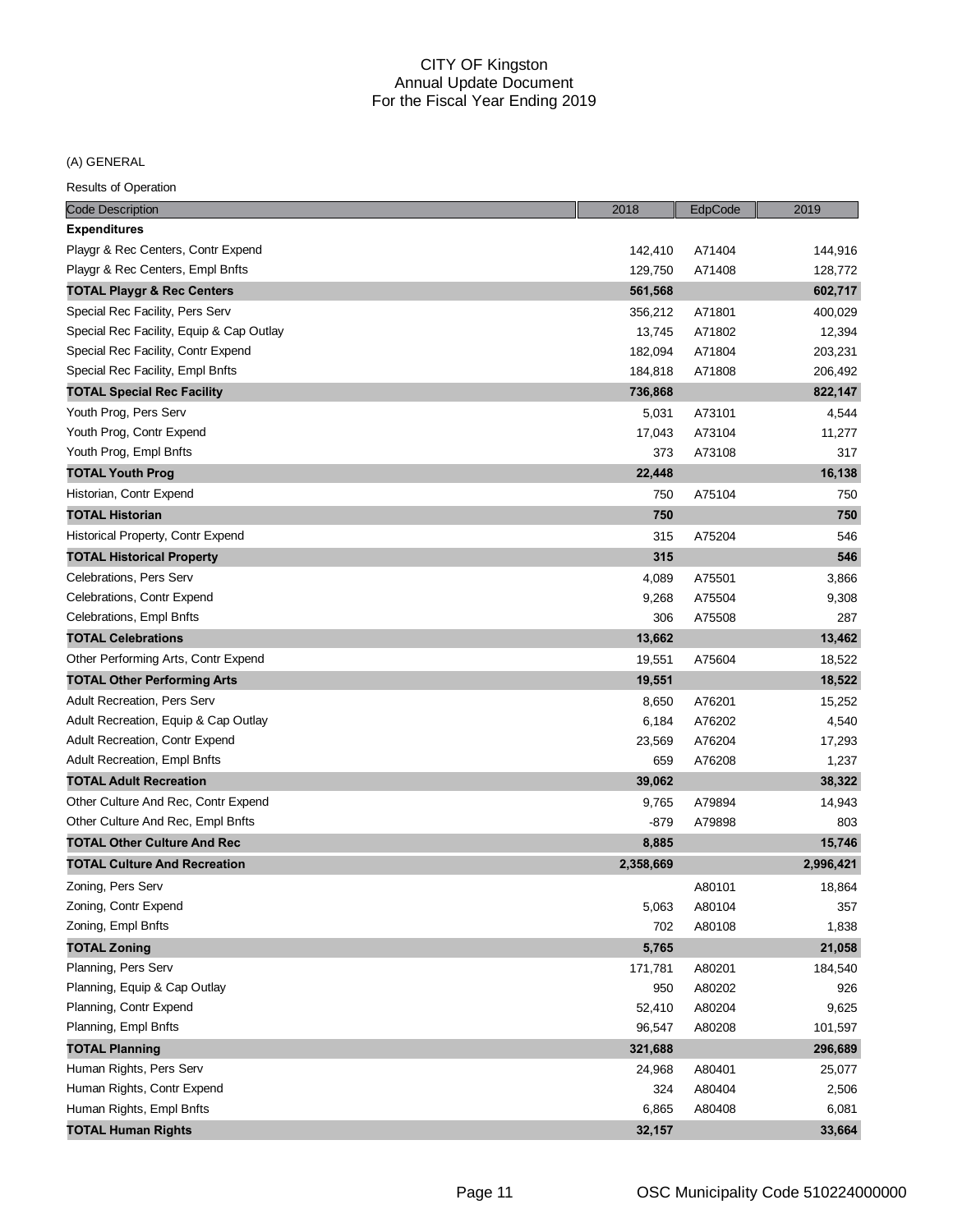CITY OF Kingston
Annual Update Document
For the Fiscal Year Ending 2019

(A) GENERAL

Results of Operation

| Code Description | 2018 | EdpCode | 2019 |
|---|---|---|---|
| **Expenditures** | | | |
| Playgr & Rec Centers, Contr Expend | 142,410 | A71404 | 144,916 |
| Playgr & Rec Centers, Empl Bnfts | 129,750 | A71408 | 128,772 |
| **TOTAL Playgr & Rec Centers** | **561,568** | | **602,717** |
| Special Rec Facility, Pers Serv | 356,212 | A71801 | 400,029 |
| Special Rec Facility, Equip & Cap Outlay | 13,745 | A71802 | 12,394 |
| Special Rec Facility, Contr Expend | 182,094 | A71804 | 203,231 |
| Special Rec Facility, Empl Bnfts | 184,818 | A71808 | 206,492 |
| **TOTAL Special Rec Facility** | **736,868** | | **822,147** |
| Youth Prog, Pers Serv | 5,031 | A73101 | 4,544 |
| Youth Prog, Contr Expend | 17,043 | A73104 | 11,277 |
| Youth Prog, Empl Bnfts | 373 | A73108 | 317 |
| **TOTAL Youth Prog** | **22,448** | | **16,138** |
| Historian, Contr Expend | 750 | A75104 | 750 |
| **TOTAL Historian** | **750** | | **750** |
| Historical Property, Contr Expend | 315 | A75204 | 546 |
| **TOTAL Historical Property** | **315** | | **546** |
| Celebrations, Pers Serv | 4,089 | A75501 | 3,866 |
| Celebrations, Contr Expend | 9,268 | A75504 | 9,308 |
| Celebrations, Empl Bnfts | 306 | A75508 | 287 |
| **TOTAL Celebrations** | **13,662** | | **13,462** |
| Other Performing Arts, Contr Expend | 19,551 | A75604 | 18,522 |
| **TOTAL Other Performing Arts** | **19,551** | | **18,522** |
| Adult Recreation, Pers Serv | 8,650 | A76201 | 15,252 |
| Adult Recreation, Equip & Cap Outlay | 6,184 | A76202 | 4,540 |
| Adult Recreation, Contr Expend | 23,569 | A76204 | 17,293 |
| Adult Recreation, Empl Bnfts | 659 | A76208 | 1,237 |
| **TOTAL Adult Recreation** | **39,062** | | **38,322** |
| Other Culture And Rec, Contr Expend | 9,765 | A79894 | 14,943 |
| Other Culture And Rec, Empl Bnfts | -879 | A79898 | 803 |
| **TOTAL Other Culture And Rec** | **8,885** | | **15,746** |
| **TOTAL Culture And Recreation** | **2,358,669** | | **2,996,421** |
| Zoning, Pers Serv | | A80101 | 18,864 |
| Zoning, Contr Expend | 5,063 | A80104 | 357 |
| Zoning, Empl Bnfts | 702 | A80108 | 1,838 |
| **TOTAL Zoning** | **5,765** | | **21,058** |
| Planning, Pers Serv | 171,781 | A80201 | 184,540 |
| Planning, Equip & Cap Outlay | 950 | A80202 | 926 |
| Planning, Contr Expend | 52,410 | A80204 | 9,625 |
| Planning, Empl Bnfts | 96,547 | A80208 | 101,597 |
| **TOTAL Planning** | **321,688** | | **296,689** |
| Human Rights, Pers Serv | 24,968 | A80401 | 25,077 |
| Human Rights, Contr Expend | 324 | A80404 | 2,506 |
| Human Rights, Empl Bnfts | 6,865 | A80408 | 6,081 |
| **TOTAL Human Rights** | **32,157** | | **33,664** |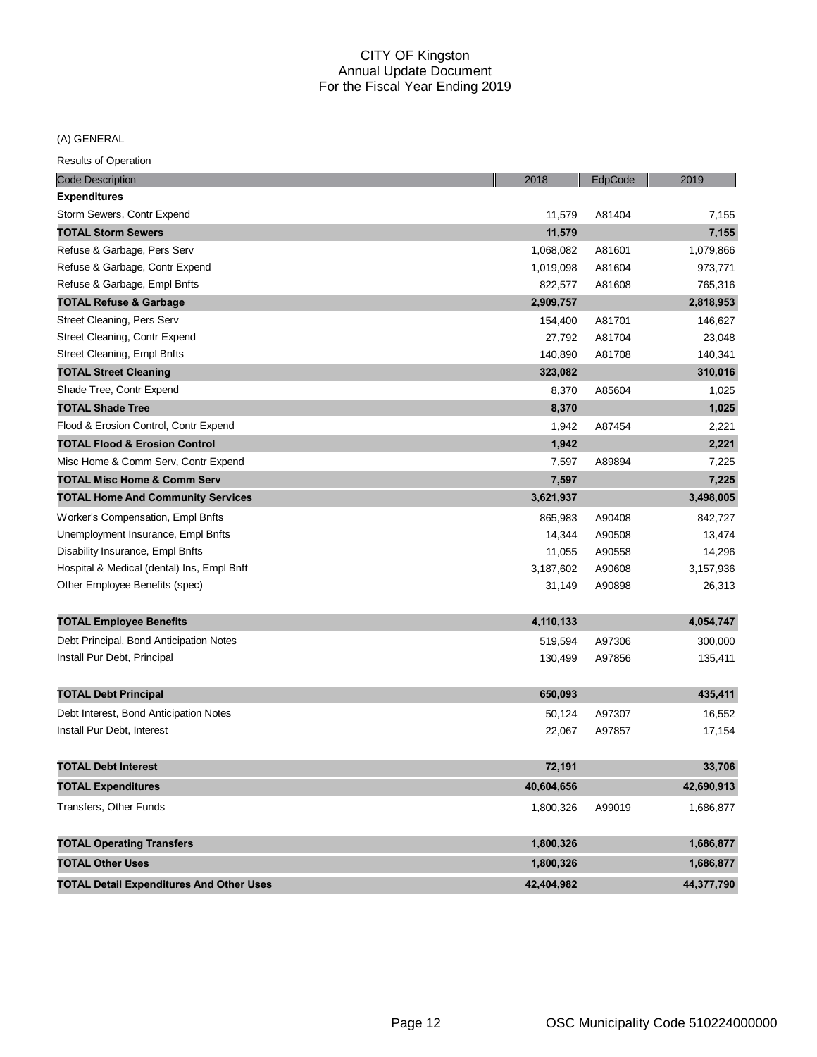# CITY OF Kingston
## Annual Update Document
## For the Fiscal Year Ending 2019

(A) GENERAL

Results of Operation

| Code Description | 2018 | EdpCode | 2019 |
|---|---|---|---|
| **Expenditures** | | | |
| Storm Sewers, Contr Expend | 11,579 | A81404 | 7,155 |
| **TOTAL Storm Sewers** | **11,579** | | **7,155** |
| Refuse & Garbage, Pers Serv | 1,068,082 | A81601 | 1,079,866 |
| Refuse & Garbage, Contr Expend | 1,019,098 | A81604 | 973,771 |
| Refuse & Garbage, Empl Bnfts | 822,577 | A81608 | 765,316 |
| **TOTAL Refuse & Garbage** | **2,909,757** | | **2,818,953** |
| Street Cleaning, Pers Serv | 154,400 | A81701 | 146,627 |
| Street Cleaning, Contr Expend | 27,792 | A81704 | 23,048 |
| Street Cleaning, Empl Bnfts | 140,890 | A81708 | 140,341 |
| **TOTAL Street Cleaning** | **323,082** | | **310,016** |
| Shade Tree, Contr Expend | 8,370 | A85604 | 1,025 |
| **TOTAL Shade Tree** | **8,370** | | **1,025** |
| Flood & Erosion Control, Contr Expend | 1,942 | A87454 | 2,221 |
| **TOTAL Flood & Erosion Control** | **1,942** | | **2,221** |
| Misc Home & Comm Serv, Contr Expend | 7,597 | A89894 | 7,225 |
| **TOTAL Misc Home & Comm Serv** | **7,597** | | **7,225** |
| **TOTAL Home And Community Services** | **3,621,937** | | **3,498,005** |
| Worker's Compensation, Empl Bnfts | 865,983 | A90408 | 842,727 |
| Unemployment Insurance, Empl Bnfts | 14,344 | A90508 | 13,474 |
| Disability Insurance, Empl Bnfts | 11,055 | A90558 | 14,296 |
| Hospital & Medical (dental) Ins, Empl Bnft | 3,187,602 | A90608 | 3,157,936 |
| Other Employee Benefits (spec) | 31,149 | A90898 | 26,313 |
| **TOTAL Employee Benefits** | **4,110,133** | | **4,054,747** |
| Debt Principal, Bond Anticipation Notes | 519,594 | A97306 | 300,000 |
| Install Pur Debt, Principal | 130,499 | A97856 | 135,411 |
| **TOTAL Debt Principal** | **650,093** | | **435,411** |
| Debt Interest, Bond Anticipation Notes | 50,124 | A97307 | 16,552 |
| Install Pur Debt, Interest | 22,067 | A97857 | 17,154 |
| **TOTAL Debt Interest** | **72,191** | | **33,706** |
| **TOTAL Expenditures** | **40,604,656** | | **42,690,913** |
| Transfers, Other Funds | 1,800,326 | A99019 | 1,686,877 |
| **TOTAL Operating Transfers** | **1,800,326** | | **1,686,877** |
| **TOTAL Other Uses** | **1,800,326** | | **1,686,877** |
| **TOTAL Detail Expenditures And Other Uses** | **42,404,982** | | **44,377,790** |

OSC Municipality Code 510224000000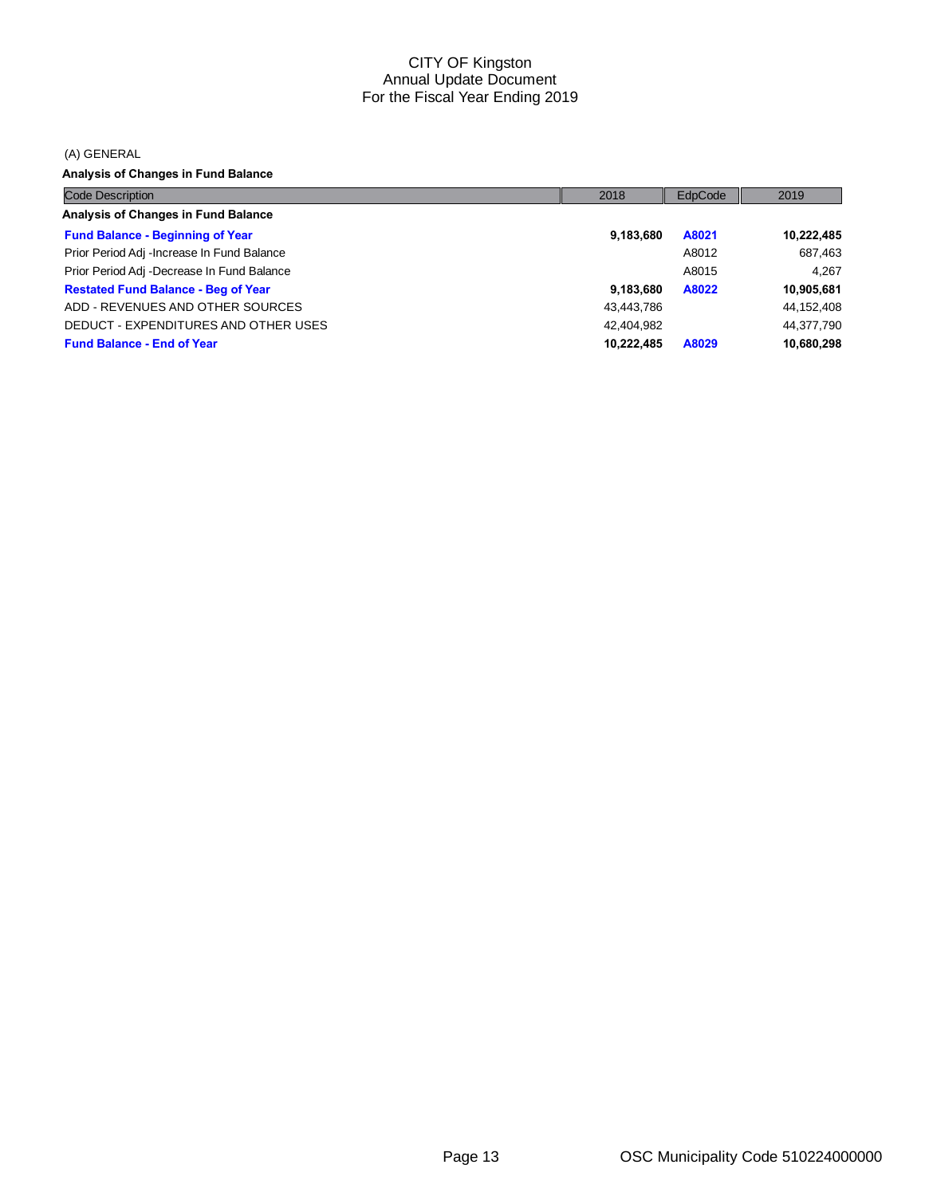# CITY OF Kingston
## Annual Update Document
## For the Fiscal Year Ending 2019

(A) GENERAL

**Analysis of Changes in Fund Balance**

| Code Description | 2018 | EdpCode | 2019 |
|---|---|---|---|
| **Analysis of Changes in Fund Balance** | | | |
| **Fund Balance - Beginning of Year** | **9,183,680** | **A8021** | **10,222,485** |
| Prior Period Adj -Increase In Fund Balance | | A8012 | 687,463 |
| Prior Period Adj -Decrease In Fund Balance | | A8015 | 4,267 |
| **Restated Fund Balance - Beg of Year** | **9,183,680** | **A8022** | **10,905,681** |
| ADD - REVENUES AND OTHER SOURCES | 43,443,786 | | 44,152,408 |
| DEDUCT - EXPENDITURES AND OTHER USES | 42,404,982 | | 44,377,790 |
| **Fund Balance - End of Year** | **10,222,485** | **A8029** | **10,680,298** |

OSC Municipality Code 510224000000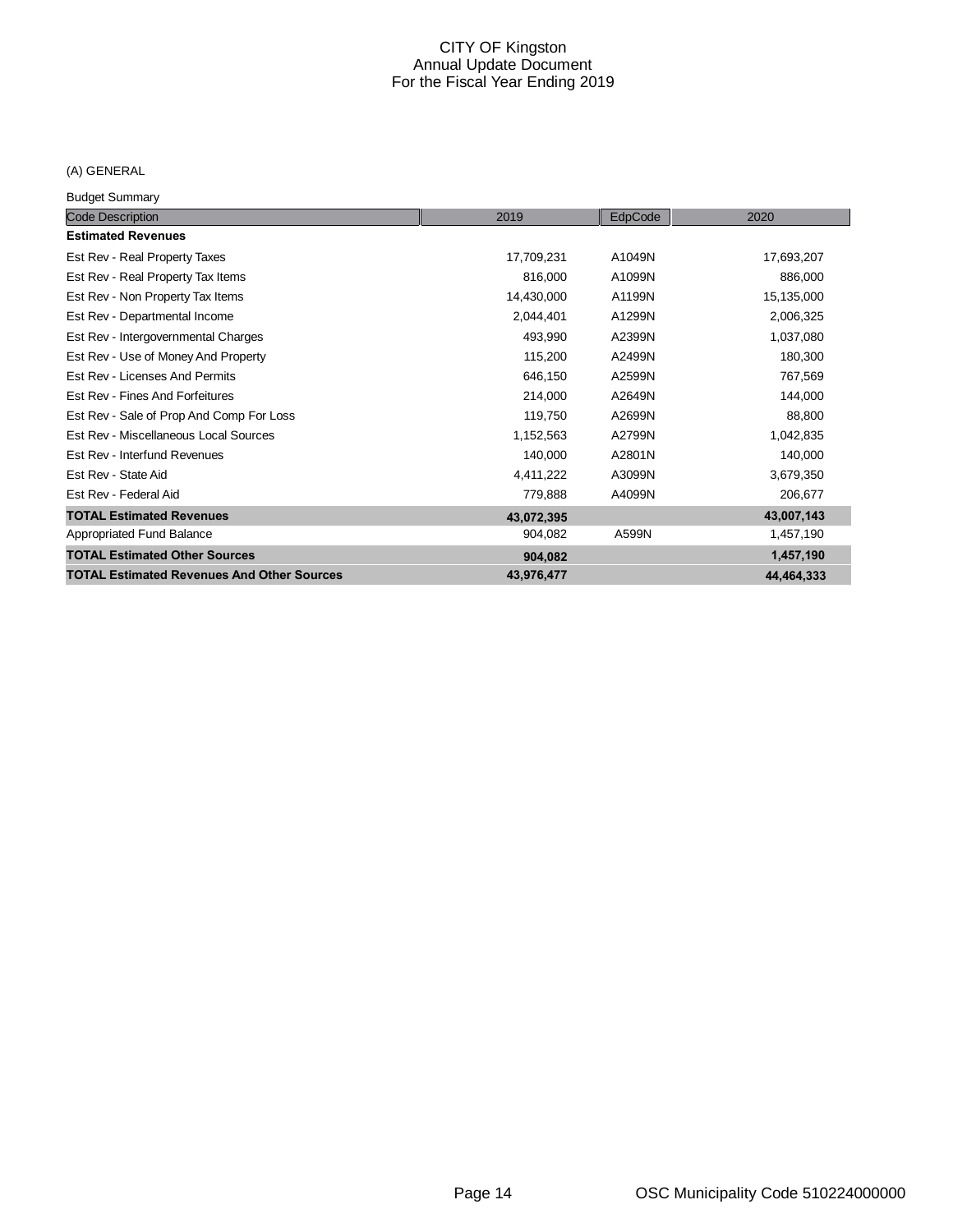# CITY OF Kingston
## Annual Update Document
## For the Fiscal Year Ending 2019

(A) GENERAL

Budget Summary

| Code Description | 2019 | EdpCode | 2020 |
|---|---|---|---|
| **Estimated Revenues** | | | |
| Est Rev - Real Property Taxes | 17,709,231 | A1049N | 17,693,207 |
| Est Rev - Real Property Tax Items | 816,000 | A1099N | 886,000 |
| Est Rev - Non Property Tax Items | 14,430,000 | A1199N | 15,135,000 |
| Est Rev - Departmental Income | 2,044,401 | A1299N | 2,006,325 |
| Est Rev - Intergovernmental Charges | 493,990 | A2399N | 1,037,080 |
| Est Rev - Use of Money And Property | 115,200 | A2499N | 180,300 |
| Est Rev - Licenses And Permits | 646,150 | A2599N | 767,569 |
| Est Rev - Fines And Forfeitures | 214,000 | A2649N | 144,000 |
| Est Rev - Sale of Prop And Comp For Loss | 119,750 | A2699N | 88,800 |
| Est Rev - Miscellaneous Local Sources | 1,152,563 | A2799N | 1,042,835 |
| Est Rev - Interfund Revenues | 140,000 | A2801N | 140,000 |
| Est Rev - State Aid | 4,411,222 | A3099N | 3,679,350 |
| Est Rev - Federal Aid | 779,888 | A4099N | 206,677 |
| **TOTAL Estimated Revenues** | **43,072,395** | | **43,007,143** |
| Appropriated Fund Balance | 904,082 | A599N | 1,457,190 |
| **TOTAL Estimated Other Sources** | **904,082** | | **1,457,190** |
| **TOTAL Estimated Revenues And Other Sources** | **43,976,477** | | **44,464,333** |

OSC Municipality Code 510224000000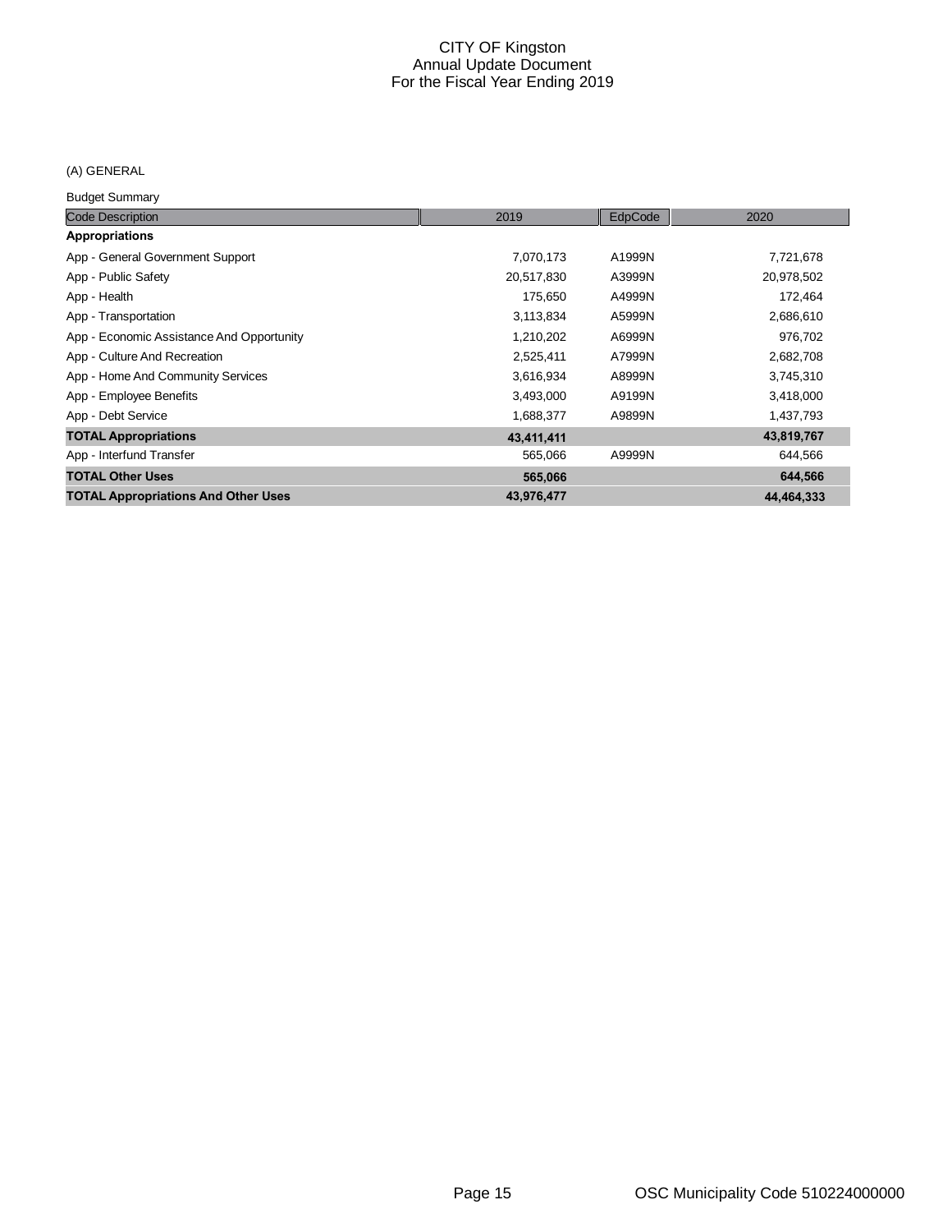# CITY OF Kingston
## Annual Update Document
## For the Fiscal Year Ending 2019

(A) GENERAL

Budget Summary

| Code Description | 2019 | EdpCode | 2020 |
|---|---|---|---|
| **Appropriations** | | | |
| App - General Government Support | 7,070,173 | A1999N | 7,721,678 |
| App - Public Safety | 20,517,830 | A3999N | 20,978,502 |
| App - Health | 175,650 | A4999N | 172,464 |
| App - Transportation | 3,113,834 | A5999N | 2,686,610 |
| App - Economic Assistance And Opportunity | 1,210,202 | A6999N | 976,702 |
| App - Culture And Recreation | 2,525,411 | A7999N | 2,682,708 |
| App - Home And Community Services | 3,616,934 | A8999N | 3,745,310 |
| App - Employee Benefits | 3,493,000 | A9199N | 3,418,000 |
| App - Debt Service | 1,688,377 | A9899N | 1,437,793 |
| **TOTAL Appropriations** | **43,411,411** | | **43,819,767** |
| App - Interfund Transfer | 565,066 | A9999N | 644,566 |
| **TOTAL Other Uses** | **565,066** | | **644,566** |
| **TOTAL Appropriations And Other Uses** | **43,976,477** | | **44,464,333** |

OSC Municipality Code 510224000000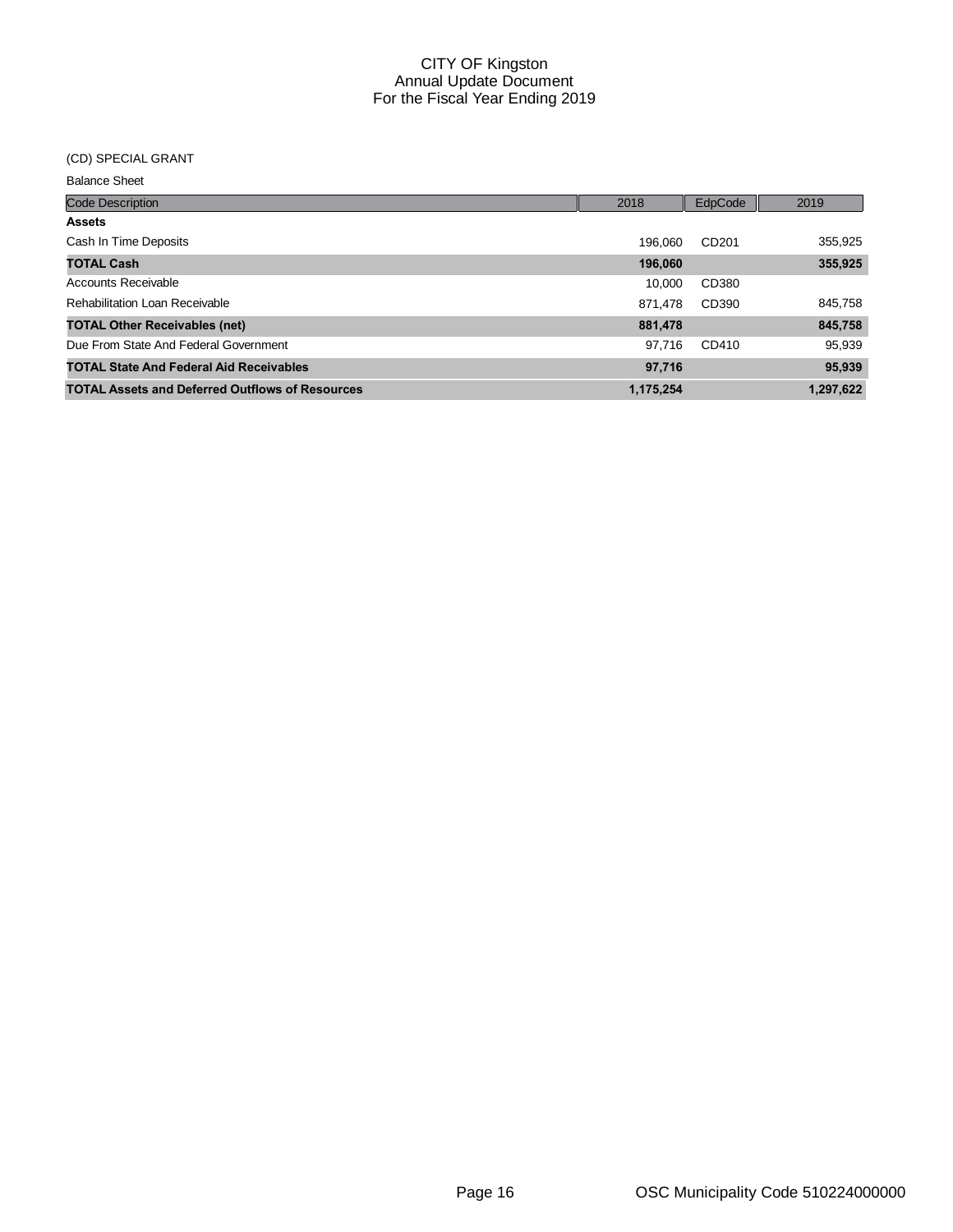# CITY OF Kingston
## Annual Update Document
## For the Fiscal Year Ending 2019

(CD) SPECIAL GRANT

Balance Sheet

| Code Description | 2018 | EdpCode | 2019 |
|---|---|---|---|
| **Assets** | | | |
| Cash In Time Deposits | 196,060 | CD201 | 355,925 |
| **TOTAL Cash** | **196,060** | | **355,925** |
| Accounts Receivable | 10,000 | CD380 | |
| Rehabilitation Loan Receivable | 871,478 | CD390 | 845,758 |
| **TOTAL Other Receivables (net)** | **881,478** | | **845,758** |
| Due From State And Federal Government | 97,716 | CD410 | 95,939 |
| **TOTAL State And Federal Aid Receivables** | **97,716** | | **95,939** |
| **TOTAL Assets and Deferred Outflows of Resources** | **1,175,254** | | **1,297,622** |

OSC Municipality Code 510224000000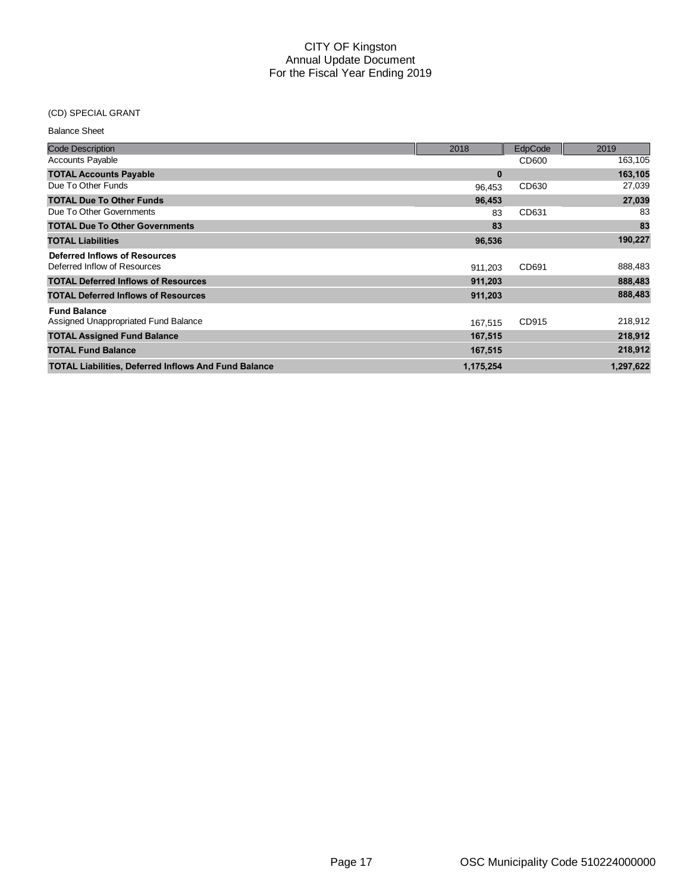# CITY OF Kingston
## Annual Update Document
## For the Fiscal Year Ending 2019

(CD) SPECIAL GRANT

Balance Sheet

| Code Description | 2018 | EdpCode | 2019 |
|---|---|---|---|
| Accounts Payable | | CD600 | 163,105 |
| **TOTAL Accounts Payable** | **0** | | **163,105** |
| Due To Other Funds | 96,453 | CD630 | 27,039 |
| **TOTAL Due To Other Funds** | **96,453** | | **27,039** |
| Due To Other Governments | 83 | CD631 | 83 |
| **TOTAL Due To Other Governments** | **83** | | **83** |
| **TOTAL Liabilities** | **96,536** | | **190,227** |
| **Deferred Inflows of Resources** | | | |
| Deferred Inflow of Resources | 911,203 | CD691 | 888,483 |
| **TOTAL Deferred Inflows of Resources** | **911,203** | | **888,483** |
| **TOTAL Deferred Inflows of Resources** | **911,203** | | **888,483** |
| **Fund Balance** | | | |
| Assigned Unappropriated Fund Balance | 167,515 | CD915 | 218,912 |
| **TOTAL Assigned Fund Balance** | **167,515** | | **218,912** |
| **TOTAL Fund Balance** | **167,515** | | **218,912** |
| **TOTAL Liabilities, Deferred Inflows And Fund Balance** | **1,175,254** | | **1,297,622** |

OSC Municipality Code 510224000000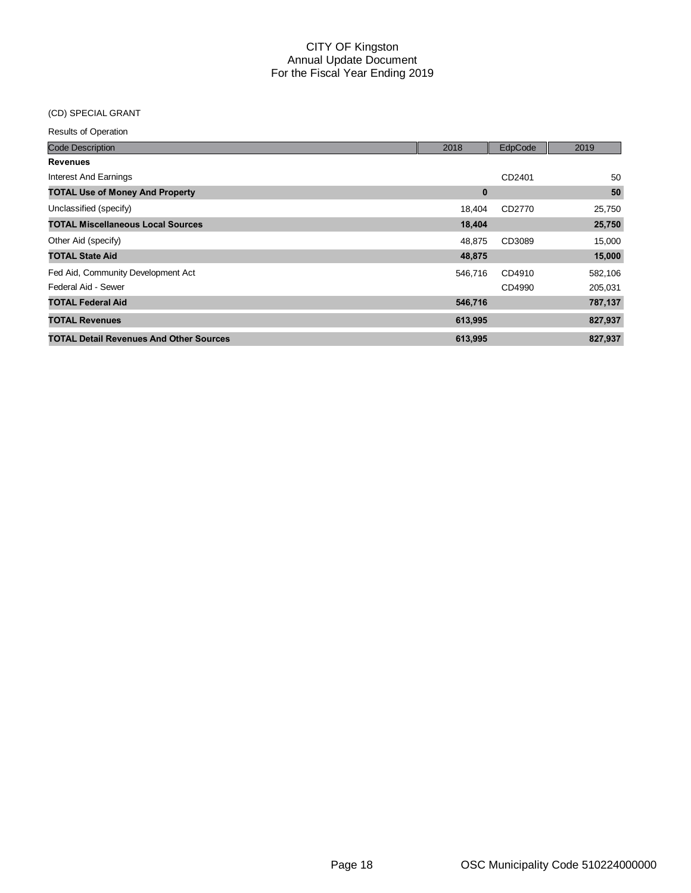# CITY OF Kingston
## Annual Update Document
## For the Fiscal Year Ending 2019

(CD) SPECIAL GRANT

Results of Operation

| Code Description | 2018 | EdpCode | 2019 |
|---|---|---|---|
| **Revenues** | | | |
| Interest And Earnings | | CD2401 | 50 |
| **TOTAL Use of Money And Property** | **0** | | **50** |
| Unclassified (specify) | 18,404 | CD2770 | 25,750 |
| **TOTAL Miscellaneous Local Sources** | **18,404** | | **25,750** |
| Other Aid (specify) | 48,875 | CD3089 | 15,000 |
| **TOTAL State Aid** | **48,875** | | **15,000** |
| Fed Aid, Community Development Act | 546,716 | CD4910 | 582,106 |
| Federal Aid - Sewer | | CD4990 | 205,031 |
| **TOTAL Federal Aid** | **546,716** | | **787,137** |
| **TOTAL Revenues** | **613,995** | | **827,937** |
| **TOTAL Detail Revenues And Other Sources** | **613,995** | | **827,937** |

OSC Municipality Code 510224000000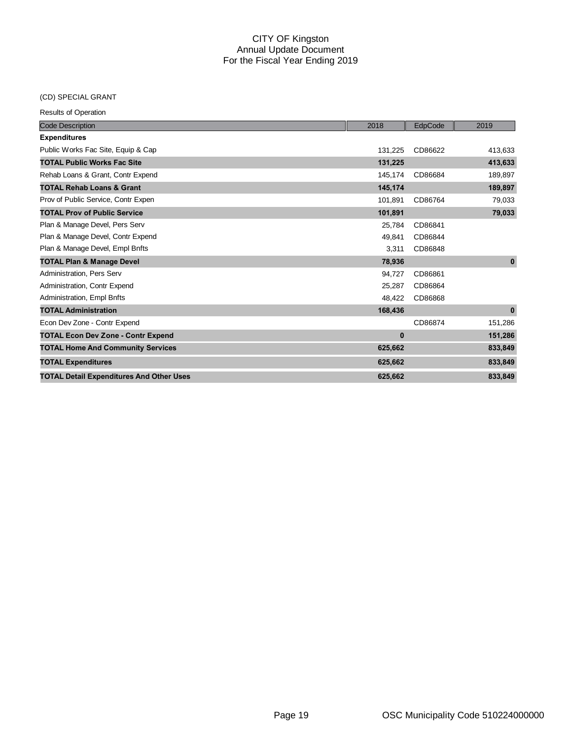# CITY OF Kingston
## Annual Update Document
## For the Fiscal Year Ending 2019

(CD) SPECIAL GRANT

Results of Operation

| Code Description | 2018 | EdpCode | 2019 |
|---|---|---|---|
| **Expenditures** | | | |
| Public Works Fac Site, Equip & Cap | 131,225 | CD86622 | 413,633 |
| **TOTAL Public Works Fac Site** | **131,225** | | **413,633** |
| Rehab Loans & Grant, Contr Expend | 145,174 | CD86684 | 189,897 |
| **TOTAL Rehab Loans & Grant** | **145,174** | | **189,897** |
| Prov of Public Service, Contr Expen | 101,891 | CD86764 | 79,033 |
| **TOTAL Prov of Public Service** | **101,891** | | **79,033** |
| Plan & Manage Devel, Pers Serv | 25,784 | CD86841 | |
| Plan & Manage Devel, Contr Expend | 49,841 | CD86844 | |
| Plan & Manage Devel, Empl Bnfts | 3,311 | CD86848 | |
| **TOTAL Plan & Manage Devel** | **78,936** | | **0** |
| Administration, Pers Serv | 94,727 | CD86861 | |
| Administration, Contr Expend | 25,287 | CD86864 | |
| Administration, Empl Bnfts | 48,422 | CD86868 | |
| **TOTAL Administration** | **168,436** | | **0** |
| Econ Dev Zone - Contr Expend | | CD86874 | 151,286 |
| **TOTAL Econ Dev Zone - Contr Expend** | **0** | | **151,286** |
| **TOTAL Home And Community Services** | **625,662** | | **833,849** |
| **TOTAL Expenditures** | **625,662** | | **833,849** |
| **TOTAL Detail Expenditures And Other Uses** | **625,662** | | **833,849** |

OSC Municipality Code 510224000000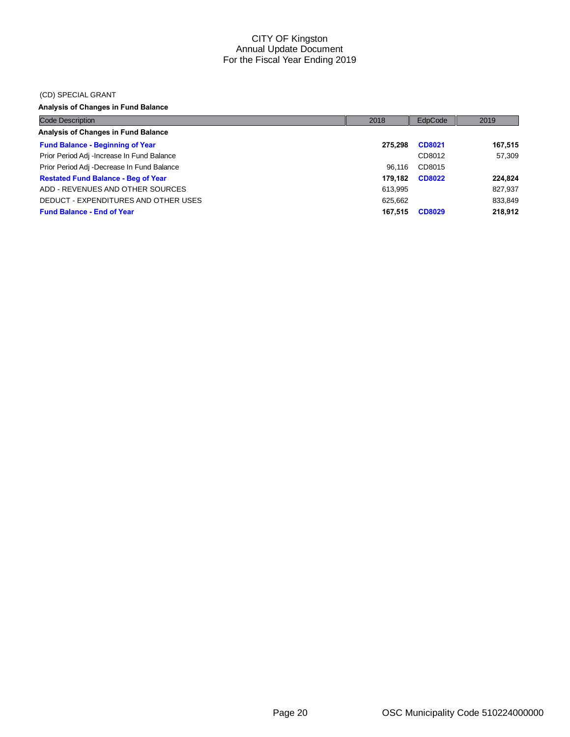# CITY OF Kingston
## Annual Update Document
## For the Fiscal Year Ending 2019

(CD) SPECIAL GRANT

**Analysis of Changes in Fund Balance**

| Code Description | 2018 | EdpCode | 2019 |
|---|---|---|---|
| **Analysis of Changes in Fund Balance** | | | |
| **Fund Balance - Beginning of Year** | **275,298** | **CD8021** | **167,515** |
| Prior Period Adj -Increase In Fund Balance | | CD8012 | 57,309 |
| Prior Period Adj -Decrease In Fund Balance | 96,116 | CD8015 | |
| **Restated Fund Balance - Beg of Year** | **179,182** | **CD8022** | **224,824** |
| ADD - REVENUES AND OTHER SOURCES | 613,995 | | 827,937 |
| DEDUCT - EXPENDITURES AND OTHER USES | 625,662 | | 833,849 |
| **Fund Balance - End of Year** | **167,515** | **CD8029** | **218,912** |

OSC Municipality Code 510224000000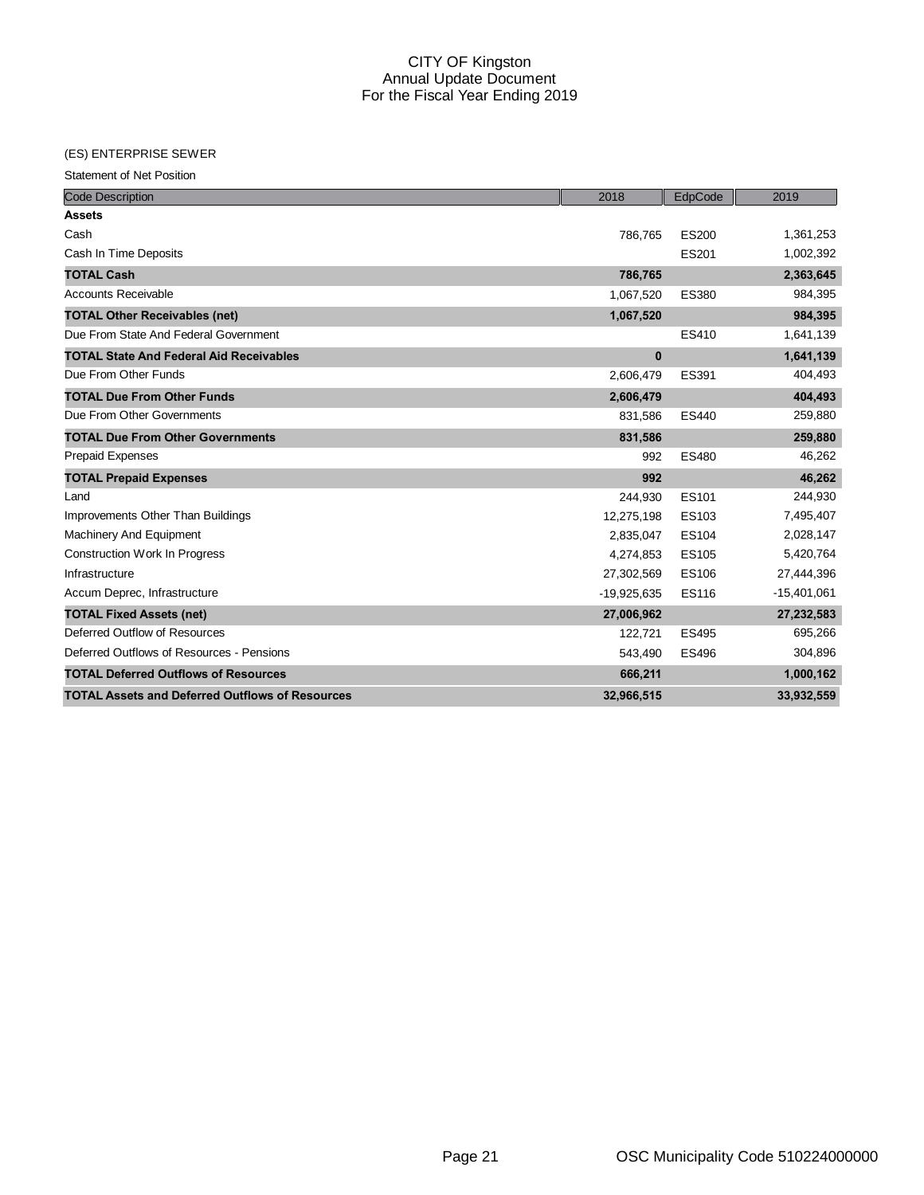# CITY OF Kingston
## Annual Update Document
## For the Fiscal Year Ending 2019

(ES) ENTERPRISE SEWER

Statement of Net Position

| Code Description | 2018 | EdpCode | 2019 |
|---|---|---|---|
| **Assets** | | | |
| Cash | 786,765 | ES200 | 1,361,253 |
| Cash In Time Deposits | | ES201 | 1,002,392 |
| **TOTAL Cash** | **786,765** | | **2,363,645** |
| Accounts Receivable | 1,067,520 | ES380 | 984,395 |
| **TOTAL Other Receivables (net)** | **1,067,520** | | **984,395** |
| Due From State And Federal Government | | ES410 | 1,641,139 |
| **TOTAL State And Federal Aid Receivables** | **0** | | **1,641,139** |
| Due From Other Funds | 2,606,479 | ES391 | 404,493 |
| **TOTAL Due From Other Funds** | **2,606,479** | | **404,493** |
| Due From Other Governments | 831,586 | ES440 | 259,880 |
| **TOTAL Due From Other Governments** | **831,586** | | **259,880** |
| Prepaid Expenses | 992 | ES480 | 46,262 |
| **TOTAL Prepaid Expenses** | **992** | | **46,262** |
| Land | 244,930 | ES101 | 244,930 |
| Improvements Other Than Buildings | 12,275,198 | ES103 | 7,495,407 |
| Machinery And Equipment | 2,835,047 | ES104 | 2,028,147 |
| Construction Work In Progress | 4,274,853 | ES105 | 5,420,764 |
| Infrastructure | 27,302,569 | ES106 | 27,444,396 |
| Accum Deprec, Infrastructure | -19,925,635 | ES116 | -15,401,061 |
| **TOTAL Fixed Assets (net)** | **27,006,962** | | **27,232,583** |
| Deferred Outflow of Resources | 122,721 | ES495 | 695,266 |
| Deferred Outflows of Resources - Pensions | 543,490 | ES496 | 304,896 |
| **TOTAL Deferred Outflows of Resources** | **666,211** | | **1,000,162** |
| **TOTAL Assets and Deferred Outflows of Resources** | **32,966,515** | | **33,932,559** |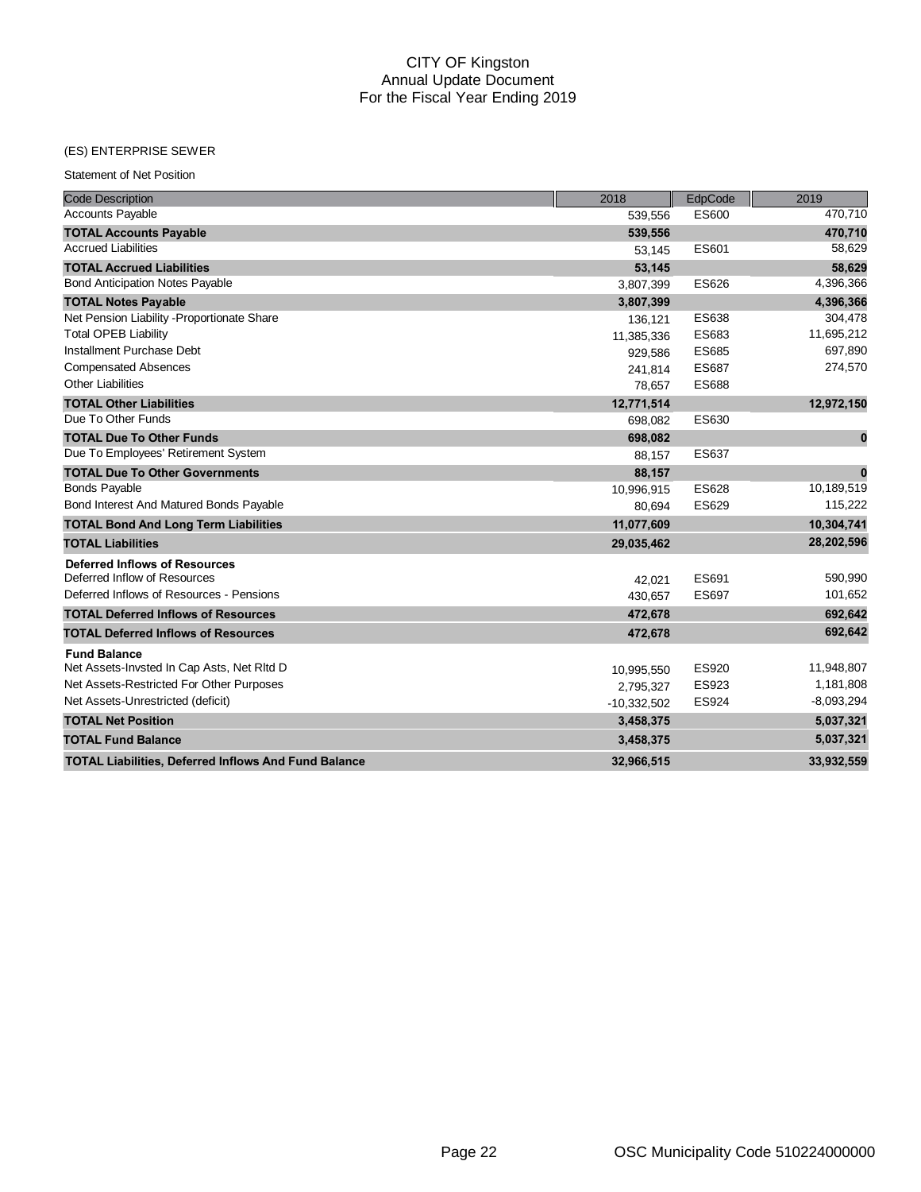# CITY OF Kingston
## Annual Update Document
## For the Fiscal Year Ending 2019

(ES) ENTERPRISE SEWER

Statement of Net Position

| Code Description | 2018 | EdpCode | 2019 |
|---|---|---|---|
| Accounts Payable | 539,556 | ES600 | 470,710 |
| **TOTAL Accounts Payable** | **539,556** | | **470,710** |
| Accrued Liabilities | 53,145 | ES601 | 58,629 |
| **TOTAL Accrued Liabilities** | **53,145** | | **58,629** |
| Bond Anticipation Notes Payable | 3,807,399 | ES626 | 4,396,366 |
| **TOTAL Notes Payable** | **3,807,399** | | **4,396,366** |
| Net Pension Liability -Proportionate Share | 136,121 | ES638 | 304,478 |
| Total OPEB Liability | 11,385,336 | ES683 | 11,695,212 |
| Installment Purchase Debt | 929,586 | ES685 | 697,890 |
| Compensated Absences | 241,814 | ES687 | 274,570 |
| Other Liabilities | 78,657 | ES688 | |
| **TOTAL Other Liabilities** | **12,771,514** | | **12,972,150** |
| Due To Other Funds | 698,082 | ES630 | |
| **TOTAL Due To Other Funds** | **698,082** | | **0** |
| Due To Employees' Retirement System | 88,157 | ES637 | |
| **TOTAL Due To Other Governments** | **88,157** | | **0** |
| Bonds Payable | 10,996,915 | ES628 | 10,189,519 |
| Bond Interest And Matured Bonds Payable | 80,694 | ES629 | 115,222 |
| **TOTAL Bond And Long Term Liabilities** | **11,077,609** | | **10,304,741** |
| **TOTAL Liabilities** | **29,035,462** | | **28,202,596** |
| **Deferred Inflows of Resources** | | | |
| Deferred Inflow of Resources | 42,021 | ES691 | 590,990 |
| Deferred Inflows of Resources - Pensions | 430,657 | ES697 | 101,652 |
| **TOTAL Deferred Inflows of Resources** | **472,678** | | **692,642** |
| **TOTAL Deferred Inflows of Resources** | **472,678** | | **692,642** |
| **Fund Balance** | | | |
| Net Assets-Invsted In Cap Asts, Net Rltd D | 10,995,550 | ES920 | 11,948,807 |
| Net Assets-Restricted For Other Purposes | 2,795,327 | ES923 | 1,181,808 |
| Net Assets-Unrestricted (deficit) | -10,332,502 | ES924 | -8,093,294 |
| **TOTAL Net Position** | **3,458,375** | | **5,037,321** |
| **TOTAL Fund Balance** | **3,458,375** | | **5,037,321** |
| **TOTAL Liabilities, Deferred Inflows And Fund Balance** | **32,966,515** | | **33,932,559** |

OSC Municipality Code 510224000000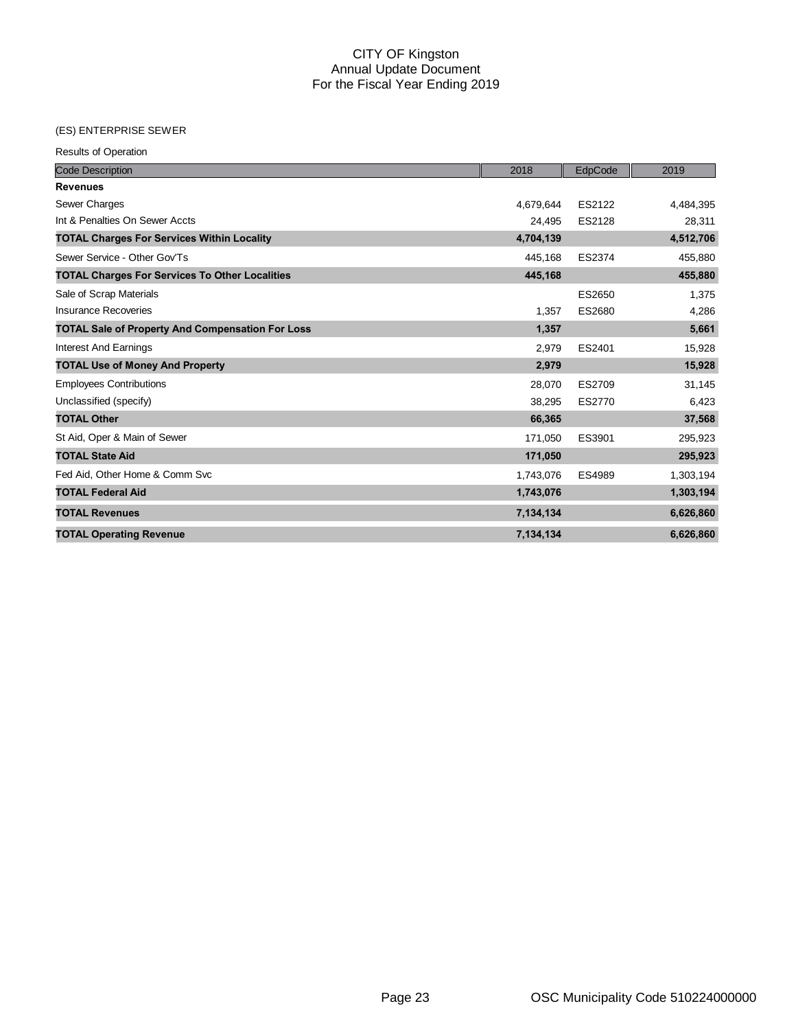# CITY OF Kingston
## Annual Update Document
## For the Fiscal Year Ending 2019

(ES) ENTERPRISE SEWER

Results of Operation

| Code Description | 2018 | EdpCode | 2019 |
|---|---|---|---|
| **Revenues** | | | |
| Sewer Charges | 4,679,644 | ES2122 | 4,484,395 |
| Int & Penalties On Sewer Accts | 24,495 | ES2128 | 28,311 |
| **TOTAL Charges For Services Within Locality** | **4,704,139** | | **4,512,706** |
| Sewer Service - Other Gov'Ts | 445,168 | ES2374 | 455,880 |
| **TOTAL Charges For Services To Other Localities** | **445,168** | | **455,880** |
| Sale of Scrap Materials | | ES2650 | 1,375 |
| Insurance Recoveries | 1,357 | ES2680 | 4,286 |
| **TOTAL Sale of Property And Compensation For Loss** | **1,357** | | **5,661** |
| Interest And Earnings | 2,979 | ES2401 | 15,928 |
| **TOTAL Use of Money And Property** | **2,979** | | **15,928** |
| Employees Contributions | 28,070 | ES2709 | 31,145 |
| Unclassified (specify) | 38,295 | ES2770 | 6,423 |
| **TOTAL Other** | **66,365** | | **37,568** |
| St Aid, Oper & Main of Sewer | 171,050 | ES3901 | 295,923 |
| **TOTAL State Aid** | **171,050** | | **295,923** |
| Fed Aid, Other Home & Comm Svc | 1,743,076 | ES4989 | 1,303,194 |
| **TOTAL Federal Aid** | **1,743,076** | | **1,303,194** |
| **TOTAL Revenues** | **7,134,134** | | **6,626,860** |
| **TOTAL Operating Revenue** | **7,134,134** | | **6,626,860** |

OSC Municipality Code 510224000000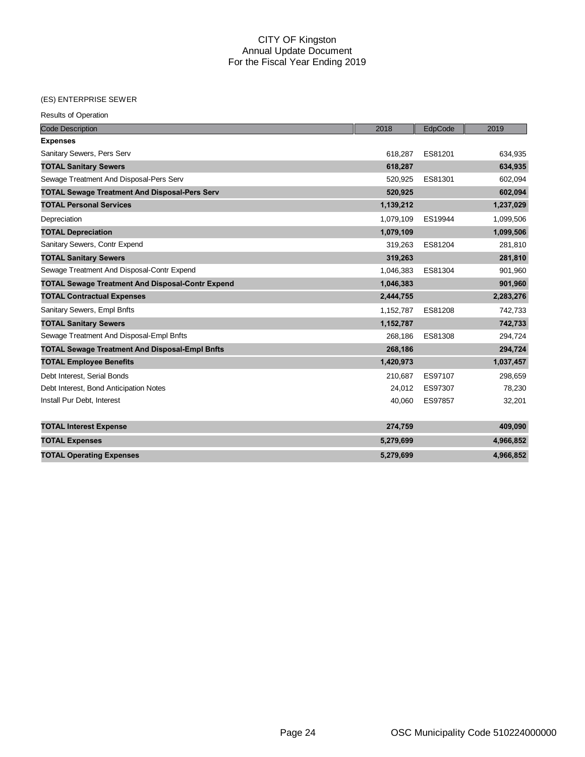# CITY OF Kingston
## Annual Update Document
## For the Fiscal Year Ending 2019

(ES) ENTERPRISE SEWER

Results of Operation

| Code Description | 2018 | EdpCode | 2019 |
|---|---|---|---|
| **Expenses** | | | |
| Sanitary Sewers, Pers Serv | 618,287 | ES81201 | 634,935 |
| **TOTAL Sanitary Sewers** | **618,287** | | **634,935** |
| Sewage Treatment And Disposal-Pers Serv | 520,925 | ES81301 | 602,094 |
| **TOTAL Sewage Treatment And Disposal-Pers Serv** | **520,925** | | **602,094** |
| **TOTAL Personal Services** | **1,139,212** | | **1,237,029** |
| Depreciation | 1,079,109 | ES19944 | 1,099,506 |
| **TOTAL Depreciation** | **1,079,109** | | **1,099,506** |
| Sanitary Sewers, Contr Expend | 319,263 | ES81204 | 281,810 |
| **TOTAL Sanitary Sewers** | **319,263** | | **281,810** |
| Sewage Treatment And Disposal-Contr Expend | 1,046,383 | ES81304 | 901,960 |
| **TOTAL Sewage Treatment And Disposal-Contr Expend** | **1,046,383** | | **901,960** |
| **TOTAL Contractual Expenses** | **2,444,755** | | **2,283,276** |
| Sanitary Sewers, Empl Bnfts | 1,152,787 | ES81208 | 742,733 |
| **TOTAL Sanitary Sewers** | **1,152,787** | | **742,733** |
| Sewage Treatment And Disposal-Empl Bnfts | 268,186 | ES81308 | 294,724 |
| **TOTAL Sewage Treatment And Disposal-Empl Bnfts** | **268,186** | | **294,724** |
| **TOTAL Employee Benefits** | **1,420,973** | | **1,037,457** |
| Debt Interest, Serial Bonds | 210,687 | ES97107 | 298,659 |
| Debt Interest, Bond Anticipation Notes | 24,012 | ES97307 | 78,230 |
| Install Pur Debt, Interest | 40,060 | ES97857 | 32,201 |
| **TOTAL Interest Expense** | **274,759** | | **409,090** |
| **TOTAL Expenses** | **5,279,699** | | **4,966,852** |
| **TOTAL Operating Expenses** | **5,279,699** | | **4,966,852** |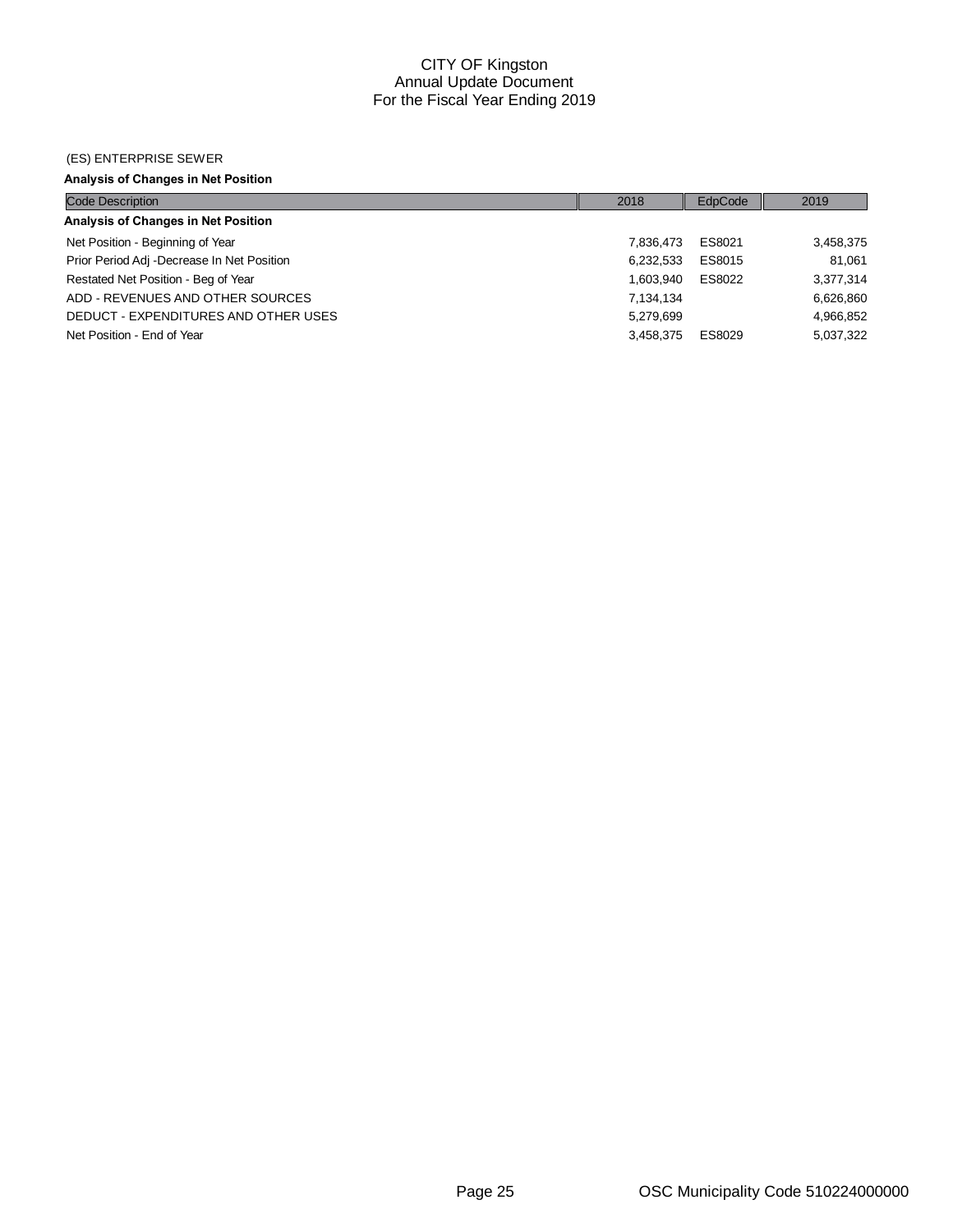# CITY OF Kingston
## Annual Update Document
## For the Fiscal Year Ending 2019

(ES) ENTERPRISE SEWER

**Analysis of Changes in Net Position**

| Code Description | 2018 | EdpCode | 2019 |
|---|---|---|---|
| **Analysis of Changes in Net Position** | | | |
| Net Position - Beginning of Year | 7,836,473 | ES8021 | 3,458,375 |
| Prior Period Adj -Decrease In Net Position | 6,232,533 | ES8015 | 81,061 |
| Restated Net Position - Beg of Year | 1,603,940 | ES8022 | 3,377,314 |
| ADD - REVENUES AND OTHER SOURCES | 7,134,134 | | 6,626,860 |
| DEDUCT - EXPENDITURES AND OTHER USES | 5,279,699 | | 4,966,852 |
| Net Position - End of Year | 3,458,375 | ES8029 | 5,037,322 |

OSC Municipality Code 510224000000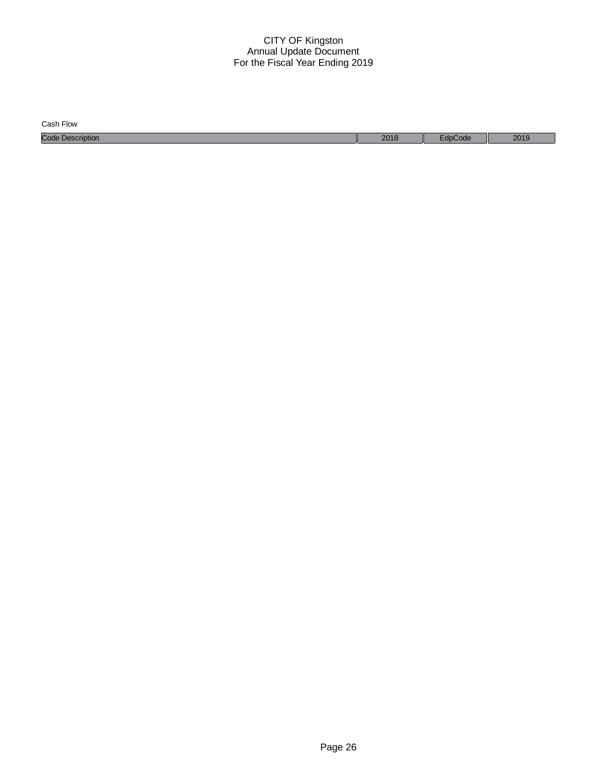# CITY OF Kingston
## Annual Update Document
## For the Fiscal Year Ending 2019

Cash Flow

| Code Description | 2018 | EdpCode | 2019 |
| --- | --- | --- | --- |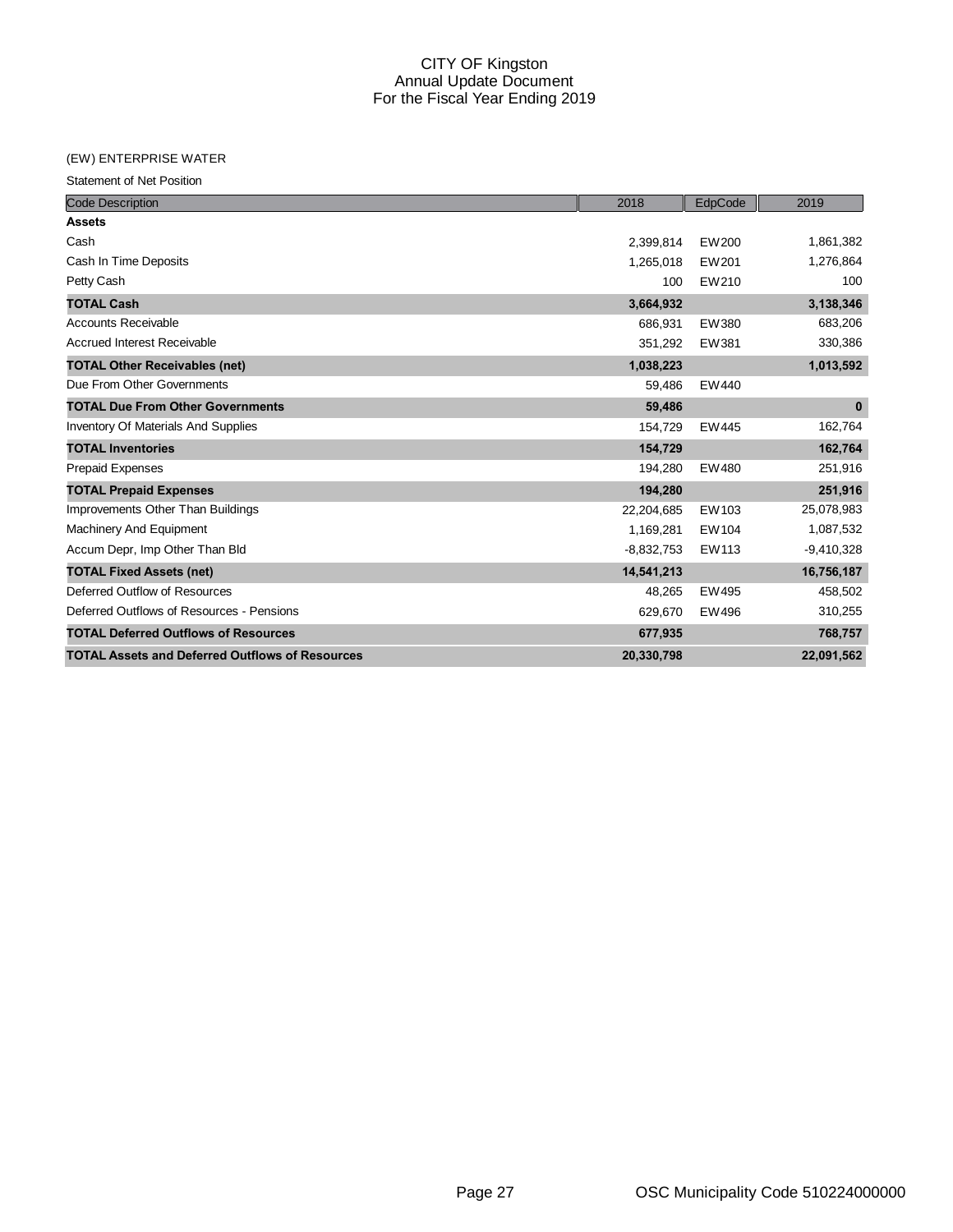# CITY OF Kingston
## Annual Update Document
## For the Fiscal Year Ending 2019

(EW) ENTERPRISE WATER

Statement of Net Position

| Code Description | 2018 | EdpCode | 2019 |
|---|---|---|---|
| **Assets** | | | |
| Cash | 2,399,814 | EW200 | 1,861,382 |
| Cash In Time Deposits | 1,265,018 | EW201 | 1,276,864 |
| Petty Cash | 100 | EW210 | 100 |
| **TOTAL Cash** | **3,664,932** | | **3,138,346** |
| Accounts Receivable | 686,931 | EW380 | 683,206 |
| Accrued Interest Receivable | 351,292 | EW381 | 330,386 |
| **TOTAL Other Receivables (net)** | **1,038,223** | | **1,013,592** |
| Due From Other Governments | 59,486 | EW440 | |
| **TOTAL Due From Other Governments** | **59,486** | | **0** |
| Inventory Of Materials And Supplies | 154,729 | EW445 | 162,764 |
| **TOTAL Inventories** | **154,729** | | **162,764** |
| Prepaid Expenses | 194,280 | EW480 | 251,916 |
| **TOTAL Prepaid Expenses** | **194,280** | | **251,916** |
| Improvements Other Than Buildings | 22,204,685 | EW103 | 25,078,983 |
| Machinery And Equipment | 1,169,281 | EW104 | 1,087,532 |
| Accum Depr, Imp Other Than Bld | -8,832,753 | EW113 | -9,410,328 |
| **TOTAL Fixed Assets (net)** | **14,541,213** | | **16,756,187** |
| Deferred Outflow of Resources | 48,265 | EW495 | 458,502 |
| Deferred Outflows of Resources - Pensions | 629,670 | EW496 | 310,255 |
| **TOTAL Deferred Outflows of Resources** | **677,935** | | **768,757** |
| **TOTAL Assets and Deferred Outflows of Resources** | **20,330,798** | | **22,091,562** |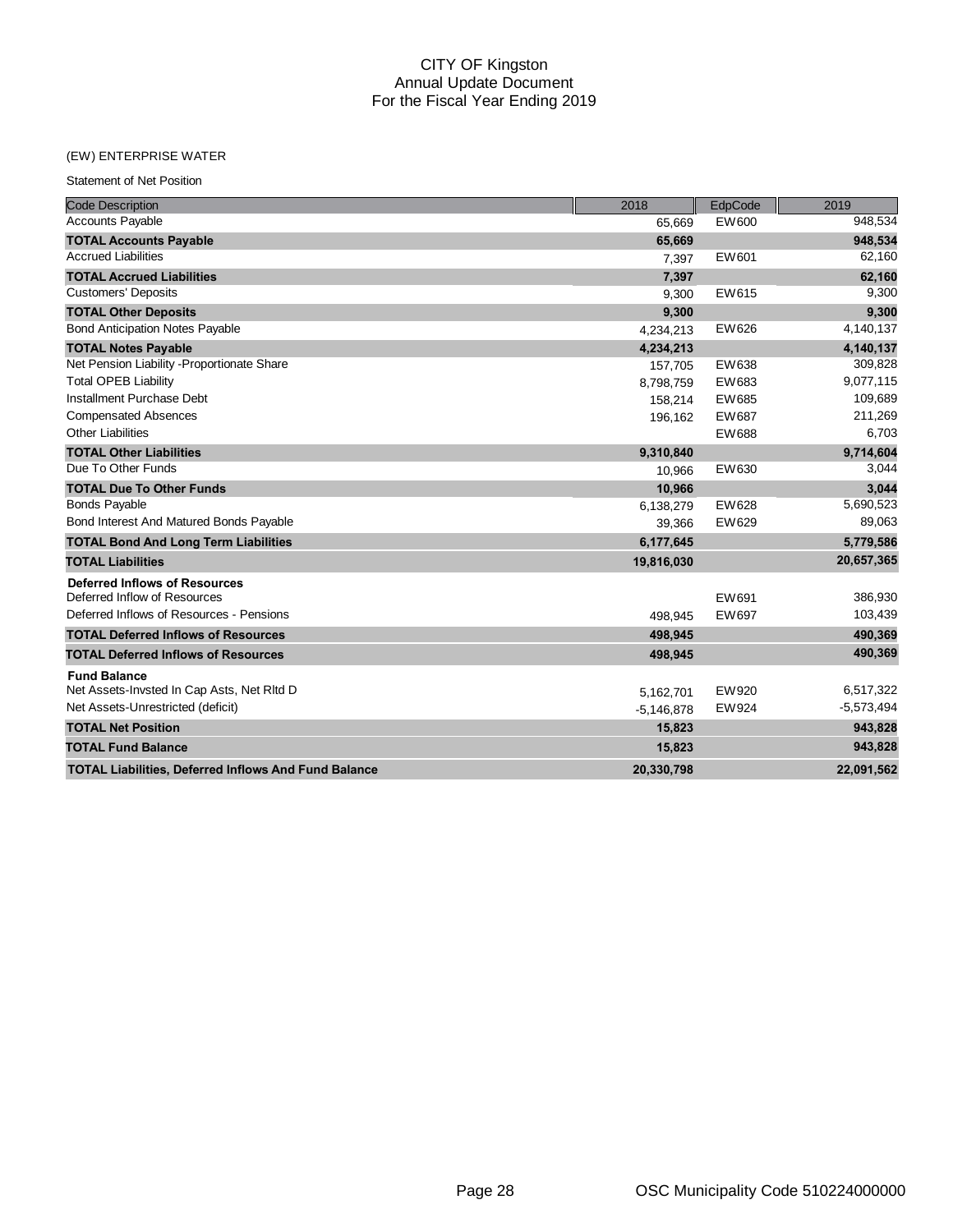# CITY OF Kingston
## Annual Update Document
## For the Fiscal Year Ending 2019

(EW) ENTERPRISE WATER

Statement of Net Position

| Code Description | 2018 | EdpCode | 2019 |
|---|---|---|---|
| Accounts Payable | 65,669 | EW600 | 948,534 |
| **TOTAL Accounts Payable** | **65,669** | | **948,534** |
| Accrued Liabilities | 7,397 | EW601 | 62,160 |
| **TOTAL Accrued Liabilities** | **7,397** | | **62,160** |
| Customers' Deposits | 9,300 | EW615 | 9,300 |
| **TOTAL Other Deposits** | **9,300** | | **9,300** |
| Bond Anticipation Notes Payable | 4,234,213 | EW626 | 4,140,137 |
| **TOTAL Notes Payable** | **4,234,213** | | **4,140,137** |
| Net Pension Liability -Proportionate Share | 157,705 | EW638 | 309,828 |
| Total OPEB Liability | 8,798,759 | EW683 | 9,077,115 |
| Installment Purchase Debt | 158,214 | EW685 | 109,689 |
| Compensated Absences | 196,162 | EW687 | 211,269 |
| Other Liabilities | | EW688 | 6,703 |
| **TOTAL Other Liabilities** | **9,310,840** | | **9,714,604** |
| Due To Other Funds | 10,966 | EW630 | 3,044 |
| **TOTAL Due To Other Funds** | **10,966** | | **3,044** |
| Bonds Payable | 6,138,279 | EW628 | 5,690,523 |
| Bond Interest And Matured Bonds Payable | 39,366 | EW629 | 89,063 |
| **TOTAL Bond And Long Term Liabilities** | **6,177,645** | | **5,779,586** |
| **TOTAL Liabilities** | **19,816,030** | | **20,657,365** |
| **Deferred Inflows of Resources** | | | |
| Deferred Inflow of Resources | | EW691 | 386,930 |
| Deferred Inflows of Resources - Pensions | 498,945 | EW697 | 103,439 |
| **TOTAL Deferred Inflows of Resources** | **498,945** | | **490,369** |
| **TOTAL Deferred Inflows of Resources** | **498,945** | | **490,369** |
| **Fund Balance** | | | |
| Net Assets-Invsted In Cap Asts, Net Rltd D | 5,162,701 | EW920 | 6,517,322 |
| Net Assets-Unrestricted (deficit) | -5,146,878 | EW924 | -5,573,494 |
| **TOTAL Net Position** | **15,823** | | **943,828** |
| **TOTAL Fund Balance** | **15,823** | | **943,828** |
| **TOTAL Liabilities, Deferred Inflows And Fund Balance** | **20,330,798** | | **22,091,562** |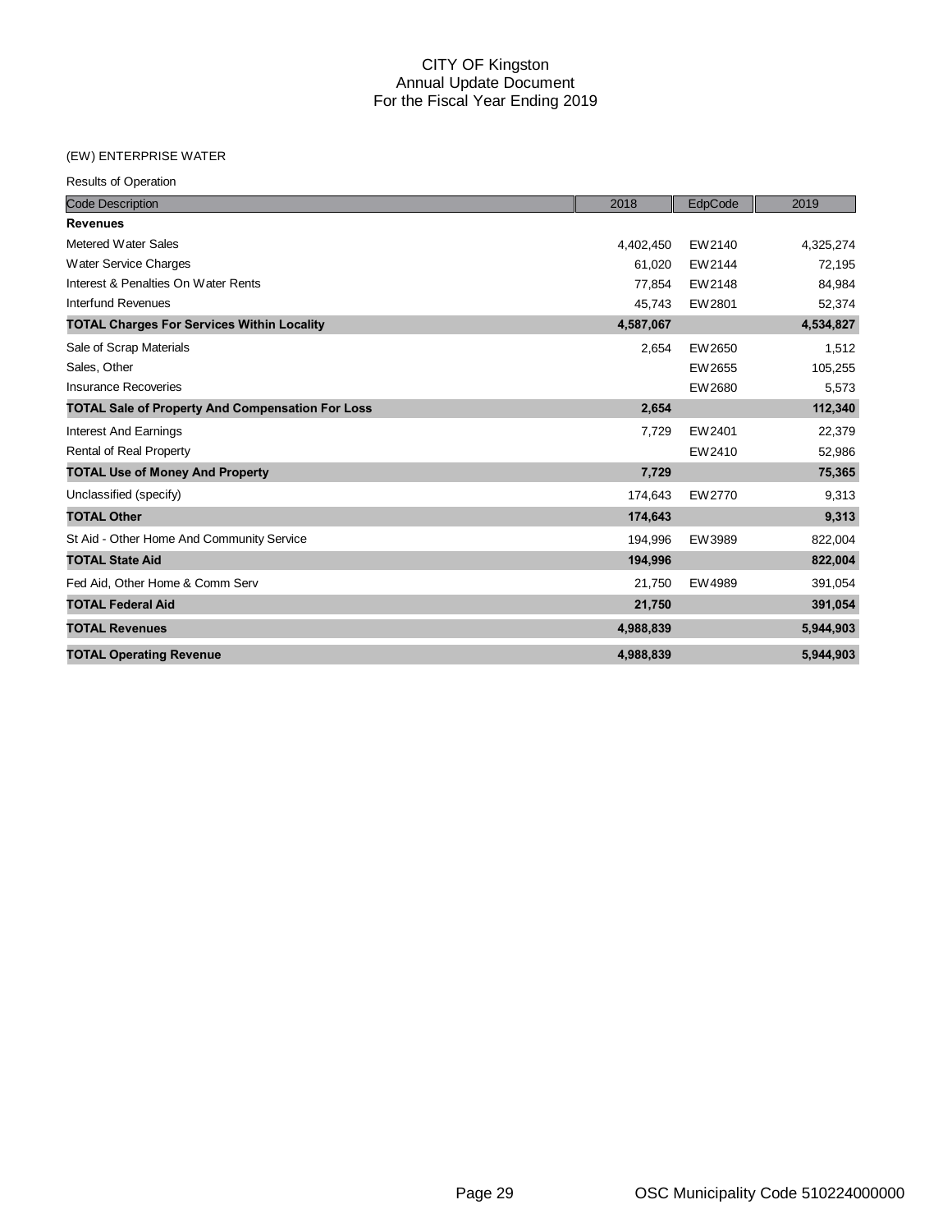# CITY OF Kingston
## Annual Update Document
## For the Fiscal Year Ending 2019

(EW) ENTERPRISE WATER

Results of Operation

| Code Description | 2018 | EdpCode | 2019 |
|---|---|---|---|
| **Revenues** | | | |
| Metered Water Sales | 4,402,450 | EW2140 | 4,325,274 |
| Water Service Charges | 61,020 | EW2144 | 72,195 |
| Interest & Penalties On Water Rents | 77,854 | EW2148 | 84,984 |
| Interfund Revenues | 45,743 | EW2801 | 52,374 |
| **TOTAL Charges For Services Within Locality** | **4,587,067** | | **4,534,827** |
| Sale of Scrap Materials | 2,654 | EW2650 | 1,512 |
| Sales, Other | | EW2655 | 105,255 |
| Insurance Recoveries | | EW2680 | 5,573 |
| **TOTAL Sale of Property And Compensation For Loss** | **2,654** | | **112,340** |
| Interest And Earnings | 7,729 | EW2401 | 22,379 |
| Rental of Real Property | | EW2410 | 52,986 |
| **TOTAL Use of Money And Property** | **7,729** | | **75,365** |
| Unclassified (specify) | 174,643 | EW2770 | 9,313 |
| **TOTAL Other** | **174,643** | | **9,313** |
| St Aid - Other Home And Community Service | 194,996 | EW3989 | 822,004 |
| **TOTAL State Aid** | **194,996** | | **822,004** |
| Fed Aid, Other Home & Comm Serv | 21,750 | EW4989 | 391,054 |
| **TOTAL Federal Aid** | **21,750** | | **391,054** |
| **TOTAL Revenues** | **4,988,839** | | **5,944,903** |
| **TOTAL Operating Revenue** | **4,988,839** | | **5,944,903** |

OSC Municipality Code 510224000000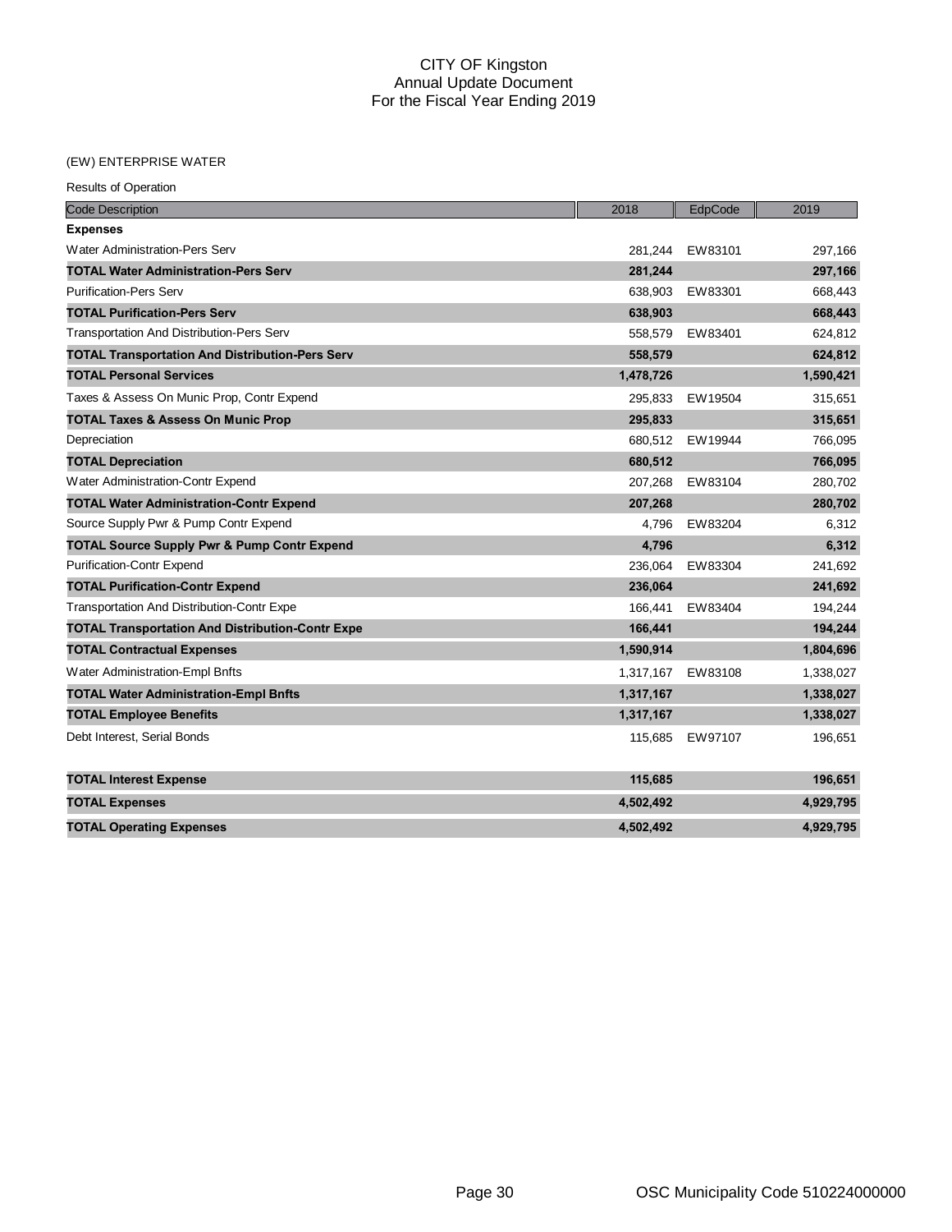# CITY OF Kingston
## Annual Update Document
## For the Fiscal Year Ending 2019

(EW) ENTERPRISE WATER

Results of Operation

| Code Description | 2018 | EdpCode | 2019 |
|---|---|---|---|
| **Expenses** | | | |
| Water Administration-Pers Serv | 281,244 | EW83101 | 297,166 |
| **TOTAL Water Administration-Pers Serv** | **281,244** | | **297,166** |
| Purification-Pers Serv | 638,903 | EW83301 | 668,443 |
| **TOTAL Purification-Pers Serv** | **638,903** | | **668,443** |
| Transportation And Distribution-Pers Serv | 558,579 | EW83401 | 624,812 |
| **TOTAL Transportation And Distribution-Pers Serv** | **558,579** | | **624,812** |
| **TOTAL Personal Services** | **1,478,726** | | **1,590,421** |
| Taxes & Assess On Munic Prop, Contr Expend | 295,833 | EW19504 | 315,651 |
| **TOTAL Taxes & Assess On Munic Prop** | **295,833** | | **315,651** |
| Depreciation | 680,512 | EW19944 | 766,095 |
| **TOTAL Depreciation** | **680,512** | | **766,095** |
| Water Administration-Contr Expend | 207,268 | EW83104 | 280,702 |
| **TOTAL Water Administration-Contr Expend** | **207,268** | | **280,702** |
| Source Supply Pwr & Pump Contr Expend | 4,796 | EW83204 | 6,312 |
| **TOTAL Source Supply Pwr & Pump Contr Expend** | **4,796** | | **6,312** |
| Purification-Contr Expend | 236,064 | EW83304 | 241,692 |
| **TOTAL Purification-Contr Expend** | **236,064** | | **241,692** |
| Transportation And Distribution-Contr Expe | 166,441 | EW83404 | 194,244 |
| **TOTAL Transportation And Distribution-Contr Expe** | **166,441** | | **194,244** |
| **TOTAL Contractual Expenses** | **1,590,914** | | **1,804,696** |
| Water Administration-Empl Bnfts | 1,317,167 | EW83108 | 1,338,027 |
| **TOTAL Water Administration-Empl Bnfts** | **1,317,167** | | **1,338,027** |
| **TOTAL Employee Benefits** | **1,317,167** | | **1,338,027** |
| Debt Interest, Serial Bonds | 115,685 | EW97107 | 196,651 |
| **TOTAL Interest Expense** | **115,685** | | **196,651** |
| **TOTAL Expenses** | **4,502,492** | | **4,929,795** |
| **TOTAL Operating Expenses** | **4,502,492** | | **4,929,795** |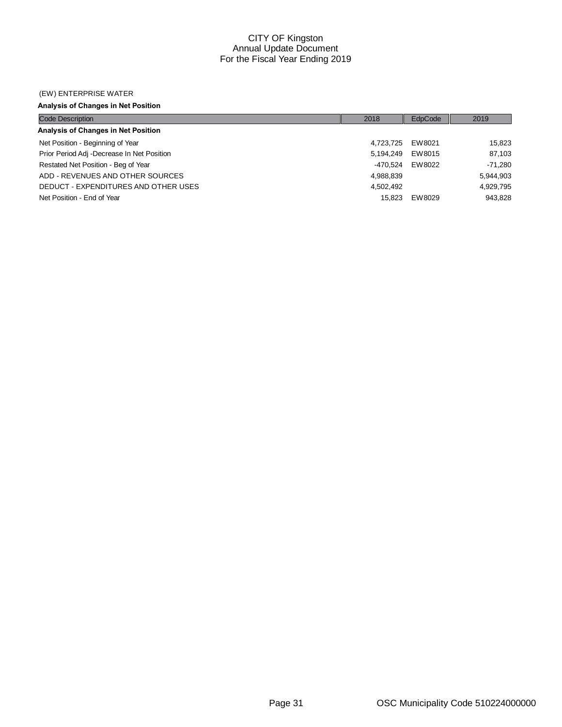# CITY OF Kingston
## Annual Update Document
## For the Fiscal Year Ending 2019

(EW) ENTERPRISE WATER

**Analysis of Changes in Net Position**

| Code Description | 2018 | EdpCode | 2019 |
|---|---|---|---|
| **Analysis of Changes in Net Position** | | | |
| Net Position - Beginning of Year | 4,723,725 | EW8021 | 15,823 |
| Prior Period Adj -Decrease In Net Position | 5,194,249 | EW8015 | 87,103 |
| Restated Net Position - Beg of Year | -470,524 | EW8022 | -71,280 |
| ADD - REVENUES AND OTHER SOURCES | 4,988,839 | | 5,944,903 |
| DEDUCT - EXPENDITURES AND OTHER USES | 4,502,492 | | 4,929,795 |
| Net Position - End of Year | 15,823 | EW8029 | 943,828 |

OSC Municipality Code 510224000000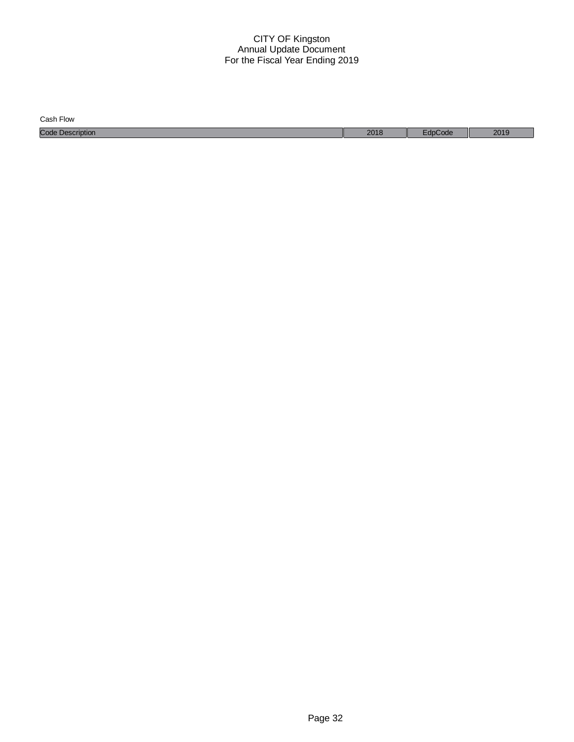# CITY OF Kingston
## Annual Update Document
## For the Fiscal Year Ending 2019

Cash Flow

| Code Description | 2018 | EdpCode | 2019 |
| --- | --- | --- | --- |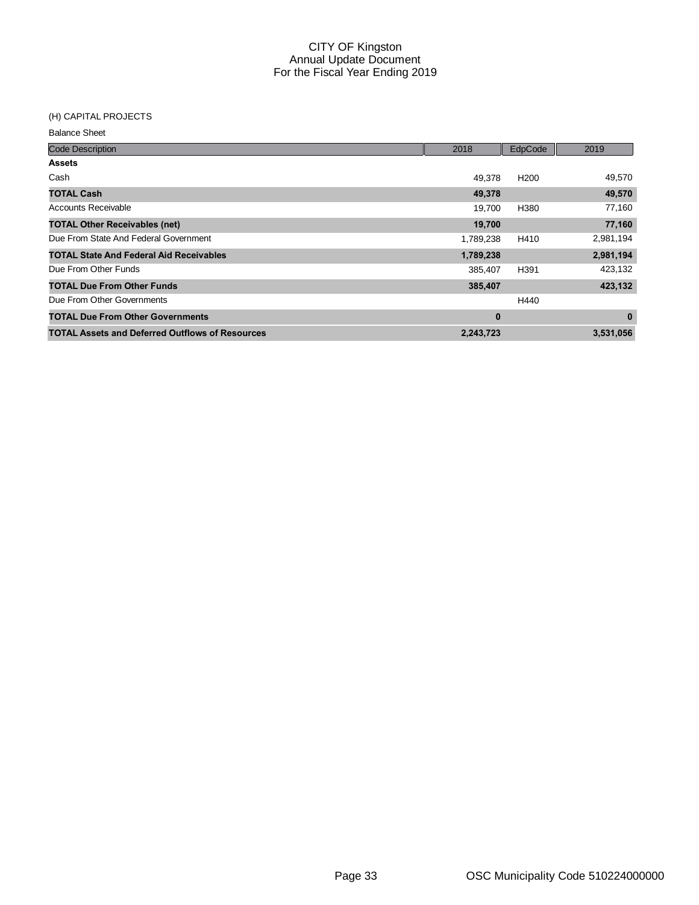# CITY OF Kingston
## Annual Update Document
## For the Fiscal Year Ending 2019

(H) CAPITAL PROJECTS

Balance Sheet

| Code Description | 2018 | EdpCode | 2019 |
|---|---|---|---|
| **Assets** | | | |
| Cash | 49,378 | H200 | 49,570 |
| **TOTAL Cash** | **49,378** | | **49,570** |
| Accounts Receivable | 19,700 | H380 | 77,160 |
| **TOTAL Other Receivables (net)** | **19,700** | | **77,160** |
| Due From State And Federal Government | 1,789,238 | H410 | 2,981,194 |
| **TOTAL State And Federal Aid Receivables** | **1,789,238** | | **2,981,194** |
| Due From Other Funds | 385,407 | H391 | 423,132 |
| **TOTAL Due From Other Funds** | **385,407** | | **423,132** |
| Due From Other Governments | | H440 | |
| **TOTAL Due From Other Governments** | **0** | | **0** |
| **TOTAL Assets and Deferred Outflows of Resources** | **2,243,723** | | **3,531,056** |

OSC Municipality Code 510224000000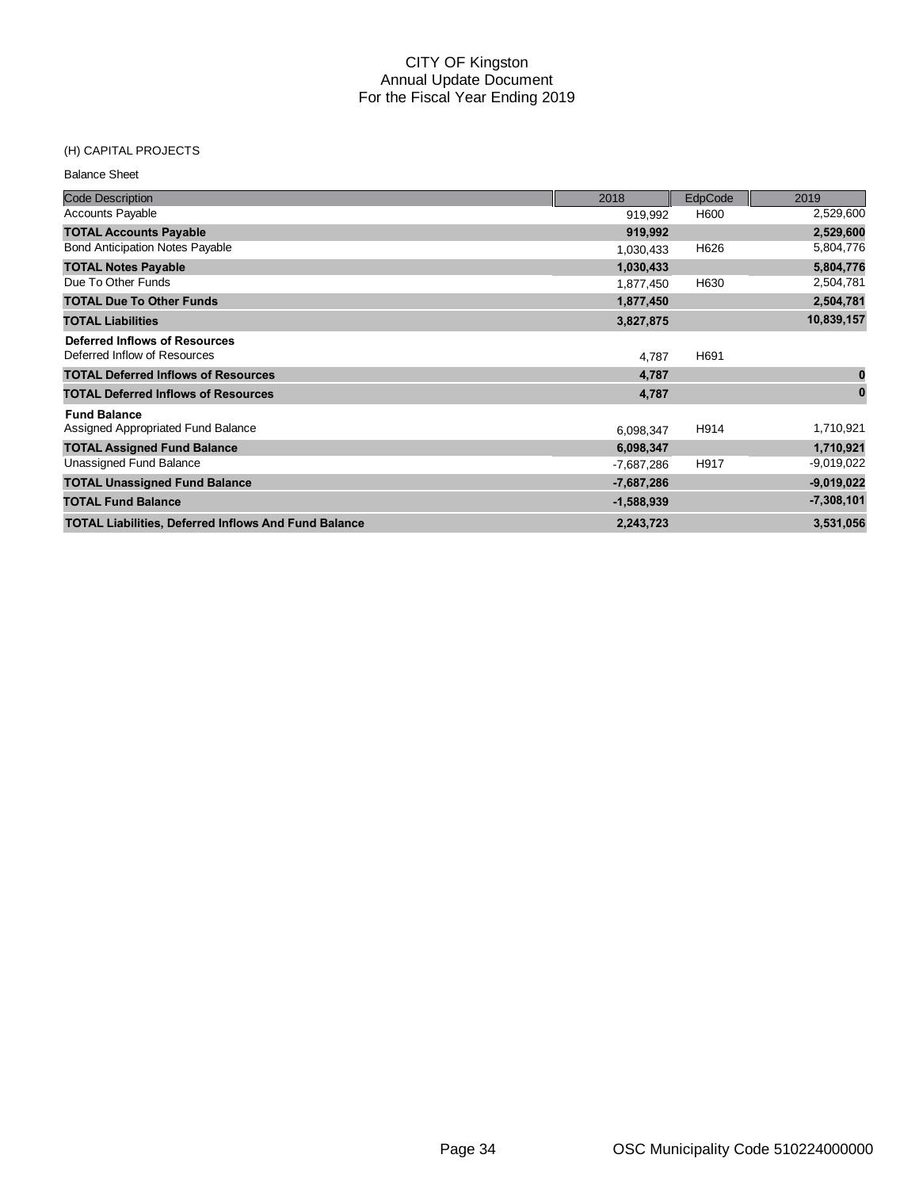# CITY OF Kingston
## Annual Update Document
## For the Fiscal Year Ending 2019

(H) CAPITAL PROJECTS

Balance Sheet

| Code Description | 2018 | EdpCode | 2019 |
|---|---|---|---|
| Accounts Payable | 919,992 | H600 | 2,529,600 |
| **TOTAL Accounts Payable** | **919,992** | | **2,529,600** |
| Bond Anticipation Notes Payable | 1,030,433 | H626 | 5,804,776 |
| **TOTAL Notes Payable** | **1,030,433** | | **5,804,776** |
| Due To Other Funds | 1,877,450 | H630 | 2,504,781 |
| **TOTAL Due To Other Funds** | **1,877,450** | | **2,504,781** |
| **TOTAL Liabilities** | **3,827,875** | | **10,839,157** |
| **Deferred Inflows of Resources** | | | |
| Deferred Inflow of Resources | 4,787 | H691 | |
| **TOTAL Deferred Inflows of Resources** | **4,787** | | **0** |
| **TOTAL Deferred Inflows of Resources** | **4,787** | | **0** |
| **Fund Balance** | | | |
| Assigned Appropriated Fund Balance | 6,098,347 | H914 | 1,710,921 |
| **TOTAL Assigned Fund Balance** | **6,098,347** | | **1,710,921** |
| Unassigned Fund Balance | -7,687,286 | H917 | -9,019,022 |
| **TOTAL Unassigned Fund Balance** | **-7,687,286** | | **-9,019,022** |
| **TOTAL Fund Balance** | **-1,588,939** | | **-7,308,101** |
| **TOTAL Liabilities, Deferred Inflows And Fund Balance** | **2,243,723** | | **3,531,056** |

OSC Municipality Code 510224000000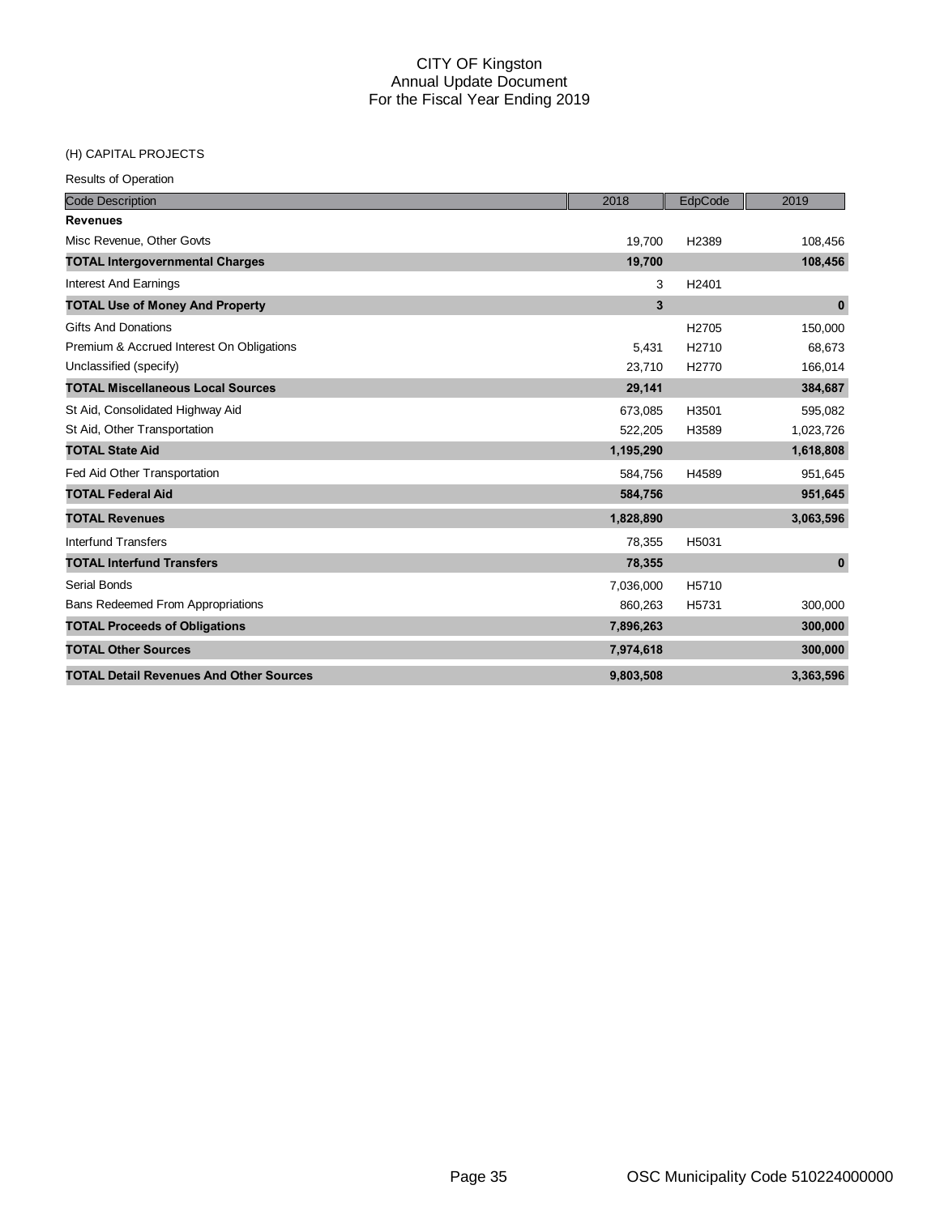# CITY OF Kingston
## Annual Update Document
## For the Fiscal Year Ending 2019

(H) CAPITAL PROJECTS

Results of Operation

| Code Description | 2018 | EdpCode | 2019 |
|---|---|---|---|
| **Revenues** | | | |
| Misc Revenue, Other Govts | 19,700 | H2389 | 108,456 |
| **TOTAL Intergovernmental Charges** | **19,700** | | **108,456** |
| Interest And Earnings | 3 | H2401 | |
| **TOTAL Use of Money And Property** | **3** | | **0** |
| Gifts And Donations | | H2705 | 150,000 |
| Premium & Accrued Interest On Obligations | 5,431 | H2710 | 68,673 |
| Unclassified (specify) | 23,710 | H2770 | 166,014 |
| **TOTAL Miscellaneous Local Sources** | **29,141** | | **384,687** |
| St Aid, Consolidated Highway Aid | 673,085 | H3501 | 595,082 |
| St Aid, Other Transportation | 522,205 | H3589 | 1,023,726 |
| **TOTAL State Aid** | **1,195,290** | | **1,618,808** |
| Fed Aid Other Transportation | 584,756 | H4589 | 951,645 |
| **TOTAL Federal Aid** | **584,756** | | **951,645** |
| **TOTAL Revenues** | **1,828,890** | | **3,063,596** |
| Interfund Transfers | 78,355 | H5031 | |
| **TOTAL Interfund Transfers** | **78,355** | | **0** |
| Serial Bonds | 7,036,000 | H5710 | |
| Bans Redeemed From Appropriations | 860,263 | H5731 | 300,000 |
| **TOTAL Proceeds of Obligations** | **7,896,263** | | **300,000** |
| **TOTAL Other Sources** | **7,974,618** | | **300,000** |
| **TOTAL Detail Revenues And Other Sources** | **9,803,508** | | **3,363,596** |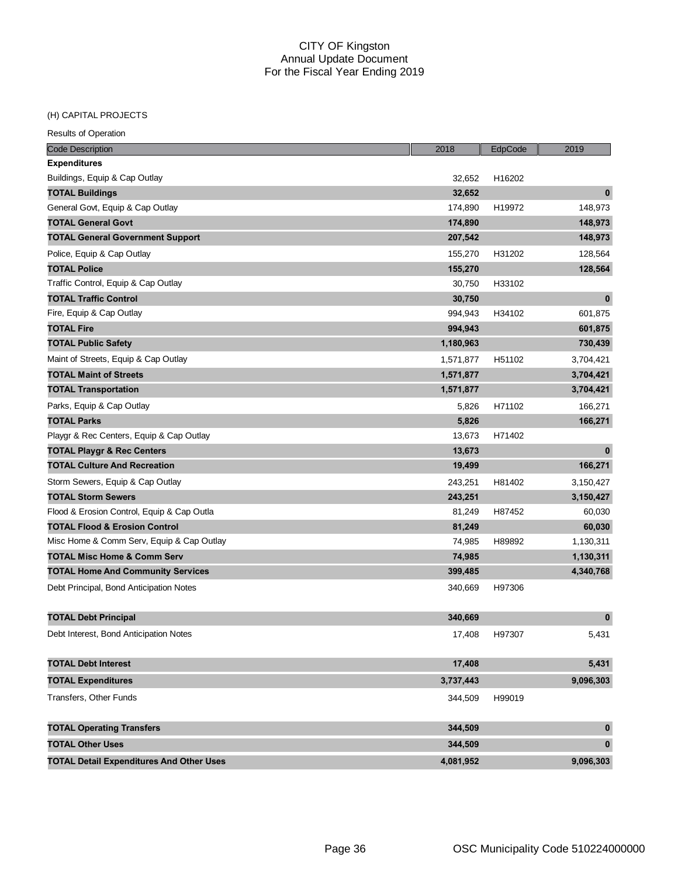# CITY OF Kingston
## Annual Update Document
## For the Fiscal Year Ending 2019

(H) CAPITAL PROJECTS

Results of Operation

| Code Description | 2018 | EdpCode | 2019 |
|---|---|---|---|
| **Expenditures** | | | |
| Buildings, Equip & Cap Outlay | 32,652 | H16202 | |
| **TOTAL Buildings** | **32,652** | | **0** |
| General Govt, Equip & Cap Outlay | 174,890 | H19972 | 148,973 |
| **TOTAL General Govt** | **174,890** | | **148,973** |
| **TOTAL General Government Support** | **207,542** | | **148,973** |
| Police, Equip & Cap Outlay | 155,270 | H31202 | 128,564 |
| **TOTAL Police** | **155,270** | | **128,564** |
| Traffic Control, Equip & Cap Outlay | 30,750 | H33102 | |
| **TOTAL Traffic Control** | **30,750** | | **0** |
| Fire, Equip & Cap Outlay | 994,943 | H34102 | 601,875 |
| **TOTAL Fire** | **994,943** | | **601,875** |
| **TOTAL Public Safety** | **1,180,963** | | **730,439** |
| Maint of Streets, Equip & Cap Outlay | 1,571,877 | H51102 | 3,704,421 |
| **TOTAL Maint of Streets** | **1,571,877** | | **3,704,421** |
| **TOTAL Transportation** | **1,571,877** | | **3,704,421** |
| Parks, Equip & Cap Outlay | 5,826 | H71102 | 166,271 |
| **TOTAL Parks** | **5,826** | | **166,271** |
| Playgr & Rec Centers, Equip & Cap Outlay | 13,673 | H71402 | |
| **TOTAL Playgr & Rec Centers** | **13,673** | | **0** |
| **TOTAL Culture And Recreation** | **19,499** | | **166,271** |
| Storm Sewers, Equip & Cap Outlay | 243,251 | H81402 | 3,150,427 |
| **TOTAL Storm Sewers** | **243,251** | | **3,150,427** |
| Flood & Erosion Control, Equip & Cap Outla | 81,249 | H87452 | 60,030 |
| **TOTAL Flood & Erosion Control** | **81,249** | | **60,030** |
| Misc Home & Comm Serv, Equip & Cap Outlay | 74,985 | H89892 | 1,130,311 |
| **TOTAL Misc Home & Comm Serv** | **74,985** | | **1,130,311** |
| **TOTAL Home And Community Services** | **399,485** | | **4,340,768** |
| Debt Principal, Bond Anticipation Notes | 340,669 | H97306 | |
| **TOTAL Debt Principal** | **340,669** | | **0** |
| Debt Interest, Bond Anticipation Notes | 17,408 | H97307 | 5,431 |
| **TOTAL Debt Interest** | **17,408** | | **5,431** |
| **TOTAL Expenditures** | **3,737,443** | | **9,096,303** |
| Transfers, Other Funds | 344,509 | H99019 | |
| **TOTAL Operating Transfers** | **344,509** | | **0** |
| **TOTAL Other Uses** | **344,509** | | **0** |
| **TOTAL Detail Expenditures And Other Uses** | **4,081,952** | | **9,096,303** |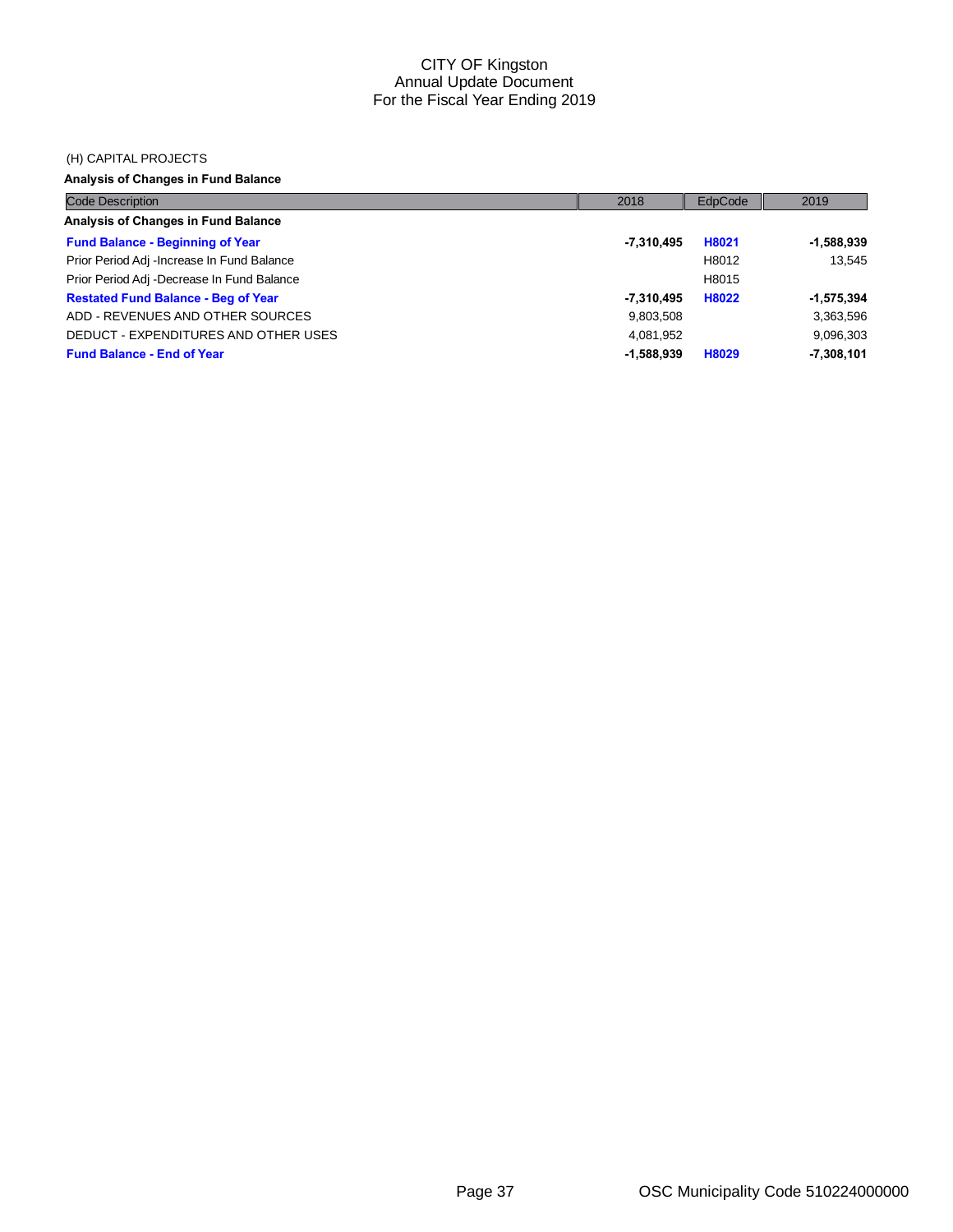# CITY OF Kingston
## Annual Update Document
## For the Fiscal Year Ending 2019

(H) CAPITAL PROJECTS

**Analysis of Changes in Fund Balance**

| Code Description | 2018 | EdpCode | 2019 |
|---|---|---|---|
| **Analysis of Changes in Fund Balance** | | | |
| **Fund Balance - Beginning of Year** | **-7,310,495** | **H8021** | **-1,588,939** |
| Prior Period Adj -Increase In Fund Balance | | H8012 | 13,545 |
| Prior Period Adj -Decrease In Fund Balance | | H8015 | |
| **Restated Fund Balance - Beg of Year** | **-7,310,495** | **H8022** | **-1,575,394** |
| ADD - REVENUES AND OTHER SOURCES | 9,803,508 | | 3,363,596 |
| DEDUCT - EXPENDITURES AND OTHER USES | 4,081,952 | | 9,096,303 |
| **Fund Balance - End of Year** | **-1,588,939** | **H8029** | **-7,308,101** |

OSC Municipality Code 510224000000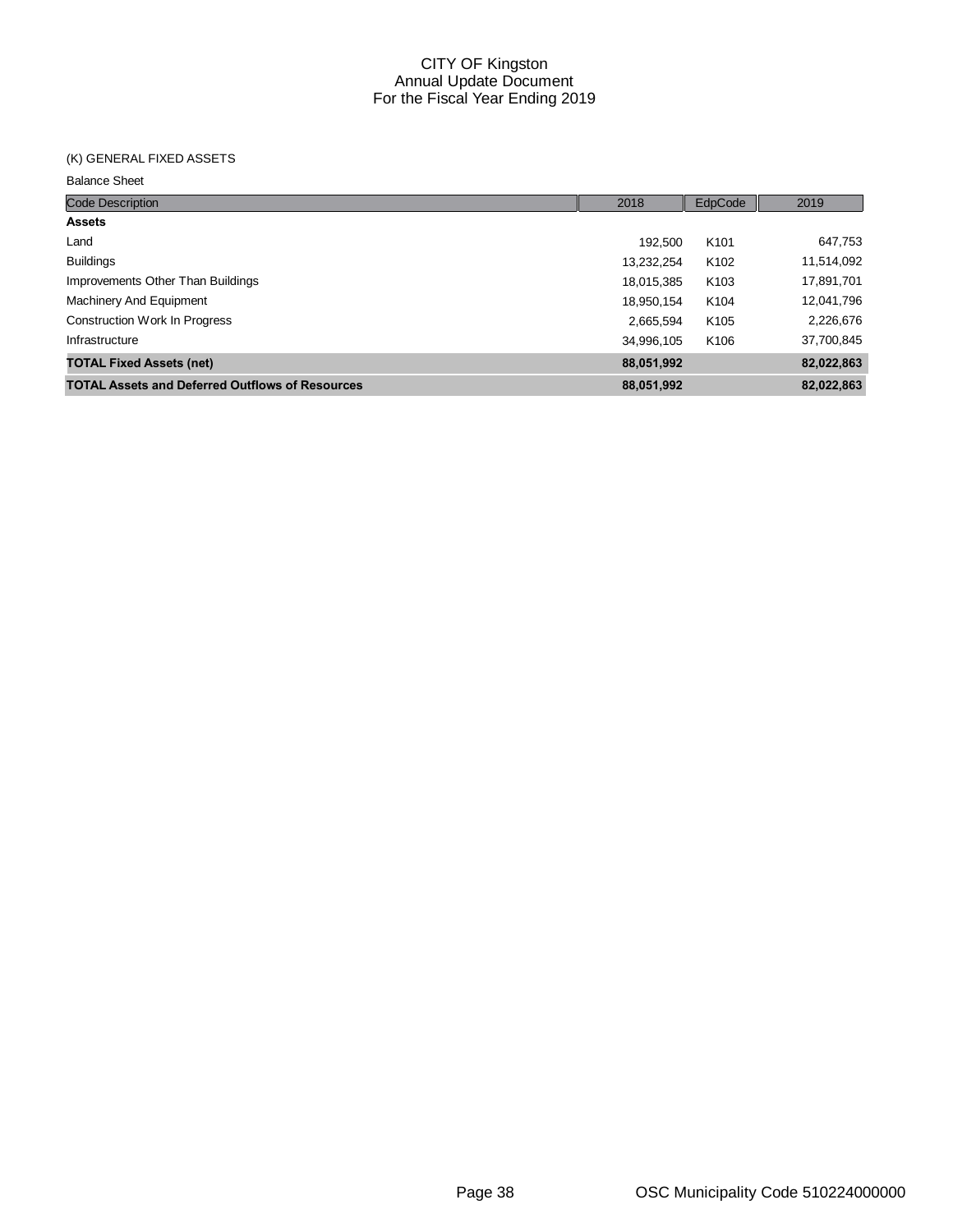CITY OF Kingston
Annual Update Document
For the Fiscal Year Ending 2019

(K) GENERAL FIXED ASSETS

Balance Sheet

| Code Description | 2018 | EdpCode | 2019 |
|---|---|---|---|
| **Assets** | | | |
| Land | 192,500 | K101 | 647,753 |
| Buildings | 13,232,254 | K102 | 11,514,092 |
| Improvements Other Than Buildings | 18,015,385 | K103 | 17,891,701 |
| Machinery And Equipment | 18,950,154 | K104 | 12,041,796 |
| Construction Work In Progress | 2,665,594 | K105 | 2,226,676 |
| Infrastructure | 34,996,105 | K106 | 37,700,845 |
| **TOTAL Fixed Assets (net)** | **88,051,992** | | **82,022,863** |
| **TOTAL Assets and Deferred Outflows of Resources** | **88,051,992** | | **82,022,863** |

OSC Municipality Code 510224000000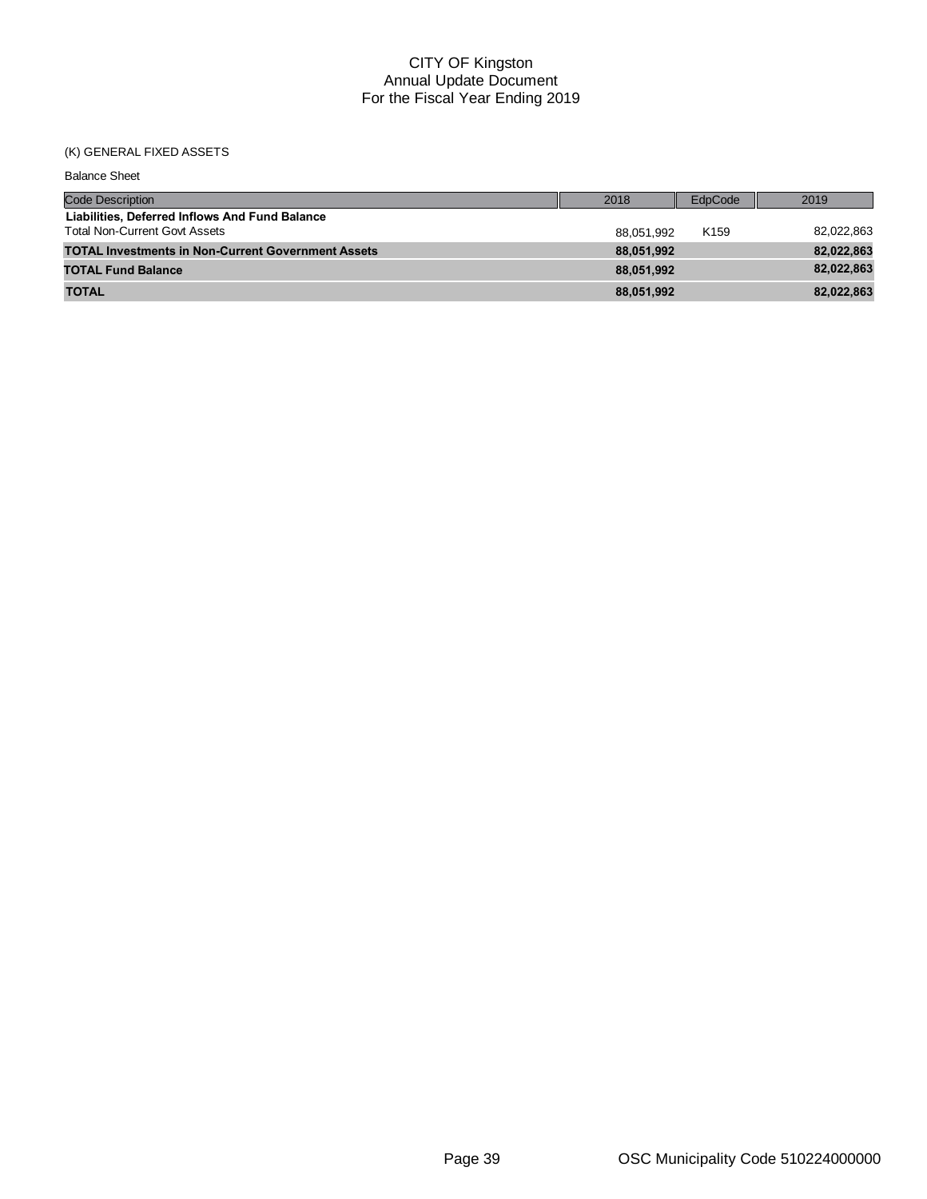CITY OF Kingston
Annual Update Document
For the Fiscal Year Ending 2019

(K) GENERAL FIXED ASSETS

Balance Sheet

| Code Description | 2018 | EdpCode | 2019 |
|---|---|---|---|
| **Liabilities, Deferred Inflows And Fund Balance** | | | |
| Total Non-Current Govt Assets | 88,051,992 | K159 | 82,022,863 |
| **TOTAL Investments in Non-Current Government Assets** | **88,051,992** | | **82,022,863** |
| **TOTAL Fund Balance** | **88,051,992** | | **82,022,863** |
| **TOTAL** | **88,051,992** | | **82,022,863** |

OSC Municipality Code 510224000000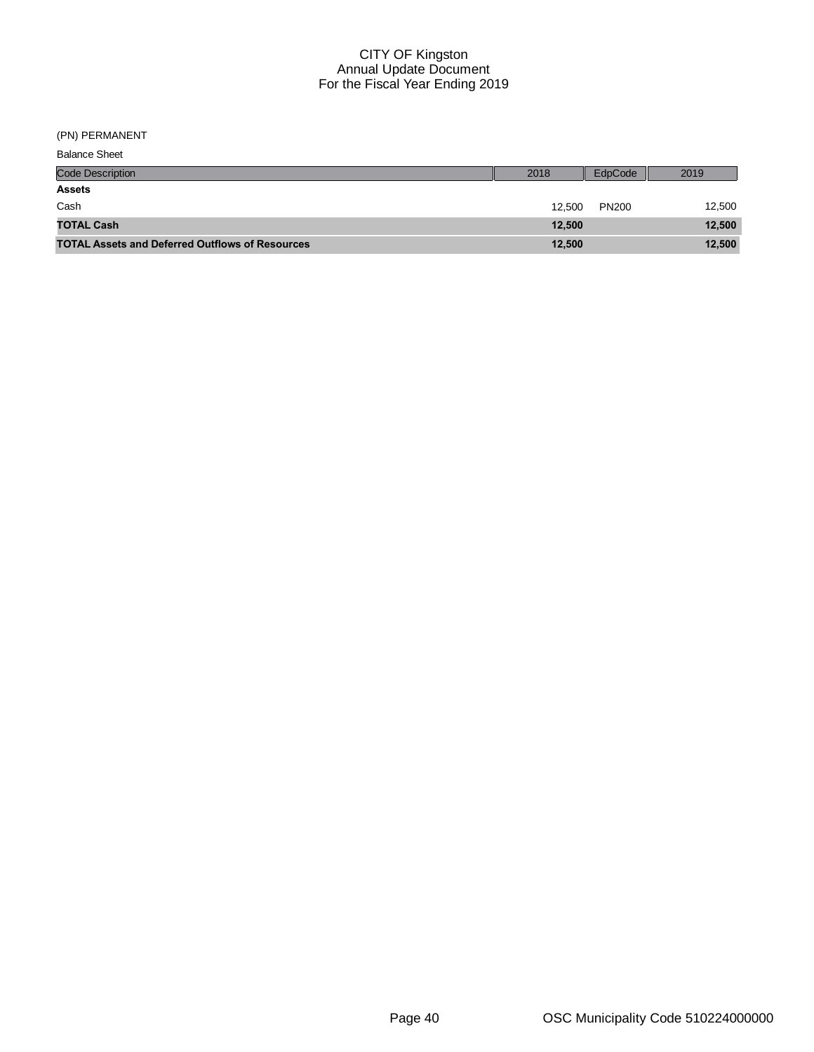CITY OF Kingston
Annual Update Document
For the Fiscal Year Ending 2019

(PN) PERMANENT

Balance Sheet

| Code Description | 2018 | EdpCode | 2019 |
|---|---|---|---|
| **Assets** | | | |
| Cash | 12,500 | PN200 | 12,500 |
| **TOTAL Cash** | **12,500** | | **12,500** |
| **TOTAL Assets and Deferred Outflows of Resources** | **12,500** | | **12,500** |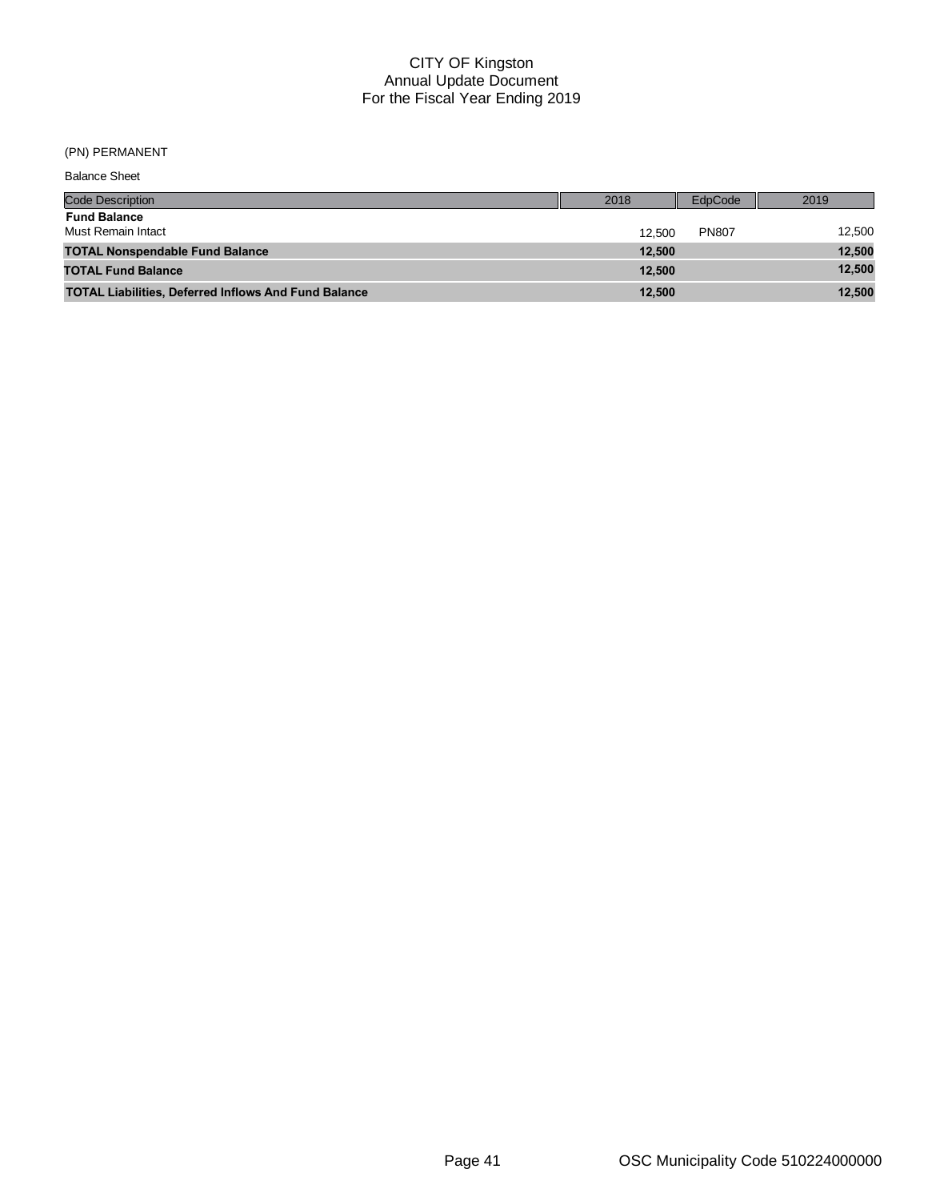# CITY OF Kingston
## Annual Update Document
## For the Fiscal Year Ending 2019

(PN) PERMANENT

Balance Sheet

| Code Description | 2018 | EdpCode | 2019 |
|---|---|---|---|
| **Fund Balance** | | | |
| Must Remain Intact | 12,500 | PN807 | 12,500 |
| **TOTAL Nonspendable Fund Balance** | **12,500** | | **12,500** |
| **TOTAL Fund Balance** | **12,500** | | **12,500** |
| **TOTAL Liabilities, Deferred Inflows And Fund Balance** | **12,500** | | **12,500** |

OSC Municipality Code 510224000000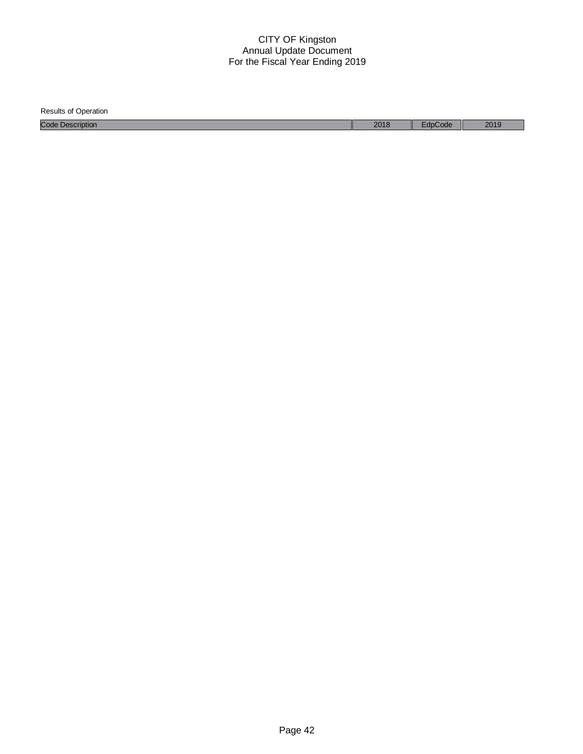# CITY OF Kingston
## Annual Update Document
## For the Fiscal Year Ending 2019

Results of Operation

| Code Description | 2018 | EdpCode | 2019 |
| --- | --- | --- | --- |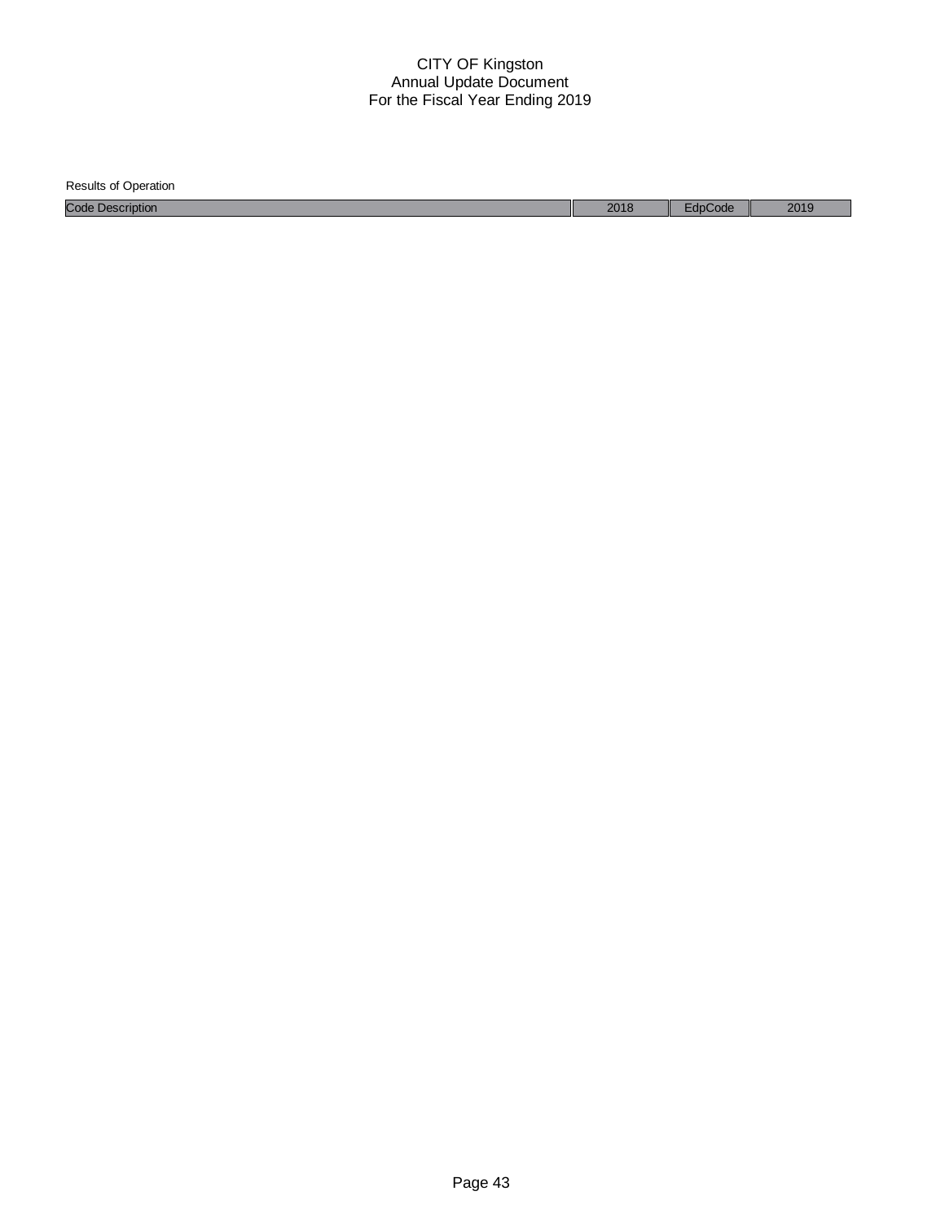CITY OF Kingston
Annual Update Document
For the Fiscal Year Ending 2019

Results of Operation

| Code Description | 2018 | EdpCode | 2019 |
|---|---|---|---|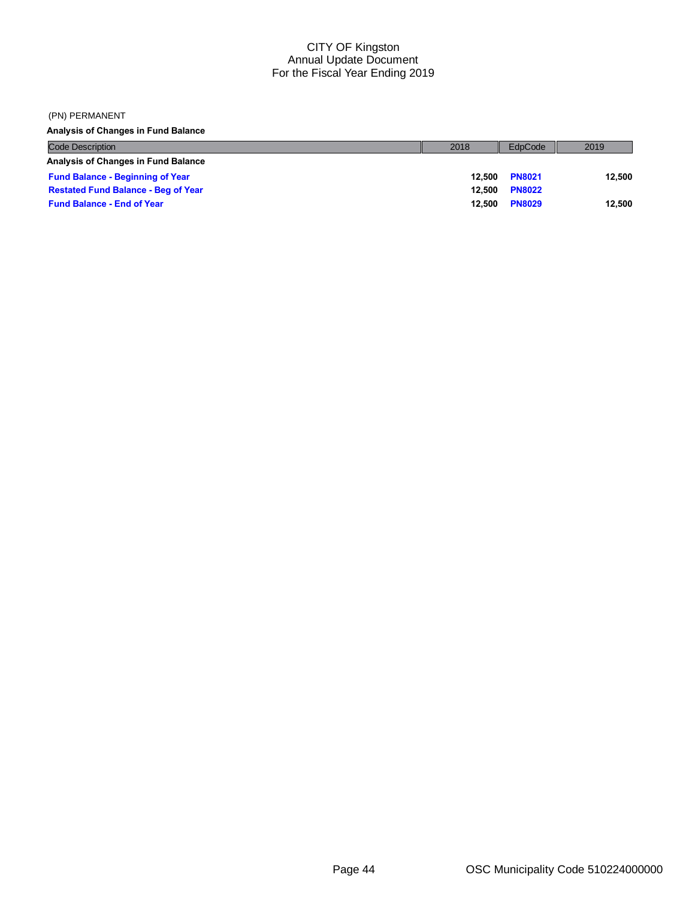CITY OF Kingston
Annual Update Document
For the Fiscal Year Ending 2019

(PN) PERMANENT

**Analysis of Changes in Fund Balance**

| Code Description | 2018 | EdpCode | 2019 |
|---|---|---|---|
| **Analysis of Changes in Fund Balance** | | | |
| **Fund Balance - Beginning of Year** | 12,500 | PN8021 | 12,500 |
| **Restated Fund Balance - Beg of Year** | 12,500 | PN8022 | |
| **Fund Balance - End of Year** | 12,500 | PN8029 | 12,500 |

OSC Municipality Code 510224000000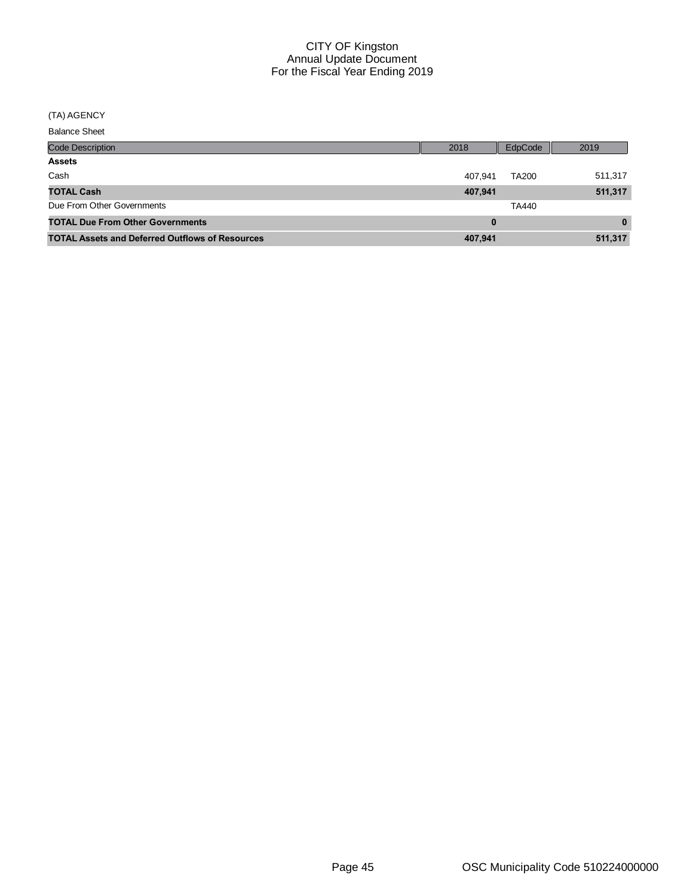# CITY OF Kingston
## Annual Update Document
## For the Fiscal Year Ending 2019

(TA) AGENCY

Balance Sheet

| Code Description | 2018 | EdpCode | 2019 |
|---|---|---|---|
| **Assets** | | | |
| Cash | 407,941 | TA200 | 511,317 |
| **TOTAL Cash** | **407,941** | | **511,317** |
| Due From Other Governments | | TA440 | |
| **TOTAL Due From Other Governments** | **0** | | **0** |
| **TOTAL Assets and Deferred Outflows of Resources** | **407,941** | | **511,317** |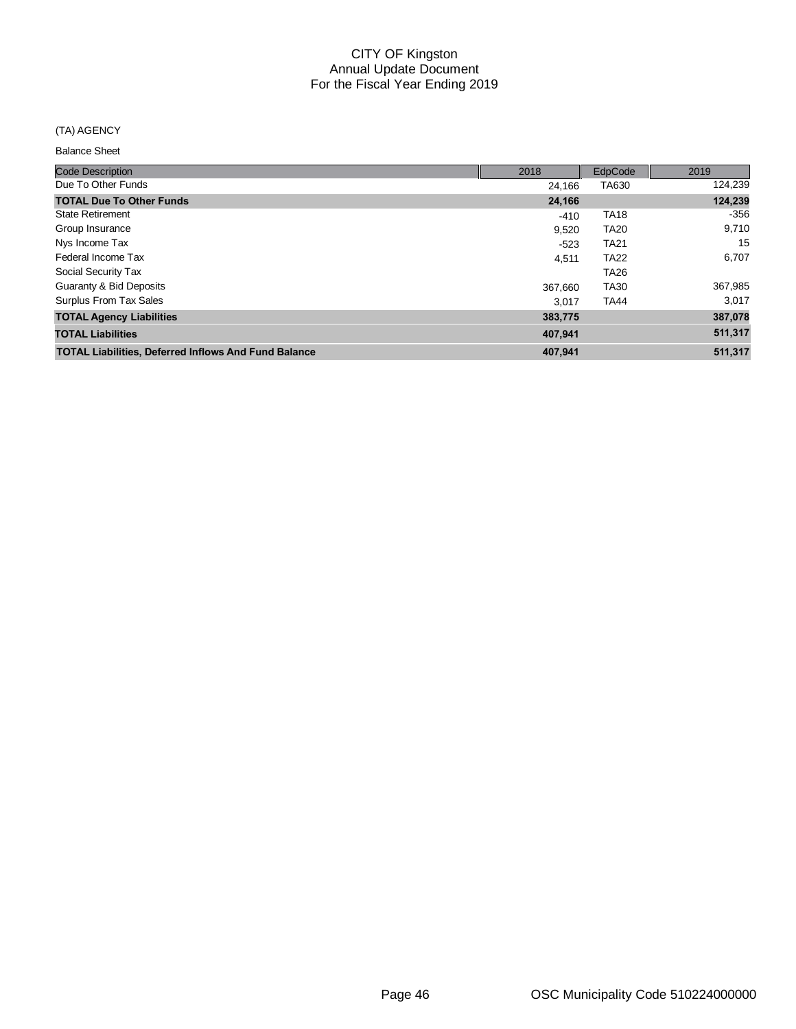# CITY OF Kingston
## Annual Update Document
## For the Fiscal Year Ending 2019

(TA) AGENCY

Balance Sheet

| Code Description | 2018 | EdpCode | 2019 |
|---|---|---|---|
| Due To Other Funds | 24,166 | TA630 | 124,239 |
| **TOTAL Due To Other Funds** | **24,166** | | **124,239** |
| State Retirement | -410 | TA18 | -356 |
| Group Insurance | 9,520 | TA20 | 9,710 |
| Nys Income Tax | -523 | TA21 | 15 |
| Federal Income Tax | 4,511 | TA22 | 6,707 |
| Social Security Tax | | TA26 | |
| Guaranty & Bid Deposits | 367,660 | TA30 | 367,985 |
| Surplus From Tax Sales | 3,017 | TA44 | 3,017 |
| **TOTAL Agency Liabilities** | **383,775** | | **387,078** |
| **TOTAL Liabilities** | **407,941** | | **511,317** |
| **TOTAL Liabilities, Deferred Inflows And Fund Balance** | **407,941** | | **511,317** |

OSC Municipality Code 510224000000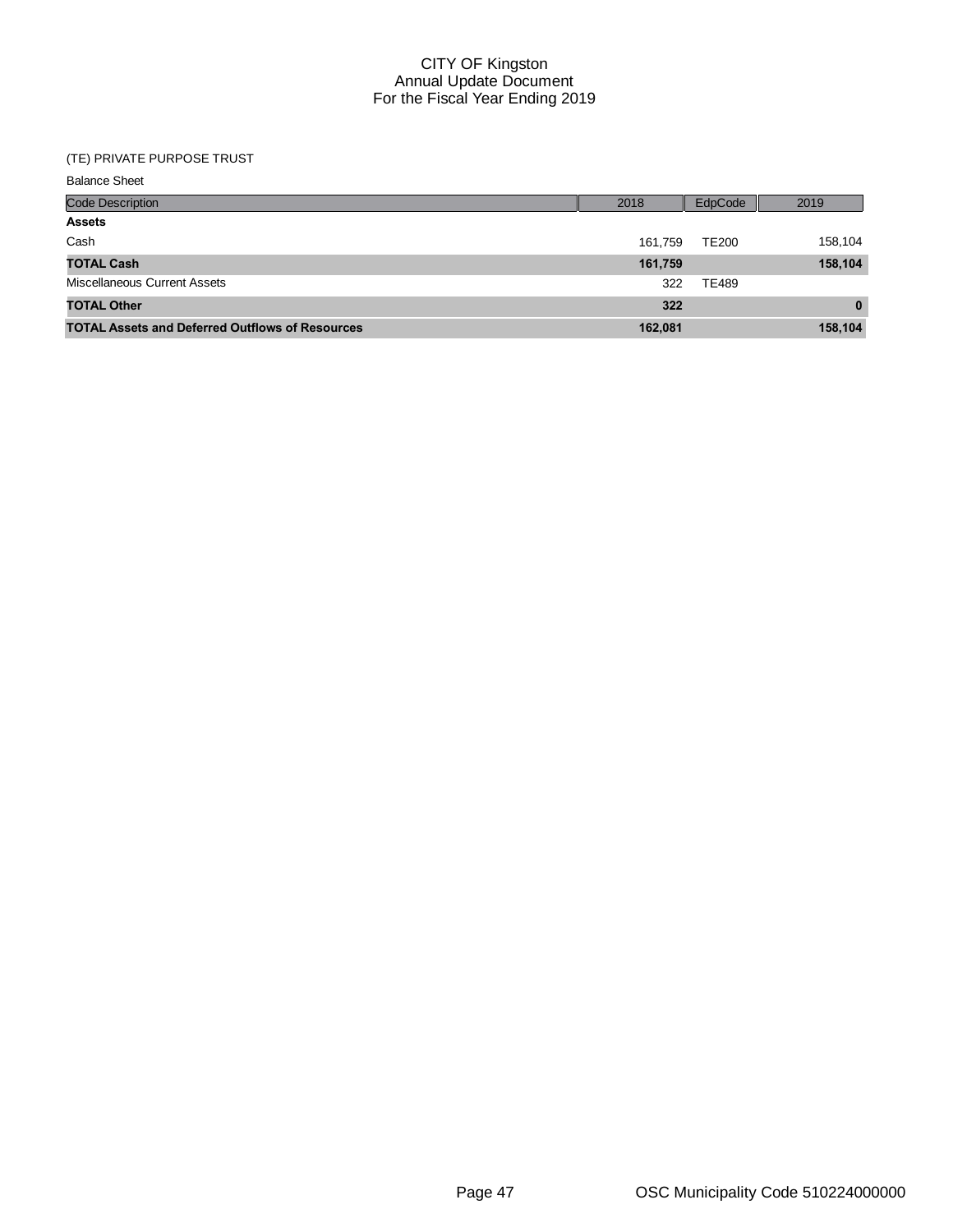# CITY OF Kingston
## Annual Update Document
## For the Fiscal Year Ending 2019

(TE) PRIVATE PURPOSE TRUST

Balance Sheet

| Code Description | 2018 | EdpCode | 2019 |
|---|---|---|---|
| **Assets** | | | |
| Cash | 161,759 | TE200 | 158,104 |
| **TOTAL Cash** | **161,759** | | **158,104** |
| Miscellaneous Current Assets | 322 | TE489 | |
| **TOTAL Other** | **322** | | **0** |
| **TOTAL Assets and Deferred Outflows of Resources** | **162,081** | | **158,104** |

OSC Municipality Code 510224000000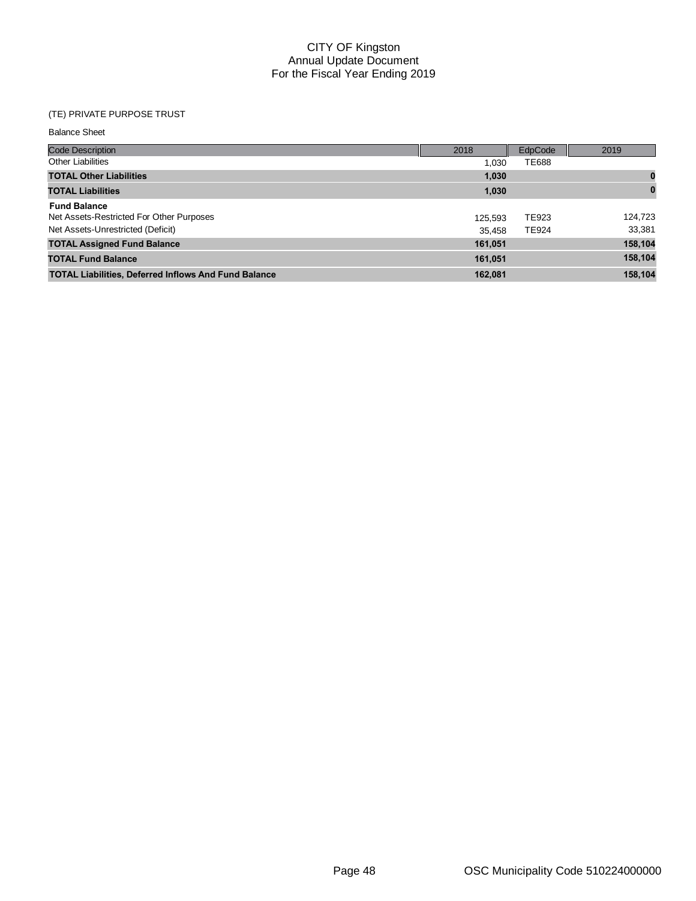# CITY OF Kingston
## Annual Update Document
## For the Fiscal Year Ending 2019

(TE) PRIVATE PURPOSE TRUST

Balance Sheet

| Code Description | 2018 | EdpCode | 2019 |
|---|---|---|---|
| Other Liabilities | 1,030 | TE688 | |
| **TOTAL Other Liabilities** | **1,030** | | **0** |
| **TOTAL Liabilities** | **1,030** | | **0** |
| **Fund Balance** | | | |
| Net Assets-Restricted For Other Purposes | 125,593 | TE923 | 124,723 |
| Net Assets-Unrestricted (Deficit) | 35,458 | TE924 | 33,381 |
| **TOTAL Assigned Fund Balance** | **161,051** | | **158,104** |
| **TOTAL Fund Balance** | **161,051** | | **158,104** |
| **TOTAL Liabilities, Deferred Inflows And Fund Balance** | **162,081** | | **158,104** |

OSC Municipality Code 510224000000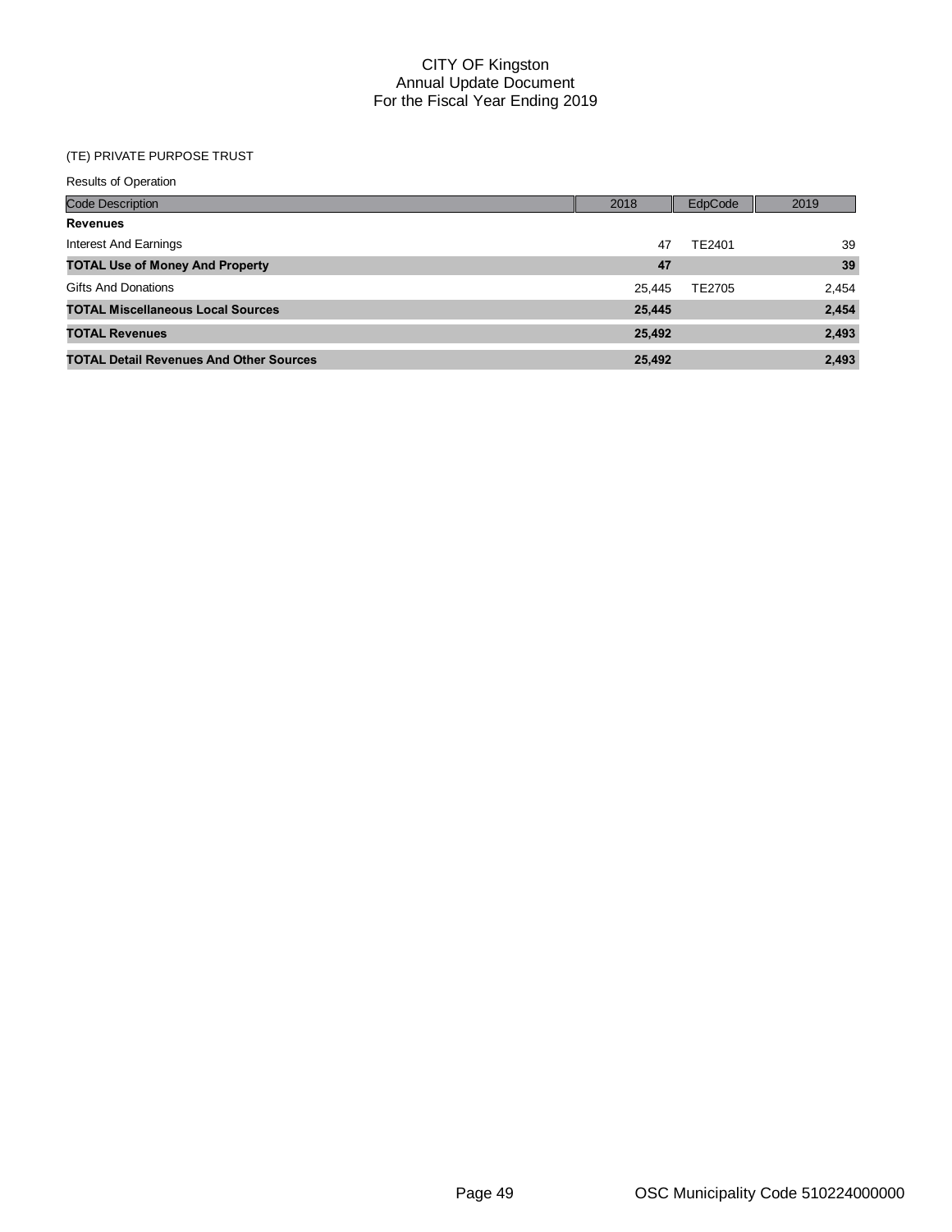# CITY OF Kingston
## Annual Update Document
## For the Fiscal Year Ending 2019

(TE) PRIVATE PURPOSE TRUST

Results of Operation

| Code Description | 2018 | EdpCode | 2019 |
|---|---|---|---|
| **Revenues** | | | |
| Interest And Earnings | 47 | TE2401 | 39 |
| **TOTAL Use of Money And Property** | **47** | | **39** |
| Gifts And Donations | 25,445 | TE2705 | 2,454 |
| **TOTAL Miscellaneous Local Sources** | **25,445** | | **2,454** |
| **TOTAL Revenues** | **25,492** | | **2,493** |
| **TOTAL Detail Revenues And Other Sources** | **25,492** | | **2,493** |

OSC Municipality Code 510224000000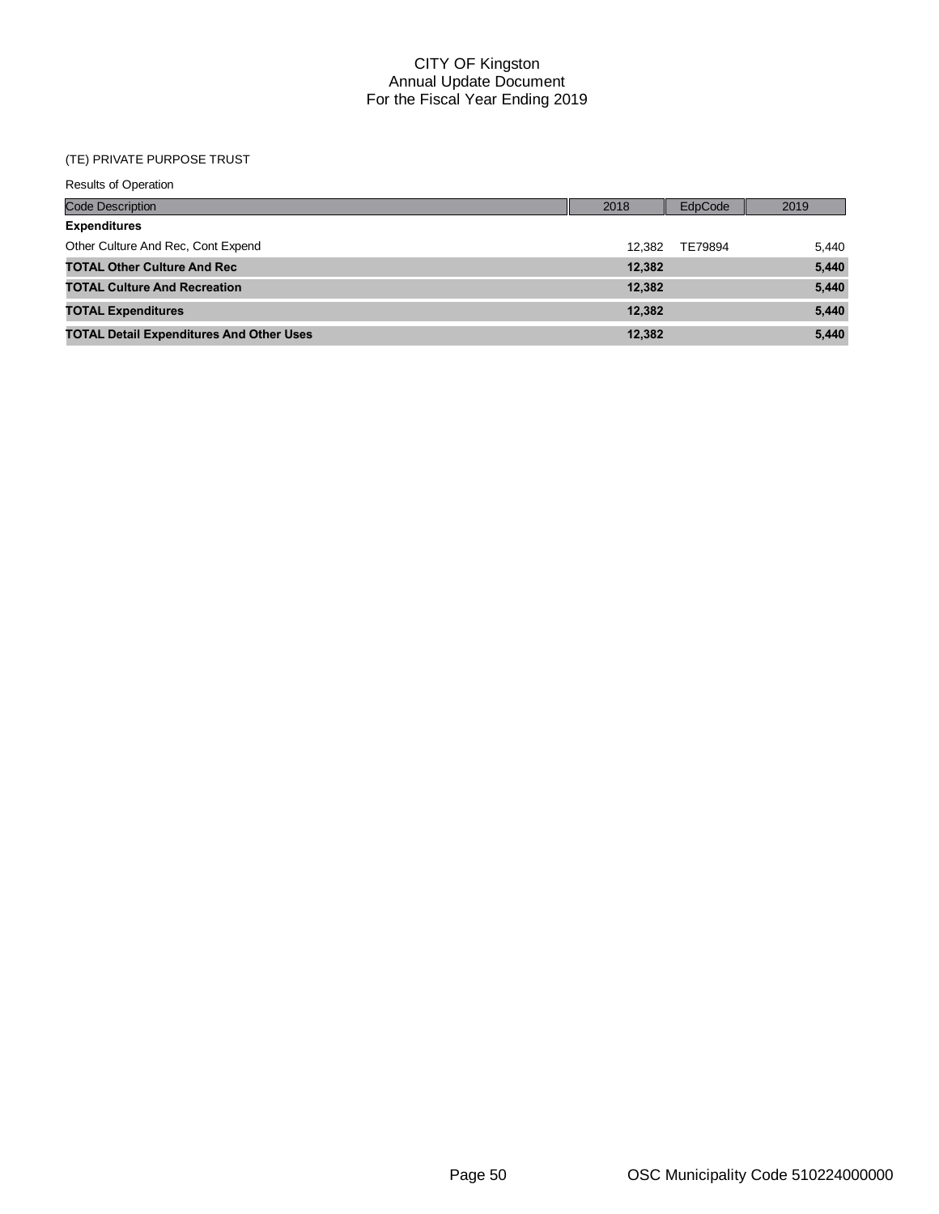# CITY OF Kingston
## Annual Update Document
## For the Fiscal Year Ending 2019

(TE) PRIVATE PURPOSE TRUST

Results of Operation

| Code Description | 2018 | EdpCode | 2019 |
|---|---|---|---|
| **Expenditures** | | | |
| Other Culture And Rec, Cont Expend | 12,382 | TE79894 | 5,440 |
| **TOTAL Other Culture And Rec** | **12,382** | | **5,440** |
| **TOTAL Culture And Recreation** | **12,382** | | **5,440** |
| **TOTAL Expenditures** | **12,382** | | **5,440** |
| **TOTAL Detail Expenditures And Other Uses** | **12,382** | | **5,440** |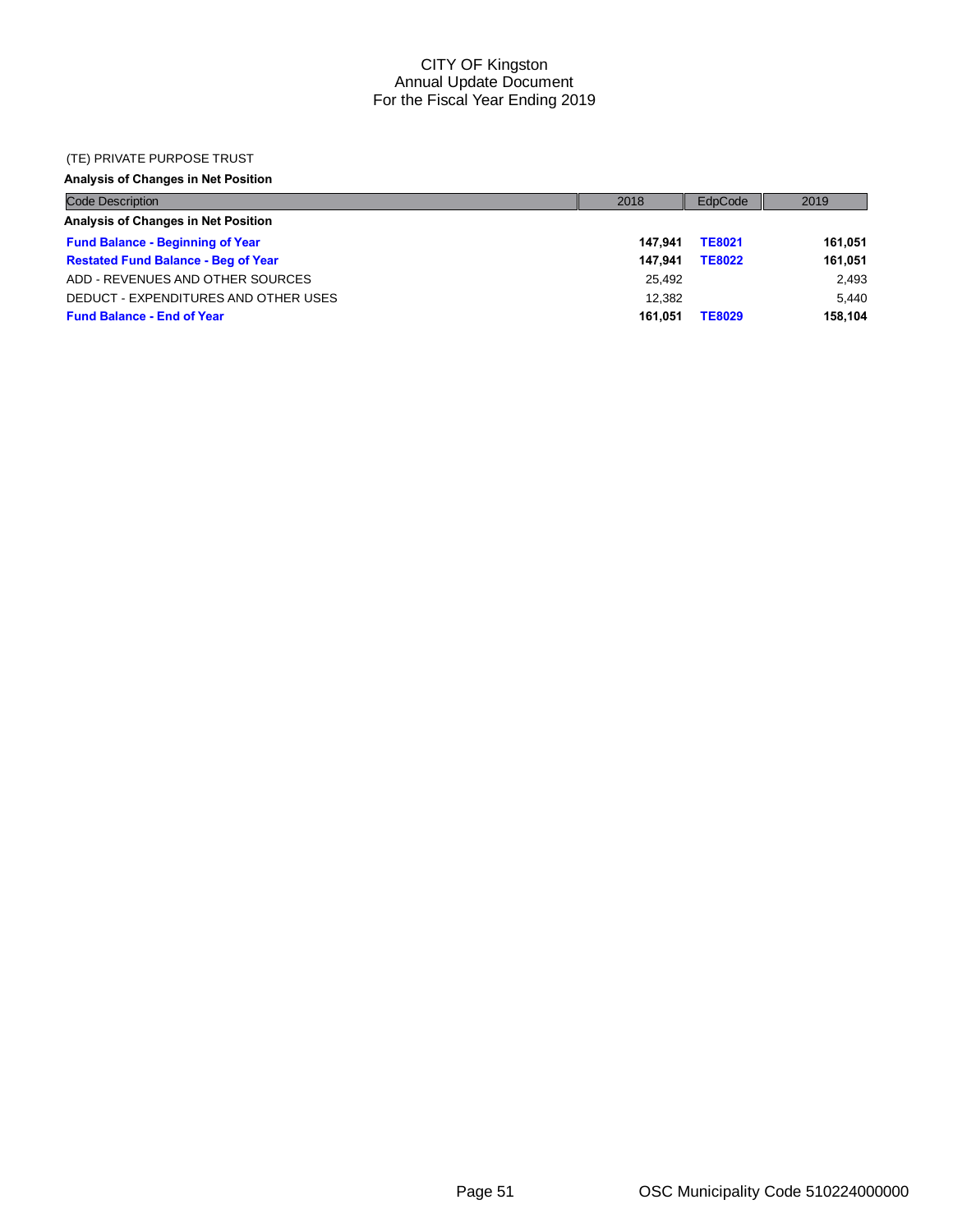# CITY OF Kingston
Annual Update Document
For the Fiscal Year Ending 2019

(TE) PRIVATE PURPOSE TRUST

**Analysis of Changes in Net Position**

| Code Description | 2018 | EdpCode | 2019 |
|---|---|---|---|
| **Analysis of Changes in Net Position** | | | |
| **Fund Balance - Beginning of Year** | **147,941** | **TE8021** | **161,051** |
| **Restated Fund Balance - Beg of Year** | **147,941** | **TE8022** | **161,051** |
| ADD - REVENUES AND OTHER SOURCES | 25,492 | | 2,493 |
| DEDUCT - EXPENDITURES AND OTHER USES | 12,382 | | 5,440 |
| **Fund Balance - End of Year** | **161,051** | **TE8029** | **158,104** |

OSC Municipality Code 510224000000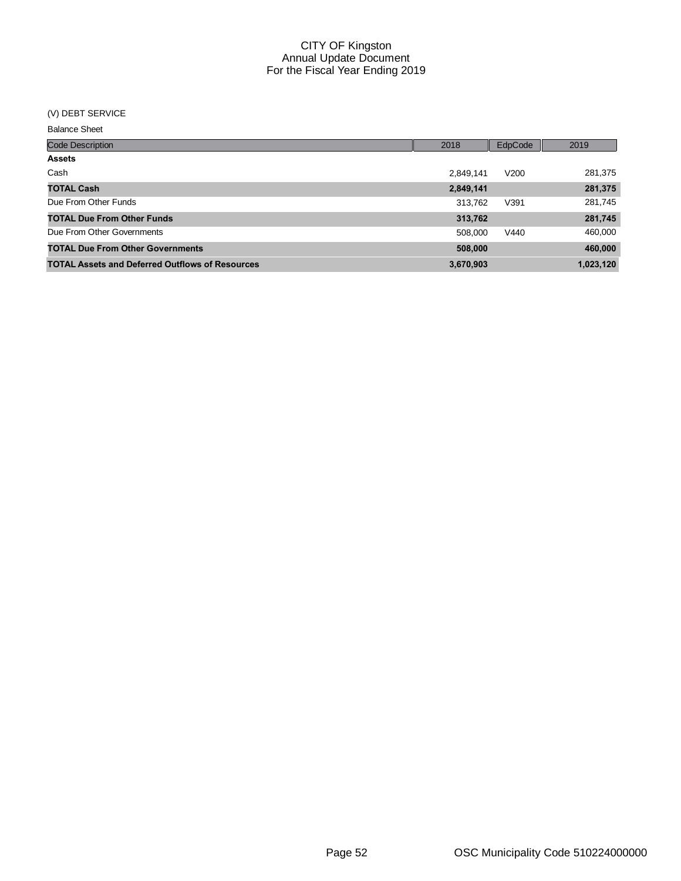# CITY OF Kingston
## Annual Update Document
## For the Fiscal Year Ending 2019

(V) DEBT SERVICE

Balance Sheet

| Code Description | 2018 | EdpCode | 2019 |
|---|---|---|---|
| **Assets** | | | |
| Cash | 2,849,141 | V200 | 281,375 |
| **TOTAL Cash** | **2,849,141** | | **281,375** |
| Due From Other Funds | 313,762 | V391 | 281,745 |
| **TOTAL Due From Other Funds** | **313,762** | | **281,745** |
| Due From Other Governments | 508,000 | V440 | 460,000 |
| **TOTAL Due From Other Governments** | **508,000** | | **460,000** |
| **TOTAL Assets and Deferred Outflows of Resources** | **3,670,903** | | **1,023,120** |

OSC Municipality Code 510224000000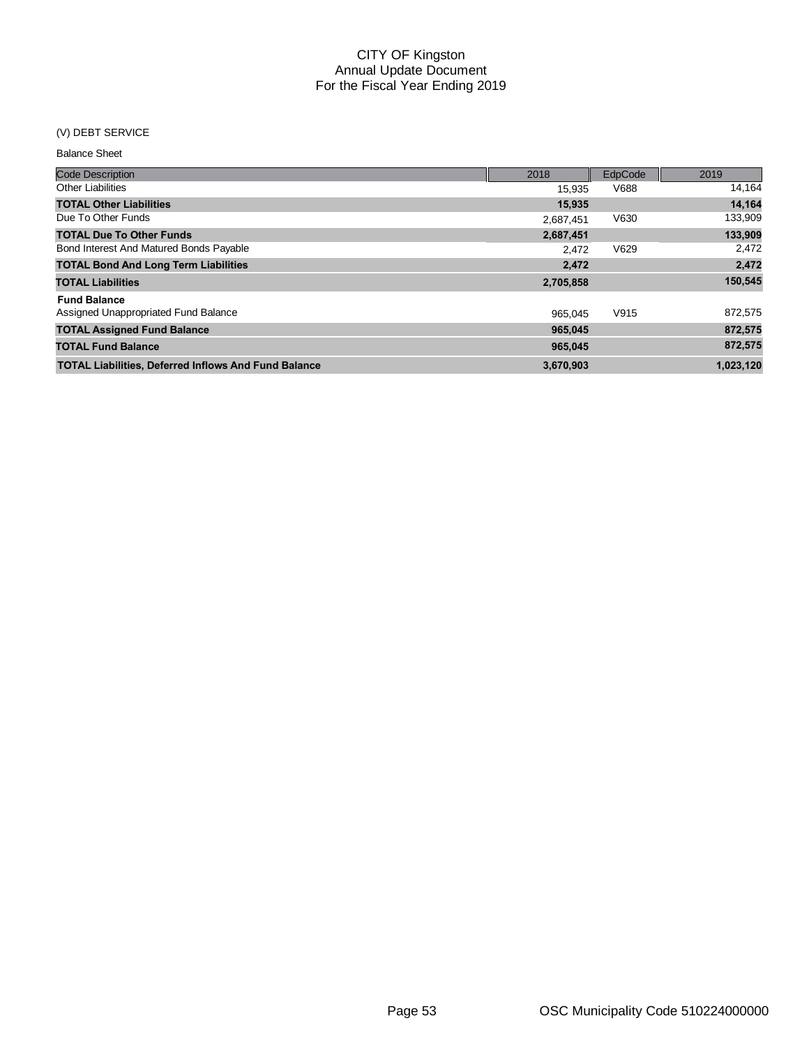# CITY OF Kingston
## Annual Update Document
## For the Fiscal Year Ending 2019

(V) DEBT SERVICE

Balance Sheet

| Code Description | 2018 | EdpCode | 2019 |
|---|---|---|---|
| Other Liabilities | 15,935 | V688 | 14,164 |
| **TOTAL Other Liabilities** | **15,935** | | **14,164** |
| Due To Other Funds | 2,687,451 | V630 | 133,909 |
| **TOTAL Due To Other Funds** | **2,687,451** | | **133,909** |
| Bond Interest And Matured Bonds Payable | 2,472 | V629 | 2,472 |
| **TOTAL Bond And Long Term Liabilities** | **2,472** | | **2,472** |
| **TOTAL Liabilities** | **2,705,858** | | **150,545** |
| **Fund Balance** | | | |
| Assigned Unappropriated Fund Balance | 965,045 | V915 | 872,575 |
| **TOTAL Assigned Fund Balance** | **965,045** | | **872,575** |
| **TOTAL Fund Balance** | **965,045** | | **872,575** |
| **TOTAL Liabilities, Deferred Inflows And Fund Balance** | **3,670,903** | | **1,023,120** |

OSC Municipality Code 510224000000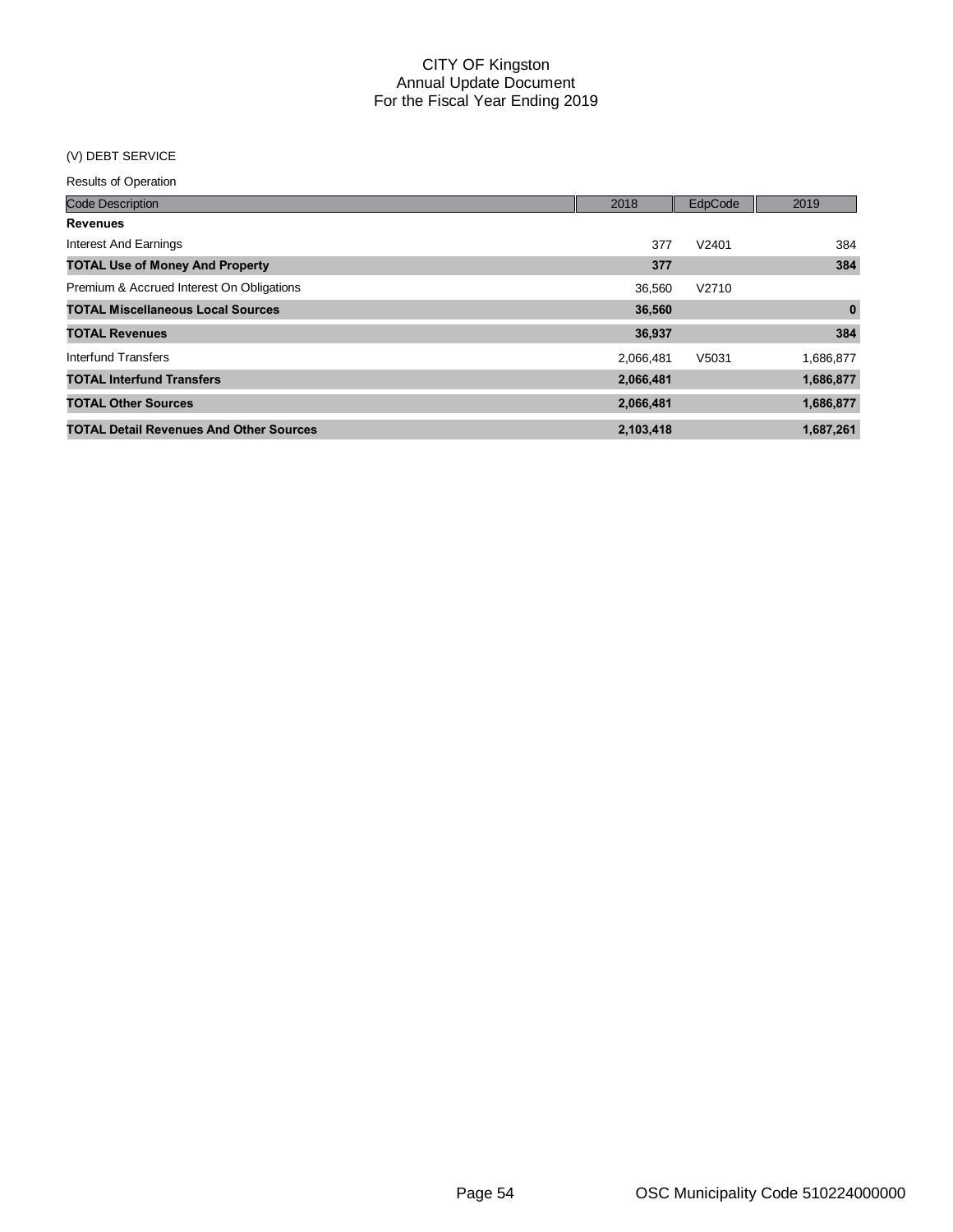# CITY OF Kingston
## Annual Update Document
## For the Fiscal Year Ending 2019

(V) DEBT SERVICE

Results of Operation

| Code Description | 2018 | EdpCode | 2019 |
|---|---|---|---|
| **Revenues** | | | |
| Interest And Earnings | 377 | V2401 | 384 |
| **TOTAL Use of Money And Property** | **377** | | **384** |
| Premium & Accrued Interest On Obligations | 36,560 | V2710 | |
| **TOTAL Miscellaneous Local Sources** | **36,560** | | **0** |
| **TOTAL Revenues** | **36,937** | | **384** |
| Interfund Transfers | 2,066,481 | V5031 | 1,686,877 |
| **TOTAL Interfund Transfers** | **2,066,481** | | **1,686,877** |
| **TOTAL Other Sources** | **2,066,481** | | **1,686,877** |
| **TOTAL Detail Revenues And Other Sources** | **2,103,418** | | **1,687,261** |

OSC Municipality Code 510224000000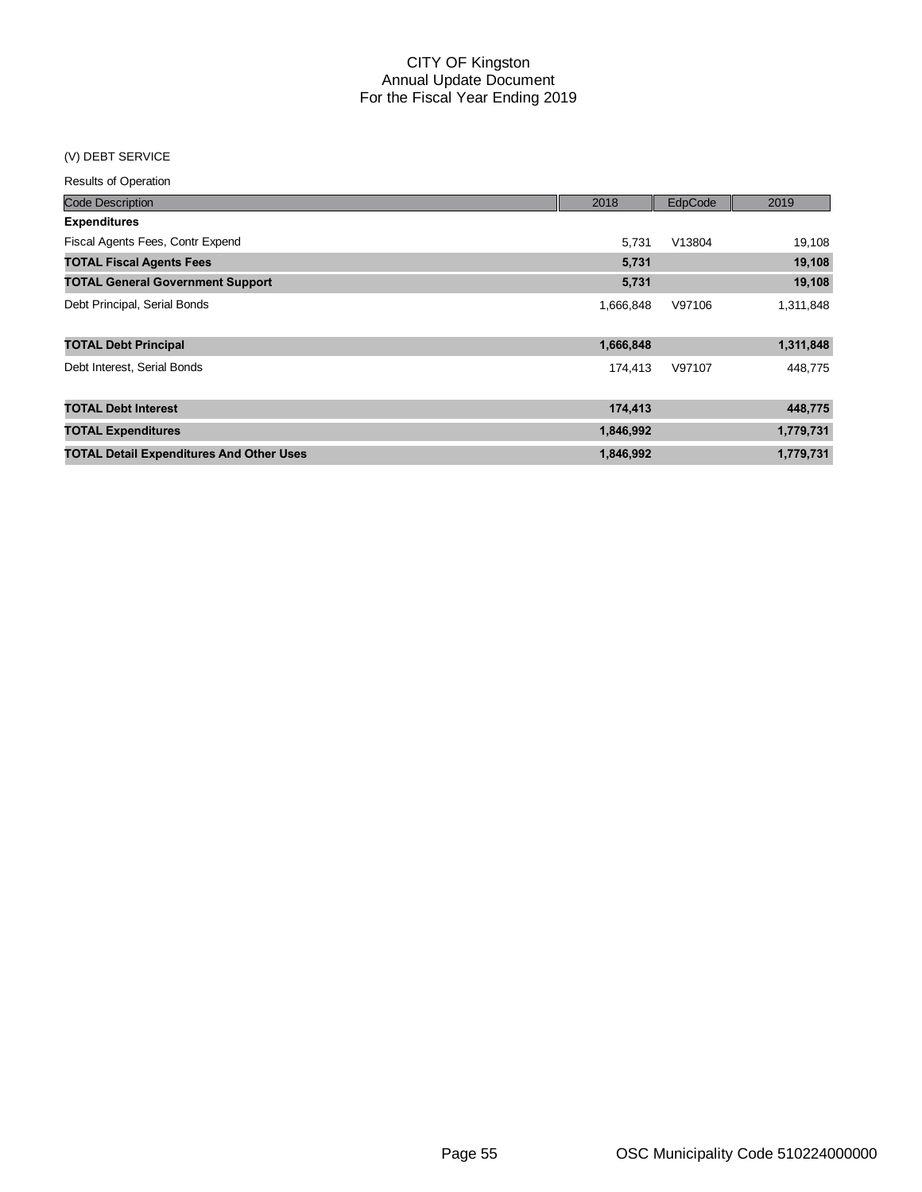# CITY OF Kingston
## Annual Update Document
## For the Fiscal Year Ending 2019

(V) DEBT SERVICE

Results of Operation

| Code Description | 2018 | EdpCode | 2019 |
|---|---|---|---|
| **Expenditures** | | | |
| Fiscal Agents Fees, Contr Expend | 5,731 | V13804 | 19,108 |
| **TOTAL Fiscal Agents Fees** | **5,731** | | **19,108** |
| **TOTAL General Government Support** | **5,731** | | **19,108** |
| Debt Principal, Serial Bonds | 1,666,848 | V97106 | 1,311,848 |
| **TOTAL Debt Principal** | **1,666,848** | | **1,311,848** |
| Debt Interest, Serial Bonds | 174,413 | V97107 | 448,775 |
| **TOTAL Debt Interest** | **174,413** | | **448,775** |
| **TOTAL Expenditures** | **1,846,992** | | **1,779,731** |
| **TOTAL Detail Expenditures And Other Uses** | **1,846,992** | | **1,779,731** |

OSC Municipality Code 510224000000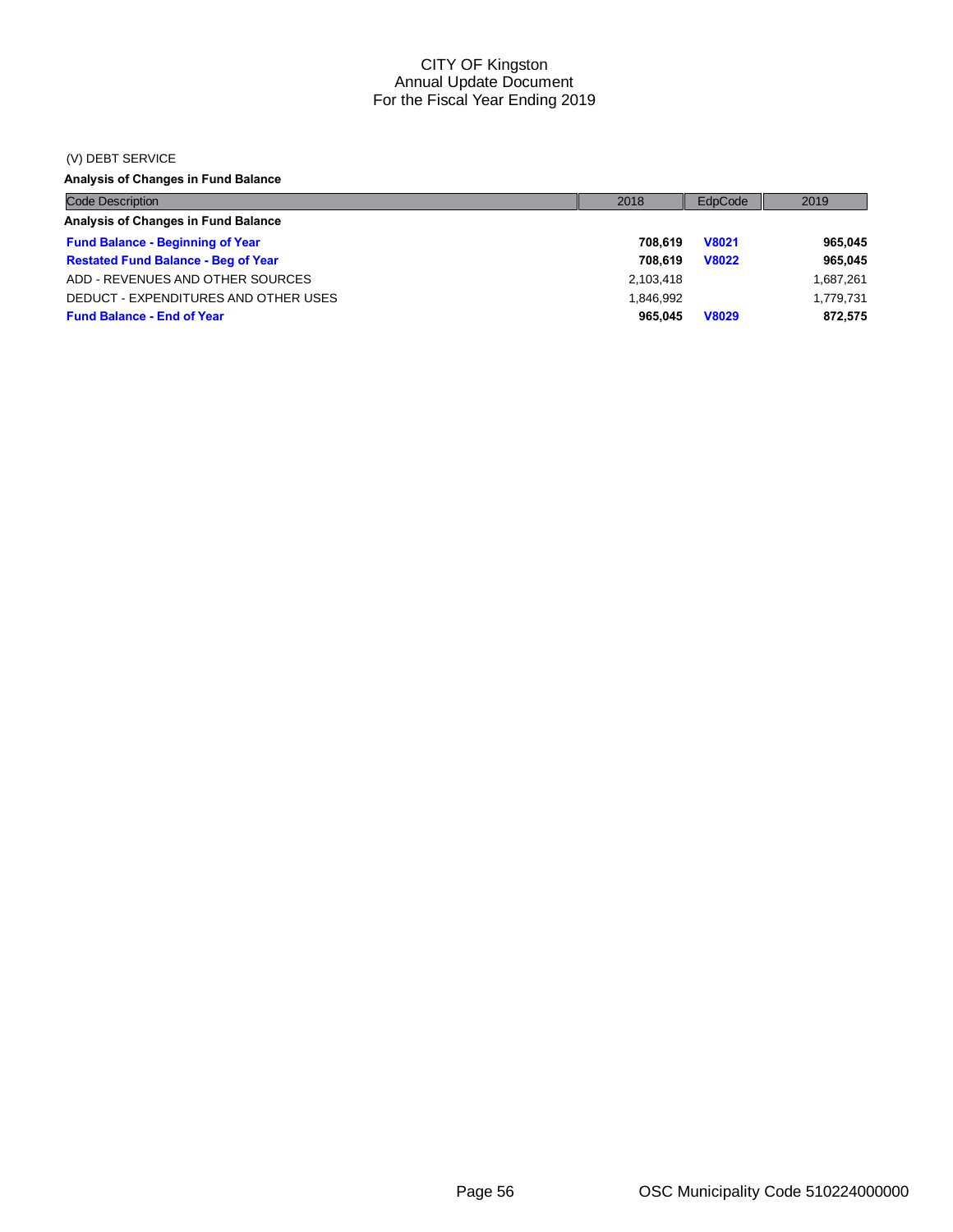# CITY OF Kingston
## Annual Update Document
## For the Fiscal Year Ending 2019

(V) DEBT SERVICE

**Analysis of Changes in Fund Balance**

| Code Description | 2018 | EdpCode | 2019 |
|---|---|---|---|
| **Analysis of Changes in Fund Balance** | | | |
| **Fund Balance - Beginning of Year** | **708,619** | **V8021** | **965,045** |
| **Restated Fund Balance - Beg of Year** | **708,619** | **V8022** | **965,045** |
| ADD - REVENUES AND OTHER SOURCES | 2,103,418 | | 1,687,261 |
| DEDUCT - EXPENDITURES AND OTHER USES | 1,846,992 | | 1,779,731 |
| **Fund Balance - End of Year** | **965,045** | **V8029** | **872,575** |

OSC Municipality Code 510224000000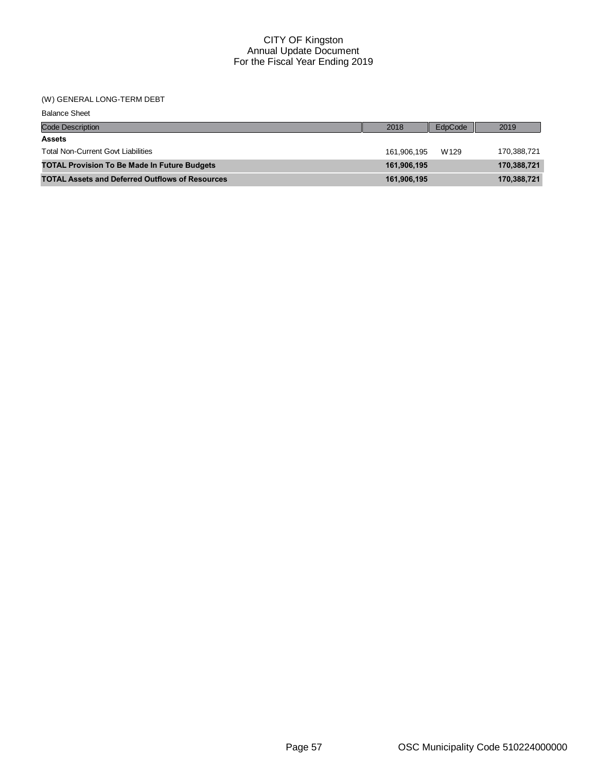# CITY OF Kingston
## Annual Update Document
## For the Fiscal Year Ending 2019

(W) GENERAL LONG-TERM DEBT

Balance Sheet

| Code Description | 2018 | EdpCode | 2019 |
|---|---|---|---|
| **Assets** | | | |
| Total Non-Current Govt Liabilities | 161,906,195 | W129 | 170,388,721 |
| **TOTAL Provision To Be Made In Future Budgets** | **161,906,195** | | **170,388,721** |
| **TOTAL Assets and Deferred Outflows of Resources** | **161,906,195** | | **170,388,721** |

OSC Municipality Code 510224000000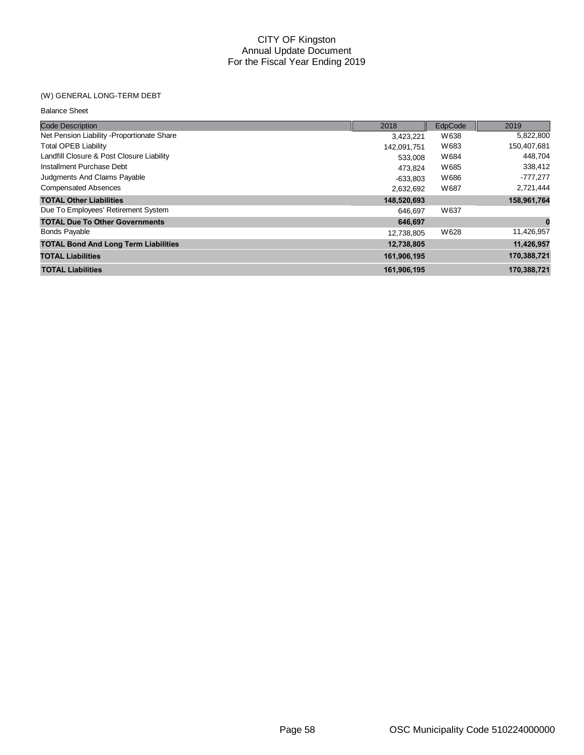# CITY OF Kingston
## Annual Update Document
## For the Fiscal Year Ending 2019

(W) GENERAL LONG-TERM DEBT

Balance Sheet

| Code Description | 2018 | EdpCode | 2019 |
|---|---|---|---|
| Net Pension Liability -Proportionate Share | 3,423,221 | W638 | 5,822,800 |
| Total OPEB Liability | 142,091,751 | W683 | 150,407,681 |
| Landfill Closure & Post Closure Liability | 533,008 | W684 | 448,704 |
| Installment Purchase Debt | 473,824 | W685 | 338,412 |
| Judgments And Claims Payable | -633,803 | W686 | -777,277 |
| Compensated Absences | 2,632,692 | W687 | 2,721,444 |
| **TOTAL Other Liabilities** | **148,520,693** | | **158,961,764** |
| Due To Employees' Retirement System | 646,697 | W637 | |
| **TOTAL Due To Other Governments** | **646,697** | | **0** |
| Bonds Payable | 12,738,805 | W628 | 11,426,957 |
| **TOTAL Bond And Long Term Liabilities** | **12,738,805** | | **11,426,957** |
| **TOTAL Liabilities** | **161,906,195** | | **170,388,721** |
| **TOTAL Liabilities** | **161,906,195** | | **170,388,721** |

OSC Municipality Code 510224000000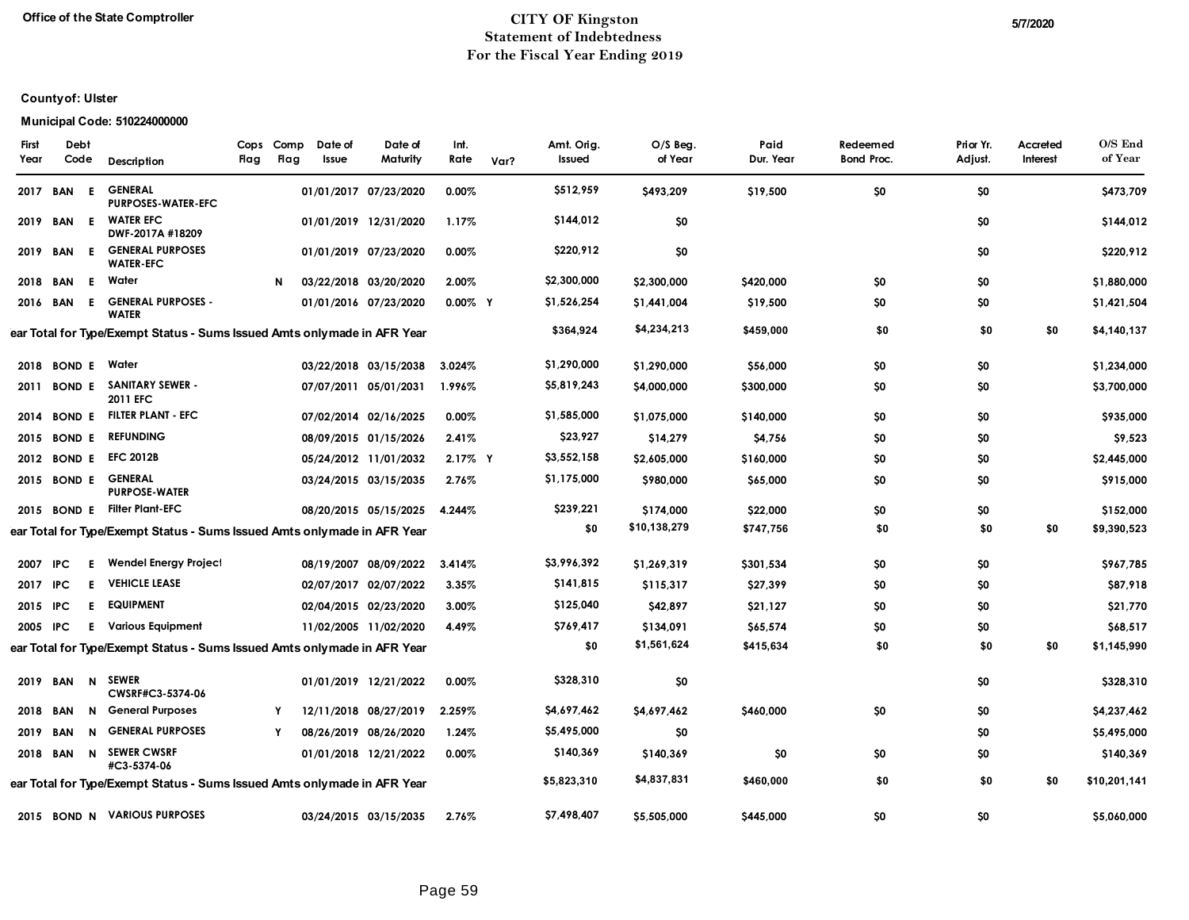Office of the State Comptroller

# CITY OF Kingston
## Statement of Indebtedness
## For the Fiscal Year Ending 2019

5/7/2020

**County of: Ulster**

**Municipal Code: 510224000000**

| First Year | Debt Code | | Description | Cops Flag | Comp Flag | Date of Issue | Date of Maturity | Int. Rate | Var? | Amt. Orig. Issued | O/S Beg. of Year | Paid Dur. Year | Redeemed Bond Proc. | Prior Yr. Adjust. | Accreted Interest | O/S End of Year |
|---|---|---|---|---|---|---|---|---|---|---|---|---|---|---|---|---|
| 2017 | BAN | E | GENERAL PURPOSES-WATER-EFC | | | 01/01/2017 | 07/23/2020 | 0.00% | | $512,959 | $493,209 | $19,500 | $0 | $0 | | $473,709 |
| 2019 | BAN | E | WATER EFC DWF-2017A #18209 | | | 01/01/2019 | 12/31/2020 | 1.17% | | $144,012 | $0 | | | $0 | | $144,012 |
| 2019 | BAN | E | GENERAL PURPOSES WATER-EFC | | | 01/01/2019 | 07/23/2020 | 0.00% | | $220,912 | $0 | | | $0 | | $220,912 |
| 2018 | BAN | E | Water | | N | 03/22/2018 | 03/20/2020 | 2.00% | | $2,300,000 | $2,300,000 | $420,000 | $0 | $0 | | $1,880,000 |
| 2016 | BAN | E | GENERAL PURPOSES - WATER | | | 01/01/2016 | 07/23/2020 | 0.00% | Y | $1,526,254 | $1,441,004 | $19,500 | $0 | $0 | | $1,421,504 |
| ear Total for Type/Exempt Status - Sums Issued Amts only made in AFR Year | | | | | | | | | | $364,924 | $4,234,213 | $459,000 | $0 | $0 | $0 | $4,140,137 |
| 2018 | BOND | E | Water | | | 03/22/2018 | 03/15/2038 | 3.024% | | $1,290,000 | $1,290,000 | $56,000 | $0 | $0 | | $1,234,000 |
| 2011 | BOND | E | SANITARY SEWER - 2011 EFC | | | 07/07/2011 | 05/01/2031 | 1.996% | | $5,819,243 | $4,000,000 | $300,000 | $0 | $0 | | $3,700,000 |
| 2014 | BOND | E | FILTER PLANT - EFC | | | 07/02/2014 | 02/16/2025 | 0.00% | | $1,585,000 | $1,075,000 | $140,000 | $0 | $0 | | $935,000 |
| 2015 | BOND | E | REFUNDING | | | 08/09/2015 | 01/15/2026 | 2.41% | | $23,927 | $14,279 | $4,756 | $0 | $0 | | $9,523 |
| 2012 | BOND | E | EFC 2012B | | | 05/24/2012 | 11/01/2032 | 2.17% | Y | $3,552,158 | $2,605,000 | $160,000 | $0 | $0 | | $2,445,000 |
| 2015 | BOND | E | GENERAL PURPOSE-WATER | | | 03/24/2015 | 03/15/2035 | 2.76% | | $1,175,000 | $980,000 | $65,000 | $0 | $0 | | $915,000 |
| 2015 | BOND | E | Filter Plant-EFC | | | 08/20/2015 | 05/15/2025 | 4.244% | | $239,221 | $174,000 | $22,000 | $0 | $0 | | $152,000 |
| ear Total for Type/Exempt Status - Sums Issued Amts only made in AFR Year | | | | | | | | | | $0 | $10,138,279 | $747,756 | $0 | $0 | $0 | $9,390,523 |
| 2007 | IPC | E | Wendel Energy Project | | | 08/19/2007 | 08/09/2022 | 3.414% | | $3,996,392 | $1,269,319 | $301,534 | $0 | $0 | | $967,785 |
| 2017 | IPC | E | VEHICLE LEASE | | | 02/07/2017 | 02/07/2022 | 3.35% | | $141,815 | $115,317 | $27,399 | $0 | $0 | | $87,918 |
| 2015 | IPC | E | EQUIPMENT | | | 02/04/2015 | 02/23/2020 | 3.00% | | $125,040 | $42,897 | $21,127 | $0 | $0 | | $21,770 |
| 2005 | IPC | E | Various Equipment | | | 11/02/2005 | 11/02/2020 | 4.49% | | $769,417 | $134,091 | $65,574 | $0 | $0 | | $68,517 |
| ear Total for Type/Exempt Status - Sums Issued Amts only made in AFR Year | | | | | | | | | | $0 | $1,561,624 | $415,634 | $0 | $0 | $0 | $1,145,990 |
| 2019 | BAN | N | SEWER CWSRF#C3-5374-06 | | | 01/01/2019 | 12/21/2022 | 0.00% | | $328,310 | $0 | | | $0 | | $328,310 |
| 2018 | BAN | N | General Purposes | | Y | 12/11/2018 | 08/27/2019 | 2.259% | | $4,697,462 | $4,697,462 | $460,000 | $0 | $0 | | $4,237,462 |
| 2019 | BAN | N | GENERAL PURPOSES | | Y | 08/26/2019 | 08/26/2020 | 1.24% | | $5,495,000 | $0 | | | $0 | | $5,495,000 |
| 2018 | BAN | N | SEWER CWSRF #C3-5374-06 | | | 01/01/2018 | 12/21/2022 | 0.00% | | $140,369 | $140,369 | $0 | $0 | $0 | | $140,369 |
| ear Total for Type/Exempt Status - Sums Issued Amts only made in AFR Year | | | | | | | | | | $5,823,310 | $4,837,831 | $460,000 | $0 | $0 | $0 | $10,201,141 |
| 2015 | BOND | N | VARIOUS PURPOSES | | | 03/24/2015 | 03/15/2035 | 2.76% | | $7,498,407 | $5,505,000 | $445,000 | $0 | $0 | | $5,060,000 |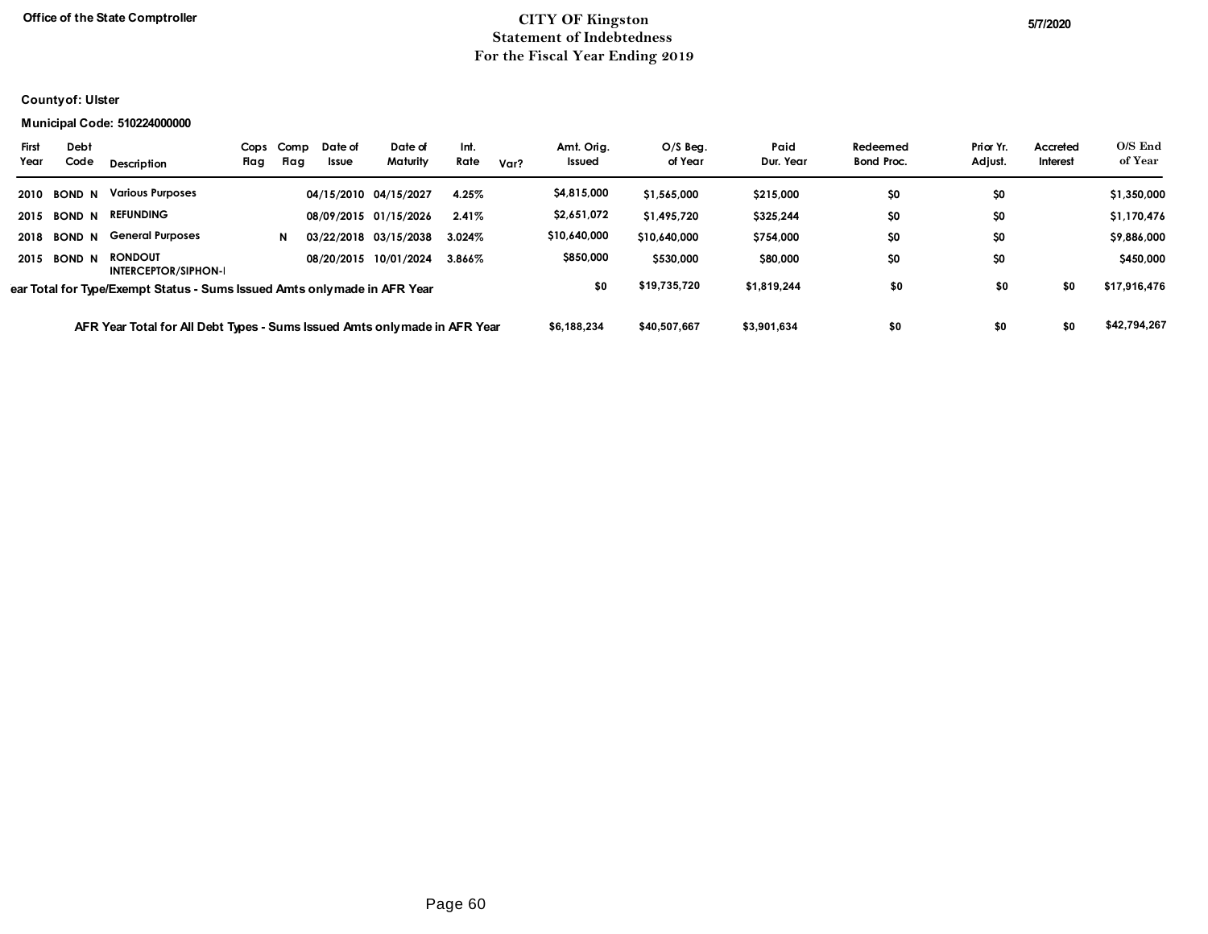Office of the State Comptroller

# CITY OF Kingston
## Statement of Indebtedness
## For the Fiscal Year Ending 2019

5/7/2020

**County of: Ulster**

**Municipal Code: 510224000000**

| First Year | Debt Code | Description | Cops Flag | Comp Flag | Date of Issue | Date of Maturity | Int. Rate | Var? | Amt. Orig. Issued | O/S Beg. of Year | Paid Dur. Year | Redeemed Bond Proc. | Prior Yr. Adjust. | Accreted Interest | O/S End of Year |
|---|---|---|---|---|---|---|---|---|---|---|---|---|---|---|---|
| 2010 | BOND N | Various Purposes | | | 04/15/2010 | 04/15/2027 | 4.25% | | $4,815,000 | $1,565,000 | $215,000 | $0 | $0 | | $1,350,000 |
| 2015 | BOND N | REFUNDING | | | 08/09/2015 | 01/15/2026 | 2.41% | | $2,651,072 | $1,495,720 | $325,244 | $0 | $0 | | $1,170,476 |
| 2018 | BOND N | General Purposes | | N | 03/22/2018 | 03/15/2038 | 3.024% | | $10,640,000 | $10,640,000 | $754,000 | $0 | $0 | | $9,886,000 |
| 2015 | BOND N | RONDOUT INTERCEPTOR/SIPHON-I | | | 08/20/2015 | 10/01/2024 | 3.866% | | $850,000 | $530,000 | $80,000 | $0 | $0 | | $450,000 |
| ear Total for Type/Exempt Status - Sums Issued Amts only made in AFR Year | | | | | | | | | $0 | $19,735,720 | $1,819,244 | $0 | $0 | $0 | $17,916,476 |
| AFR Year Total for All Debt Types - Sums Issued Amts only made in AFR Year | | | | | | | | | $6,188,234 | $40,507,667 | $3,901,634 | $0 | $0 | $0 | $42,794,267 |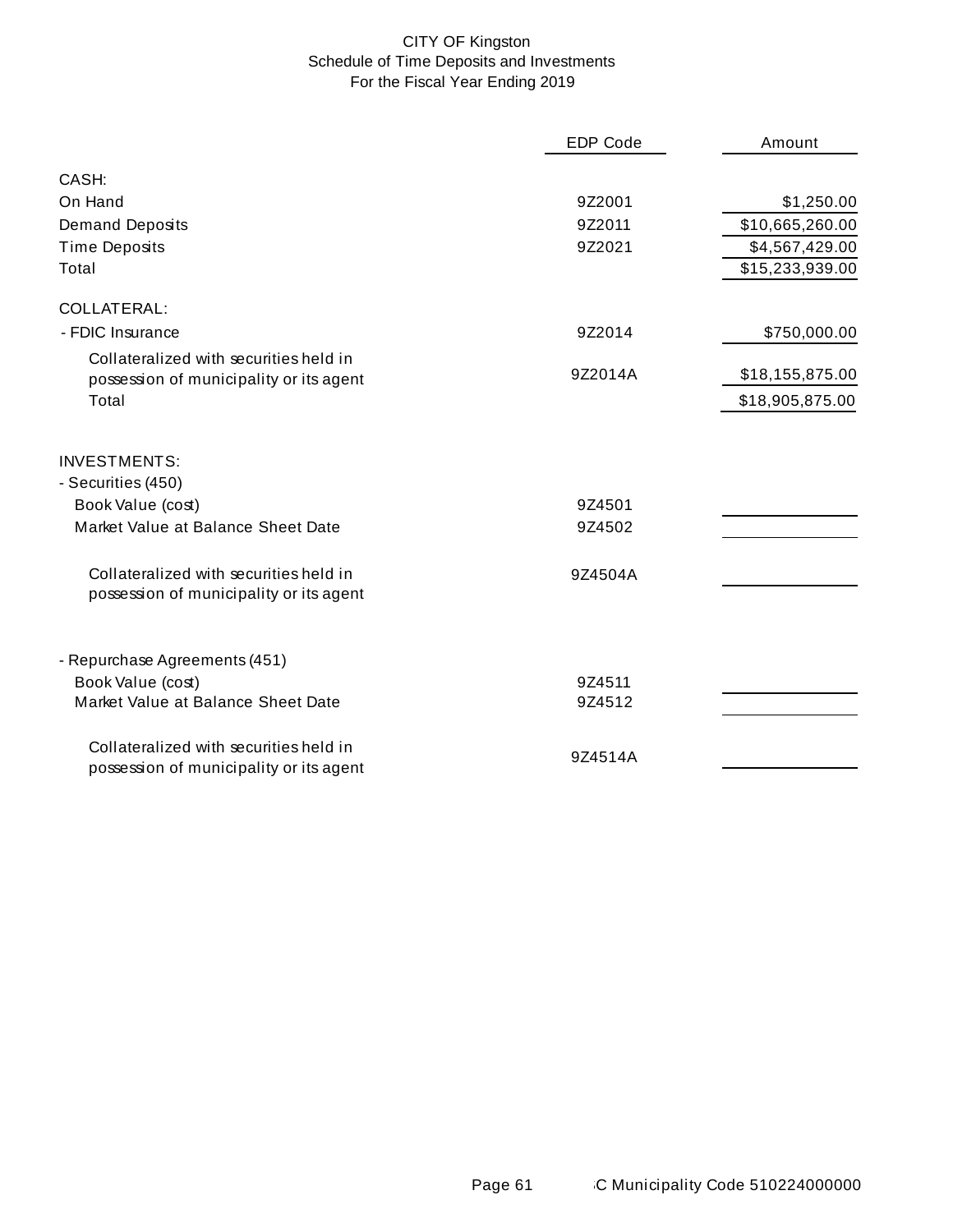# CITY OF Kingston

## Schedule of Time Deposits and Investments

### For the Fiscal Year Ending 2019

| | EDP Code | Amount |
|---|---|---|
| CASH: | | |
| On Hand | 9Z2001 | $1,250.00 |
| Demand Deposits | 9Z2011 | $10,665,260.00 |
| Time Deposits | 9Z2021 | $4,567,429.00 |
| Total | | $15,233,939.00 |
| COLLATERAL: | | |
| - FDIC Insurance | 9Z2014 | $750,000.00 |
| Collateralized with securities held in possession of municipality or its agent | 9Z2014A | $18,155,875.00 |
| Total | | $18,905,875.00 |
| INVESTMENTS: | | |
| - Securities (450) | | |
| Book Value (cost) | 9Z4501 | |
| Market Value at Balance Sheet Date | 9Z4502 | |
| Collateralized with securities held in possession of municipality or its agent | 9Z4504A | |
| - Repurchase Agreements (451) | | |
| Book Value (cost) | 9Z4511 | |
| Market Value at Balance Sheet Date | 9Z4512 | |
| Collateralized with securities held in possession of municipality or its agent | 9Z4514A | |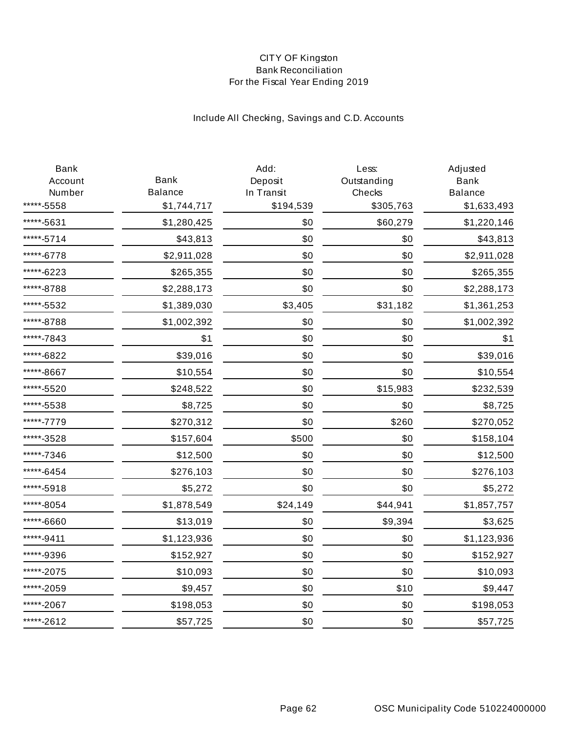# CITY OF Kingston
## Bank Reconciliation
### For the Fiscal Year Ending 2019

Include All Checking, Savings and C.D. Accounts

| Bank Account Number | Bank Balance | Add: Deposit In Transit | Less: Outstanding Checks | Adjusted Bank Balance |
|---|---|---|---|---|
| *****-5558 | $1,744,717 | $194,539 | $305,763 | $1,633,493 |
| *****-5631 | $1,280,425 | $0 | $60,279 | $1,220,146 |
| *****-5714 | $43,813 | $0 | $0 | $43,813 |
| *****-6778 | $2,911,028 | $0 | $0 | $2,911,028 |
| *****-6223 | $265,355 | $0 | $0 | $265,355 |
| *****-8788 | $2,288,173 | $0 | $0 | $2,288,173 |
| *****-5532 | $1,389,030 | $3,405 | $31,182 | $1,361,253 |
| *****-8788 | $1,002,392 | $0 | $0 | $1,002,392 |
| *****-7843 | $1 | $0 | $0 | $1 |
| *****-6822 | $39,016 | $0 | $0 | $39,016 |
| *****-8667 | $10,554 | $0 | $0 | $10,554 |
| *****-5520 | $248,522 | $0 | $15,983 | $232,539 |
| *****-5538 | $8,725 | $0 | $0 | $8,725 |
| *****-7779 | $270,312 | $0 | $260 | $270,052 |
| *****-3528 | $157,604 | $500 | $0 | $158,104 |
| *****-7346 | $12,500 | $0 | $0 | $12,500 |
| *****-6454 | $276,103 | $0 | $0 | $276,103 |
| *****-5918 | $5,272 | $0 | $0 | $5,272 |
| *****-8054 | $1,878,549 | $24,149 | $44,941 | $1,857,757 |
| *****-6660 | $13,019 | $0 | $9,394 | $3,625 |
| *****-9411 | $1,123,936 | $0 | $0 | $1,123,936 |
| *****-9396 | $152,927 | $0 | $0 | $152,927 |
| *****-2075 | $10,093 | $0 | $0 | $10,093 |
| *****-2059 | $9,457 | $0 | $10 | $9,447 |
| *****-2067 | $198,053 | $0 | $0 | $198,053 |
| *****-2612 | $57,725 | $0 | $0 | $57,725 |

OSC Municipality Code 510224000000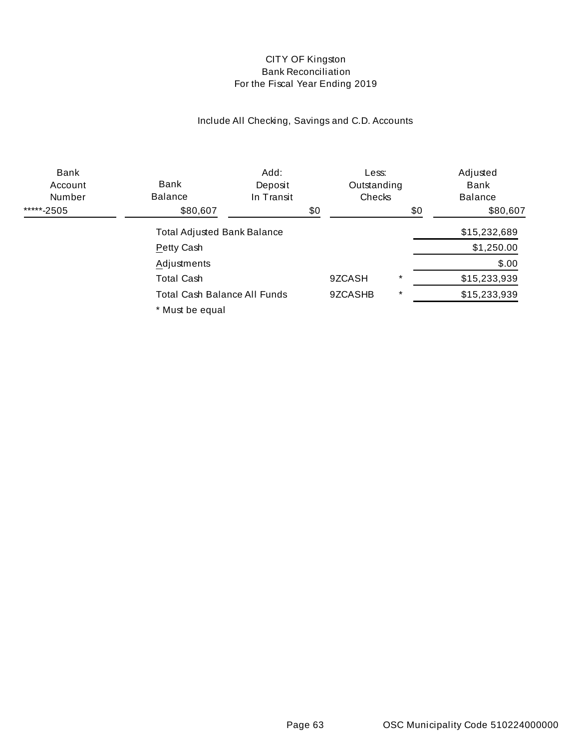# CITY OF Kingston
## Bank Reconciliation
## For the Fiscal Year Ending 2019

Include All Checking, Savings and C.D. Accounts

| Bank Account Number | Bank Balance | Add: Deposit In Transit | Less: Outstanding Checks | Adjusted Bank Balance |
|---|---|---|---|---|
| *****-2505 | $80,607 | $0 | $0 | $80,607 |

| | | | |
|---|---|---|---|
| Total Adjusted Bank Balance | | | $15,232,689 |
| Petty Cash | | | $1,250.00 |
| Adjustments | | | $.00 |
| Total Cash | 9ZCASH | * | $15,233,939 |
| Total Cash Balance All Funds | 9ZCASHB | * | $15,233,939 |

* Must be equal

OSC Municipality Code 510224000000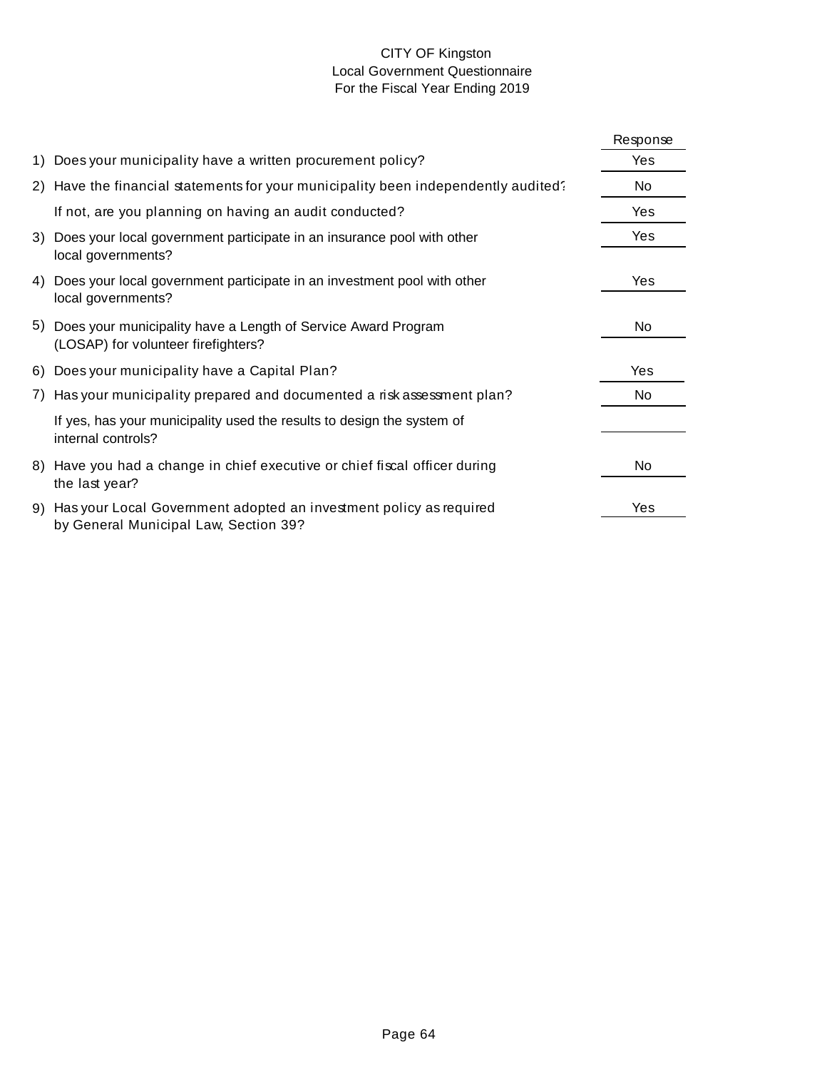CITY OF Kingston
Local Government Questionnaire
For the Fiscal Year Ending 2019

| | Question | Response |
|---|---|---|
| 1) | Does your municipality have a written procurement policy? | Yes |
| 2) | Have the financial statements for your municipality been independently audited? | No |
| | If not, are you planning on having an audit conducted? | Yes |
| 3) | Does your local government participate in an insurance pool with other local governments? | Yes |
| 4) | Does your local government participate in an investment pool with other local governments? | Yes |
| 5) | Does your municipality have a Length of Service Award Program (LOSAP) for volunteer firefighters? | No |
| 6) | Does your municipality have a Capital Plan? | Yes |
| 7) | Has your municipality prepared and documented a risk assessment plan? | No |
| | If yes, has your municipality used the results to design the system of internal controls? | |
| 8) | Have you had a change in chief executive or chief fiscal officer during the last year? | No |
| 9) | Has your Local Government adopted an investment policy as required by General Municipal Law, Section 39? | Yes |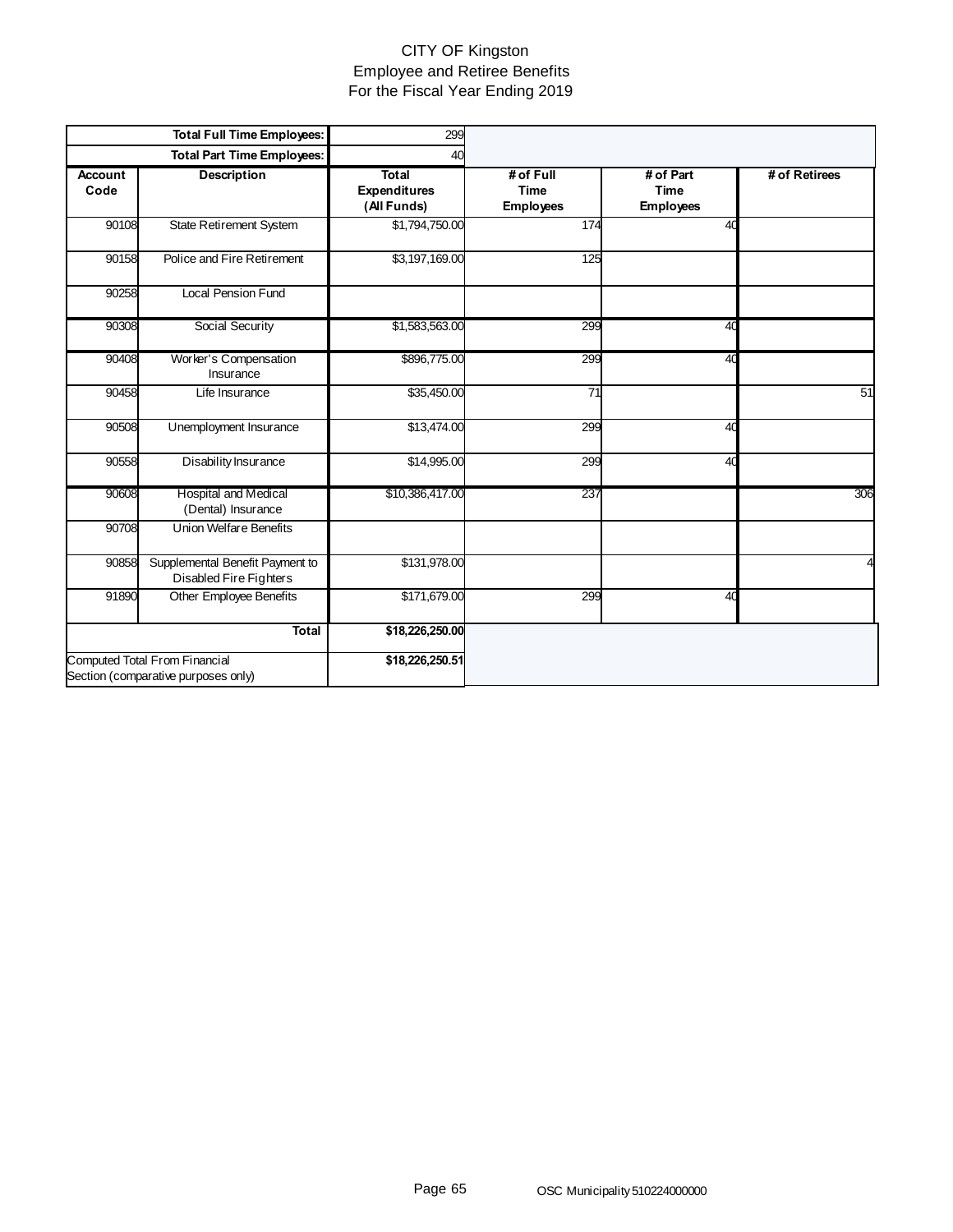# CITY OF Kingston
## Employee and Retiree Benefits
## For the Fiscal Year Ending 2019

| | **Total Full Time Employees:** | 299 | | | |
|---|---|---|---|---|---|
| | **Total Part Time Employees:** | 40 | | | |
| **Account Code** | **Description** | **Total Expenditures (All Funds)** | **# of Full Time Employees** | **# of Part Time Employees** | **# of Retirees** |
| 90108 | State Retirement System | $1,794,750.00 | 174 | 40 | |
| 90158 | Police and Fire Retirement | $3,197,169.00 | 125 | | |
| 90258 | Local Pension Fund | | | | |
| 90308 | Social Security | $1,583,563.00 | 299 | 40 | |
| 90408 | Worker's Compensation Insurance | $896,775.00 | 299 | 40 | |
| 90458 | Life Insurance | $35,450.00 | 71 | | 51 |
| 90508 | Unemployment Insurance | $13,474.00 | 299 | 40 | |
| 90558 | Disability Insurance | $14,995.00 | 299 | 40 | |
| 90608 | Hospital and Medical (Dental) Insurance | $10,386,417.00 | 237 | | 306 |
| 90708 | Union Welfare Benefits | | | | |
| 90858 | Supplemental Benefit Payment to Disabled Fire Fighters | $131,978.00 | | | 4 |
| 91890 | Other Employee Benefits | $171,679.00 | 299 | 40 | |
| | **Total** | **$18,226,250.00** | | | |
| Computed Total From Financial Section (comparative purposes only) | | **$18,226,250.51** | | | |

OSC Municipality 510224000000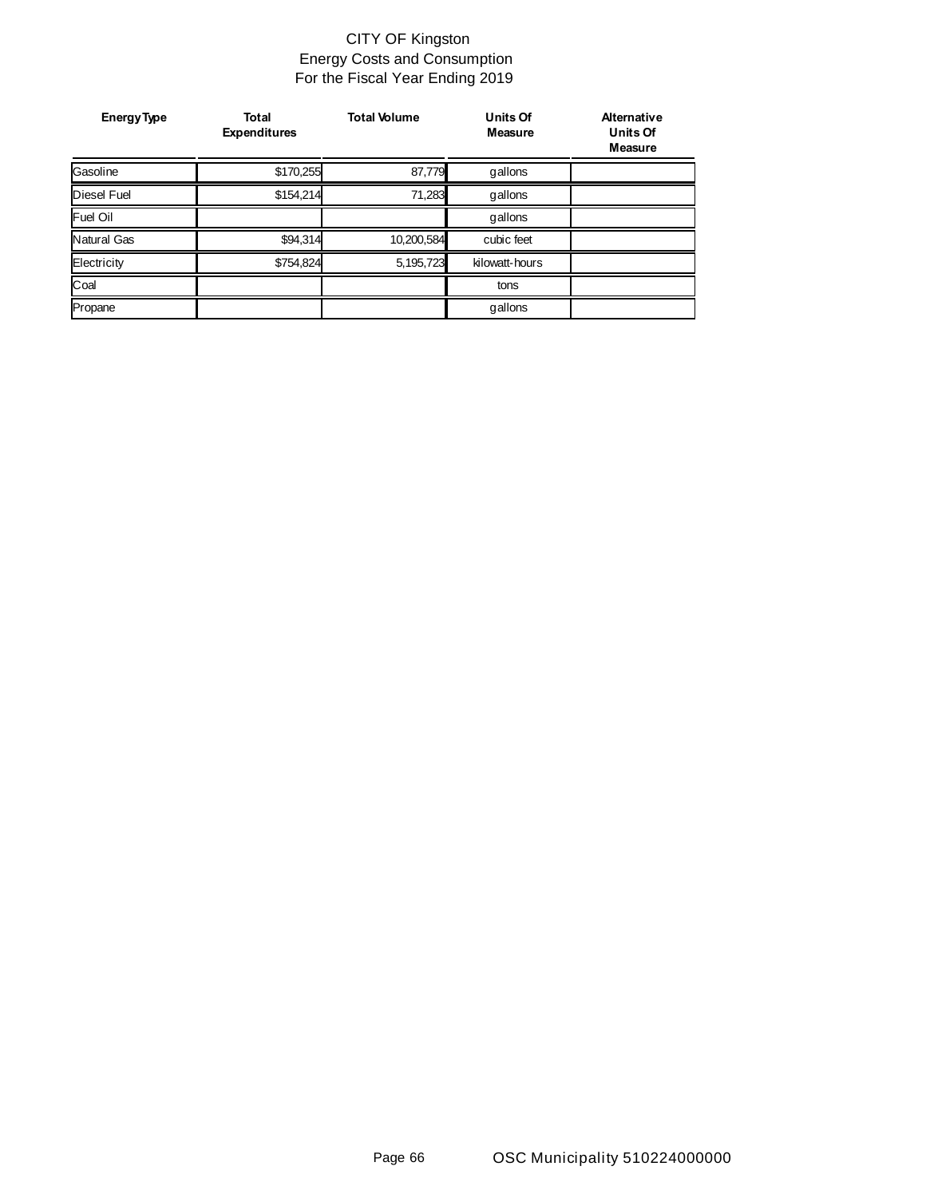# CITY OF Kingston
## Energy Costs and Consumption
## For the Fiscal Year Ending 2019

| Energy Type | Total Expenditures | Total Volume | Units Of Measure | Alternative Units Of Measure |
|---|---|---|---|---|
| Gasoline | $170,255 | 87,779 | gallons | |
| Diesel Fuel | $154,214 | 71,283 | gallons | |
| Fuel Oil | | | gallons | |
| Natural Gas | $94,314 | 10,200,584 | cubic feet | |
| Electricity | $754,824 | 5,195,723 | kilowatt-hours | |
| Coal | | | tons | |
| Propane | | | gallons | |

OSC Municipality 510224000000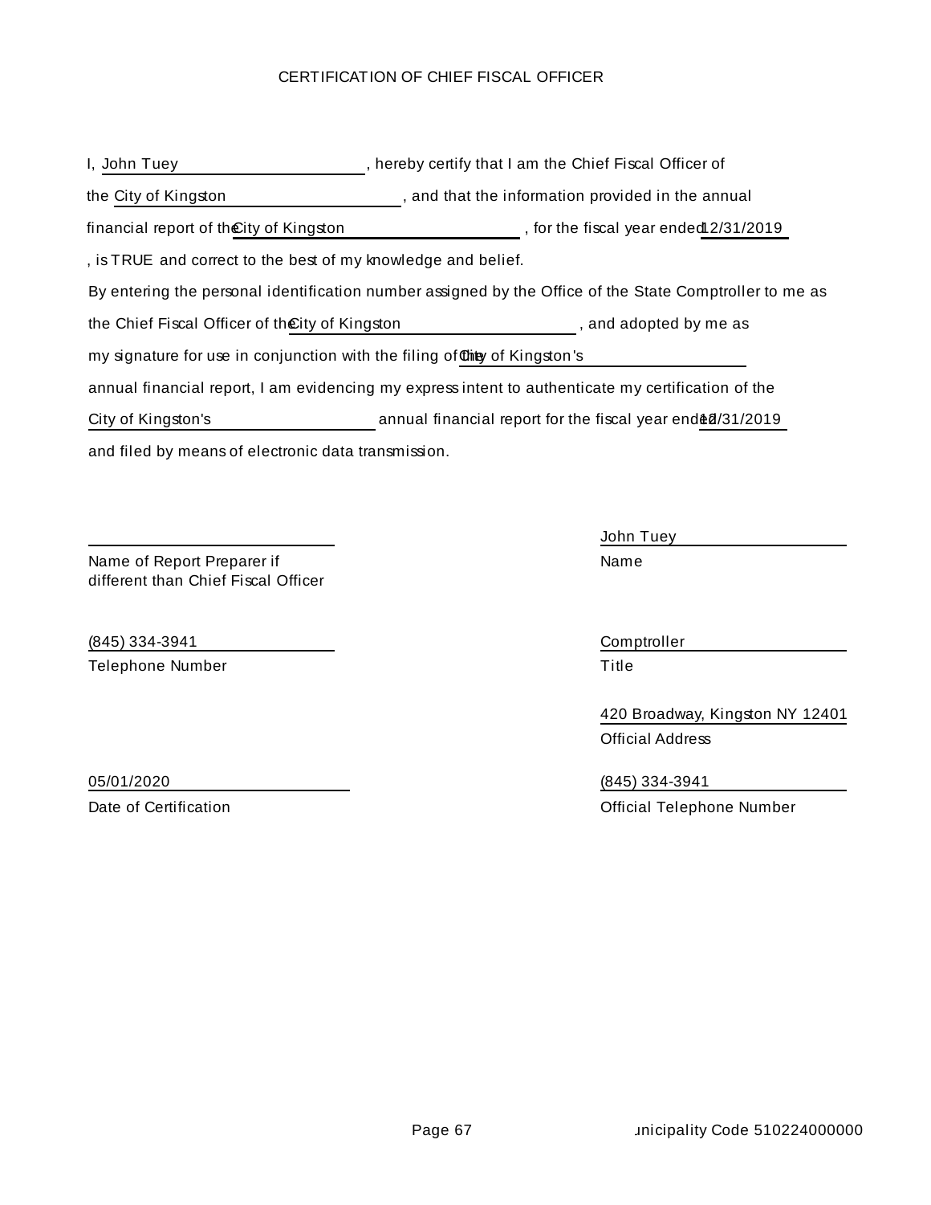# CERTIFICATION OF CHIEF FISCAL OFFICER

I, John Tuey, hereby certify that I am the Chief Fiscal Officer of the City of Kingston, and that the information provided in the annual financial report of the City of Kingston, for the fiscal year ended 12/31/2019, is TRUE and correct to the best of my knowledge and belief.

By entering the personal identification number assigned by the Office of the State Comptroller to me as the Chief Fiscal Officer of the City of Kingston, and adopted by me as my signature for use in conjunction with the filing of the City of Kingston's annual financial report, I am evidencing my express intent to authenticate my certification of the City of Kingston's annual financial report for the fiscal year ended 12/31/2019 and filed by means of electronic data transmission.

| | |
|---|---|
| ______________ | John Tuey |
| Name of Report Preparer if different than Chief Fiscal Officer | Name |
| (845) 334-3941 | Comptroller |
| Telephone Number | Title |
| | 420 Broadway, Kingston NY 12401 |
| | Official Address |
| 05/01/2020 | (845) 334-3941 |
| Date of Certification | Official Telephone Number |

Municipality Code 510224000000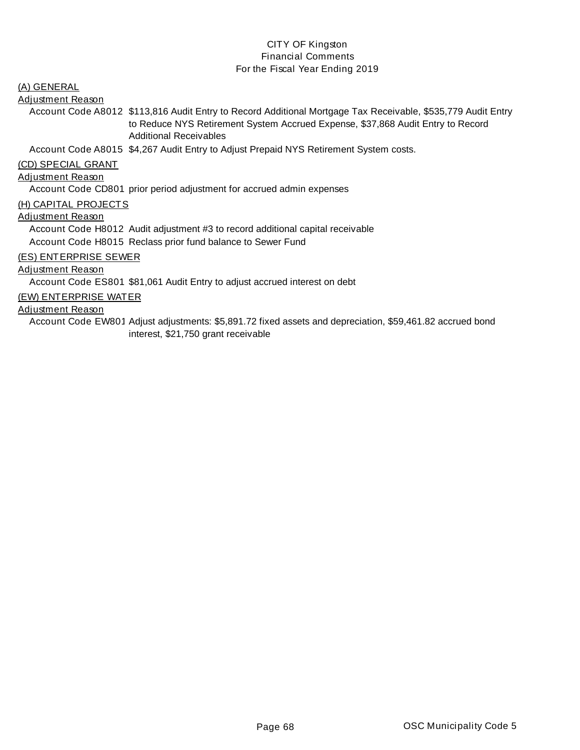CITY OF Kingston
Financial Comments
For the Fiscal Year Ending 2019

(A) GENERAL

Adjustment Reason

Account Code A8012 $113,816 Audit Entry to Record Additional Mortgage Tax Receivable, $535,779 Audit Entry to Reduce NYS Retirement System Accrued Expense, $37,868 Audit Entry to Record Additional Receivables

Account Code A8015 $4,267 Audit Entry to Adjust Prepaid NYS Retirement System costs.

(CD) SPECIAL GRANT

Adjustment Reason

Account Code CD801 prior period adjustment for accrued admin expenses

(H) CAPITAL PROJECTS

Adjustment Reason

Account Code H8012 Audit adjustment #3 to record additional capital receivable

Account Code H8015 Reclass prior fund balance to Sewer Fund

(ES) ENTERPRISE SEWER

Adjustment Reason

Account Code ES801 $81,061 Audit Entry to adjust accrued interest on debt

(EW) ENTERPRISE WATER

Adjustment Reason

Account Code EW801 Adjust adjustments: $5,891.72 fixed assets and depreciation, $59,461.82 accrued bond interest, $21,750 grant receivable